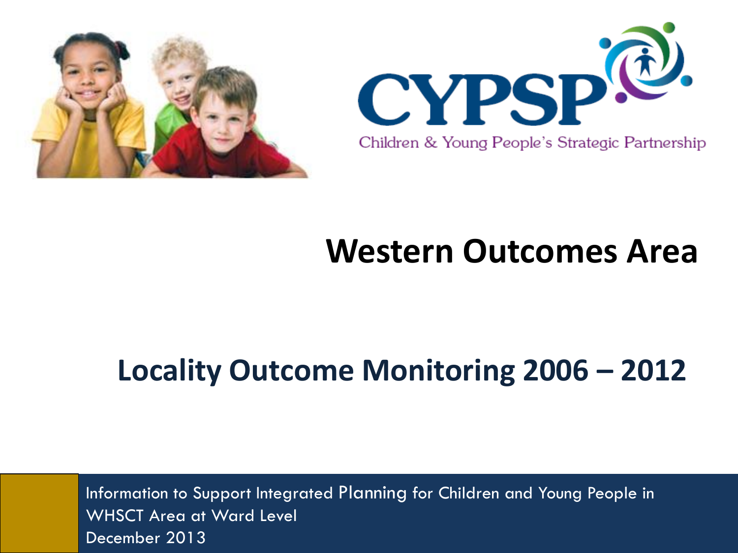CYPSP

Children & Young People's Strategic Partnership

# Western Outcomes Area

## Locality Outcome Monitoring 2006 – 2012

Information to Support Integrated Planning for Children and Young People in WHSCT Area at Ward Level

December 2013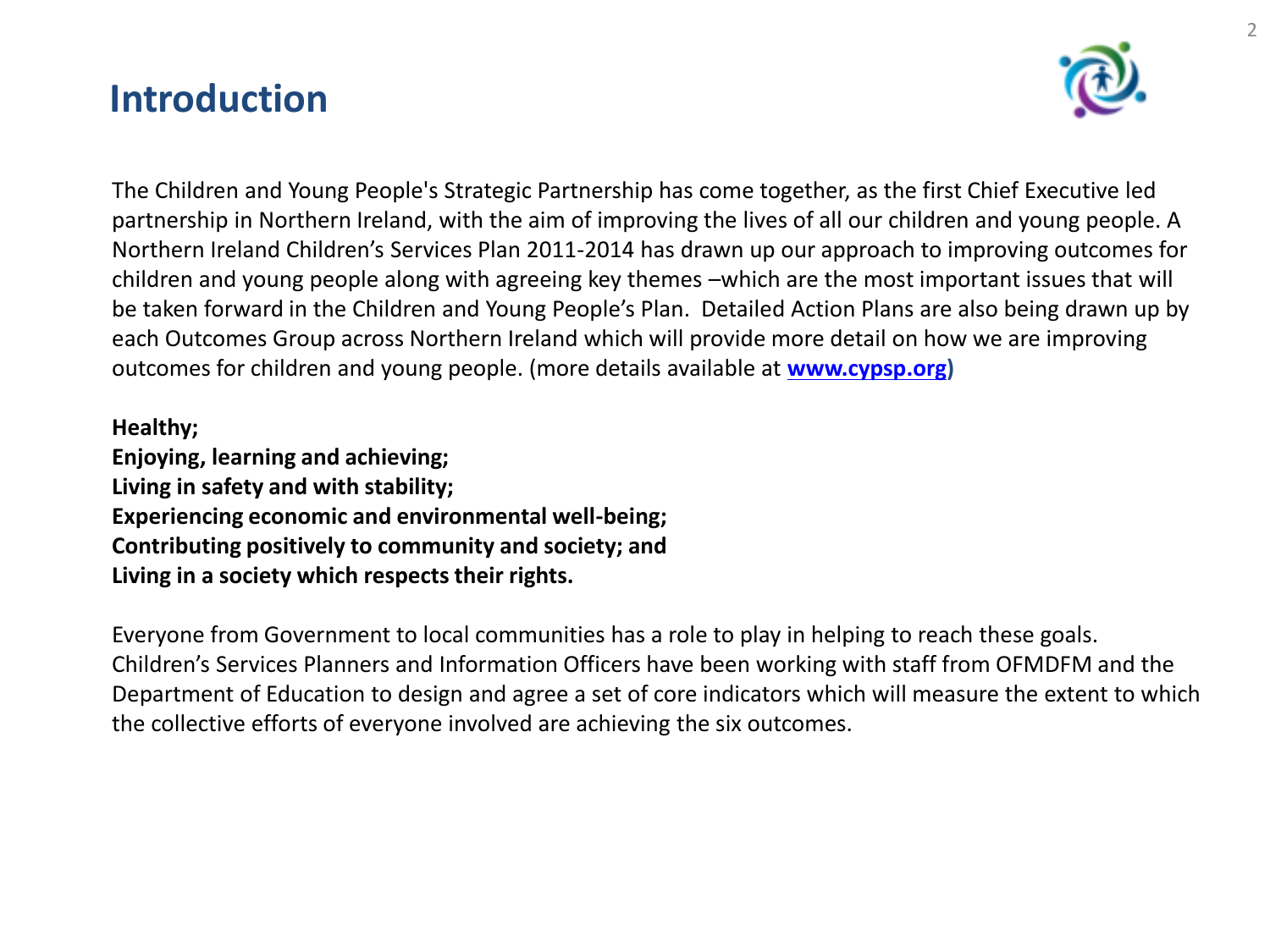# Introduction

The Children and Young People's Strategic Partnership has come together, as the first Chief Executive led partnership in Northern Ireland, with the aim of improving the lives of all our children and young people. A Northern Ireland Children's Services Plan 2011-2014 has drawn up our approach to improving outcomes for children and young people along with agreeing key themes –which are the most important issues that will be taken forward in the Children and Young People's Plan. Detailed Action Plans are also being drawn up by each Outcomes Group across Northern Ireland which will provide more detail on how we are improving outcomes for children and young people. (more details available at **www.cypsp.org**)

**Healthy;**
**Enjoying, learning and achieving;**
**Living in safety and with stability;**
**Experiencing economic and environmental well-being;**
**Contributing positively to community and society; and**
**Living in a society which respects their rights.**

Everyone from Government to local communities has a role to play in helping to reach these goals. Children's Services Planners and Information Officers have been working with staff from OFMDFM and the Department of Education to design and agree a set of core indicators which will measure the extent to which the collective efforts of everyone involved are achieving the six outcomes.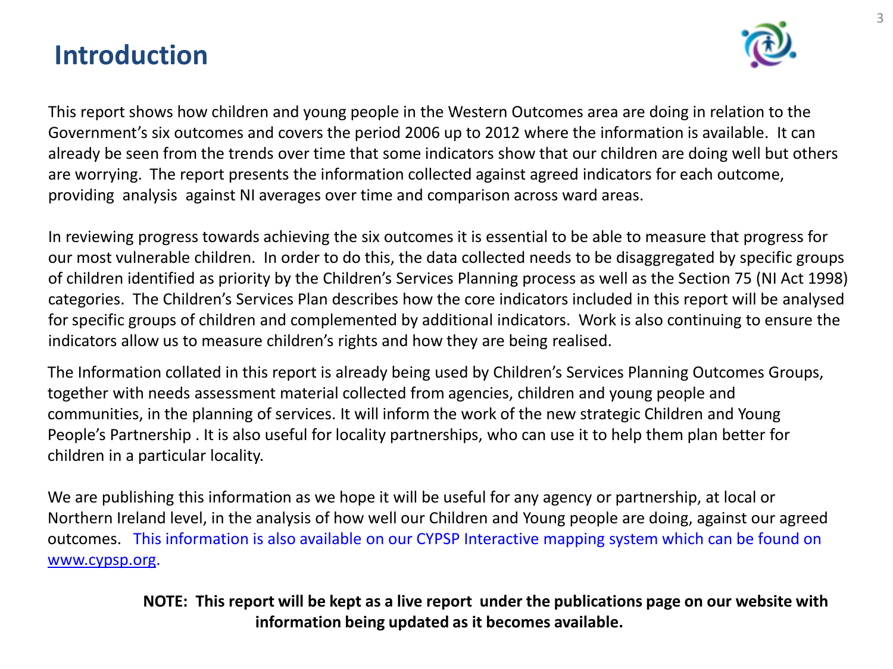# Introduction

This report shows how children and young people in the Western Outcomes area are doing in relation to the Government's six outcomes and covers the period 2006 up to 2012 where the information is available. It can already be seen from the trends over time that some indicators show that our children are doing well but others are worrying. The report presents the information collected against agreed indicators for each outcome, providing analysis against NI averages over time and comparison across ward areas.

In reviewing progress towards achieving the six outcomes it is essential to be able to measure that progress for our most vulnerable children. In order to do this, the data collected needs to be disaggregated by specific groups of children identified as priority by the Children's Services Planning process as well as the Section 75 (NI Act 1998) categories. The Children's Services Plan describes how the core indicators included in this report will be analysed for specific groups of children and complemented by additional indicators. Work is also continuing to ensure the indicators allow us to measure children's rights and how they are being realised.

The Information collated in this report is already being used by Children's Services Planning Outcomes Groups, together with needs assessment material collected from agencies, children and young people and communities, in the planning of services. It will inform the work of the new strategic Children and Young People's Partnership . It is also useful for locality partnerships, who can use it to help them plan better for children in a particular locality.

We are publishing this information as we hope it will be useful for any agency or partnership, at local or Northern Ireland level, in the analysis of how well our Children and Young people are doing, against our agreed outcomes. This information is also available on our CYPSP Interactive mapping system which can be found on [www.cypsp.org](http://www.cypsp.org).

**NOTE: This report will be kept as a live report under the publications page on our website with information being updated as it becomes available.**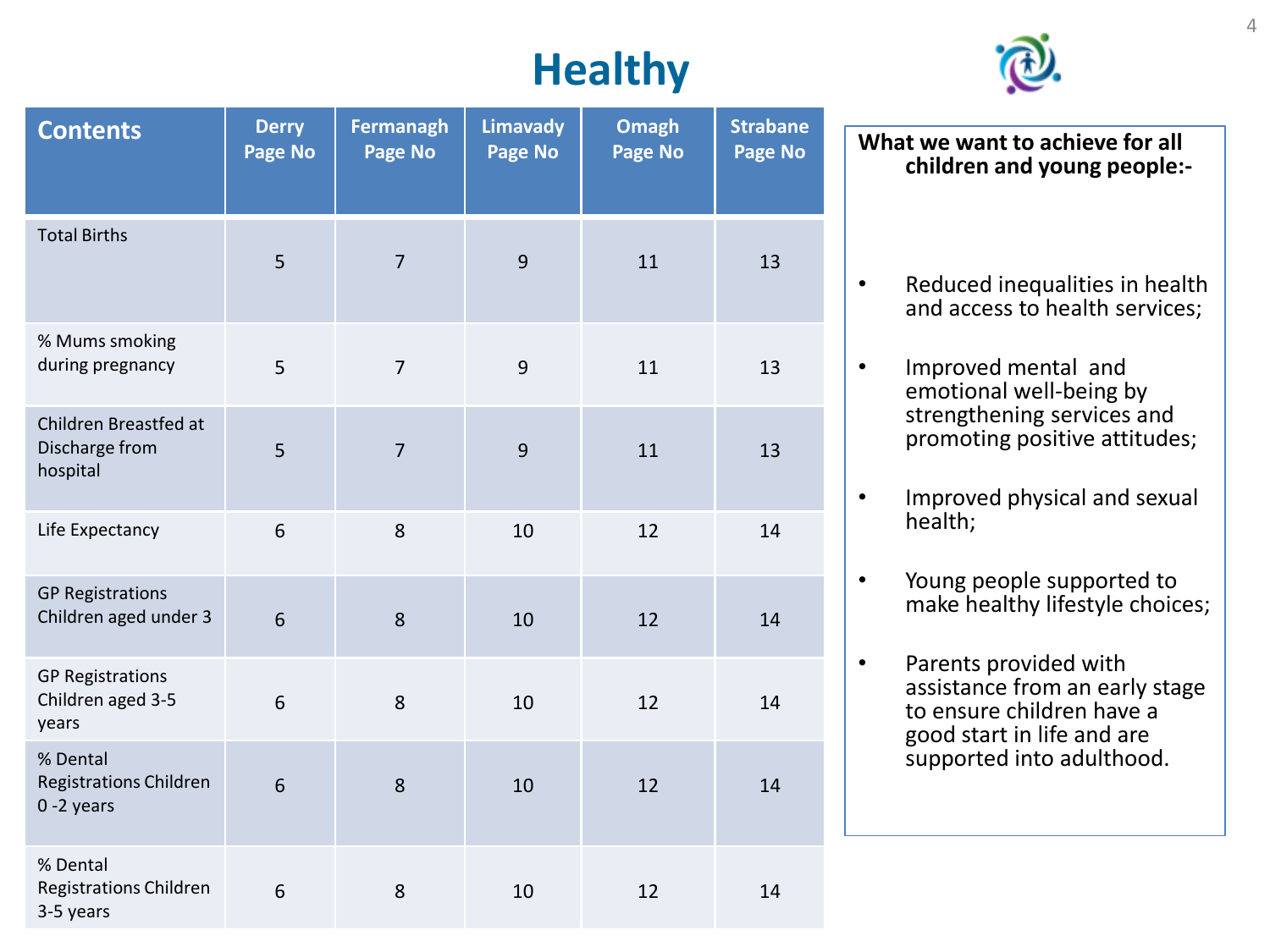# Healthy

| Contents | Derry Page No | Fermanagh Page No | Limavady Page No | Omagh Page No | Strabane Page No |
|---|---|---|---|---|---|
| Total Births | 5 | 7 | 9 | 11 | 13 |
| % Mums smoking during pregnancy | 5 | 7 | 9 | 11 | 13 |
| Children Breastfed at Discharge from hospital | 5 | 7 | 9 | 11 | 13 |
| Life Expectancy | 6 | 8 | 10 | 12 | 14 |
| GP Registrations Children aged under 3 | 6 | 8 | 10 | 12 | 14 |
| GP Registrations Children aged 3-5 years | 6 | 8 | 10 | 12 | 14 |
| % Dental Registrations Children 0 -2 years | 6 | 8 | 10 | 12 | 14 |
| % Dental Registrations Children 3-5 years | 6 | 8 | 10 | 12 | 14 |

**What we want to achieve for all children and young people:-**

- Reduced inequalities in health and access to health services;
- Improved mental and emotional well-being by strengthening services and promoting positive attitudes;
- Improved physical and sexual health;
- Young people supported to make healthy lifestyle choices;
- Parents provided with assistance from an early stage to ensure children have a good start in life and are supported into adulthood.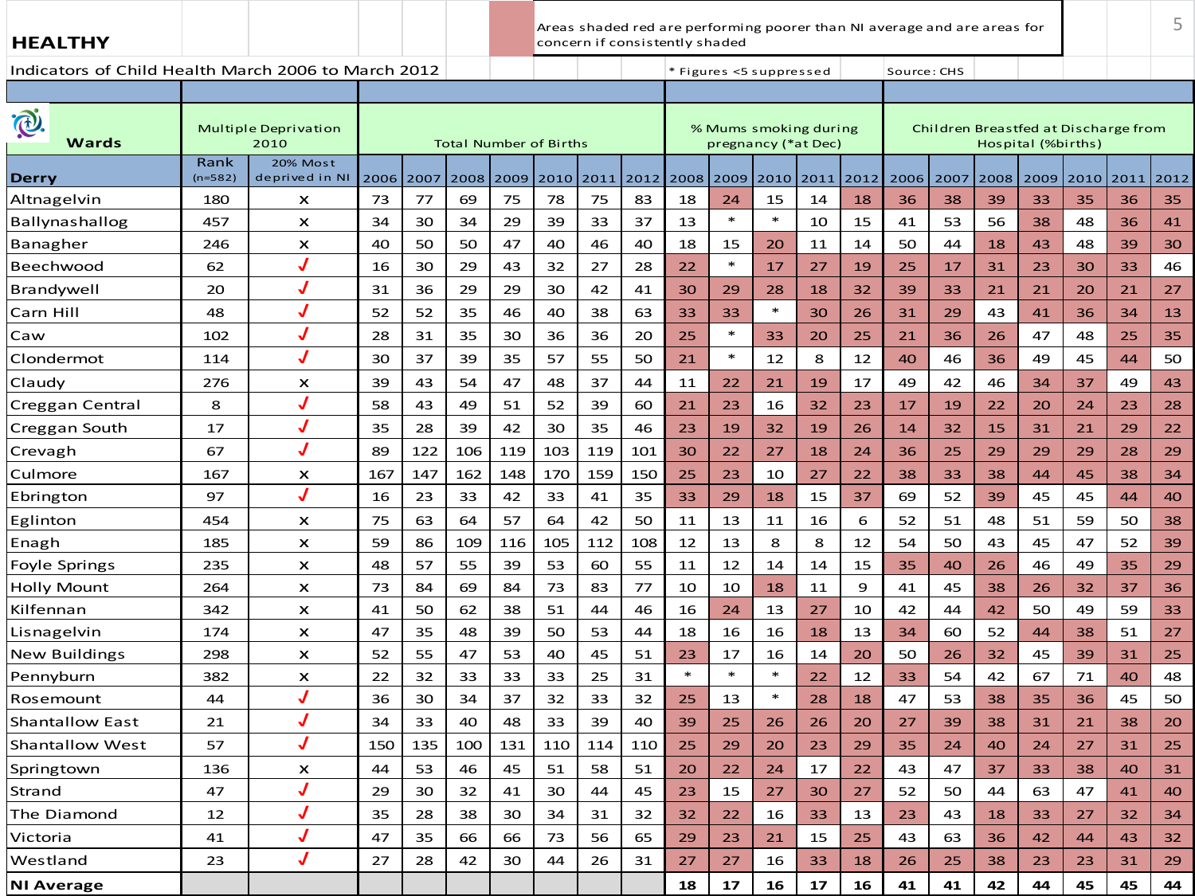## HEALTHY

Areas shaded red are performing poorer than NI average and are areas for concern if consistently shaded

Indicators of Child Health March 2006 to March 2012

\* Figures <5 suppressed

Source: CHS

| Wards | Multiple Deprivation 2010 | | Total Number of Births | | | | | | | % Mums smoking during pregnancy (\*at Dec) | | | | | Children Breastfed at Discharge from Hospital (%births) | | | | | | |
|---|---|---|---|---|---|---|---|---|---|---|---|---|---|---|---|---|---|---|---|---|---|
| Derry | Rank (n=582) | 20% Most deprived in NI | 2006 | 2007 | 2008 | 2009 | 2010 | 2011 | 2012 | 2008 | 2009 | 2010 | 2011 | 2012 | 2006 | 2007 | 2008 | 2009 | 2010 | 2011 | 2012 |
| Altnagelvin | 180 | x | 73 | 77 | 69 | 75 | 78 | 75 | 83 | 18 | 24 | 15 | 14 | 18 | 36 | 38 | 39 | 33 | 35 | 36 | 35 |
| Ballynashallog | 457 | x | 34 | 30 | 34 | 29 | 39 | 33 | 37 | 13 | * | * | 10 | 15 | 41 | 53 | 56 | 38 | 48 | 36 | 41 |
| Banagher | 246 | x | 40 | 50 | 50 | 47 | 40 | 46 | 40 | 18 | 15 | 20 | 11 | 14 | 50 | 44 | 18 | 43 | 48 | 39 | 30 |
| Beechwood | 62 | ✓ | 16 | 30 | 29 | 43 | 32 | 27 | 28 | 22 | * | 17 | 27 | 19 | 25 | 17 | 31 | 23 | 30 | 33 | 46 |
| Brandywell | 20 | ✓ | 31 | 36 | 29 | 29 | 30 | 42 | 41 | 30 | 29 | 28 | 18 | 32 | 39 | 33 | 21 | 21 | 20 | 21 | 27 |
| Carn Hill | 48 | ✓ | 52 | 52 | 35 | 46 | 40 | 38 | 63 | 33 | 33 | * | 30 | 26 | 31 | 29 | 43 | 41 | 36 | 34 | 13 |
| Caw | 102 | ✓ | 28 | 31 | 35 | 30 | 36 | 36 | 20 | 25 | * | 33 | 20 | 25 | 21 | 36 | 26 | 47 | 48 | 25 | 35 |
| Clondermot | 114 | ✓ | 30 | 37 | 39 | 35 | 57 | 55 | 50 | 21 | * | 12 | 8 | 12 | 40 | 46 | 36 | 49 | 45 | 44 | 50 |
| Claudy | 276 | x | 39 | 43 | 54 | 47 | 48 | 37 | 44 | 11 | 22 | 21 | 19 | 17 | 49 | 42 | 46 | 34 | 37 | 49 | 43 |
| Creggan Central | 8 | ✓ | 58 | 43 | 49 | 51 | 52 | 39 | 60 | 21 | 23 | 16 | 32 | 23 | 17 | 19 | 22 | 20 | 24 | 23 | 28 |
| Creggan South | 17 | ✓ | 35 | 28 | 39 | 42 | 30 | 35 | 46 | 23 | 19 | 32 | 19 | 26 | 14 | 32 | 15 | 31 | 21 | 29 | 22 |
| Crevagh | 67 | ✓ | 89 | 122 | 106 | 119 | 103 | 119 | 101 | 30 | 22 | 27 | 18 | 24 | 36 | 25 | 29 | 29 | 29 | 28 | 29 |
| Culmore | 167 | x | 167 | 147 | 162 | 148 | 170 | 159 | 150 | 25 | 23 | 10 | 27 | 22 | 38 | 33 | 38 | 44 | 45 | 38 | 34 |
| Ebrington | 97 | ✓ | 16 | 23 | 33 | 42 | 33 | 41 | 35 | 33 | 29 | 18 | 15 | 37 | 69 | 52 | 39 | 45 | 45 | 44 | 40 |
| Eglinton | 454 | x | 75 | 63 | 64 | 57 | 64 | 42 | 50 | 11 | 13 | 11 | 16 | 6 | 52 | 51 | 48 | 51 | 59 | 50 | 38 |
| Enagh | 185 | x | 59 | 86 | 109 | 116 | 105 | 112 | 108 | 12 | 13 | 8 | 8 | 12 | 54 | 50 | 43 | 45 | 47 | 52 | 39 |
| Foyle Springs | 235 | x | 48 | 57 | 55 | 39 | 53 | 60 | 55 | 11 | 12 | 14 | 14 | 15 | 35 | 40 | 26 | 46 | 49 | 35 | 29 |
| Holly Mount | 264 | x | 73 | 84 | 69 | 84 | 73 | 83 | 77 | 10 | 10 | 18 | 11 | 9 | 41 | 45 | 38 | 26 | 32 | 37 | 36 |
| Kilfennan | 342 | x | 41 | 50 | 62 | 38 | 51 | 44 | 46 | 16 | 24 | 13 | 27 | 10 | 42 | 44 | 42 | 50 | 49 | 59 | 33 |
| Lisnagelvin | 174 | x | 47 | 35 | 48 | 39 | 50 | 53 | 44 | 18 | 16 | 16 | 18 | 13 | 34 | 60 | 52 | 44 | 38 | 51 | 27 |
| New Buildings | 298 | x | 52 | 55 | 47 | 53 | 40 | 45 | 51 | 23 | 17 | 16 | 14 | 20 | 50 | 26 | 32 | 45 | 39 | 31 | 25 |
| Pennyburn | 382 | x | 22 | 32 | 33 | 33 | 33 | 25 | 31 | * | * | * | 22 | 12 | 33 | 54 | 42 | 67 | 71 | 40 | 48 |
| Rosemount | 44 | ✓ | 36 | 30 | 34 | 37 | 32 | 33 | 32 | 25 | 13 | * | 28 | 18 | 47 | 53 | 38 | 35 | 36 | 45 | 50 |
| Shantallow East | 21 | ✓ | 34 | 33 | 40 | 48 | 33 | 39 | 40 | 39 | 25 | 26 | 26 | 20 | 27 | 39 | 38 | 31 | 21 | 38 | 20 |
| Shantallow West | 57 | ✓ | 150 | 135 | 100 | 131 | 110 | 114 | 110 | 25 | 29 | 20 | 23 | 29 | 35 | 24 | 40 | 24 | 27 | 31 | 25 |
| Springtown | 136 | x | 44 | 53 | 46 | 45 | 51 | 58 | 51 | 20 | 22 | 24 | 17 | 22 | 43 | 47 | 37 | 33 | 38 | 40 | 31 |
| Strand | 47 | ✓ | 29 | 30 | 32 | 41 | 30 | 44 | 45 | 23 | 15 | 27 | 30 | 27 | 52 | 50 | 44 | 63 | 47 | 41 | 40 |
| The Diamond | 12 | ✓ | 35 | 28 | 38 | 30 | 34 | 31 | 32 | 32 | 22 | 16 | 33 | 13 | 23 | 43 | 18 | 33 | 27 | 32 | 34 |
| Victoria | 41 | ✓ | 47 | 35 | 66 | 66 | 73 | 56 | 65 | 29 | 23 | 21 | 15 | 25 | 43 | 63 | 36 | 42 | 44 | 43 | 32 |
| Westland | 23 | ✓ | 27 | 28 | 42 | 30 | 44 | 26 | 31 | 27 | 27 | 16 | 33 | 18 | 26 | 25 | 38 | 23 | 23 | 31 | 29 |
| **NI Average** | | | | | | | | | | **18** | **17** | **16** | **17** | **16** | **41** | **41** | **42** | **44** | **45** | **45** | **44** |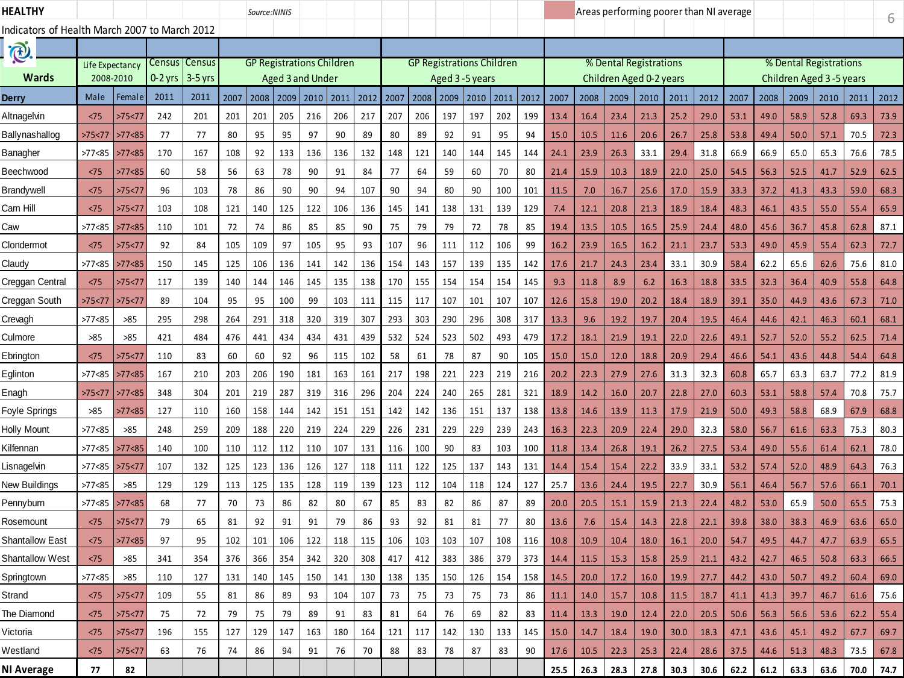**HEALTHY**

Source:NINIS

Areas performing poorer than NI average

Indicators of Health March 2007 to March 2012

| Wards | Life Expectancy 2008-2010 | | Census 0-2 yrs | Census 3-5 yrs | GP Registrations Children Aged 3 and Under | | | | | | GP Registrations Children Aged 3 -5 years | | | | | | % Dental Registrations Children Aged 0-2 years | | | | | | % Dental Registrations Children Aged 3 -5 years | | | | | |
|---|---|---|---|---|---|---|---|---|---|---|---|---|---|---|---|---|---|---|---|---|---|---|---|---|---|---|---|---|
| Derry | Male | Female | 2011 | 2011 | 2007 | 2008 | 2009 | 2010 | 2011 | 2012 | 2007 | 2008 | 2009 | 2010 | 2011 | 2012 | 2007 | 2008 | 2009 | 2010 | 2011 | 2012 | 2007 | 2008 | 2009 | 2010 | 2011 | 2012 |
| Altnagelvin | <75 | >75<77 | 242 | 201 | 201 | 201 | 205 | 216 | 206 | 217 | 207 | 206 | 197 | 197 | 202 | 199 | 13.4 | 16.4 | 23.4 | 21.3 | 25.2 | 29.0 | 53.1 | 49.0 | 58.9 | 52.8 | 69.3 | 73.9 |
| Ballynashallog | >75<77 | >77<85 | 77 | 77 | 80 | 95 | 95 | 97 | 90 | 89 | 80 | 89 | 92 | 91 | 95 | 94 | 15.0 | 10.5 | 11.6 | 20.6 | 26.7 | 25.8 | 53.8 | 49.4 | 50.0 | 57.1 | 70.5 | 72.3 |
| Banagher | >77<85 | >77<85 | 170 | 167 | 108 | 92 | 133 | 136 | 136 | 132 | 148 | 121 | 140 | 144 | 145 | 144 | 24.1 | 23.9 | 26.3 | 33.1 | 29.4 | 31.8 | 66.9 | 66.9 | 65.0 | 65.3 | 76.6 | 78.5 |
| Beechwood | <75 | >77<85 | 60 | 58 | 56 | 63 | 78 | 90 | 91 | 84 | 77 | 64 | 59 | 60 | 70 | 80 | 21.4 | 15.9 | 10.3 | 18.9 | 22.0 | 25.0 | 54.5 | 56.3 | 52.5 | 41.7 | 52.9 | 62.5 |
| Brandywell | <75 | >75<77 | 96 | 103 | 78 | 86 | 90 | 90 | 94 | 107 | 90 | 94 | 80 | 90 | 100 | 101 | 11.5 | 7.0 | 16.7 | 25.6 | 17.0 | 15.9 | 33.3 | 37.2 | 41.3 | 43.3 | 59.0 | 68.3 |
| Carn Hill | <75 | >75<77 | 103 | 108 | 121 | 140 | 125 | 122 | 106 | 136 | 145 | 141 | 138 | 131 | 139 | 129 | 7.4 | 12.1 | 20.8 | 21.3 | 18.9 | 18.4 | 48.3 | 46.1 | 43.5 | 55.0 | 55.4 | 65.9 |
| Caw | >77<85 | >77<85 | 110 | 101 | 72 | 74 | 86 | 85 | 85 | 90 | 75 | 79 | 79 | 72 | 78 | 85 | 19.4 | 13.5 | 10.5 | 16.5 | 25.9 | 24.4 | 48.0 | 45.6 | 36.7 | 45.8 | 62.8 | 87.1 |
| Clondermot | <75 | >75<77 | 92 | 84 | 105 | 109 | 97 | 105 | 95 | 93 | 107 | 96 | 111 | 112 | 106 | 99 | 16.2 | 23.9 | 16.5 | 16.2 | 21.1 | 23.7 | 53.3 | 49.0 | 45.9 | 55.4 | 62.3 | 72.7 |
| Claudy | >77<85 | >77<85 | 150 | 145 | 125 | 106 | 136 | 141 | 142 | 136 | 154 | 143 | 157 | 139 | 135 | 142 | 17.6 | 21.7 | 24.3 | 23.4 | 33.1 | 30.9 | 58.4 | 62.2 | 65.6 | 62.6 | 75.6 | 81.0 |
| Creggan Central | <75 | >75<77 | 117 | 139 | 140 | 144 | 146 | 145 | 135 | 138 | 170 | 155 | 154 | 154 | 154 | 145 | 9.3 | 11.8 | 8.9 | 6.2 | 16.3 | 18.8 | 33.5 | 32.3 | 36.4 | 40.9 | 55.8 | 64.8 |
| Creggan South | >75<77 | >75<77 | 89 | 104 | 95 | 95 | 100 | 99 | 103 | 111 | 115 | 117 | 107 | 101 | 107 | 107 | 12.6 | 15.8 | 19.0 | 20.2 | 18.4 | 18.9 | 39.1 | 35.0 | 44.9 | 43.6 | 67.3 | 71.0 |
| Crevagh | >77<85 | >85 | 295 | 298 | 264 | 291 | 318 | 320 | 319 | 307 | 293 | 303 | 290 | 296 | 308 | 317 | 13.3 | 9.6 | 19.2 | 19.7 | 20.4 | 19.5 | 46.4 | 44.6 | 42.1 | 46.3 | 60.1 | 68.1 |
| Culmore | >85 | >85 | 421 | 484 | 476 | 441 | 434 | 434 | 431 | 439 | 532 | 524 | 523 | 502 | 493 | 479 | 17.2 | 18.1 | 21.9 | 19.1 | 22.0 | 22.6 | 49.1 | 52.7 | 52.0 | 55.2 | 62.5 | 71.4 |
| Ebrington | <75 | >75<77 | 110 | 83 | 60 | 60 | 92 | 96 | 115 | 102 | 58 | 61 | 78 | 87 | 90 | 105 | 15.0 | 15.0 | 12.0 | 18.8 | 20.9 | 29.4 | 46.6 | 54.1 | 43.6 | 44.8 | 54.4 | 64.8 |
| Eglinton | >77<85 | >77<85 | 167 | 210 | 203 | 206 | 190 | 181 | 163 | 161 | 217 | 198 | 221 | 223 | 219 | 216 | 20.2 | 22.3 | 27.9 | 27.6 | 31.3 | 32.3 | 60.8 | 65.7 | 63.3 | 63.7 | 77.2 | 81.9 |
| Enagh | >75<77 | >77<85 | 348 | 304 | 201 | 219 | 287 | 319 | 316 | 296 | 204 | 224 | 240 | 265 | 281 | 321 | 18.9 | 14.2 | 16.0 | 20.7 | 22.8 | 27.0 | 60.3 | 53.1 | 58.8 | 57.4 | 70.8 | 75.7 |
| Foyle Springs | >85 | >77<85 | 127 | 110 | 160 | 158 | 144 | 142 | 151 | 151 | 142 | 142 | 136 | 151 | 137 | 138 | 13.8 | 14.6 | 13.9 | 11.3 | 17.9 | 21.9 | 50.0 | 49.3 | 58.8 | 68.9 | 67.9 | 68.8 |
| Holly Mount | >77<85 | >85 | 248 | 259 | 209 | 188 | 220 | 219 | 224 | 229 | 226 | 231 | 229 | 229 | 239 | 243 | 16.3 | 22.3 | 20.9 | 22.4 | 29.0 | 32.3 | 58.0 | 56.7 | 61.6 | 63.3 | 75.3 | 80.3 |
| Kilfennan | >77<85 | >77<85 | 140 | 100 | 110 | 112 | 112 | 110 | 107 | 131 | 116 | 100 | 90 | 83 | 103 | 100 | 11.8 | 13.4 | 26.8 | 19.1 | 26.2 | 27.5 | 53.4 | 49.0 | 55.6 | 61.4 | 62.1 | 78.0 |
| Lisnagelvin | >77<85 | >75<77 | 107 | 132 | 125 | 123 | 136 | 126 | 127 | 118 | 111 | 122 | 125 | 137 | 143 | 131 | 14.4 | 15.4 | 15.4 | 22.2 | 33.9 | 33.1 | 53.2 | 57.4 | 52.0 | 48.9 | 64.3 | 76.3 |
| New Buildings | >77<85 | >85 | 129 | 129 | 113 | 125 | 135 | 128 | 119 | 139 | 123 | 112 | 104 | 118 | 124 | 127 | 25.7 | 13.6 | 24.4 | 19.5 | 22.7 | 30.9 | 56.1 | 46.4 | 56.7 | 57.6 | 66.1 | 70.1 |
| Pennyburn | >77<85 | >77<85 | 68 | 77 | 70 | 73 | 86 | 82 | 80 | 67 | 85 | 83 | 82 | 86 | 87 | 89 | 20.0 | 20.5 | 15.1 | 15.9 | 21.3 | 22.4 | 48.2 | 53.0 | 65.9 | 50.0 | 65.5 | 75.3 |
| Rosemount | <75 | >75<77 | 79 | 65 | 81 | 92 | 91 | 91 | 79 | 86 | 93 | 92 | 81 | 81 | 77 | 80 | 13.6 | 7.6 | 15.4 | 14.3 | 22.8 | 22.1 | 39.8 | 38.0 | 38.3 | 46.9 | 63.6 | 65.0 |
| Shantallow East | <75 | >77<85 | 97 | 95 | 102 | 101 | 106 | 122 | 118 | 115 | 106 | 103 | 103 | 107 | 108 | 116 | 10.8 | 10.9 | 10.4 | 18.0 | 16.1 | 20.0 | 54.7 | 49.5 | 44.7 | 47.7 | 63.9 | 65.5 |
| Shantallow West | <75 | >85 | 341 | 354 | 376 | 366 | 354 | 342 | 320 | 308 | 417 | 412 | 383 | 386 | 379 | 373 | 14.4 | 11.5 | 15.3 | 15.8 | 25.9 | 21.1 | 43.2 | 42.7 | 46.5 | 50.8 | 63.3 | 66.5 |
| Springtown | >77<85 | >85 | 110 | 127 | 131 | 140 | 145 | 150 | 141 | 130 | 138 | 135 | 150 | 126 | 154 | 158 | 14.5 | 20.0 | 17.2 | 16.0 | 19.9 | 27.7 | 44.2 | 43.0 | 50.7 | 49.2 | 60.4 | 69.0 |
| Strand | <75 | >75<77 | 109 | 55 | 81 | 86 | 89 | 93 | 104 | 107 | 73 | 75 | 73 | 75 | 73 | 86 | 11.1 | 14.0 | 15.7 | 10.8 | 11.5 | 18.7 | 41.1 | 41.3 | 39.7 | 46.7 | 61.6 | 75.6 |
| The Diamond | <75 | >75<77 | 75 | 72 | 79 | 75 | 79 | 89 | 91 | 83 | 81 | 64 | 76 | 69 | 82 | 83 | 11.4 | 13.3 | 19.0 | 12.4 | 22.0 | 20.5 | 50.6 | 56.3 | 56.6 | 53.6 | 62.2 | 55.4 |
| Victoria | <75 | >75<77 | 196 | 155 | 127 | 129 | 147 | 163 | 180 | 164 | 121 | 117 | 142 | 130 | 133 | 145 | 15.0 | 14.7 | 18.4 | 19.0 | 30.0 | 18.3 | 47.1 | 43.6 | 45.1 | 49.2 | 67.7 | 69.7 |
| Westland | <75 | >75<77 | 63 | 76 | 74 | 86 | 94 | 91 | 76 | 70 | 88 | 83 | 78 | 87 | 83 | 90 | 17.6 | 10.5 | 22.3 | 25.3 | 22.4 | 28.6 | 37.5 | 44.6 | 51.3 | 48.3 | 73.5 | 67.8 |
| **NI Average** | **77** | **82** | | | | | | | | | | | | | | | **25.5** | **26.3** | **28.3** | **27.8** | **30.3** | **30.6** | **62.2** | **61.2** | **63.3** | **63.6** | **70.0** | **74.7** |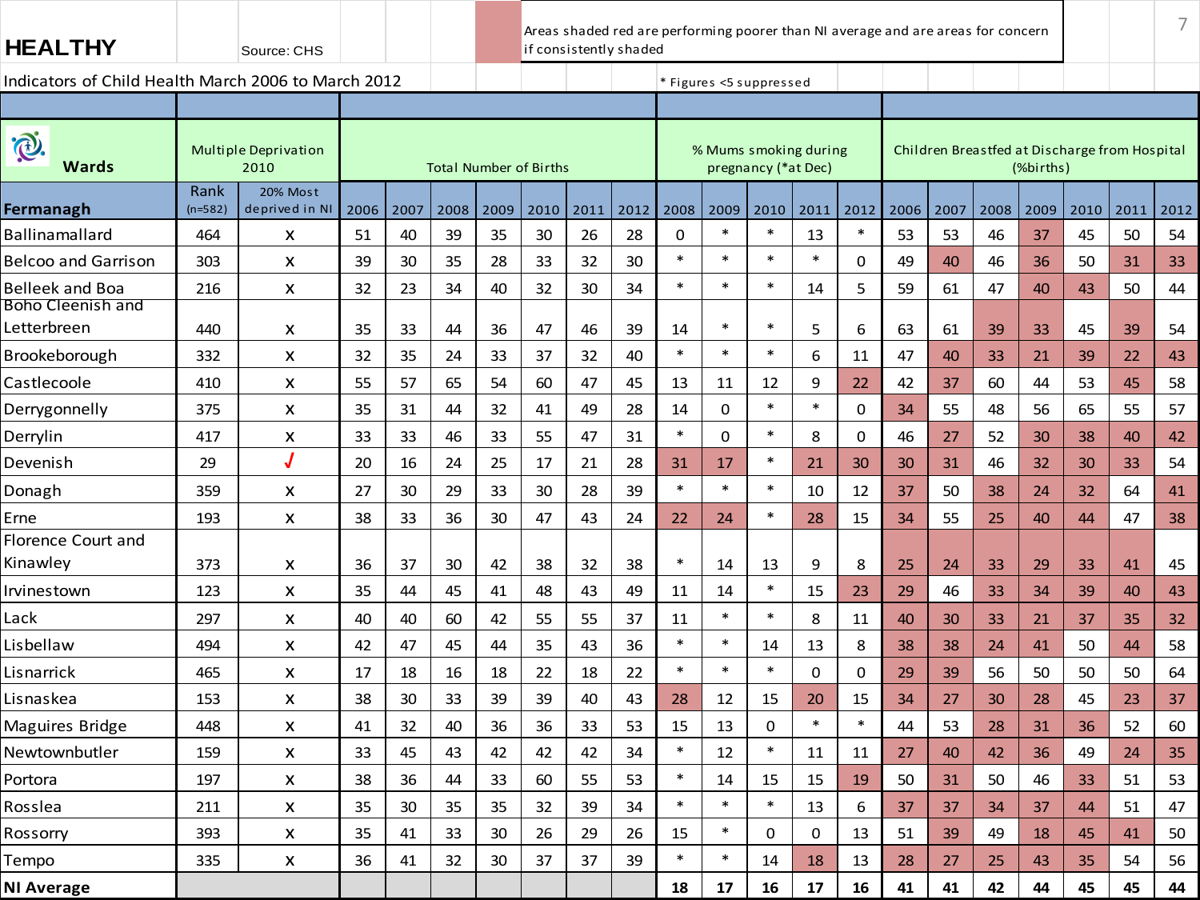# HEALTHY

Source: CHS

Areas shaded red are performing poorer than NI average and are areas for concern if consistently shaded

Indicators of Child Health March 2006 to March 2012

\* Figures <5 suppressed

| Wards | Multiple Deprivation 2010 | | Total Number of Births | | | | | | | % Mums smoking during pregnancy (*at Dec) | | | | | Children Breastfed at Discharge from Hospital (%births) | | | | | | |
|---|---|---|---|---|---|---|---|---|---|---|---|---|---|---|---|---|---|---|---|---|---|
| **Fermanagh** | Rank (n=582) | 20% Most deprived in NI | 2006 | 2007 | 2008 | 2009 | 2010 | 2011 | 2012 | 2008 | 2009 | 2010 | 2011 | 2012 | 2006 | 2007 | 2008 | 2009 | 2010 | 2011 | 2012 |
| Ballinamallard | 464 | x | 51 | 40 | 39 | 35 | 30 | 26 | 28 | 0 | * | * | 13 | * | 53 | 53 | 46 | 37 | 45 | 50 | 54 |
| Belcoo and Garrison | 303 | x | 39 | 30 | 35 | 28 | 33 | 32 | 30 | * | * | * | * | 0 | 49 | 40 | 46 | 36 | 50 | 31 | 33 |
| Belleek and Boa | 216 | x | 32 | 23 | 34 | 40 | 32 | 30 | 34 | * | * | * | 14 | 5 | 59 | 61 | 47 | 40 | 43 | 50 | 44 |
| Boho Cleenish and Letterbreen | 440 | x | 35 | 33 | 44 | 36 | 47 | 46 | 39 | 14 | * | * | 5 | 6 | 63 | 61 | 39 | 33 | 45 | 39 | 54 |
| Brookeborough | 332 | x | 32 | 35 | 24 | 33 | 37 | 32 | 40 | * | * | * | 6 | 11 | 47 | 40 | 33 | 21 | 39 | 22 | 43 |
| Castlecoole | 410 | x | 55 | 57 | 65 | 54 | 60 | 47 | 45 | 13 | 11 | 12 | 9 | 22 | 42 | 37 | 60 | 44 | 53 | 45 | 58 |
| Derrygonnelly | 375 | x | 35 | 31 | 44 | 32 | 41 | 49 | 28 | 14 | 0 | * | * | 0 | 34 | 55 | 48 | 56 | 65 | 55 | 57 |
| Derrylin | 417 | x | 33 | 33 | 46 | 33 | 55 | 47 | 31 | * | 0 | * | 8 | 0 | 46 | 27 | 52 | 30 | 38 | 40 | 42 |
| Devenish | 29 | √ | 20 | 16 | 24 | 25 | 17 | 21 | 28 | 31 | 17 | * | 21 | 30 | 30 | 31 | 46 | 32 | 30 | 33 | 54 |
| Donagh | 359 | x | 27 | 30 | 29 | 33 | 30 | 28 | 39 | * | * | * | 10 | 12 | 37 | 50 | 38 | 24 | 32 | 64 | 41 |
| Erne | 193 | x | 38 | 33 | 36 | 30 | 47 | 43 | 24 | 22 | 24 | * | 28 | 15 | 34 | 55 | 25 | 40 | 44 | 47 | 38 |
| Florence Court and Kinawley | 373 | x | 36 | 37 | 30 | 42 | 38 | 32 | 38 | * | 14 | 13 | 9 | 8 | 25 | 24 | 33 | 29 | 33 | 41 | 45 |
| Irvinestown | 123 | x | 35 | 44 | 45 | 41 | 48 | 43 | 49 | 11 | 14 | * | 15 | 23 | 29 | 46 | 33 | 34 | 39 | 40 | 43 |
| Lack | 297 | x | 40 | 40 | 60 | 42 | 55 | 55 | 37 | 11 | * | * | 8 | 11 | 40 | 30 | 33 | 21 | 37 | 35 | 32 |
| Lisbellaw | 494 | x | 42 | 47 | 45 | 44 | 35 | 43 | 36 | * | * | 14 | 13 | 8 | 38 | 38 | 24 | 41 | 50 | 44 | 58 |
| Lisnarrick | 465 | x | 17 | 18 | 16 | 18 | 22 | 18 | 22 | * | * | * | 0 | 0 | 29 | 39 | 56 | 50 | 50 | 50 | 64 |
| Lisnaskea | 153 | x | 38 | 30 | 33 | 39 | 39 | 40 | 43 | 28 | 12 | 15 | 20 | 15 | 34 | 27 | 30 | 28 | 45 | 23 | 37 |
| Maguires Bridge | 448 | x | 41 | 32 | 40 | 36 | 36 | 33 | 53 | 15 | 13 | 0 | * | * | 44 | 53 | 28 | 31 | 36 | 52 | 60 |
| Newtownbutler | 159 | x | 33 | 45 | 43 | 42 | 42 | 42 | 34 | * | 12 | * | 11 | 11 | 27 | 40 | 42 | 36 | 49 | 24 | 35 |
| Portora | 197 | x | 38 | 36 | 44 | 33 | 60 | 55 | 53 | * | 14 | 15 | 15 | 19 | 50 | 31 | 50 | 46 | 33 | 51 | 53 |
| Rosslea | 211 | x | 35 | 30 | 35 | 35 | 32 | 39 | 34 | * | * | * | 13 | 6 | 37 | 37 | 34 | 37 | 44 | 51 | 47 |
| Rossorry | 393 | x | 35 | 41 | 33 | 30 | 26 | 29 | 26 | 15 | * | 0 | 0 | 13 | 51 | 39 | 49 | 18 | 45 | 41 | 50 |
| Tempo | 335 | x | 36 | 41 | 32 | 30 | 37 | 37 | 39 | * | * | 14 | 18 | 13 | 28 | 27 | 25 | 43 | 35 | 54 | 56 |
| **NI Average** | | | | | | | | | | **18** | **17** | **16** | **17** | **16** | **41** | **41** | **42** | **44** | **45** | **45** | **44** |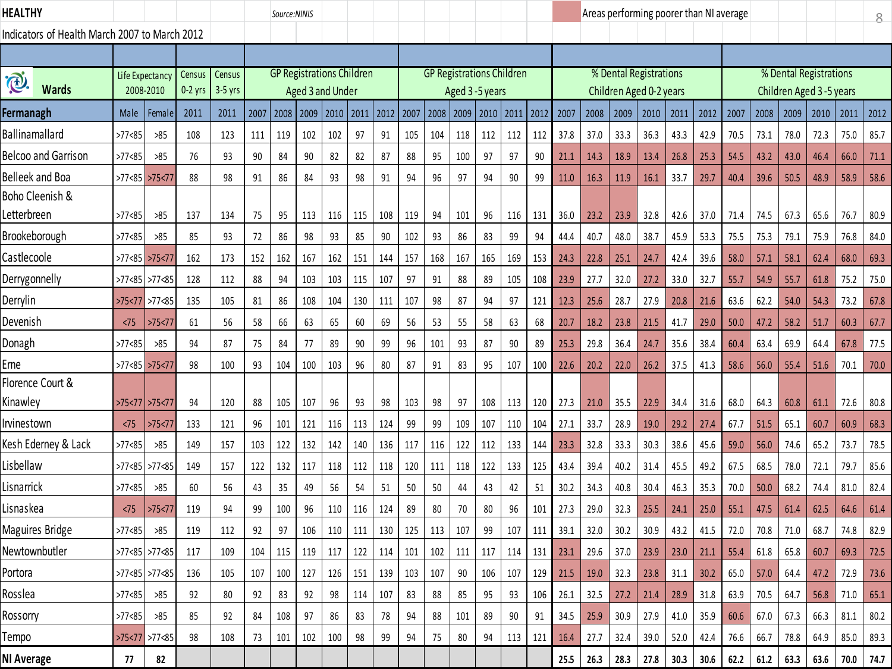**HEALTHY**

Source:NINIS

Areas performing poorer than NI average

Indicators of Health March 2007 to March 2012

| Wards | Life Expectancy 2008-2010 | | Census 0-2 yrs | Census 3-5 yrs | GP Registrations Children Aged 3 and Under | | | | | | GP Registrations Children Aged 3 -5 years | | | | | | % Dental Registrations Children Aged 0-2 years | | | | | | % Dental Registrations Children Aged 3 -5 years | | | | | |
|---|---|---|---|---|---|---|---|---|---|---|---|---|---|---|---|---|---|---|---|---|---|---|---|---|---|---|---|---|
| **Fermanagh** | Male | Female | 2011 | 2011 | 2007 | 2008 | 2009 | 2010 | 2011 | 2012 | 2007 | 2008 | 2009 | 2010 | 2011 | 2012 | 2007 | 2008 | 2009 | 2010 | 2011 | 2012 | 2007 | 2008 | 2009 | 2010 | 2011 | 2012 |
| Ballinamallard | >77<85 | >85 | 108 | 123 | 111 | 119 | 102 | 102 | 97 | 91 | 105 | 104 | 118 | 112 | 112 | 112 | 37.8 | 37.0 | 33.3 | 36.3 | 43.3 | 42.9 | 70.5 | 73.1 | 78.0 | 72.3 | 75.0 | 85.7 |
| Belcoo and Garrison | >77<85 | >85 | 76 | 93 | 90 | 84 | 90 | 82 | 82 | 87 | 88 | 95 | 100 | 97 | 97 | 90 | 21.1 | 14.3 | 18.9 | 13.4 | 26.8 | 25.3 | 54.5 | 43.2 | 43.0 | 46.4 | 66.0 | 71.1 |
| Belleek and Boa | >77<85 | >75<77 | 88 | 98 | 91 | 86 | 84 | 93 | 98 | 91 | 94 | 96 | 97 | 94 | 90 | 99 | 11.0 | 16.3 | 11.9 | 16.1 | 33.7 | 29.7 | 40.4 | 39.6 | 50.5 | 48.9 | 58.9 | 58.6 |
| Boho Cleenish & Letterbreen | >77<85 | >85 | 137 | 134 | 75 | 95 | 113 | 116 | 115 | 108 | 119 | 94 | 101 | 96 | 116 | 131 | 36.0 | 23.2 | 23.9 | 32.8 | 42.6 | 37.0 | 71.4 | 74.5 | 67.3 | 65.6 | 76.7 | 80.9 |
| Brookeborough | >77<85 | >85 | 85 | 93 | 72 | 86 | 98 | 93 | 85 | 90 | 102 | 93 | 86 | 83 | 99 | 94 | 44.4 | 40.7 | 48.0 | 38.7 | 45.9 | 53.3 | 75.5 | 75.3 | 79.1 | 75.9 | 76.8 | 84.0 |
| Castlecoole | >77<85 | >75<77 | 162 | 173 | 152 | 162 | 167 | 162 | 151 | 144 | 157 | 168 | 167 | 165 | 169 | 153 | 24.3 | 22.8 | 25.1 | 24.7 | 42.4 | 39.6 | 58.0 | 57.1 | 58.1 | 62.4 | 68.0 | 69.3 |
| Derrygonnelly | >77<85 | >77<85 | 128 | 112 | 88 | 94 | 103 | 103 | 115 | 107 | 97 | 91 | 88 | 89 | 105 | 108 | 23.9 | 27.7 | 32.0 | 27.2 | 33.0 | 32.7 | 55.7 | 54.9 | 55.7 | 61.8 | 75.2 | 75.0 |
| Derrylin | >75<77 | >77<85 | 135 | 105 | 81 | 86 | 108 | 104 | 130 | 111 | 107 | 98 | 87 | 94 | 97 | 121 | 12.3 | 25.6 | 28.7 | 27.9 | 20.8 | 21.6 | 63.6 | 62.2 | 54.0 | 54.3 | 73.2 | 67.8 |
| Devenish | <75 | >75<77 | 61 | 56 | 58 | 66 | 63 | 65 | 60 | 69 | 56 | 53 | 55 | 58 | 63 | 68 | 20.7 | 18.2 | 23.8 | 21.5 | 41.7 | 29.0 | 50.0 | 47.2 | 58.2 | 51.7 | 60.3 | 67.7 |
| Donagh | >77<85 | >85 | 94 | 87 | 75 | 84 | 77 | 89 | 90 | 99 | 96 | 101 | 93 | 87 | 90 | 89 | 25.3 | 29.8 | 36.4 | 24.7 | 35.6 | 38.4 | 60.4 | 63.4 | 69.9 | 64.4 | 67.8 | 77.5 |
| Erne | >77<85 | >75<77 | 98 | 100 | 93 | 104 | 100 | 103 | 96 | 80 | 87 | 91 | 83 | 95 | 107 | 100 | 22.6 | 20.2 | 22.0 | 26.2 | 37.5 | 41.3 | 58.6 | 56.0 | 55.4 | 51.6 | 70.1 | 70.0 |
| Florence Court & Kinawley | >75<77 | >75<77 | 94 | 120 | 88 | 105 | 107 | 96 | 93 | 98 | 103 | 98 | 97 | 108 | 113 | 120 | 27.3 | 21.0 | 35.5 | 22.9 | 34.4 | 31.6 | 68.0 | 64.3 | 60.8 | 61.1 | 72.6 | 80.8 |
| Irvinestown | <75 | >75<77 | 133 | 121 | 96 | 101 | 121 | 116 | 113 | 124 | 99 | 99 | 109 | 107 | 110 | 104 | 27.1 | 33.7 | 28.9 | 19.0 | 29.2 | 27.4 | 67.7 | 51.5 | 65.1 | 60.7 | 60.9 | 68.3 |
| Kesh Ederney & Lack | >77<85 | >85 | 149 | 157 | 103 | 122 | 132 | 142 | 140 | 136 | 117 | 116 | 122 | 112 | 133 | 144 | 23.3 | 32.8 | 33.3 | 30.3 | 38.6 | 45.6 | 59.0 | 56.0 | 74.6 | 65.2 | 73.7 | 78.5 |
| Lisbellaw | >77<85 | >77<85 | 149 | 157 | 122 | 132 | 117 | 118 | 112 | 118 | 120 | 111 | 118 | 122 | 133 | 125 | 43.4 | 39.4 | 40.2 | 31.4 | 45.5 | 49.2 | 67.5 | 68.5 | 78.0 | 72.1 | 79.7 | 85.6 |
| Lisnarrick | >77<85 | >85 | 60 | 56 | 43 | 35 | 49 | 56 | 54 | 51 | 50 | 50 | 44 | 43 | 42 | 51 | 30.2 | 34.3 | 40.8 | 30.4 | 46.3 | 35.3 | 70.0 | 50.0 | 68.2 | 74.4 | 81.0 | 82.4 |
| Lisnaskea | <75 | >75<77 | 119 | 94 | 99 | 100 | 96 | 110 | 116 | 124 | 89 | 80 | 70 | 80 | 96 | 101 | 27.3 | 29.0 | 32.3 | 25.5 | 24.1 | 25.0 | 55.1 | 47.5 | 61.4 | 62.5 | 64.6 | 61.4 |
| Maguires Bridge | >77<85 | >85 | 119 | 112 | 92 | 97 | 106 | 110 | 111 | 130 | 125 | 113 | 107 | 99 | 107 | 111 | 39.1 | 32.0 | 30.2 | 30.9 | 43.2 | 41.5 | 72.0 | 70.8 | 71.0 | 68.7 | 74.8 | 82.9 |
| Newtownbutler | >77<85 | >77<85 | 117 | 109 | 104 | 115 | 119 | 117 | 122 | 114 | 101 | 102 | 111 | 117 | 114 | 131 | 23.1 | 29.6 | 37.0 | 23.9 | 23.0 | 21.1 | 55.4 | 61.8 | 65.8 | 60.7 | 69.3 | 72.5 |
| Portora | >77<85 | >77<85 | 136 | 105 | 107 | 100 | 127 | 126 | 151 | 139 | 103 | 107 | 90 | 106 | 107 | 129 | 21.5 | 19.0 | 32.3 | 23.8 | 31.1 | 30.2 | 65.0 | 57.0 | 64.4 | 47.2 | 72.9 | 73.6 |
| Rosslea | >77<85 | >85 | 92 | 80 | 92 | 83 | 92 | 98 | 114 | 107 | 83 | 88 | 85 | 95 | 93 | 106 | 26.1 | 32.5 | 27.2 | 21.4 | 28.9 | 31.8 | 63.9 | 70.5 | 64.7 | 56.8 | 71.0 | 65.1 |
| Rossorry | >77<85 | >85 | 85 | 92 | 84 | 108 | 97 | 86 | 83 | 78 | 94 | 88 | 101 | 89 | 90 | 91 | 34.5 | 25.9 | 30.9 | 27.9 | 41.0 | 35.9 | 60.6 | 67.0 | 67.3 | 66.3 | 81.1 | 80.2 |
| Tempo | >75<77 | >77<85 | 98 | 108 | 73 | 101 | 102 | 100 | 98 | 99 | 94 | 75 | 80 | 94 | 113 | 121 | 16.4 | 27.7 | 32.4 | 39.0 | 52.0 | 42.4 | 76.6 | 66.7 | 78.8 | 64.9 | 85.0 | 89.3 |
| **NI Average** | **77** | **82** | | | | | | | | | | | | | | | **25.5** | **26.3** | **28.3** | **27.8** | **30.3** | **30.6** | **62.2** | **61.2** | **63.3** | **63.6** | **70.0** | **74.7** |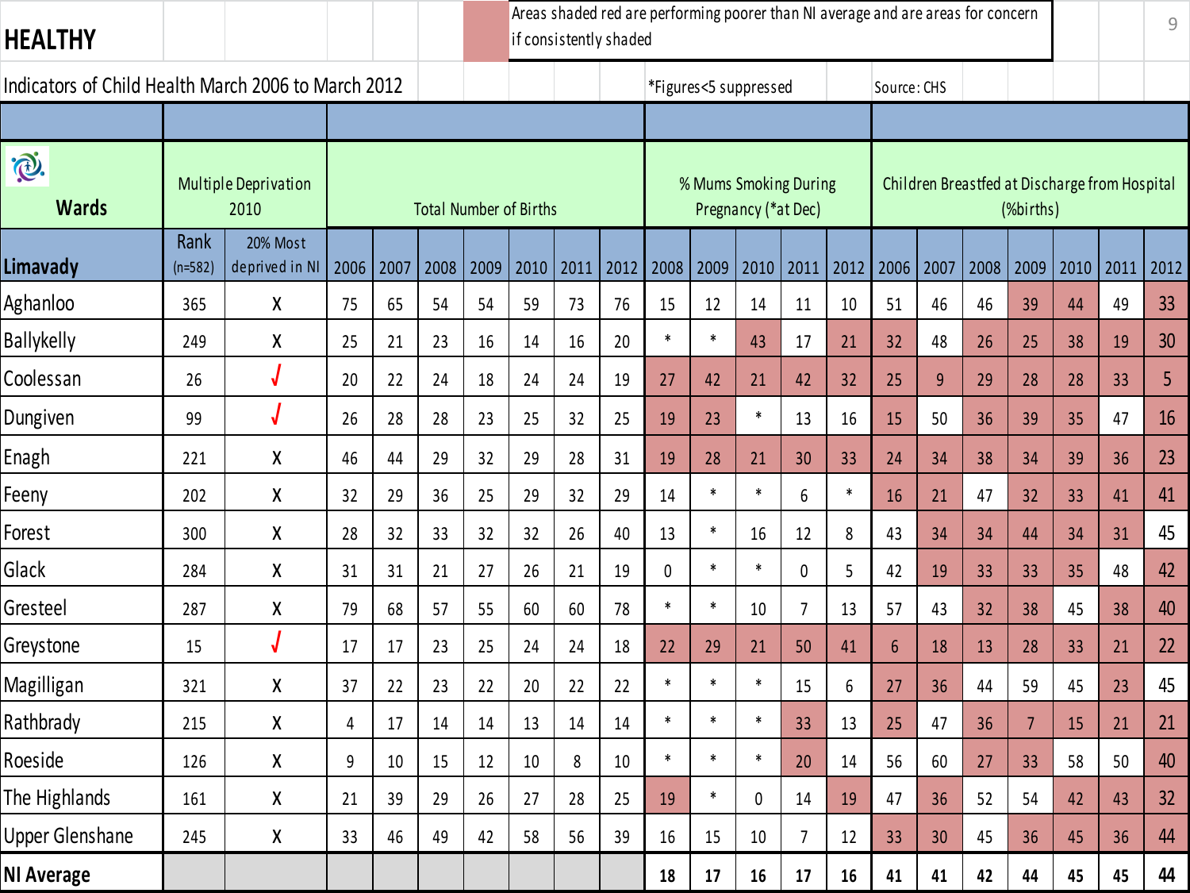# HEALTHY

Areas shaded red are performing poorer than NI average and are areas for concern if consistently shaded

Indicators of Child Health March 2006 to March 2012

*Figures<5 suppressed

Source: CHS

| Wards | Multiple Deprivation 2010 | | Total Number of Births | | | | | | | % Mums Smoking During Pregnancy (*at Dec) | | | | | Children Breastfed at Discharge from Hospital (%births) | | | | | | |
|---|---|---|---|---|---|---|---|---|---|---|---|---|---|---|---|---|---|---|---|---|---|
| Limavady | Rank (n=582) | 20% Most deprived in NI | 2006 | 2007 | 2008 | 2009 | 2010 | 2011 | 2012 | 2008 | 2009 | 2010 | 2011 | 2012 | 2006 | 2007 | 2008 | 2009 | 2010 | 2011 | 2012 |
| Aghanloo | 365 | X | 75 | 65 | 54 | 54 | 59 | 73 | 76 | 15 | 12 | 14 | 11 | 10 | 51 | 46 | 46 | 39 | 44 | 49 | 33 |
| Ballykelly | 249 | X | 25 | 21 | 23 | 16 | 14 | 16 | 20 | * | * | 43 | 17 | 21 | 32 | 48 | 26 | 25 | 38 | 19 | 30 |
| Coolessan | 26 | √ | 20 | 22 | 24 | 18 | 24 | 24 | 19 | 27 | 42 | 21 | 42 | 32 | 25 | 9 | 29 | 28 | 28 | 33 | 5 |
| Dungiven | 99 | √ | 26 | 28 | 28 | 23 | 25 | 32 | 25 | 19 | 23 | * | 13 | 16 | 15 | 50 | 36 | 39 | 35 | 47 | 16 |
| Enagh | 221 | X | 46 | 44 | 29 | 32 | 29 | 28 | 31 | 19 | 28 | 21 | 30 | 33 | 24 | 34 | 38 | 34 | 39 | 36 | 23 |
| Feeny | 202 | X | 32 | 29 | 36 | 25 | 29 | 32 | 29 | 14 | * | * | 6 | * | 16 | 21 | 47 | 32 | 33 | 41 | 41 |
| Forest | 300 | X | 28 | 32 | 33 | 32 | 32 | 26 | 40 | 13 | * | 16 | 12 | 8 | 43 | 34 | 34 | 44 | 34 | 31 | 45 |
| Glack | 284 | X | 31 | 31 | 21 | 27 | 26 | 21 | 19 | 0 | * | * | 0 | 5 | 42 | 19 | 33 | 33 | 35 | 48 | 42 |
| Gresteel | 287 | X | 79 | 68 | 57 | 55 | 60 | 60 | 78 | * | * | 10 | 7 | 13 | 57 | 43 | 32 | 38 | 45 | 38 | 40 |
| Greystone | 15 | √ | 17 | 17 | 23 | 25 | 24 | 24 | 18 | 22 | 29 | 21 | 50 | 41 | 6 | 18 | 13 | 28 | 33 | 21 | 22 |
| Magilligan | 321 | X | 37 | 22 | 23 | 22 | 20 | 22 | 22 | * | * | * | 15 | 6 | 27 | 36 | 44 | 59 | 45 | 23 | 45 |
| Rathbrady | 215 | X | 4 | 17 | 14 | 14 | 13 | 14 | 14 | * | * | * | 33 | 13 | 25 | 47 | 36 | 7 | 15 | 21 | 21 |
| Roeside | 126 | X | 9 | 10 | 15 | 12 | 10 | 8 | 10 | * | * | * | 20 | 14 | 56 | 60 | 27 | 33 | 58 | 50 | 40 |
| The Highlands | 161 | X | 21 | 39 | 29 | 26 | 27 | 28 | 25 | 19 | * | 0 | 14 | 19 | 47 | 36 | 52 | 54 | 42 | 43 | 32 |
| Upper Glenshane | 245 | X | 33 | 46 | 49 | 42 | 58 | 56 | 39 | 16 | 15 | 10 | 7 | 12 | 33 | 30 | 45 | 36 | 45 | 36 | 44 |
| **NI Average** | | | | | | | | | | **18** | **17** | **16** | **17** | **16** | **41** | **41** | **42** | **44** | **45** | **45** | **44** |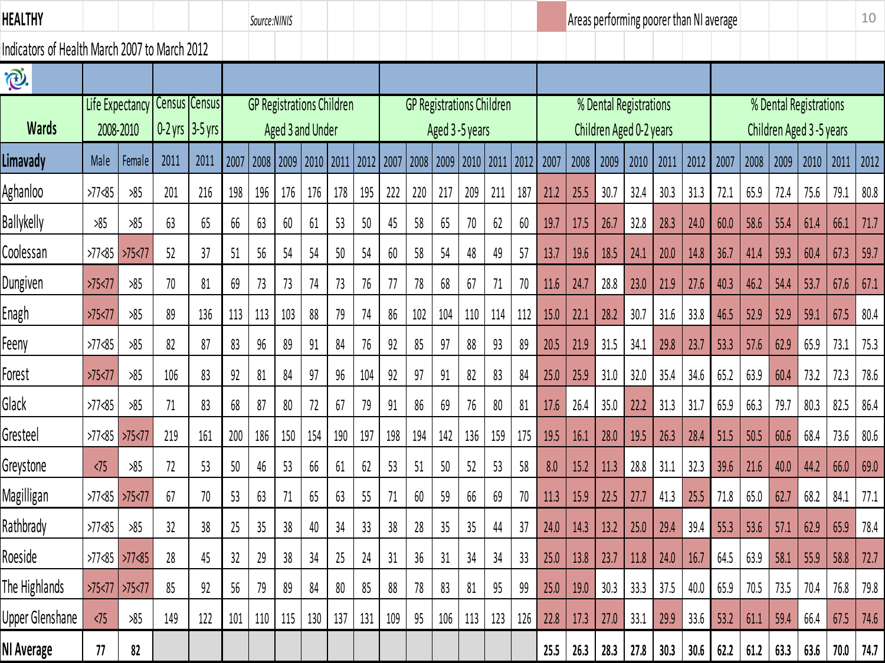**HEALTHY** Source:NINIS

Areas performing poorer than NI average

Indicators of Health March 2007 to March 2012

| Wards | Life Expectancy 2008-2010 | | Census 0-2 yrs | Census 3-5 yrs | GP Registrations Children Aged 3 and Under | | | | | | GP Registrations Children Aged 3 -5 years | | | | | | % Dental Registrations Children Aged 0-2 years | | | | | | % Dental Registrations Children Aged 3 -5 years | | | | | |
|---|---|---|---|---|---|---|---|---|---|---|---|---|---|---|---|---|---|---|---|---|---|---|---|---|---|---|---|---|
| Limavady | Male | Female | 2011 | 2011 | 2007 | 2008 | 2009 | 2010 | 2011 | 2012 | 2007 | 2008 | 2009 | 2010 | 2011 | 2012 | 2007 | 2008 | 2009 | 2010 | 2011 | 2012 | 2007 | 2008 | 2009 | 2010 | 2011 | 2012 |
| Aghanloo | >77<85 | >85 | 201 | 216 | 198 | 196 | 176 | 176 | 178 | 195 | 222 | 220 | 217 | 209 | 211 | 187 | 21.2 | 25.5 | 30.7 | 32.4 | 30.3 | 31.3 | 72.1 | 65.9 | 72.4 | 75.6 | 79.1 | 80.8 |
| Ballykelly | >85 | >85 | 63 | 65 | 66 | 63 | 60 | 61 | 53 | 50 | 45 | 58 | 65 | 70 | 62 | 60 | 19.7 | 17.5 | 26.7 | 32.8 | 28.3 | 24.0 | 60.0 | 58.6 | 55.4 | 61.4 | 66.1 | 71.7 |
| Coolessan | >77<85 | >75<77 | 52 | 37 | 51 | 56 | 54 | 54 | 50 | 54 | 60 | 58 | 54 | 48 | 49 | 57 | 13.7 | 19.6 | 18.5 | 24.1 | 20.0 | 14.8 | 36.7 | 41.4 | 59.3 | 60.4 | 67.3 | 59.7 |
| Dungiven | >75<77 | >85 | 70 | 81 | 69 | 73 | 73 | 74 | 73 | 76 | 77 | 78 | 68 | 67 | 71 | 70 | 11.6 | 24.7 | 28.8 | 23.0 | 21.9 | 27.6 | 40.3 | 46.2 | 54.4 | 53.7 | 67.6 | 67.1 |
| Enagh | >75<77 | >85 | 89 | 136 | 113 | 113 | 103 | 88 | 79 | 74 | 86 | 102 | 104 | 110 | 114 | 112 | 15.0 | 22.1 | 28.2 | 30.7 | 31.6 | 33.8 | 46.5 | 52.9 | 52.9 | 59.1 | 67.5 | 80.4 |
| Feeny | >77<85 | >85 | 82 | 87 | 83 | 96 | 89 | 91 | 84 | 76 | 92 | 85 | 97 | 88 | 93 | 89 | 20.5 | 21.9 | 31.5 | 34.1 | 29.8 | 23.7 | 53.3 | 57.6 | 62.9 | 65.9 | 73.1 | 75.3 |
| Forest | >75<77 | >85 | 106 | 83 | 92 | 81 | 84 | 97 | 96 | 104 | 92 | 97 | 91 | 82 | 83 | 84 | 25.0 | 25.9 | 31.0 | 32.0 | 35.4 | 34.6 | 65.2 | 63.9 | 60.4 | 73.2 | 72.3 | 78.6 |
| Glack | >77<85 | >85 | 71 | 83 | 68 | 87 | 80 | 72 | 67 | 79 | 91 | 86 | 69 | 76 | 80 | 81 | 17.6 | 26.4 | 35.0 | 22.2 | 31.3 | 31.7 | 65.9 | 66.3 | 79.7 | 80.3 | 82.5 | 86.4 |
| Gresteel | >77<85 | >75<77 | 219 | 161 | 200 | 186 | 150 | 154 | 190 | 197 | 198 | 194 | 142 | 136 | 159 | 175 | 19.5 | 16.1 | 28.0 | 19.5 | 26.3 | 28.4 | 51.5 | 50.5 | 60.6 | 68.4 | 73.6 | 80.6 |
| Greystone | <75 | >85 | 72 | 53 | 50 | 46 | 53 | 66 | 61 | 62 | 53 | 51 | 50 | 52 | 53 | 58 | 8.0 | 15.2 | 11.3 | 28.8 | 31.1 | 32.3 | 39.6 | 21.6 | 40.0 | 44.2 | 66.0 | 69.0 |
| Magilligan | >77<85 | >75<77 | 67 | 70 | 53 | 63 | 71 | 65 | 63 | 55 | 71 | 60 | 59 | 66 | 69 | 70 | 11.3 | 15.9 | 22.5 | 27.7 | 41.3 | 25.5 | 71.8 | 65.0 | 62.7 | 68.2 | 84.1 | 77.1 |
| Rathbrady | >77<85 | >85 | 32 | 38 | 25 | 35 | 38 | 40 | 34 | 33 | 38 | 28 | 35 | 35 | 44 | 37 | 24.0 | 14.3 | 13.2 | 25.0 | 29.4 | 39.4 | 55.3 | 53.6 | 57.1 | 62.9 | 65.9 | 78.4 |
| Roeside | >77<85 | >77<85 | 28 | 45 | 32 | 29 | 38 | 34 | 25 | 24 | 31 | 36 | 31 | 34 | 34 | 33 | 25.0 | 13.8 | 23.7 | 11.8 | 24.0 | 16.7 | 64.5 | 63.9 | 58.1 | 55.9 | 58.8 | 72.7 |
| The Highlands | >75<77 | >75<77 | 85 | 92 | 56 | 79 | 89 | 84 | 80 | 85 | 88 | 78 | 83 | 81 | 95 | 99 | 25.0 | 19.0 | 30.3 | 33.3 | 37.5 | 40.0 | 65.9 | 70.5 | 73.5 | 70.4 | 76.8 | 79.8 |
| Upper Glenshane | <75 | >85 | 149 | 122 | 101 | 110 | 115 | 130 | 137 | 131 | 109 | 95 | 106 | 113 | 123 | 126 | 22.8 | 17.3 | 27.0 | 33.1 | 29.9 | 33.6 | 53.2 | 61.1 | 59.4 | 66.4 | 67.5 | 74.6 |
| **NI Average** | **77** | **82** | | | | | | | | | | | | | | | **25.5** | **26.3** | **28.3** | **27.8** | **30.3** | **30.6** | **62.2** | **61.2** | **63.3** | **63.6** | **70.0** | **74.7** |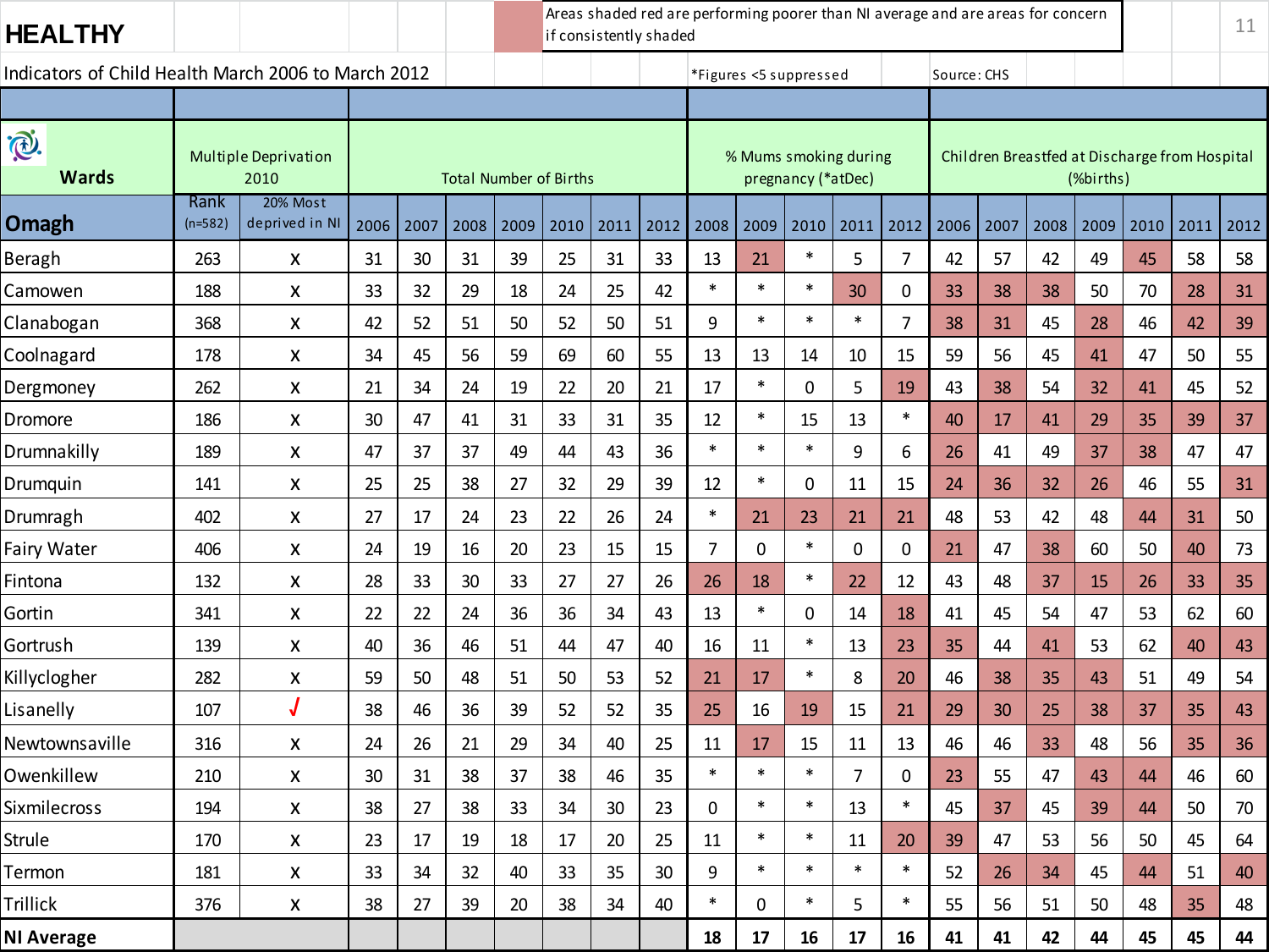# HEALTHY

Areas shaded red are performing poorer than NI average and are areas for concern if consistently shaded

Indicators of Child Health March 2006 to March 2012

*Figures <5 suppressed

Source: CHS

| Wards | Multiple Deprivation 2010 | | Total Number of Births | | | | | | | % Mums smoking during pregnancy (*atDec) | | | | | Children Breastfed at Discharge from Hospital (%births) | | | | | | |
|---|---|---|---|---|---|---|---|---|---|---|---|---|---|---|---|---|---|---|---|---|---|
| Omagh | Rank (n=582) | 20% Most deprived in NI | 2006 | 2007 | 2008 | 2009 | 2010 | 2011 | 2012 | 2008 | 2009 | 2010 | 2011 | 2012 | 2006 | 2007 | 2008 | 2009 | 2010 | 2011 | 2012 |
| Beragh | 263 | x | 31 | 30 | 31 | 39 | 25 | 31 | 33 | 13 | 21 | * | 5 | 7 | 42 | 57 | 42 | 49 | 45 | 58 | 58 |
| Camowen | 188 | x | 33 | 32 | 29 | 18 | 24 | 25 | 42 | * | * | * | 30 | 0 | 33 | 38 | 38 | 50 | 70 | 28 | 31 |
| Clanabogan | 368 | x | 42 | 52 | 51 | 50 | 52 | 50 | 51 | 9 | * | * | * | 7 | 38 | 31 | 45 | 28 | 46 | 42 | 39 |
| Coolnagard | 178 | x | 34 | 45 | 56 | 59 | 69 | 60 | 55 | 13 | 13 | 14 | 10 | 15 | 59 | 56 | 45 | 41 | 47 | 50 | 55 |
| Dergmoney | 262 | x | 21 | 34 | 24 | 19 | 22 | 20 | 21 | 17 | * | 0 | 5 | 19 | 43 | 38 | 54 | 32 | 41 | 45 | 52 |
| Dromore | 186 | x | 30 | 47 | 41 | 31 | 33 | 31 | 35 | 12 | * | 15 | 13 | * | 40 | 17 | 41 | 29 | 35 | 39 | 37 |
| Drumnakilly | 189 | x | 47 | 37 | 37 | 49 | 44 | 43 | 36 | * | * | * | 9 | 6 | 26 | 41 | 49 | 37 | 38 | 47 | 47 |
| Drumquin | 141 | x | 25 | 25 | 38 | 27 | 32 | 29 | 39 | 12 | * | 0 | 11 | 15 | 24 | 36 | 32 | 26 | 46 | 55 | 31 |
| Drumragh | 402 | x | 27 | 17 | 24 | 23 | 22 | 26 | 24 | * | 21 | 23 | 21 | 21 | 48 | 53 | 42 | 48 | 44 | 31 | 50 |
| Fairy Water | 406 | x | 24 | 19 | 16 | 20 | 23 | 15 | 15 | 7 | 0 | * | 0 | 0 | 21 | 47 | 38 | 60 | 50 | 40 | 73 |
| Fintona | 132 | x | 28 | 33 | 30 | 33 | 27 | 27 | 26 | 26 | 18 | * | 22 | 12 | 43 | 48 | 37 | 15 | 26 | 33 | 35 |
| Gortin | 341 | x | 22 | 22 | 24 | 36 | 36 | 34 | 43 | 13 | * | 0 | 14 | 18 | 41 | 45 | 54 | 47 | 53 | 62 | 60 |
| Gortrush | 139 | x | 40 | 36 | 46 | 51 | 44 | 47 | 40 | 16 | 11 | * | 13 | 23 | 35 | 44 | 41 | 53 | 62 | 40 | 43 |
| Killyclogher | 282 | x | 59 | 50 | 48 | 51 | 50 | 53 | 52 | 21 | 17 | * | 8 | 20 | 46 | 38 | 35 | 43 | 51 | 49 | 54 |
| Lisanelly | 107 | √ | 38 | 46 | 36 | 39 | 52 | 52 | 35 | 25 | 16 | 19 | 15 | 21 | 29 | 30 | 25 | 38 | 37 | 35 | 43 |
| Newtownsaville | 316 | x | 24 | 26 | 21 | 29 | 34 | 40 | 25 | 11 | 17 | 15 | 11 | 13 | 46 | 46 | 33 | 48 | 56 | 35 | 36 |
| Owenkillew | 210 | x | 30 | 31 | 38 | 37 | 38 | 46 | 35 | * | * | * | 7 | 0 | 23 | 55 | 47 | 43 | 44 | 46 | 60 |
| Sixmilecross | 194 | x | 38 | 27 | 38 | 33 | 34 | 30 | 23 | 0 | * | * | 13 | * | 45 | 37 | 45 | 39 | 44 | 50 | 70 |
| Strule | 170 | x | 23 | 17 | 19 | 18 | 17 | 20 | 25 | 11 | * | * | 11 | 20 | 39 | 47 | 53 | 56 | 50 | 45 | 64 |
| Termon | 181 | x | 33 | 34 | 32 | 40 | 33 | 35 | 30 | 9 | * | * | * | * | 52 | 26 | 34 | 45 | 44 | 51 | 40 |
| Trillick | 376 | x | 38 | 27 | 39 | 20 | 38 | 34 | 40 | * | 0 | * | 5 | * | 55 | 56 | 51 | 50 | 48 | 35 | 48 |
| NI Average | | | | | | | | | | 18 | 17 | 16 | 17 | 16 | 41 | 41 | 42 | 44 | 45 | 45 | 44 |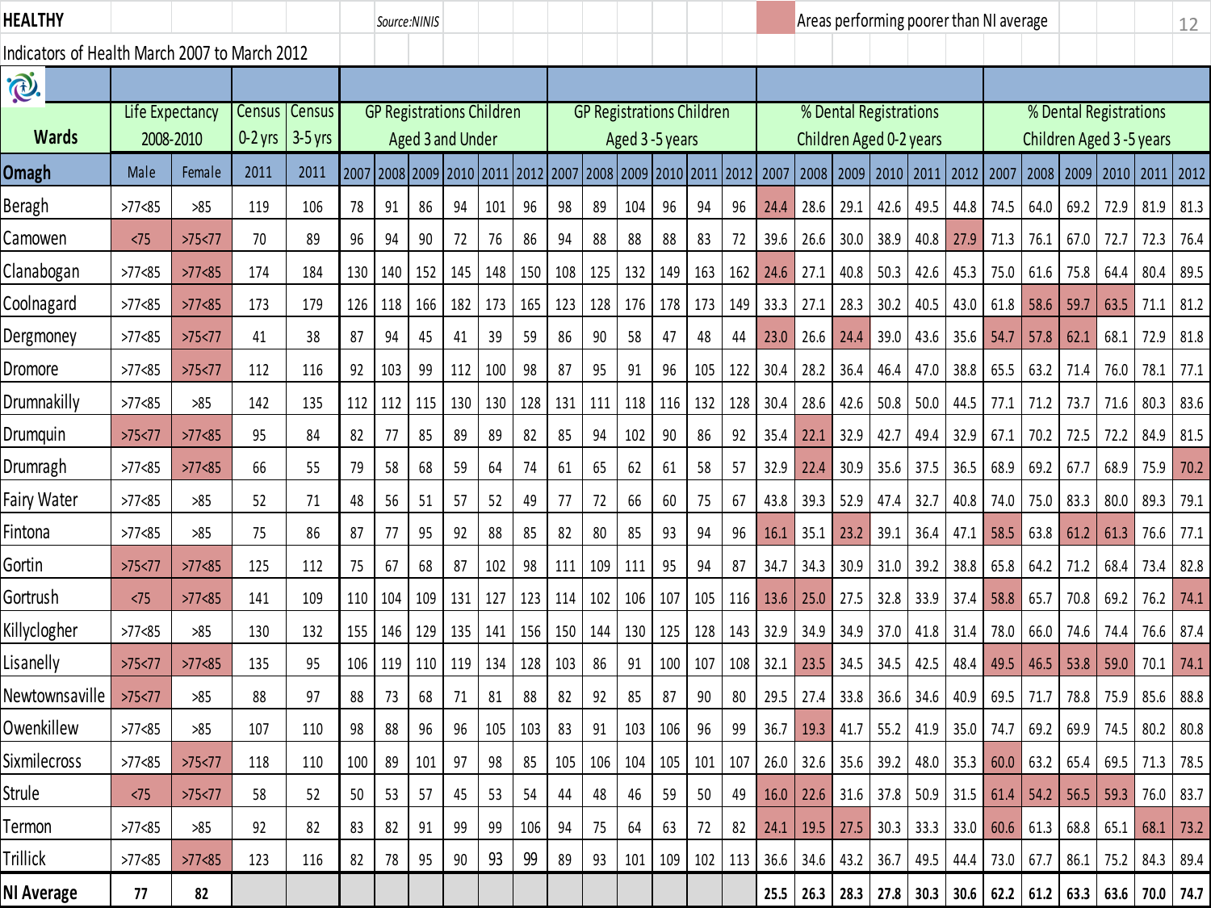# HEALTHY

*Source:NINIS*

Areas performing poorer than NI average

Indicators of Health March 2007 to March 2012

| Wards | Life Expectancy 2008-2010 | | Census 0-2 yrs | Census 3-5 yrs | GP Registrations Children Aged 3 and Under | | | | | | GP Registrations Children Aged 3 -5 years | | | | | | % Dental Registrations Children Aged 0-2 years | | | | | | % Dental Registrations Children Aged 3 -5 years | | | | | |
|---|---|---|---|---|---|---|---|---|---|---|---|---|---|---|---|---|---|---|---|---|---|---|---|---|---|---|---|---|
| Omagh | Male | Female | 2011 | 2011 | 2007 | 2008 | 2009 | 2010 | 2011 | 2012 | 2007 | 2008 | 2009 | 2010 | 2011 | 2012 | 2007 | 2008 | 2009 | 2010 | 2011 | 2012 | 2007 | 2008 | 2009 | 2010 | 2011 | 2012 |
| Beragh | >77<85 | >85 | 119 | 106 | 78 | 91 | 86 | 94 | 101 | 96 | 98 | 89 | 104 | 96 | 94 | 96 | 24.4 | 28.6 | 29.1 | 42.6 | 49.5 | 44.8 | 74.5 | 64.0 | 69.2 | 72.9 | 81.9 | 81.3 |
| Camowen | <75 | >75<77 | 70 | 89 | 96 | 94 | 90 | 72 | 76 | 86 | 94 | 88 | 88 | 88 | 83 | 72 | 39.6 | 26.6 | 30.0 | 38.9 | 40.8 | 27.9 | 71.3 | 76.1 | 67.0 | 72.7 | 72.3 | 76.4 |
| Clanabogan | >77<85 | >77<85 | 174 | 184 | 130 | 140 | 152 | 145 | 148 | 150 | 108 | 125 | 132 | 149 | 163 | 162 | 24.6 | 27.1 | 40.8 | 50.3 | 42.6 | 45.3 | 75.0 | 61.6 | 75.8 | 64.4 | 80.4 | 89.5 |
| Coolnagard | >77<85 | >77<85 | 173 | 179 | 126 | 118 | 166 | 182 | 173 | 165 | 123 | 128 | 176 | 178 | 173 | 149 | 33.3 | 27.1 | 28.3 | 30.2 | 40.5 | 43.0 | 61.8 | 58.6 | 59.7 | 63.5 | 71.1 | 81.2 |
| Dergmoney | >77<85 | >75<77 | 41 | 38 | 87 | 94 | 45 | 41 | 39 | 59 | 86 | 90 | 58 | 47 | 48 | 44 | 23.0 | 26.6 | 24.4 | 39.0 | 43.6 | 35.6 | 54.7 | 57.8 | 62.1 | 68.1 | 72.9 | 81.8 |
| Dromore | >77<85 | >75<77 | 112 | 116 | 92 | 103 | 99 | 112 | 100 | 98 | 87 | 95 | 91 | 96 | 105 | 122 | 30.4 | 28.2 | 36.4 | 46.4 | 47.0 | 38.8 | 65.5 | 63.2 | 71.4 | 76.0 | 78.1 | 77.1 |
| Drumnakilly | >77<85 | >85 | 142 | 135 | 112 | 112 | 115 | 130 | 130 | 128 | 131 | 111 | 118 | 116 | 132 | 128 | 30.4 | 28.6 | 42.6 | 50.8 | 50.0 | 44.5 | 77.1 | 71.2 | 73.7 | 71.6 | 80.3 | 83.6 |
| Drumquin | >75<77 | >77<85 | 95 | 84 | 82 | 77 | 85 | 89 | 89 | 82 | 85 | 94 | 102 | 90 | 86 | 92 | 35.4 | 22.1 | 32.9 | 42.7 | 49.4 | 32.9 | 67.1 | 70.2 | 72.5 | 72.2 | 84.9 | 81.5 |
| Drumragh | >77<85 | >77<85 | 66 | 55 | 79 | 58 | 68 | 59 | 64 | 74 | 61 | 65 | 62 | 61 | 58 | 57 | 32.9 | 22.4 | 30.9 | 35.6 | 37.5 | 36.5 | 68.9 | 69.2 | 67.7 | 68.9 | 75.9 | 70.2 |
| Fairy Water | >77<85 | >85 | 52 | 71 | 48 | 56 | 51 | 57 | 52 | 49 | 77 | 72 | 66 | 60 | 75 | 67 | 43.8 | 39.3 | 52.9 | 47.4 | 32.7 | 40.8 | 74.0 | 75.0 | 83.3 | 80.0 | 89.3 | 79.1 |
| Fintona | >77<85 | >85 | 75 | 86 | 87 | 77 | 95 | 92 | 88 | 85 | 82 | 80 | 85 | 93 | 94 | 96 | 16.1 | 35.1 | 23.2 | 39.1 | 36.4 | 47.1 | 58.5 | 63.8 | 61.2 | 61.3 | 76.6 | 77.1 |
| Gortin | >75<77 | >77<85 | 125 | 112 | 75 | 67 | 68 | 87 | 102 | 98 | 111 | 109 | 111 | 95 | 94 | 87 | 34.7 | 34.3 | 30.9 | 31.0 | 39.2 | 38.8 | 65.8 | 64.2 | 71.2 | 68.4 | 73.4 | 82.8 |
| Gortrush | <75 | >77<85 | 141 | 109 | 110 | 104 | 109 | 131 | 127 | 123 | 114 | 102 | 106 | 107 | 105 | 116 | 13.6 | 25.0 | 27.5 | 32.8 | 33.9 | 37.4 | 58.8 | 65.7 | 70.8 | 69.2 | 76.2 | 74.1 |
| Killyclogher | >77<85 | >85 | 130 | 132 | 155 | 146 | 129 | 135 | 141 | 156 | 150 | 144 | 130 | 125 | 128 | 143 | 32.9 | 34.9 | 34.9 | 37.0 | 41.8 | 31.4 | 78.0 | 66.0 | 74.6 | 74.4 | 76.6 | 87.4 |
| Lisanelly | >75<77 | >77<85 | 135 | 95 | 106 | 119 | 110 | 119 | 134 | 128 | 103 | 86 | 91 | 100 | 107 | 108 | 32.1 | 23.5 | 34.5 | 34.5 | 42.5 | 48.4 | 49.5 | 46.5 | 53.8 | 59.0 | 70.1 | 74.1 |
| Newtownsaville | >75<77 | >85 | 88 | 97 | 88 | 73 | 68 | 71 | 81 | 88 | 82 | 92 | 85 | 87 | 90 | 80 | 29.5 | 27.4 | 33.8 | 36.6 | 34.6 | 40.9 | 69.5 | 71.7 | 78.8 | 75.9 | 85.6 | 88.8 |
| Owenkillew | >77<85 | >85 | 107 | 110 | 98 | 88 | 96 | 96 | 105 | 103 | 83 | 91 | 103 | 106 | 96 | 99 | 36.7 | 19.3 | 41.7 | 55.2 | 41.9 | 35.0 | 74.7 | 69.2 | 69.9 | 74.5 | 80.2 | 80.8 |
| Sixmilecross | >77<85 | >75<77 | 118 | 110 | 100 | 89 | 101 | 97 | 98 | 85 | 105 | 106 | 104 | 105 | 101 | 107 | 26.0 | 32.6 | 35.6 | 39.2 | 48.0 | 35.3 | 60.0 | 63.2 | 65.4 | 69.5 | 71.3 | 78.5 |
| Strule | <75 | >75<77 | 58 | 52 | 50 | 53 | 57 | 45 | 53 | 54 | 44 | 48 | 46 | 59 | 50 | 49 | 16.0 | 22.6 | 31.6 | 37.8 | 50.9 | 31.5 | 61.4 | 54.2 | 56.5 | 59.3 | 76.0 | 83.7 |
| Termon | >77<85 | >85 | 92 | 82 | 83 | 82 | 91 | 99 | 99 | 106 | 94 | 75 | 64 | 63 | 72 | 82 | 24.1 | 19.5 | 27.5 | 30.3 | 33.3 | 33.0 | 60.6 | 61.3 | 68.8 | 65.1 | 68.1 | 73.2 |
| Trillick | >77<85 | >77<85 | 123 | 116 | 82 | 78 | 95 | 90 | 93 | 99 | 89 | 93 | 101 | 109 | 102 | 113 | 36.6 | 34.6 | 43.2 | 36.7 | 49.5 | 44.4 | 73.0 | 67.7 | 86.1 | 75.2 | 84.3 | 89.4 |
| NI Average | 77 | 82 | | | | | | | | | | | | | | | 25.5 | 26.3 | 28.3 | 27.8 | 30.3 | 30.6 | 62.2 | 61.2 | 63.3 | 63.6 | 70.0 | 74.7 |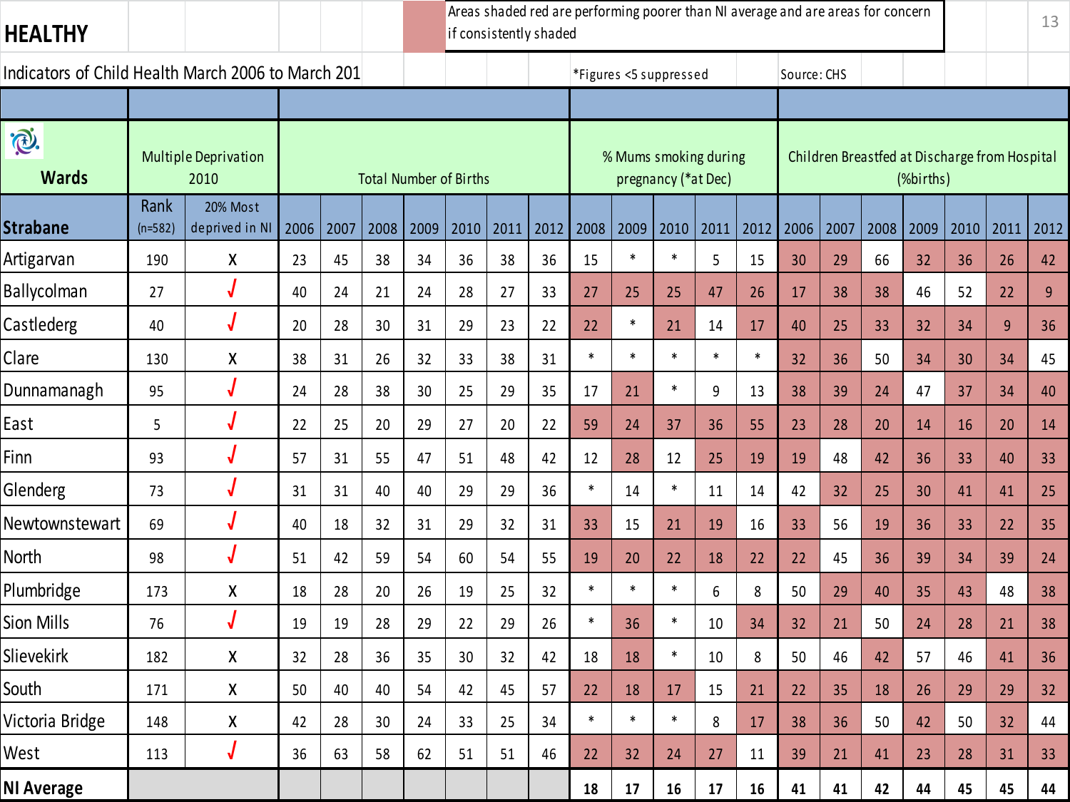# HEALTHY

Areas shaded red are performing poorer than NI average and are areas for concern if consistently shaded

Indicators of Child Health March 2006 to March 201

*Figures <5 suppressed

Source: CHS

| Wards | Multiple Deprivation 2010 | | Total Number of Births | | | | | | | % Mums smoking during pregnancy (*at Dec) | | | | | Children Breastfed at Discharge from Hospital (%births) | | | | | | |
|---|---|---|---|---|---|---|---|---|---|---|---|---|---|---|---|---|---|---|---|---|---|
| Strabane | Rank (n=582) | 20% Most deprived in NI | 2006 | 2007 | 2008 | 2009 | 2010 | 2011 | 2012 | 2008 | 2009 | 2010 | 2011 | 2012 | 2006 | 2007 | 2008 | 2009 | 2010 | 2011 | 2012 |
| Artigarvan | 190 | X | 23 | 45 | 38 | 34 | 36 | 38 | 36 | 15 | * | * | 5 | 15 | 30 | 29 | 66 | 32 | 36 | 26 | 42 |
| Ballycolman | 27 | √ | 40 | 24 | 21 | 24 | 28 | 27 | 33 | 27 | 25 | 25 | 47 | 26 | 17 | 38 | 38 | 46 | 52 | 22 | 9 |
| Castlederg | 40 | √ | 20 | 28 | 30 | 31 | 29 | 23 | 22 | 22 | * | 21 | 14 | 17 | 40 | 25 | 33 | 32 | 34 | 9 | 36 |
| Clare | 130 | X | 38 | 31 | 26 | 32 | 33 | 38 | 31 | * | * | * | * | * | 32 | 36 | 50 | 34 | 30 | 34 | 45 |
| Dunnamanagh | 95 | √ | 24 | 28 | 38 | 30 | 25 | 29 | 35 | 17 | 21 | * | 9 | 13 | 38 | 39 | 24 | 47 | 37 | 34 | 40 |
| East | 5 | √ | 22 | 25 | 20 | 29 | 27 | 20 | 22 | 59 | 24 | 37 | 36 | 55 | 23 | 28 | 20 | 14 | 16 | 20 | 14 |
| Finn | 93 | √ | 57 | 31 | 55 | 47 | 51 | 48 | 42 | 12 | 28 | 12 | 25 | 19 | 19 | 48 | 42 | 36 | 33 | 40 | 33 |
| Glenderg | 73 | √ | 31 | 31 | 40 | 40 | 29 | 29 | 36 | * | 14 | * | 11 | 14 | 42 | 32 | 25 | 30 | 41 | 41 | 25 |
| Newtownstewart | 69 | √ | 40 | 18 | 32 | 31 | 29 | 32 | 31 | 33 | 15 | 21 | 19 | 16 | 33 | 56 | 19 | 36 | 33 | 22 | 35 |
| North | 98 | √ | 51 | 42 | 59 | 54 | 60 | 54 | 55 | 19 | 20 | 22 | 18 | 22 | 22 | 45 | 36 | 39 | 34 | 39 | 24 |
| Plumbridge | 173 | X | 18 | 28 | 20 | 26 | 19 | 25 | 32 | * | * | * | 6 | 8 | 50 | 29 | 40 | 35 | 43 | 48 | 38 |
| Sion Mills | 76 | √ | 19 | 19 | 28 | 29 | 22 | 29 | 26 | * | 36 | * | 10 | 34 | 32 | 21 | 50 | 24 | 28 | 21 | 38 |
| Slievekirk | 182 | X | 32 | 28 | 36 | 35 | 30 | 32 | 42 | 18 | 18 | * | 10 | 8 | 50 | 46 | 42 | 57 | 46 | 41 | 36 |
| South | 171 | X | 50 | 40 | 40 | 54 | 42 | 45 | 57 | 22 | 18 | 17 | 15 | 21 | 22 | 35 | 18 | 26 | 29 | 29 | 32 |
| Victoria Bridge | 148 | X | 42 | 28 | 30 | 24 | 33 | 25 | 34 | * | * | * | 8 | 17 | 38 | 36 | 50 | 42 | 50 | 32 | 44 |
| West | 113 | √ | 36 | 63 | 58 | 62 | 51 | 51 | 46 | 22 | 32 | 24 | 27 | 11 | 39 | 21 | 41 | 23 | 28 | 31 | 33 |
| **NI Average** | | | | | | | | | | **18** | **17** | **16** | **17** | **16** | **41** | **41** | **42** | **44** | **45** | **45** | **44** |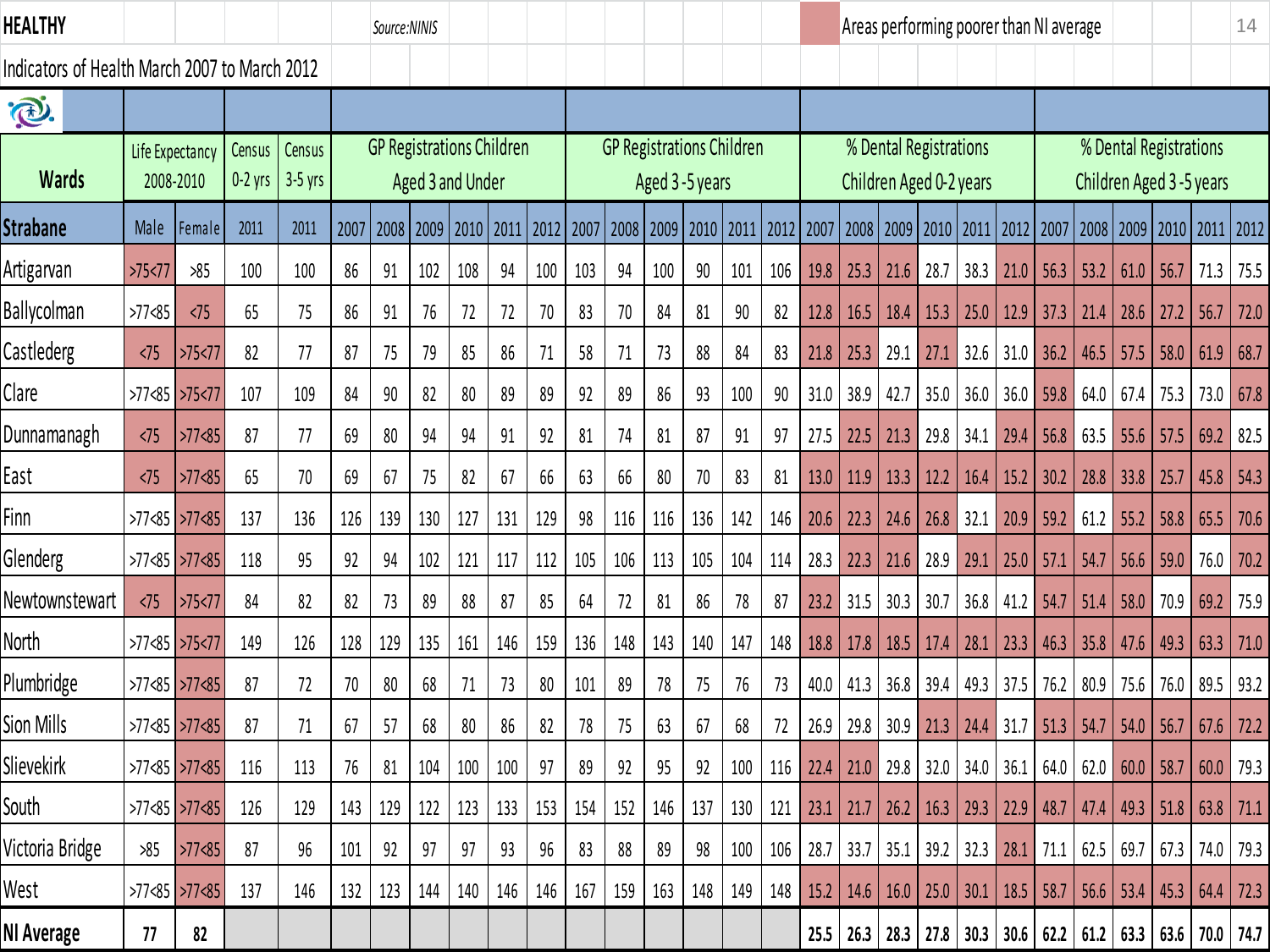HEALTHY

Source:NINIS

Areas performing poorer than NI average

Indicators of Health March 2007 to March 2012

| Wards | Life Expectancy 2008-2010 | | Census 0-2 yrs | Census 3-5 yrs | GP Registrations Children Aged 3 and Under | | | | | | GP Registrations Children Aged 3 -5 years | | | | | | % Dental Registrations Children Aged 0-2 years | | | | | | % Dental Registrations Children Aged 3 -5 years | | | | | |
|---|---|---|---|---|---|---|---|---|---|---|---|---|---|---|---|---|---|---|---|---|---|---|---|---|---|---|---|---|
| Strabane | Male | Female | 2011 | 2011 | 2007 | 2008 | 2009 | 2010 | 2011 | 2012 | 2007 | 2008 | 2009 | 2010 | 2011 | 2012 | 2007 | 2008 | 2009 | 2010 | 2011 | 2012 | 2007 | 2008 | 2009 | 2010 | 2011 | 2012 |
| Artigarvan | >75<77 | >85 | 100 | 100 | 86 | 91 | 102 | 108 | 94 | 100 | 103 | 94 | 100 | 90 | 101 | 106 | 19.8 | 25.3 | 21.6 | 28.7 | 38.3 | 21.0 | 56.3 | 53.2 | 61.0 | 56.7 | 71.3 | 75.5 |
| Ballycolman | >77<85 | <75 | 65 | 75 | 86 | 91 | 76 | 72 | 72 | 70 | 83 | 70 | 84 | 81 | 90 | 82 | 12.8 | 16.5 | 18.4 | 15.3 | 25.0 | 12.9 | 37.3 | 21.4 | 28.6 | 27.2 | 56.7 | 72.0 |
| Castlederg | <75 | >75<77 | 82 | 77 | 87 | 75 | 79 | 85 | 86 | 71 | 58 | 71 | 73 | 88 | 84 | 83 | 21.8 | 25.3 | 29.1 | 27.1 | 32.6 | 31.0 | 36.2 | 46.5 | 57.5 | 58.0 | 61.9 | 68.7 |
| Clare | >77<85 | >75<77 | 107 | 109 | 84 | 90 | 82 | 80 | 89 | 89 | 92 | 89 | 86 | 93 | 100 | 90 | 31.0 | 38.9 | 42.7 | 35.0 | 36.0 | 36.0 | 59.8 | 64.0 | 67.4 | 75.3 | 73.0 | 67.8 |
| Dunnamanagh | <75 | >77<85 | 87 | 77 | 69 | 80 | 94 | 94 | 91 | 92 | 81 | 74 | 81 | 87 | 91 | 97 | 27.5 | 22.5 | 21.3 | 29.8 | 34.1 | 29.4 | 56.8 | 63.5 | 55.6 | 57.5 | 69.2 | 82.5 |
| East | <75 | >77<85 | 65 | 70 | 69 | 67 | 75 | 82 | 67 | 66 | 63 | 66 | 80 | 70 | 83 | 81 | 13.0 | 11.9 | 13.3 | 12.2 | 16.4 | 15.2 | 30.2 | 28.8 | 33.8 | 25.7 | 45.8 | 54.3 |
| Finn | >77<85 | >77<85 | 137 | 136 | 126 | 139 | 130 | 127 | 131 | 129 | 98 | 116 | 116 | 136 | 142 | 146 | 20.6 | 22.3 | 24.6 | 26.8 | 32.1 | 20.9 | 59.2 | 61.2 | 55.2 | 58.8 | 65.5 | 70.6 |
| Glenderg | >77<85 | >77<85 | 118 | 95 | 92 | 94 | 102 | 121 | 117 | 112 | 105 | 106 | 113 | 105 | 104 | 114 | 28.3 | 22.3 | 21.6 | 28.9 | 29.1 | 25.0 | 57.1 | 54.7 | 56.6 | 59.0 | 76.0 | 70.2 |
| Newtownstewart | <75 | >75<77 | 84 | 82 | 82 | 73 | 89 | 88 | 87 | 85 | 64 | 72 | 81 | 86 | 78 | 87 | 23.2 | 31.5 | 30.3 | 30.7 | 36.8 | 41.2 | 54.7 | 51.4 | 58.0 | 70.9 | 69.2 | 75.9 |
| North | >77<85 | >75<77 | 149 | 126 | 128 | 129 | 135 | 161 | 146 | 159 | 136 | 148 | 143 | 140 | 147 | 148 | 18.8 | 17.8 | 18.5 | 17.4 | 28.1 | 23.3 | 46.3 | 35.8 | 47.6 | 49.3 | 63.3 | 71.0 |
| Plumbridge | >77<85 | >77<85 | 87 | 72 | 70 | 80 | 68 | 71 | 73 | 80 | 101 | 89 | 78 | 75 | 76 | 73 | 40.0 | 41.3 | 36.8 | 39.4 | 49.3 | 37.5 | 76.2 | 80.9 | 75.6 | 76.0 | 89.5 | 93.2 |
| Sion Mills | >77<85 | >77<85 | 87 | 71 | 67 | 57 | 68 | 80 | 86 | 82 | 78 | 75 | 63 | 67 | 68 | 72 | 26.9 | 29.8 | 30.9 | 21.3 | 24.4 | 31.7 | 51.3 | 54.7 | 54.0 | 56.7 | 67.6 | 72.2 |
| Slievekirk | >77<85 | >77<85 | 116 | 113 | 76 | 81 | 104 | 100 | 100 | 97 | 89 | 92 | 95 | 92 | 100 | 116 | 22.4 | 21.0 | 29.8 | 32.0 | 34.0 | 36.1 | 64.0 | 62.0 | 60.0 | 58.7 | 60.0 | 79.3 |
| South | >77<85 | >77<85 | 126 | 129 | 143 | 129 | 122 | 123 | 133 | 153 | 154 | 152 | 146 | 137 | 130 | 121 | 23.1 | 21.7 | 26.2 | 16.3 | 29.3 | 22.9 | 48.7 | 47.4 | 49.3 | 51.8 | 63.8 | 71.1 |
| Victoria Bridge | >85 | >77<85 | 87 | 96 | 101 | 92 | 97 | 97 | 93 | 96 | 83 | 88 | 89 | 98 | 100 | 106 | 28.7 | 33.7 | 35.1 | 39.2 | 32.3 | 28.1 | 71.1 | 62.5 | 69.7 | 67.3 | 74.0 | 79.3 |
| West | >77<85 | >77<85 | 137 | 146 | 132 | 123 | 144 | 140 | 146 | 146 | 167 | 159 | 163 | 148 | 149 | 148 | 15.2 | 14.6 | 16.0 | 25.0 | 30.1 | 18.5 | 58.7 | 56.6 | 53.4 | 45.3 | 64.4 | 72.3 |
| NI Average | 77 | 82 | | | | | | | | | | | | | | | 25.5 | 26.3 | 28.3 | 27.8 | 30.3 | 30.6 | 62.2 | 61.2 | 63.3 | 63.6 | 70.0 | 74.7 |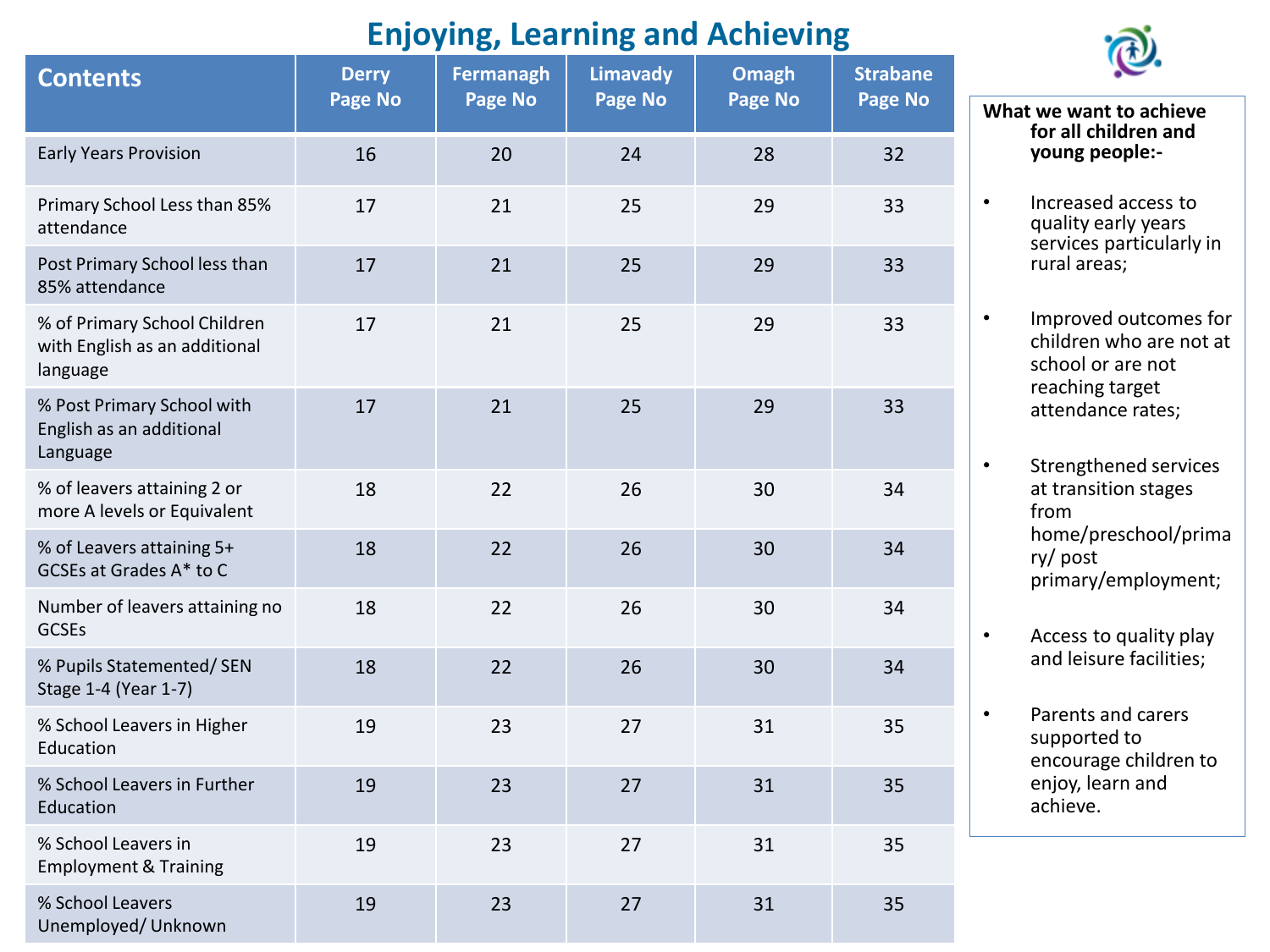# Enjoying, Learning and Achieving

| Contents | Derry Page No | Fermanagh Page No | Limavady Page No | Omagh Page No | Strabane Page No |
|---|---|---|---|---|---|
| Early Years Provision | 16 | 20 | 24 | 28 | 32 |
| Primary School Less than 85% attendance | 17 | 21 | 25 | 29 | 33 |
| Post Primary School less than 85% attendance | 17 | 21 | 25 | 29 | 33 |
| % of Primary School Children with English as an additional language | 17 | 21 | 25 | 29 | 33 |
| % Post Primary School with English as an additional Language | 17 | 21 | 25 | 29 | 33 |
| % of leavers attaining 2 or more A levels or Equivalent | 18 | 22 | 26 | 30 | 34 |
| % of Leavers attaining 5+ GCSEs at Grades A* to C | 18 | 22 | 26 | 30 | 34 |
| Number of leavers attaining no GCSEs | 18 | 22 | 26 | 30 | 34 |
| % Pupils Statemented/ SEN Stage 1-4 (Year 1-7) | 18 | 22 | 26 | 30 | 34 |
| % School Leavers in Higher Education | 19 | 23 | 27 | 31 | 35 |
| % School Leavers in Further Education | 19 | 23 | 27 | 31 | 35 |
| % School Leavers in Employment & Training | 19 | 23 | 27 | 31 | 35 |
| % School Leavers Unemployed/ Unknown | 19 | 23 | 27 | 31 | 35 |

**What we want to achieve for all children and young people:-**

- Increased access to quality early years services particularly in rural areas;
- Improved outcomes for children who are not at school or are not reaching target attendance rates;
- Strengthened services at transition stages from home/preschool/primary/ post primary/employment;
- Access to quality play and leisure facilities;
- Parents and carers supported to encourage children to enjoy, learn and achieve.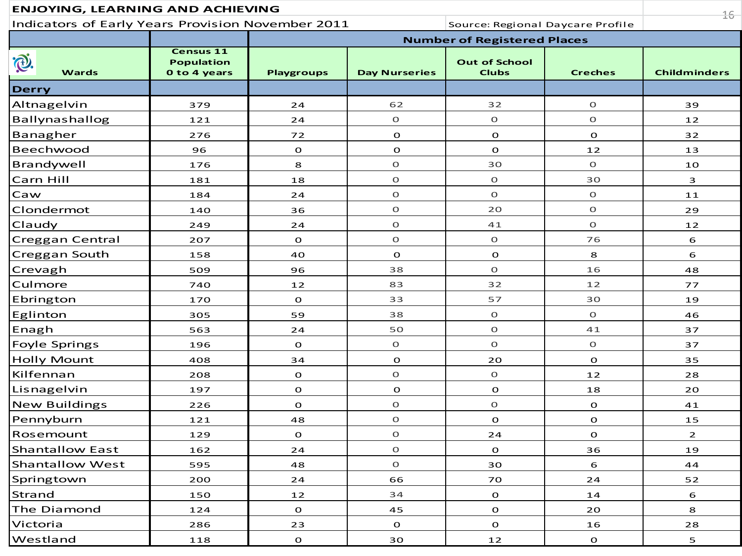## ENJOYING, LEARNING AND ACHIEVING

Indicators of Early Years Provision November 2011 — Source: Regional Daycare Profile

| Wards | Census 11 Population 0 to 4 years | Number of Registered Places | | | | |
|---|---|---|---|---|---|---|
| | | Playgroups | Day Nurseries | Out of School Clubs | Creches | Childminders |
| **Derry** | | | | | | |
| Altnagelvin | 379 | 24 | 62 | 32 | 0 | 39 |
| Ballynashallog | 121 | 24 | 0 | 0 | 0 | 12 |
| Banagher | 276 | 72 | 0 | 0 | 0 | 32 |
| Beechwood | 96 | 0 | 0 | 0 | 12 | 13 |
| Brandywell | 176 | 8 | 0 | 30 | 0 | 10 |
| Carn Hill | 181 | 18 | 0 | 0 | 30 | 3 |
| Caw | 184 | 24 | 0 | 0 | 0 | 11 |
| Clondermot | 140 | 36 | 0 | 20 | 0 | 29 |
| Claudy | 249 | 24 | 0 | 41 | 0 | 12 |
| Creggan Central | 207 | 0 | 0 | 0 | 76 | 6 |
| Creggan South | 158 | 40 | 0 | 0 | 8 | 6 |
| Crevagh | 509 | 96 | 38 | 0 | 16 | 48 |
| Culmore | 740 | 12 | 83 | 32 | 12 | 77 |
| Ebrington | 170 | 0 | 33 | 57 | 30 | 19 |
| Eglinton | 305 | 59 | 38 | 0 | 0 | 46 |
| Enagh | 563 | 24 | 50 | 0 | 41 | 37 |
| Foyle Springs | 196 | 0 | 0 | 0 | 0 | 37 |
| Holly Mount | 408 | 34 | 0 | 20 | 0 | 35 |
| Kilfennan | 208 | 0 | 0 | 0 | 12 | 28 |
| Lisnagelvin | 197 | 0 | 0 | 0 | 18 | 20 |
| New Buildings | 226 | 0 | 0 | 0 | 0 | 41 |
| Pennyburn | 121 | 48 | 0 | 0 | 0 | 15 |
| Rosemount | 129 | 0 | 0 | 24 | 0 | 2 |
| Shantallow East | 162 | 24 | 0 | 0 | 36 | 19 |
| Shantallow West | 595 | 48 | 0 | 30 | 6 | 44 |
| Springtown | 200 | 24 | 66 | 70 | 24 | 52 |
| Strand | 150 | 12 | 34 | 0 | 14 | 6 |
| The Diamond | 124 | 0 | 45 | 0 | 20 | 8 |
| Victoria | 286 | 23 | 0 | 0 | 16 | 28 |
| Westland | 118 | 0 | 30 | 12 | 0 | 5 |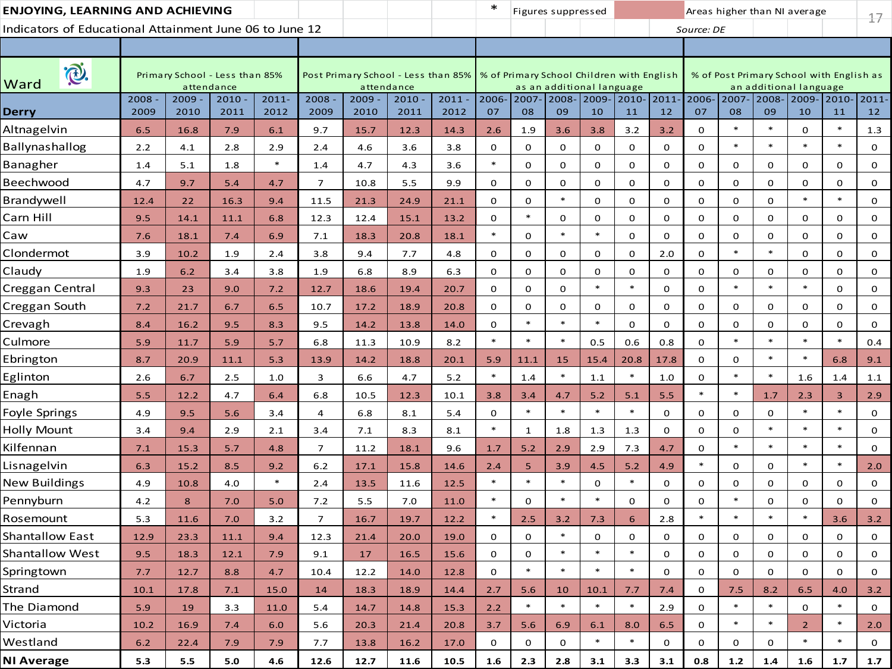**ENJOYING, LEARNING AND ACHIEVING**

Indicators of Educational Attainment June 06 to June 12

\* Figures suppressed | Areas higher than NI average

*Source: DE*

| Ward | Primary School - Less than 85% attendance | | | | Post Primary School - Less than 85% attendance | | | | % of Primary School Children with English as an additional language | | | | | | % of Post Primary School with English as an additional language | | | | | |
|---|---|---|---|---|---|---|---|---|---|---|---|---|---|---|---|---|---|---|---|---|
| **Derry** | 2008 - 2009 | 2009 - 2010 | 2010 - 2011 | 2011-2012 | 2008 - 2009 | 2009 - 2010 | 2010 - 2011 | 2011 - 2012 | 2006-07 | 2007-08 | 2008-09 | 2009-10 | 2010-11 | 2011-12 | 2006-07 | 2007-08 | 2008-09 | 2009-10 | 2010-11 | 2011-12 |
| Altnagelvin | 6.5 | 16.8 | 7.9 | 6.1 | 9.7 | 15.7 | 12.3 | 14.3 | 2.6 | 1.9 | 3.6 | 3.8 | 3.2 | 3.2 | 0 | * | * | 0 | * | 1.3 |
| Ballynashallog | 2.2 | 4.1 | 2.8 | 2.9 | 2.4 | 4.6 | 3.6 | 3.8 | 0 | 0 | 0 | 0 | 0 | 0 | 0 | * | * | * | * | 0 |
| Banagher | 1.4 | 5.1 | 1.8 | * | 1.4 | 4.7 | 4.3 | 3.6 | * | 0 | 0 | 0 | 0 | 0 | 0 | 0 | 0 | 0 | 0 | 0 |
| Beechwood | 4.7 | 9.7 | 5.4 | 4.7 | 7 | 10.8 | 5.5 | 9.9 | 0 | 0 | 0 | 0 | 0 | 0 | 0 | 0 | 0 | 0 | 0 | 0 |
| Brandywell | 12.4 | 22 | 16.3 | 9.4 | 11.5 | 21.3 | 24.9 | 21.1 | 0 | 0 | * | 0 | 0 | 0 | 0 | 0 | 0 | * | * | 0 |
| Carn Hill | 9.5 | 14.1 | 11.1 | 6.8 | 12.3 | 12.4 | 15.1 | 13.2 | 0 | * | 0 | 0 | 0 | 0 | 0 | 0 | 0 | 0 | 0 | 0 |
| Caw | 7.6 | 18.1 | 7.4 | 6.9 | 7.1 | 18.3 | 20.8 | 18.1 | * | 0 | * | * | 0 | 0 | 0 | 0 | 0 | 0 | 0 | 0 |
| Clondermot | 3.9 | 10.2 | 1.9 | 2.4 | 3.8 | 9.4 | 7.7 | 4.8 | 0 | 0 | 0 | 0 | 0 | 2.0 | 0 | * | * | 0 | 0 | 0 |
| Claudy | 1.9 | 6.2 | 3.4 | 3.8 | 1.9 | 6.8 | 8.9 | 6.3 | 0 | 0 | 0 | 0 | 0 | 0 | 0 | 0 | 0 | 0 | 0 | 0 |
| Creggan Central | 9.3 | 23 | 9.0 | 7.2 | 12.7 | 18.6 | 19.4 | 20.7 | 0 | 0 | 0 | * | * | 0 | 0 | * | * | * | 0 | 0 |
| Creggan South | 7.2 | 21.7 | 6.7 | 6.5 | 10.7 | 17.2 | 18.9 | 20.8 | 0 | 0 | 0 | 0 | 0 | 0 | 0 | 0 | 0 | 0 | 0 | 0 |
| Crevagh | 8.4 | 16.2 | 9.5 | 8.3 | 9.5 | 14.2 | 13.8 | 14.0 | 0 | * | * | * | 0 | 0 | 0 | 0 | 0 | 0 | 0 | 0 |
| Culmore | 5.9 | 11.7 | 5.9 | 5.7 | 6.8 | 11.3 | 10.9 | 8.2 | * | * | * | 0.5 | 0.6 | 0.8 | 0 | * | * | * | * | 0.4 |
| Ebrington | 8.7 | 20.9 | 11.1 | 5.3 | 13.9 | 14.2 | 18.8 | 20.1 | 5.9 | 11.1 | 15 | 15.4 | 20.8 | 17.8 | 0 | 0 | * | * | 6.8 | 9.1 |
| Eglinton | 2.6 | 6.7 | 2.5 | 1.0 | 3 | 6.6 | 4.7 | 5.2 | * | 1.4 | * | 1.1 | * | 1.0 | 0 | * | * | 1.6 | 1.4 | 1.1 |
| Enagh | 5.5 | 12.2 | 4.7 | 6.4 | 6.8 | 10.5 | 12.3 | 10.1 | 3.8 | 3.4 | 4.7 | 5.2 | 5.1 | 5.5 | * | * | 1.7 | 2.3 | 3 | 2.9 |
| Foyle Springs | 4.9 | 9.5 | 5.6 | 3.4 | 4 | 6.8 | 8.1 | 5.4 | 0 | * | * | * | * | 0 | 0 | 0 | 0 | * | * | 0 |
| Holly Mount | 3.4 | 9.4 | 2.9 | 2.1 | 3.4 | 7.1 | 8.3 | 8.1 | * | 1 | 1.8 | 1.3 | 1.3 | 0 | 0 | 0 | * | * | * | 0 |
| Kilfennan | 7.1 | 15.3 | 5.7 | 4.8 | 7 | 11.2 | 18.1 | 9.6 | 1.7 | 5.2 | 2.9 | 2.9 | 7.3 | 4.7 | 0 | * | * | * | * | 0 |
| Lisnagelvin | 6.3 | 15.2 | 8.5 | 9.2 | 6.2 | 17.1 | 15.8 | 14.6 | 2.4 | 5 | 3.9 | 4.5 | 5.2 | 4.9 | * | 0 | 0 | * | * | 2.0 |
| New Buildings | 4.9 | 10.8 | 4.0 | * | 2.4 | 13.5 | 11.6 | 12.5 | * | * | * | 0 | * | 0 | 0 | 0 | 0 | 0 | 0 | 0 |
| Pennyburn | 4.2 | 8 | 7.0 | 5.0 | 7.2 | 5.5 | 7.0 | 11.0 | * | 0 | * | * | 0 | 0 | 0 | * | 0 | 0 | 0 | 0 |
| Rosemount | 5.3 | 11.6 | 7.0 | 3.2 | 7 | 16.7 | 19.7 | 12.2 | * | 2.5 | 3.2 | 7.3 | 6 | 2.8 | * | * | * | * | 3.6 | 3.2 |
| Shantallow East | 12.9 | 23.3 | 11.1 | 9.4 | 12.3 | 21.4 | 20.0 | 19.0 | 0 | 0 | * | 0 | 0 | 0 | 0 | 0 | 0 | 0 | 0 | 0 |
| Shantallow West | 9.5 | 18.3 | 12.1 | 7.9 | 9.1 | 17 | 16.5 | 15.6 | 0 | 0 | * | * | * | 0 | 0 | 0 | 0 | 0 | 0 | 0 |
| Springtown | 7.7 | 12.7 | 8.8 | 4.7 | 10.4 | 12.2 | 14.0 | 12.8 | 0 | * | * | * | * | 0 | 0 | 0 | 0 | 0 | 0 | 0 |
| Strand | 10.1 | 17.8 | 7.1 | 15.0 | 14 | 18.3 | 18.9 | 14.4 | 2.7 | 5.6 | 10 | 10.1 | 7.7 | 7.4 | 0 | 7.5 | 8.2 | 6.5 | 4.0 | 3.2 |
| The Diamond | 5.9 | 19 | 3.3 | 11.0 | 5.4 | 14.7 | 14.8 | 15.3 | 2.2 | * | * | * | * | 2.9 | 0 | * | * | 0 | * | 0 |
| Victoria | 10.2 | 16.9 | 7.4 | 6.0 | 5.6 | 20.3 | 21.4 | 20.8 | 3.7 | 5.6 | 6.9 | 6.1 | 8.0 | 6.5 | 0 | * | * | 2 | * | 2.0 |
| Westland | 6.2 | 22.4 | 7.9 | 7.9 | 7.7 | 13.8 | 16.2 | 17.0 | 0 | 0 | 0 | * | * | 0 | 0 | 0 | 0 | * | * | 0 |
| **NI Average** | **5.3** | **5.5** | **5.0** | **4.6** | **12.6** | **12.7** | **11.6** | **10.5** | **1.6** | **2.3** | **2.8** | **3.1** | **3.3** | **3.1** | **0.8** | **1.2** | **1.4** | **1.6** | **1.7** | **1.7** |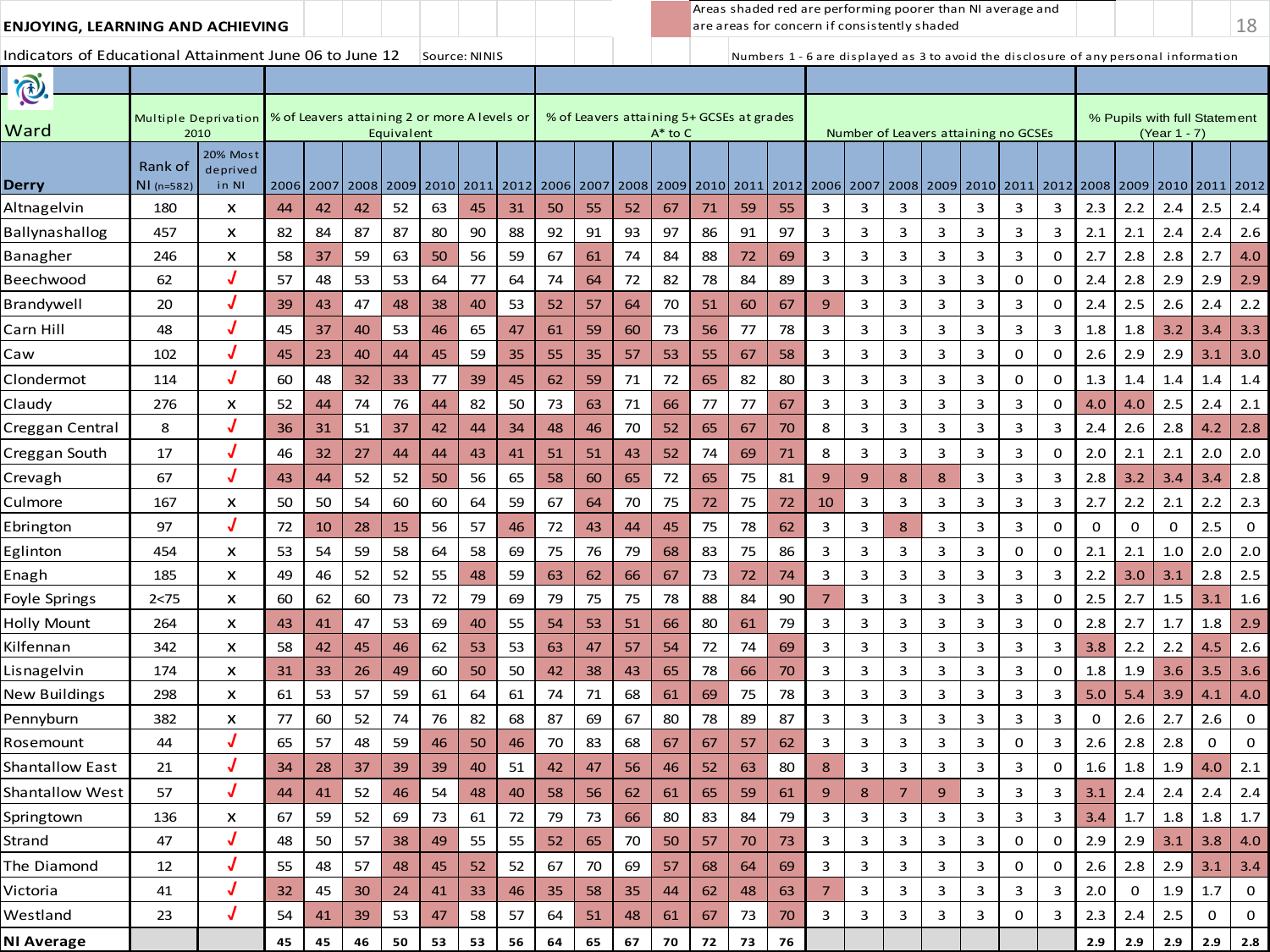**ENJOYING, LEARNING AND ACHIEVING**

Areas shaded red are performing poorer than NI average and are areas for concern if consistently shaded

Indicators of Educational Attainment June 06 to June 12 Source: NINIS

Numbers 1 - 6 are displayed as 3 to avoid the disclosure of any personal information

| Ward | Multiple Deprivation 2010 | | % of Leavers attaining 2 or more A levels or Equivalent | | | | | | | % of Leavers attaining 5+ GCSEs at grades A* to C | | | | | | | Number of Leavers attaining no GCSEs | | | | | | | % Pupils with full Statement (Year 1 - 7) | | | | |
|---|---|---|---|---|---|---|---|---|---|---|---|---|---|---|---|---|---|---|---|---|---|---|---|---|---|---|---|---|
| Derry | Rank of NI (n=582) | 20% Most deprived in NI | 2006 | 2007 | 2008 | 2009 | 2010 | 2011 | 2012 | 2006 | 2007 | 2008 | 2009 | 2010 | 2011 | 2012 | 2006 | 2007 | 2008 | 2009 | 2010 | 2011 | 2012 | 2008 | 2009 | 2010 | 2011 | 2012 |
| Altnagelvin | 180 | x | 44 | 42 | 42 | 52 | 63 | 45 | 31 | 50 | 55 | 52 | 67 | 71 | 59 | 55 | 3 | 3 | 3 | 3 | 3 | 3 | 3 | 2.3 | 2.2 | 2.4 | 2.5 | 2.4 |
| Ballynashallog | 457 | x | 82 | 84 | 87 | 87 | 80 | 90 | 88 | 92 | 91 | 93 | 97 | 86 | 91 | 97 | 3 | 3 | 3 | 3 | 3 | 3 | 3 | 2.1 | 2.1 | 2.4 | 2.4 | 2.6 |
| Banagher | 246 | x | 58 | 37 | 59 | 63 | 50 | 56 | 59 | 67 | 61 | 74 | 84 | 88 | 72 | 69 | 3 | 3 | 3 | 3 | 3 | 3 | 0 | 2.7 | 2.8 | 2.8 | 2.7 | 4.0 |
| Beechwood | 62 | ✓ | 57 | 48 | 53 | 53 | 64 | 77 | 64 | 74 | 64 | 72 | 82 | 78 | 84 | 89 | 3 | 3 | 3 | 3 | 3 | 0 | 0 | 2.4 | 2.8 | 2.9 | 2.9 | 2.9 |
| Brandywell | 20 | ✓ | 39 | 43 | 47 | 48 | 38 | 40 | 53 | 52 | 57 | 64 | 70 | 51 | 60 | 67 | 9 | 3 | 3 | 3 | 3 | 3 | 0 | 2.4 | 2.5 | 2.6 | 2.4 | 2.2 |
| Carn Hill | 48 | ✓ | 45 | 37 | 40 | 53 | 46 | 65 | 47 | 61 | 59 | 60 | 73 | 56 | 77 | 78 | 3 | 3 | 3 | 3 | 3 | 3 | 3 | 1.8 | 1.8 | 3.2 | 3.4 | 3.3 |
| Caw | 102 | ✓ | 45 | 23 | 40 | 44 | 45 | 59 | 35 | 55 | 35 | 57 | 53 | 55 | 67 | 58 | 3 | 3 | 3 | 3 | 3 | 0 | 0 | 2.6 | 2.9 | 2.9 | 3.1 | 3.0 |
| Clondermot | 114 | ✓ | 60 | 48 | 32 | 33 | 77 | 39 | 45 | 62 | 59 | 71 | 72 | 65 | 82 | 80 | 3 | 3 | 3 | 3 | 3 | 0 | 0 | 1.3 | 1.4 | 1.4 | 1.4 | 1.4 |
| Claudy | 276 | x | 52 | 44 | 74 | 76 | 44 | 82 | 50 | 73 | 63 | 71 | 66 | 77 | 77 | 67 | 3 | 3 | 3 | 3 | 3 | 3 | 0 | 4.0 | 4.0 | 2.5 | 2.4 | 2.1 |
| Creggan Central | 8 | ✓ | 36 | 31 | 51 | 37 | 42 | 44 | 34 | 48 | 46 | 70 | 52 | 65 | 67 | 70 | 8 | 3 | 3 | 3 | 3 | 3 | 3 | 2.4 | 2.6 | 2.8 | 4.2 | 2.8 |
| Creggan South | 17 | ✓ | 46 | 32 | 27 | 44 | 44 | 43 | 41 | 51 | 51 | 43 | 52 | 74 | 69 | 71 | 8 | 3 | 3 | 3 | 3 | 3 | 0 | 2.0 | 2.1 | 2.1 | 2.0 | 2.0 |
| Crevagh | 67 | ✓ | 43 | 44 | 52 | 52 | 50 | 56 | 65 | 58 | 60 | 65 | 72 | 65 | 75 | 81 | 9 | 9 | 8 | 8 | 3 | 3 | 3 | 2.8 | 3.2 | 3.4 | 3.4 | 2.8 |
| Culmore | 167 | x | 50 | 50 | 54 | 60 | 60 | 64 | 59 | 67 | 64 | 70 | 75 | 72 | 75 | 72 | 10 | 3 | 3 | 3 | 3 | 3 | 3 | 2.7 | 2.2 | 2.1 | 2.2 | 2.3 |
| Ebrington | 97 | ✓ | 72 | 10 | 28 | 15 | 56 | 57 | 46 | 72 | 43 | 44 | 45 | 75 | 78 | 62 | 3 | 3 | 8 | 3 | 3 | 3 | 0 | 0 | 0 | 0 | 2.5 | 0 |
| Eglinton | 454 | x | 53 | 54 | 59 | 58 | 64 | 58 | 69 | 75 | 76 | 79 | 68 | 83 | 75 | 86 | 3 | 3 | 3 | 3 | 3 | 0 | 0 | 2.1 | 2.1 | 1.0 | 2.0 | 2.0 |
| Enagh | 185 | x | 49 | 46 | 52 | 52 | 55 | 48 | 59 | 63 | 62 | 66 | 67 | 73 | 72 | 74 | 3 | 3 | 3 | 3 | 3 | 3 | 3 | 2.2 | 3.0 | 3.1 | 2.8 | 2.5 |
| Foyle Springs | 2<75 | x | 60 | 62 | 60 | 73 | 72 | 79 | 69 | 79 | 75 | 75 | 78 | 88 | 84 | 90 | 7 | 3 | 3 | 3 | 3 | 3 | 0 | 2.5 | 2.7 | 1.5 | 3.1 | 1.6 |
| Holly Mount | 264 | x | 43 | 41 | 47 | 53 | 69 | 40 | 55 | 54 | 53 | 51 | 66 | 80 | 61 | 79 | 3 | 3 | 3 | 3 | 3 | 3 | 0 | 2.8 | 2.7 | 1.7 | 1.8 | 2.9 |
| Kilfennan | 342 | x | 58 | 42 | 45 | 46 | 62 | 53 | 53 | 63 | 47 | 57 | 54 | 72 | 74 | 69 | 3 | 3 | 3 | 3 | 3 | 3 | 3 | 3.8 | 2.2 | 2.2 | 4.5 | 2.6 |
| Lisnagelvin | 174 | x | 31 | 33 | 26 | 49 | 60 | 50 | 50 | 42 | 38 | 43 | 65 | 78 | 66 | 70 | 3 | 3 | 3 | 3 | 3 | 3 | 0 | 1.8 | 1.9 | 3.6 | 3.5 | 3.6 |
| New Buildings | 298 | x | 61 | 53 | 57 | 59 | 61 | 64 | 61 | 74 | 71 | 68 | 61 | 69 | 75 | 78 | 3 | 3 | 3 | 3 | 3 | 3 | 3 | 5.0 | 5.4 | 3.9 | 4.1 | 4.0 |
| Pennyburn | 382 | x | 77 | 60 | 52 | 74 | 76 | 82 | 68 | 87 | 69 | 67 | 80 | 78 | 89 | 87 | 3 | 3 | 3 | 3 | 3 | 3 | 3 | 0 | 2.6 | 2.7 | 2.6 | 0 |
| Rosemount | 44 | ✓ | 65 | 57 | 48 | 59 | 46 | 50 | 46 | 70 | 83 | 68 | 67 | 67 | 57 | 62 | 3 | 3 | 3 | 3 | 3 | 0 | 3 | 2.6 | 2.8 | 2.8 | 0 | 0 |
| Shantallow East | 21 | ✓ | 34 | 28 | 37 | 39 | 39 | 40 | 51 | 42 | 47 | 56 | 46 | 52 | 63 | 80 | 8 | 3 | 3 | 3 | 3 | 3 | 0 | 1.6 | 1.8 | 1.9 | 4.0 | 2.1 |
| Shantallow West | 57 | ✓ | 44 | 41 | 52 | 46 | 54 | 48 | 40 | 58 | 56 | 62 | 61 | 65 | 59 | 61 | 9 | 8 | 7 | 9 | 3 | 3 | 3 | 3.1 | 2.4 | 2.4 | 2.4 | 2.4 |
| Springtown | 136 | x | 67 | 59 | 52 | 69 | 73 | 61 | 72 | 79 | 73 | 66 | 80 | 83 | 84 | 79 | 3 | 3 | 3 | 3 | 3 | 3 | 3 | 3.4 | 1.7 | 1.8 | 1.8 | 1.7 |
| Strand | 47 | ✓ | 48 | 50 | 57 | 38 | 49 | 55 | 55 | 52 | 65 | 70 | 50 | 57 | 70 | 73 | 3 | 3 | 3 | 3 | 3 | 0 | 0 | 2.9 | 2.9 | 3.1 | 3.8 | 4.0 |
| The Diamond | 12 | ✓ | 55 | 48 | 57 | 48 | 45 | 52 | 52 | 67 | 70 | 69 | 57 | 68 | 64 | 69 | 3 | 3 | 3 | 3 | 3 | 0 | 0 | 2.6 | 2.8 | 2.9 | 3.1 | 3.4 |
| Victoria | 41 | ✓ | 32 | 45 | 30 | 24 | 41 | 33 | 46 | 35 | 58 | 35 | 44 | 62 | 48 | 63 | 7 | 3 | 3 | 3 | 3 | 3 | 3 | 2.0 | 0 | 1.9 | 1.7 | 0 |
| Westland | 23 | ✓ | 54 | 41 | 39 | 53 | 47 | 58 | 57 | 64 | 51 | 48 | 61 | 67 | 73 | 70 | 3 | 3 | 3 | 3 | 3 | 0 | 3 | 2.3 | 2.4 | 2.5 | 0 | 0 |
| **NI Average** | | | **45** | **45** | **46** | **50** | **53** | **53** | **56** | **64** | **65** | **67** | **70** | **72** | **73** | **76** | | | | | | | | **2.9** | **2.9** | **2.9** | **2.9** | **2.8** |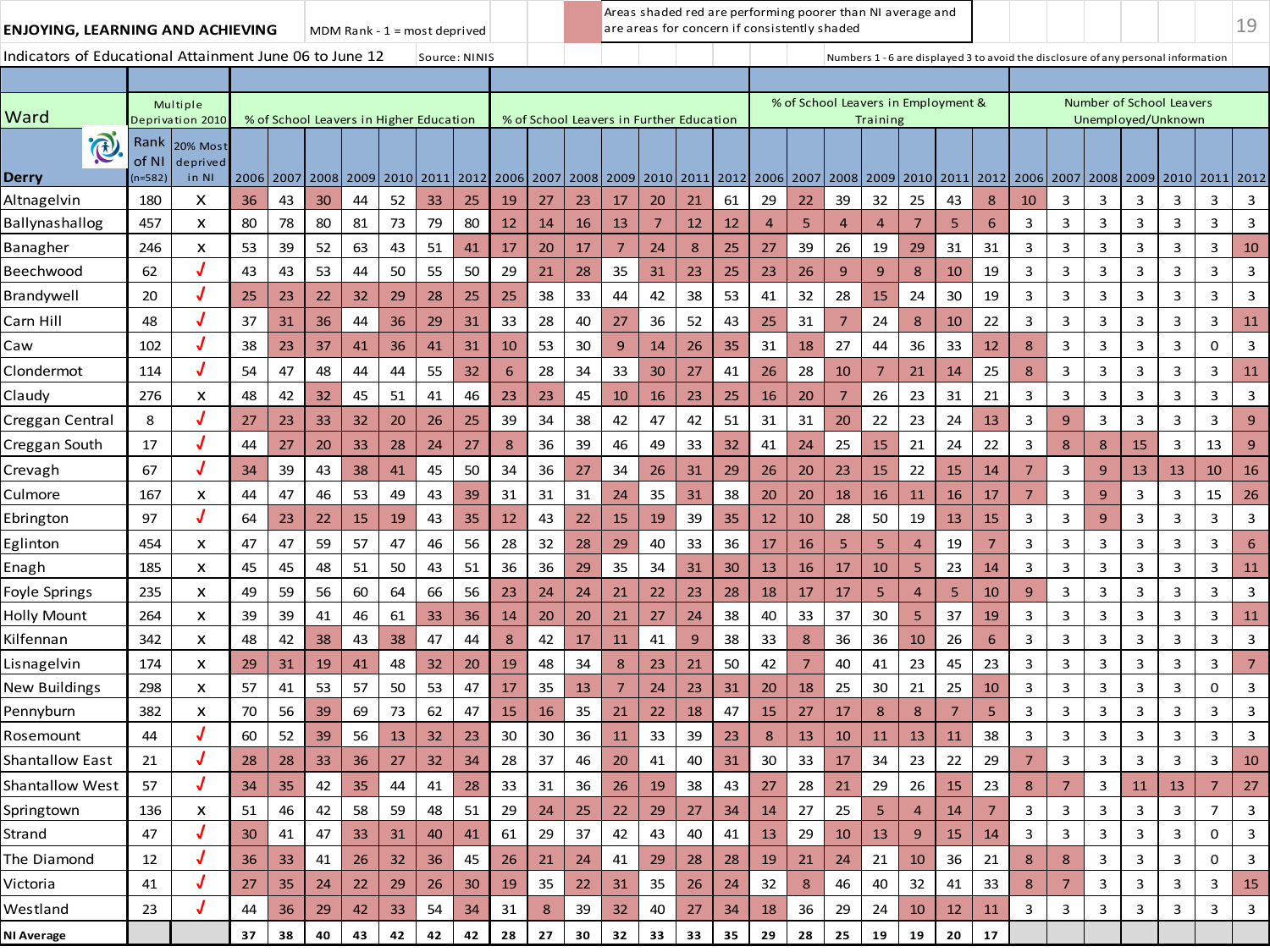**ENJOYING, LEARNING AND ACHIEVING** — MDM Rank - 1 = most deprived

Areas shaded red are performing poorer than NI average and are areas for concern if consistently shaded

Indicators of Educational Attainment June 06 to June 12 — Source: NINIS

Numbers 1 - 6 are displayed 3 to avoid the disclosure of any personal information

| Ward | Multiple Deprivation 2010 | | % of School Leavers in Higher Education | | | | | | | % of School Leavers in Further Education | | | | | | | % of School Leavers in Employment & Training | | | | | | | Number of School Leavers Unemployed/Unknown | | | | | | |
|---|---|---|---|---|---|---|---|---|---|---|---|---|---|---|---|---|---|---|---|---|---|---|---|---|---|---|---|---|---|---|
| Derry | Rank of NI (n=582) | 20% Most deprived in NI | 2006 | 2007 | 2008 | 2009 | 2010 | 2011 | 2012 | 2006 | 2007 | 2008 | 2009 | 2010 | 2011 | 2012 | 2006 | 2007 | 2008 | 2009 | 2010 | 2011 | 2012 | 2006 | 2007 | 2008 | 2009 | 2010 | 2011 | 2012 |
| Altnagelvin | 180 | x | 36 | 43 | 30 | 44 | 52 | 33 | 25 | 19 | 27 | 23 | 17 | 20 | 21 | 61 | 29 | 22 | 39 | 32 | 25 | 43 | 8 | 10 | 3 | 3 | 3 | 3 | 3 | 3 |
| Ballynashallog | 457 | x | 80 | 78 | 80 | 81 | 73 | 79 | 80 | 12 | 14 | 16 | 13 | 7 | 12 | 12 | 4 | 5 | 4 | 4 | 7 | 5 | 6 | 3 | 3 | 3 | 3 | 3 | 3 | 3 |
| Banagher | 246 | x | 53 | 39 | 52 | 63 | 43 | 51 | 41 | 17 | 20 | 17 | 7 | 24 | 8 | 25 | 27 | 39 | 26 | 19 | 29 | 31 | 31 | 3 | 3 | 3 | 3 | 3 | 3 | 10 |
| Beechwood | 62 | ✓ | 43 | 43 | 53 | 44 | 50 | 55 | 50 | 29 | 21 | 28 | 35 | 31 | 23 | 25 | 23 | 26 | 9 | 9 | 8 | 10 | 19 | 3 | 3 | 3 | 3 | 3 | 3 | 3 |
| Brandywell | 20 | ✓ | 25 | 23 | 22 | 32 | 29 | 28 | 25 | 25 | 38 | 33 | 44 | 42 | 38 | 53 | 41 | 32 | 28 | 15 | 24 | 30 | 19 | 3 | 3 | 3 | 3 | 3 | 3 | 3 |
| Carn Hill | 48 | ✓ | 37 | 31 | 36 | 44 | 36 | 29 | 31 | 33 | 28 | 40 | 27 | 36 | 52 | 43 | 25 | 31 | 7 | 24 | 8 | 10 | 22 | 3 | 3 | 3 | 3 | 3 | 3 | 11 |
| Caw | 102 | ✓ | 38 | 23 | 37 | 41 | 36 | 41 | 31 | 10 | 53 | 30 | 9 | 14 | 26 | 35 | 31 | 18 | 27 | 44 | 36 | 33 | 12 | 8 | 3 | 3 | 3 | 3 | 0 | 3 |
| Clondermot | 114 | ✓ | 54 | 47 | 48 | 44 | 44 | 55 | 32 | 6 | 28 | 34 | 33 | 30 | 27 | 41 | 26 | 28 | 10 | 7 | 21 | 14 | 25 | 8 | 3 | 3 | 3 | 3 | 3 | 11 |
| Claudy | 276 | x | 48 | 42 | 32 | 45 | 51 | 41 | 46 | 23 | 23 | 45 | 10 | 16 | 23 | 25 | 16 | 20 | 7 | 26 | 23 | 31 | 21 | 3 | 3 | 3 | 3 | 3 | 3 | 3 |
| Creggan Central | 8 | ✓ | 27 | 23 | 33 | 32 | 20 | 26 | 25 | 39 | 34 | 38 | 42 | 47 | 42 | 51 | 31 | 31 | 20 | 22 | 23 | 24 | 13 | 3 | 9 | 3 | 3 | 3 | 3 | 9 |
| Creggan South | 17 | ✓ | 44 | 27 | 20 | 33 | 28 | 24 | 27 | 8 | 36 | 39 | 46 | 49 | 33 | 32 | 41 | 24 | 25 | 15 | 21 | 24 | 22 | 3 | 8 | 8 | 15 | 3 | 13 | 9 |
| Crevagh | 67 | ✓ | 34 | 39 | 43 | 38 | 41 | 45 | 50 | 34 | 36 | 27 | 34 | 26 | 31 | 29 | 26 | 20 | 23 | 15 | 22 | 15 | 14 | 7 | 3 | 9 | 13 | 13 | 10 | 16 |
| Culmore | 167 | x | 44 | 47 | 46 | 53 | 49 | 43 | 39 | 31 | 31 | 31 | 24 | 35 | 31 | 38 | 20 | 20 | 18 | 16 | 11 | 16 | 17 | 7 | 3 | 9 | 3 | 3 | 15 | 26 |
| Ebrington | 97 | ✓ | 64 | 23 | 22 | 15 | 19 | 43 | 35 | 12 | 43 | 22 | 15 | 19 | 39 | 35 | 12 | 10 | 28 | 50 | 19 | 13 | 15 | 3 | 3 | 9 | 3 | 3 | 3 | 3 |
| Eglinton | 454 | x | 47 | 47 | 59 | 57 | 47 | 46 | 56 | 28 | 32 | 28 | 29 | 40 | 33 | 36 | 17 | 16 | 5 | 5 | 4 | 19 | 7 | 3 | 3 | 3 | 3 | 3 | 3 | 6 |
| Enagh | 185 | x | 45 | 45 | 48 | 51 | 50 | 43 | 51 | 36 | 36 | 29 | 35 | 34 | 31 | 30 | 13 | 16 | 17 | 10 | 5 | 23 | 14 | 3 | 3 | 3 | 3 | 3 | 3 | 11 |
| Foyle Springs | 235 | x | 49 | 59 | 56 | 60 | 64 | 66 | 56 | 23 | 24 | 24 | 21 | 22 | 23 | 28 | 18 | 17 | 17 | 5 | 4 | 5 | 10 | 9 | 3 | 3 | 3 | 3 | 3 | 3 |
| Holly Mount | 264 | x | 39 | 39 | 41 | 46 | 61 | 33 | 36 | 14 | 20 | 20 | 21 | 27 | 24 | 38 | 40 | 33 | 37 | 30 | 5 | 37 | 19 | 3 | 3 | 3 | 3 | 3 | 3 | 11 |
| Kilfennan | 342 | x | 48 | 42 | 38 | 43 | 38 | 47 | 44 | 8 | 42 | 17 | 11 | 41 | 9 | 38 | 33 | 8 | 36 | 36 | 10 | 26 | 6 | 3 | 3 | 3 | 3 | 3 | 3 | 3 |
| Lisnagelvin | 174 | x | 29 | 31 | 19 | 41 | 48 | 32 | 20 | 19 | 48 | 34 | 8 | 23 | 21 | 50 | 42 | 7 | 40 | 41 | 23 | 45 | 23 | 3 | 3 | 3 | 3 | 3 | 3 | 7 |
| New Buildings | 298 | x | 57 | 41 | 53 | 57 | 50 | 53 | 47 | 17 | 35 | 13 | 7 | 24 | 23 | 31 | 20 | 18 | 25 | 30 | 21 | 25 | 10 | 3 | 3 | 3 | 3 | 3 | 0 | 3 |
| Pennyburn | 382 | x | 70 | 56 | 39 | 69 | 73 | 62 | 47 | 15 | 16 | 35 | 21 | 22 | 18 | 47 | 15 | 27 | 17 | 8 | 8 | 7 | 5 | 3 | 3 | 3 | 3 | 3 | 3 | 3 |
| Rosemount | 44 | ✓ | 60 | 52 | 39 | 56 | 13 | 32 | 23 | 30 | 30 | 36 | 11 | 33 | 39 | 23 | 8 | 13 | 10 | 11 | 13 | 11 | 38 | 3 | 3 | 3 | 3 | 3 | 3 | 3 |
| Shantallow East | 21 | ✓ | 28 | 28 | 33 | 36 | 27 | 32 | 34 | 28 | 37 | 46 | 20 | 41 | 40 | 31 | 30 | 33 | 17 | 34 | 23 | 22 | 29 | 7 | 3 | 3 | 3 | 3 | 3 | 10 |
| Shantallow West | 57 | ✓ | 34 | 35 | 42 | 35 | 44 | 41 | 28 | 33 | 31 | 36 | 26 | 19 | 38 | 43 | 27 | 28 | 21 | 29 | 26 | 15 | 23 | 8 | 7 | 3 | 11 | 13 | 7 | 27 |
| Springtown | 136 | x | 51 | 46 | 42 | 58 | 59 | 48 | 51 | 29 | 24 | 25 | 22 | 29 | 27 | 34 | 14 | 27 | 25 | 5 | 4 | 14 | 7 | 3 | 3 | 3 | 3 | 3 | 7 | 3 |
| Strand | 47 | ✓ | 30 | 41 | 47 | 33 | 31 | 40 | 41 | 61 | 29 | 37 | 42 | 43 | 40 | 41 | 13 | 29 | 10 | 13 | 9 | 15 | 14 | 3 | 3 | 3 | 3 | 3 | 0 | 3 |
| The Diamond | 12 | ✓ | 36 | 33 | 41 | 26 | 32 | 36 | 45 | 26 | 21 | 24 | 41 | 29 | 28 | 28 | 19 | 21 | 24 | 21 | 10 | 36 | 21 | 8 | 8 | 3 | 3 | 3 | 0 | 3 |
| Victoria | 41 | ✓ | 27 | 35 | 24 | 22 | 29 | 26 | 30 | 19 | 35 | 22 | 31 | 35 | 26 | 24 | 32 | 8 | 46 | 40 | 32 | 41 | 33 | 8 | 7 | 3 | 3 | 3 | 3 | 15 |
| Westland | 23 | ✓ | 44 | 36 | 29 | 42 | 33 | 54 | 34 | 31 | 8 | 39 | 32 | 40 | 27 | 34 | 18 | 36 | 29 | 24 | 10 | 12 | 11 | 3 | 3 | 3 | 3 | 3 | 3 | 3 |
| **NI Average** | | | **37** | **38** | **40** | **43** | **42** | **42** | **42** | **28** | **27** | **30** | **32** | **33** | **33** | **35** | **29** | **28** | **25** | **19** | **19** | **20** | **17** | | | | | | | |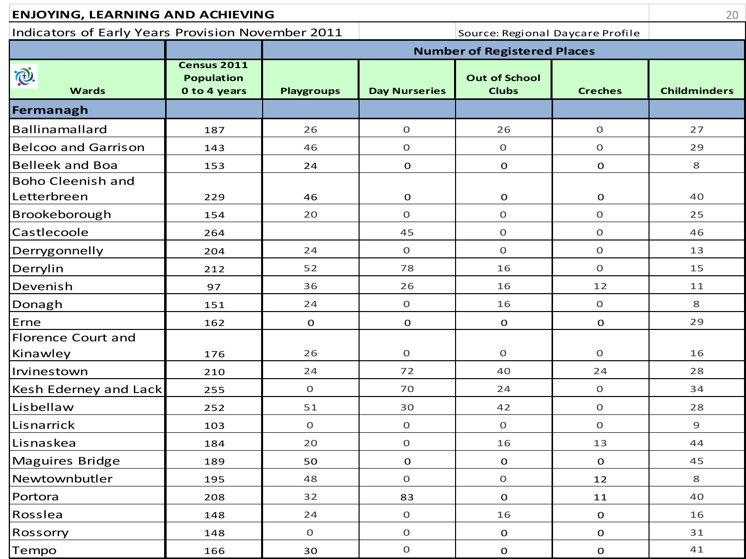## ENJOYING, LEARNING AND ACHIEVING

Indicators of Early Years Provision November 2011 — Source: Regional Daycare Profile

| | | Number of Registered Places | | | | |
|---|---|---|---|---|---|---|
| Wards | Census 2011 Population 0 to 4 years | Playgroups | Day Nurseries | Out of School Clubs | Creches | Childminders |
| **Fermanagh** | | | | | | |
| Ballinamallard | 187 | 26 | 0 | 26 | 0 | 27 |
| Belcoo and Garrison | 143 | 46 | 0 | 0 | 0 | 29 |
| Belleek and Boa | 153 | 24 | 0 | 0 | 0 | 8 |
| Boho Cleenish and Letterbreen | 229 | 46 | 0 | 0 | 0 | 40 |
| Brookeborough | 154 | 20 | 0 | 0 | 0 | 25 |
| Castlecoole | 264 | | 45 | 0 | 0 | 46 |
| Derrygonnelly | 204 | 24 | 0 | 0 | 0 | 13 |
| Derrylin | 212 | 52 | 78 | 16 | 0 | 15 |
| Devenish | 97 | 36 | 26 | 16 | 12 | 11 |
| Donagh | 151 | 24 | 0 | 16 | 0 | 8 |
| Erne | 162 | 0 | 0 | 0 | 0 | 29 |
| Florence Court and Kinawley | 176 | 26 | 0 | 0 | 0 | 16 |
| Irvinestown | 210 | 24 | 72 | 40 | 24 | 28 |
| Kesh Ederney and Lack | 255 | 0 | 70 | 24 | 0 | 34 |
| Lisbellaw | 252 | 51 | 30 | 42 | 0 | 28 |
| Lisnarrick | 103 | 0 | 0 | 0 | 0 | 9 |
| Lisnaskea | 184 | 20 | 0 | 16 | 13 | 44 |
| Maguires Bridge | 189 | 50 | 0 | 0 | 0 | 45 |
| Newtownbutler | 195 | 48 | 0 | 0 | 12 | 8 |
| Portora | 208 | 32 | 83 | 0 | 11 | 40 |
| Rosslea | 148 | 24 | 0 | 16 | 0 | 16 |
| Rossorry | 148 | 0 | 0 | 0 | 0 | 31 |
| Tempo | 166 | 30 | 0 | 0 | 0 | 41 |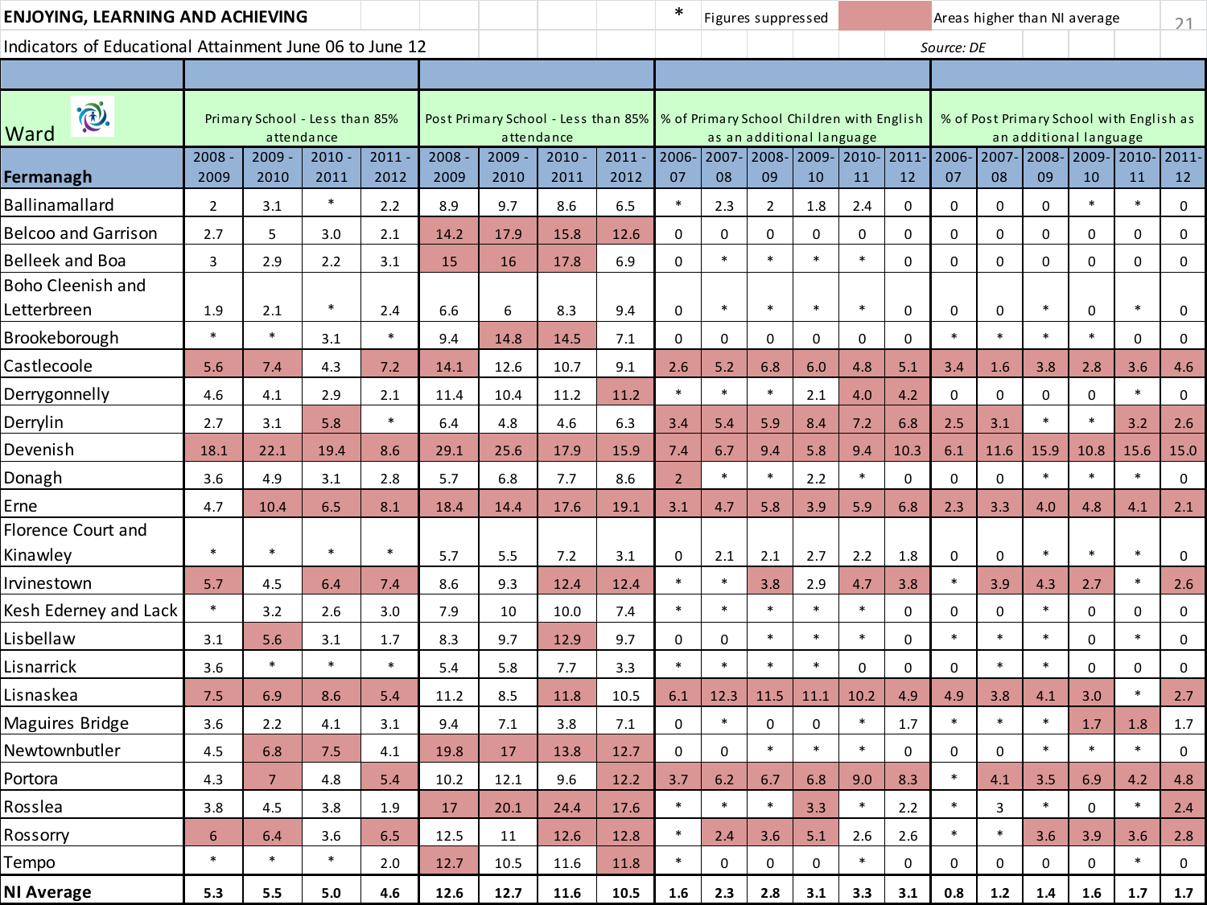## ENJOYING, LEARNING AND ACHIEVING

\* Figures suppressed — Areas higher than NI average

Indicators of Educational Attainment June 06 to June 12

*Source: DE*

| Ward | Primary School - Less than 85% attendance | | | | Post Primary School - Less than 85% attendance | | | | % of Primary School Children with English as an additional language | | | | | | % of Post Primary School with English as an additional language | | | | | |
|---|---|---|---|---|---|---|---|---|---|---|---|---|---|---|---|---|---|---|---|---|
| **Fermanagh** | 2008 - 2009 | 2009 - 2010 | 2010 - 2011 | 2011 - 2012 | 2008 - 2009 | 2009 - 2010 | 2010 - 2011 | 2011 - 2012 | 2006-07 | 2007-08 | 2008-09 | 2009-10 | 2010-11 | 2011-12 | 2006-07 | 2007-08 | 2008-09 | 2009-10 | 2010-11 | 2011-12 |
| Ballinamallard | 2 | 3.1 | * | 2.2 | 8.9 | 9.7 | 8.6 | 6.5 | * | 2.3 | 2 | 1.8 | 2.4 | 0 | 0 | 0 | 0 | * | * | 0 |
| Belcoo and Garrison | 2.7 | 5 | 3.0 | 2.1 | 14.2 | 17.9 | 15.8 | 12.6 | 0 | 0 | 0 | 0 | 0 | 0 | 0 | 0 | 0 | 0 | 0 | 0 |
| Belleek and Boa | 3 | 2.9 | 2.2 | 3.1 | 15 | 16 | 17.8 | 6.9 | 0 | * | * | * | * | 0 | 0 | 0 | 0 | 0 | 0 | 0 |
| Boho Cleenish and Letterbreen | 1.9 | 2.1 | * | 2.4 | 6.6 | 6 | 8.3 | 9.4 | 0 | * | * | * | * | 0 | 0 | 0 | * | 0 | * | 0 |
| Brookeborough | * | * | 3.1 | * | 9.4 | 14.8 | 14.5 | 7.1 | 0 | 0 | 0 | 0 | 0 | 0 | * | * | * | * | 0 | 0 |
| Castlecoole | 5.6 | 7.4 | 4.3 | 7.2 | 14.1 | 12.6 | 10.7 | 9.1 | 2.6 | 5.2 | 6.8 | 6.0 | 4.8 | 5.1 | 3.4 | 1.6 | 3.8 | 2.8 | 3.6 | 4.6 |
| Derrygonnelly | 4.6 | 4.1 | 2.9 | 2.1 | 11.4 | 10.4 | 11.2 | 11.2 | * | * | * | 2.1 | 4.0 | 4.2 | 0 | 0 | 0 | 0 | * | 0 |
| Derrylin | 2.7 | 3.1 | 5.8 | * | 6.4 | 4.8 | 4.6 | 6.3 | 3.4 | 5.4 | 5.9 | 8.4 | 7.2 | 6.8 | 2.5 | 3.1 | * | * | 3.2 | 2.6 |
| Devenish | 18.1 | 22.1 | 19.4 | 8.6 | 29.1 | 25.6 | 17.9 | 15.9 | 7.4 | 6.7 | 9.4 | 5.8 | 9.4 | 10.3 | 6.1 | 11.6 | 15.9 | 10.8 | 15.6 | 15.0 |
| Donagh | 3.6 | 4.9 | 3.1 | 2.8 | 5.7 | 6.8 | 7.7 | 8.6 | 2 | * | * | 2.2 | * | 0 | 0 | 0 | * | * | * | 0 |
| Erne | 4.7 | 10.4 | 6.5 | 8.1 | 18.4 | 14.4 | 17.6 | 19.1 | 3.1 | 4.7 | 5.8 | 3.9 | 5.9 | 6.8 | 2.3 | 3.3 | 4.0 | 4.8 | 4.1 | 2.1 |
| Florence Court and Kinawley | * | * | * | * | 5.7 | 5.5 | 7.2 | 3.1 | 0 | 2.1 | 2.1 | 2.7 | 2.2 | 1.8 | 0 | 0 | * | * | * | 0 |
| Irvinestown | 5.7 | 4.5 | 6.4 | 7.4 | 8.6 | 9.3 | 12.4 | 12.4 | * | * | 3.8 | 2.9 | 4.7 | 3.8 | * | 3.9 | 4.3 | 2.7 | * | 2.6 |
| Kesh Ederney and Lack | * | 3.2 | 2.6 | 3.0 | 7.9 | 10 | 10.0 | 7.4 | * | * | * | * | * | 0 | 0 | 0 | * | 0 | 0 | 0 |
| Lisbellaw | 3.1 | 5.6 | 3.1 | 1.7 | 8.3 | 9.7 | 12.9 | 9.7 | 0 | 0 | * | * | * | 0 | * | * | * | 0 | * | 0 |
| Lisnarrick | 3.6 | * | * | * | 5.4 | 5.8 | 7.7 | 3.3 | * | * | * | * | 0 | 0 | 0 | * | * | 0 | 0 | 0 |
| Lisnaskea | 7.5 | 6.9 | 8.6 | 5.4 | 11.2 | 8.5 | 11.8 | 10.5 | 6.1 | 12.3 | 11.5 | 11.1 | 10.2 | 4.9 | 4.9 | 3.8 | 4.1 | 3.0 | * | 2.7 |
| Maguires Bridge | 3.6 | 2.2 | 4.1 | 3.1 | 9.4 | 7.1 | 3.8 | 7.1 | 0 | * | 0 | 0 | * | 1.7 | * | * | * | 1.7 | 1.8 | 1.7 |
| Newtownbutler | 4.5 | 6.8 | 7.5 | 4.1 | 19.8 | 17 | 13.8 | 12.7 | 0 | 0 | * | * | * | 0 | 0 | 0 | * | * | * | 0 |
| Portora | 4.3 | 7 | 4.8 | 5.4 | 10.2 | 12.1 | 9.6 | 12.2 | 3.7 | 6.2 | 6.7 | 6.8 | 9.0 | 8.3 | * | 4.1 | 3.5 | 6.9 | 4.2 | 4.8 |
| Rosslea | 3.8 | 4.5 | 3.8 | 1.9 | 17 | 20.1 | 24.4 | 17.6 | * | * | * | 3.3 | * | 2.2 | * | 3 | * | 0 | * | 2.4 |
| Rossorry | 6 | 6.4 | 3.6 | 6.5 | 12.5 | 11 | 12.6 | 12.8 | * | 2.4 | 3.6 | 5.1 | 2.6 | 2.6 | * | * | 3.6 | 3.9 | 3.6 | 2.8 |
| Tempo | * | * | * | 2.0 | 12.7 | 10.5 | 11.6 | 11.8 | * | 0 | 0 | 0 | * | 0 | 0 | 0 | 0 | 0 | * | 0 |
| **NI Average** | **5.3** | **5.5** | **5.0** | **4.6** | **12.6** | **12.7** | **11.6** | **10.5** | **1.6** | **2.3** | **2.8** | **3.1** | **3.3** | **3.1** | **0.8** | **1.2** | **1.4** | **1.6** | **1.7** | **1.7** |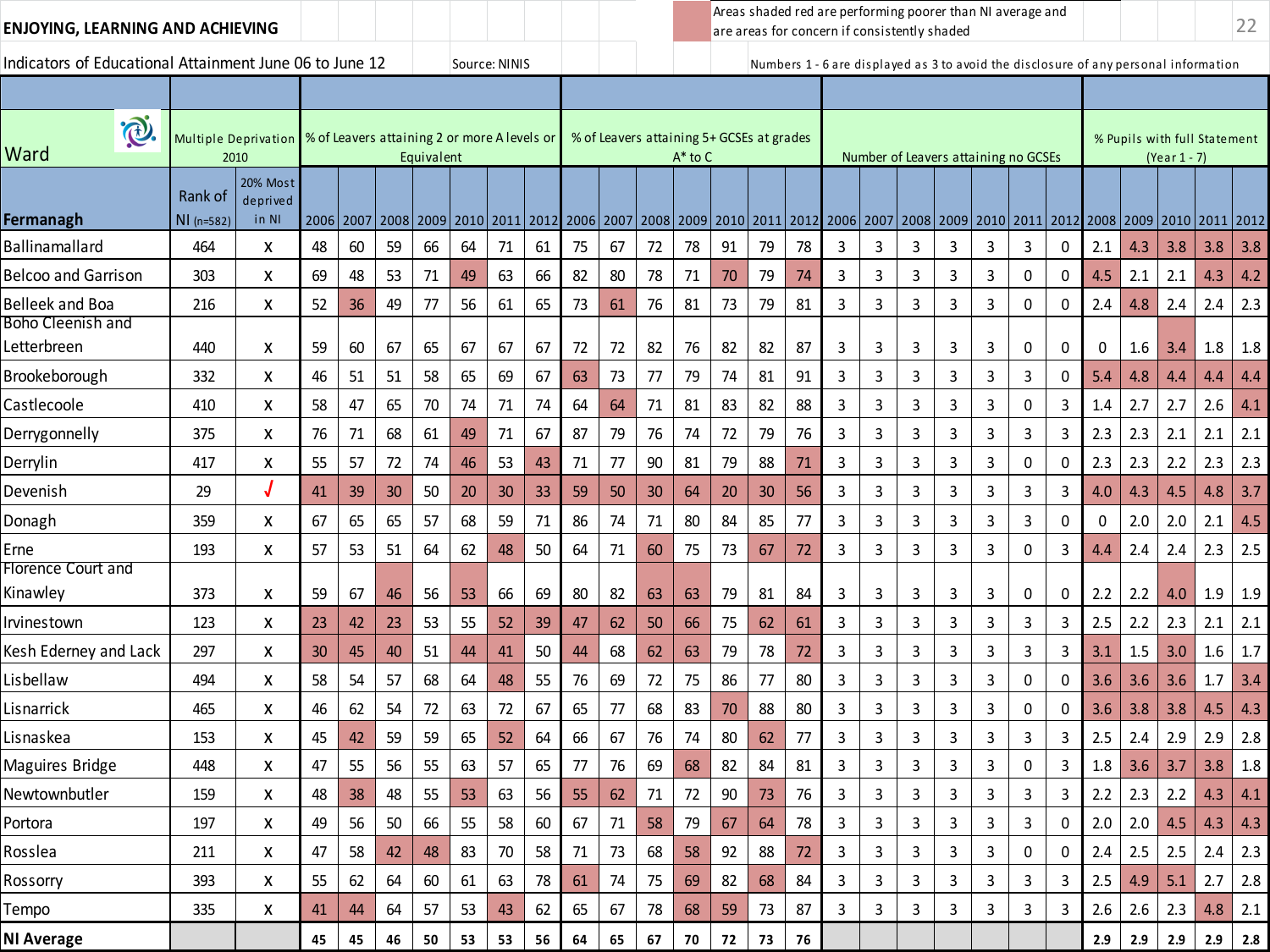**ENJOYING, LEARNING AND ACHIEVING**

Areas shaded red are performing poorer than NI average and are areas for concern if consistently shaded

Indicators of Educational Attainment June 06 to June 12

Source: NINIS

Numbers 1 - 6 are displayed as 3 to avoid the disclosure of any personal information

| Ward | Multiple Deprivation 2010 | | % of Leavers attaining 2 or more A levels or Equivalent | | | | | | | % of Leavers attaining 5+ GCSEs at grades A* to C | | | | | | | Number of Leavers attaining no GCSEs | | | | | | | % Pupils with full Statement (Year 1 - 7) | | | | |
|---|---|---|---|---|---|---|---|---|---|---|---|---|---|---|---|---|---|---|---|---|---|---|---|---|---|---|---|---|
| Fermanagh | Rank of NI (n=582) | 20% Most deprived in NI | 2006 | 2007 | 2008 | 2009 | 2010 | 2011 | 2012 | 2006 | 2007 | 2008 | 2009 | 2010 | 2011 | 2012 | 2006 | 2007 | 2008 | 2009 | 2010 | 2011 | 2012 | 2008 | 2009 | 2010 | 2011 | 2012 |
| Ballinamallard | 464 | x | 48 | 60 | 59 | 66 | 64 | 71 | 61 | 75 | 67 | 72 | 78 | 91 | 79 | 78 | 3 | 3 | 3 | 3 | 3 | 3 | 0 | 2.1 | 4.3 | 3.8 | 3.8 | 3.8 |
| Belcoo and Garrison | 303 | x | 69 | 48 | 53 | 71 | 49 | 63 | 66 | 82 | 80 | 78 | 71 | 70 | 79 | 74 | 3 | 3 | 3 | 3 | 3 | 0 | 0 | 4.5 | 2.1 | 2.1 | 4.3 | 4.2 |
| Belleek and Boa | 216 | x | 52 | 36 | 49 | 77 | 56 | 61 | 65 | 73 | 61 | 76 | 81 | 73 | 79 | 81 | 3 | 3 | 3 | 3 | 3 | 0 | 0 | 2.4 | 4.8 | 2.4 | 2.4 | 2.3 |
| Boho Cleenish and Letterbreen | 440 | x | 59 | 60 | 67 | 65 | 67 | 67 | 67 | 72 | 72 | 82 | 76 | 82 | 82 | 87 | 3 | 3 | 3 | 3 | 3 | 0 | 0 | 0 | 1.6 | 3.4 | 1.8 | 1.8 |
| Brookeborough | 332 | x | 46 | 51 | 51 | 58 | 65 | 69 | 67 | 63 | 73 | 77 | 79 | 74 | 81 | 91 | 3 | 3 | 3 | 3 | 3 | 3 | 0 | 5.4 | 4.8 | 4.4 | 4.4 | 4.4 |
| Castlecoole | 410 | x | 58 | 47 | 65 | 70 | 74 | 71 | 74 | 64 | 64 | 71 | 81 | 83 | 82 | 88 | 3 | 3 | 3 | 3 | 3 | 0 | 3 | 1.4 | 2.7 | 2.7 | 2.6 | 4.1 |
| Derrygonnelly | 375 | x | 76 | 71 | 68 | 61 | 49 | 71 | 67 | 87 | 79 | 76 | 74 | 72 | 79 | 76 | 3 | 3 | 3 | 3 | 3 | 3 | 3 | 2.3 | 2.3 | 2.1 | 2.1 | 2.1 |
| Derrylin | 417 | x | 55 | 57 | 72 | 74 | 46 | 53 | 43 | 71 | 77 | 90 | 81 | 79 | 88 | 71 | 3 | 3 | 3 | 3 | 3 | 0 | 0 | 2.3 | 2.3 | 2.2 | 2.3 | 2.3 |
| Devenish | 29 | √ | 41 | 39 | 30 | 50 | 20 | 30 | 33 | 59 | 50 | 30 | 64 | 20 | 30 | 56 | 3 | 3 | 3 | 3 | 3 | 3 | 3 | 4.0 | 4.3 | 4.5 | 4.8 | 3.7 |
| Donagh | 359 | x | 67 | 65 | 65 | 57 | 68 | 59 | 71 | 86 | 74 | 71 | 80 | 84 | 85 | 77 | 3 | 3 | 3 | 3 | 3 | 3 | 0 | 0 | 2.0 | 2.0 | 2.1 | 4.5 |
| Erne | 193 | x | 57 | 53 | 51 | 64 | 62 | 48 | 50 | 64 | 71 | 60 | 75 | 73 | 67 | 72 | 3 | 3 | 3 | 3 | 3 | 0 | 3 | 4.4 | 2.4 | 2.4 | 2.3 | 2.5 |
| Florence Court and Kinawley | 373 | x | 59 | 67 | 46 | 56 | 53 | 66 | 69 | 80 | 82 | 63 | 63 | 79 | 81 | 84 | 3 | 3 | 3 | 3 | 3 | 0 | 0 | 2.2 | 2.2 | 4.0 | 1.9 | 1.9 |
| Irvinestown | 123 | x | 23 | 42 | 23 | 53 | 55 | 52 | 39 | 47 | 62 | 50 | 66 | 75 | 62 | 61 | 3 | 3 | 3 | 3 | 3 | 3 | 3 | 2.5 | 2.2 | 2.3 | 2.1 | 2.1 |
| Kesh Ederney and Lack | 297 | x | 30 | 45 | 40 | 51 | 44 | 41 | 50 | 44 | 68 | 62 | 63 | 79 | 78 | 72 | 3 | 3 | 3 | 3 | 3 | 3 | 3 | 3.1 | 1.5 | 3.0 | 1.6 | 1.7 |
| Lisbellaw | 494 | x | 58 | 54 | 57 | 68 | 64 | 48 | 55 | 76 | 69 | 72 | 75 | 86 | 77 | 80 | 3 | 3 | 3 | 3 | 3 | 0 | 0 | 3.6 | 3.6 | 3.6 | 1.7 | 3.4 |
| Lisnarrick | 465 | x | 46 | 62 | 54 | 72 | 63 | 72 | 67 | 65 | 77 | 68 | 83 | 70 | 88 | 80 | 3 | 3 | 3 | 3 | 3 | 0 | 0 | 3.6 | 3.8 | 3.8 | 4.5 | 4.3 |
| Lisnaskea | 153 | x | 45 | 42 | 59 | 59 | 65 | 52 | 64 | 66 | 67 | 76 | 74 | 80 | 62 | 77 | 3 | 3 | 3 | 3 | 3 | 3 | 3 | 2.5 | 2.4 | 2.9 | 2.9 | 2.8 |
| Maguires Bridge | 448 | x | 47 | 55 | 56 | 55 | 63 | 57 | 65 | 77 | 76 | 69 | 68 | 82 | 84 | 81 | 3 | 3 | 3 | 3 | 3 | 0 | 3 | 1.8 | 3.6 | 3.7 | 3.8 | 1.8 |
| Newtownbutler | 159 | x | 48 | 38 | 48 | 55 | 53 | 63 | 56 | 55 | 62 | 71 | 72 | 90 | 73 | 76 | 3 | 3 | 3 | 3 | 3 | 3 | 3 | 2.2 | 2.3 | 2.2 | 4.3 | 4.1 |
| Portora | 197 | x | 49 | 56 | 50 | 66 | 55 | 58 | 60 | 67 | 71 | 58 | 79 | 67 | 64 | 78 | 3 | 3 | 3 | 3 | 3 | 3 | 0 | 2.0 | 2.0 | 4.5 | 4.3 | 4.3 |
| Rosslea | 211 | x | 47 | 58 | 42 | 48 | 83 | 70 | 58 | 71 | 73 | 68 | 58 | 92 | 88 | 72 | 3 | 3 | 3 | 3 | 3 | 0 | 0 | 2.4 | 2.5 | 2.5 | 2.4 | 2.3 |
| Rossorry | 393 | x | 55 | 62 | 64 | 60 | 61 | 63 | 78 | 61 | 74 | 75 | 69 | 82 | 68 | 84 | 3 | 3 | 3 | 3 | 3 | 3 | 3 | 2.5 | 4.9 | 5.1 | 2.7 | 2.8 |
| Tempo | 335 | x | 41 | 44 | 64 | 57 | 53 | 43 | 62 | 65 | 67 | 78 | 68 | 59 | 73 | 87 | 3 | 3 | 3 | 3 | 3 | 3 | 3 | 2.6 | 2.6 | 2.3 | 4.8 | 2.1 |
| **NI Average** | | | **45** | **45** | **46** | **50** | **53** | **53** | **56** | **64** | **65** | **67** | **70** | **72** | **73** | **76** | | | | | | | | **2.9** | **2.9** | **2.9** | **2.9** | **2.8** |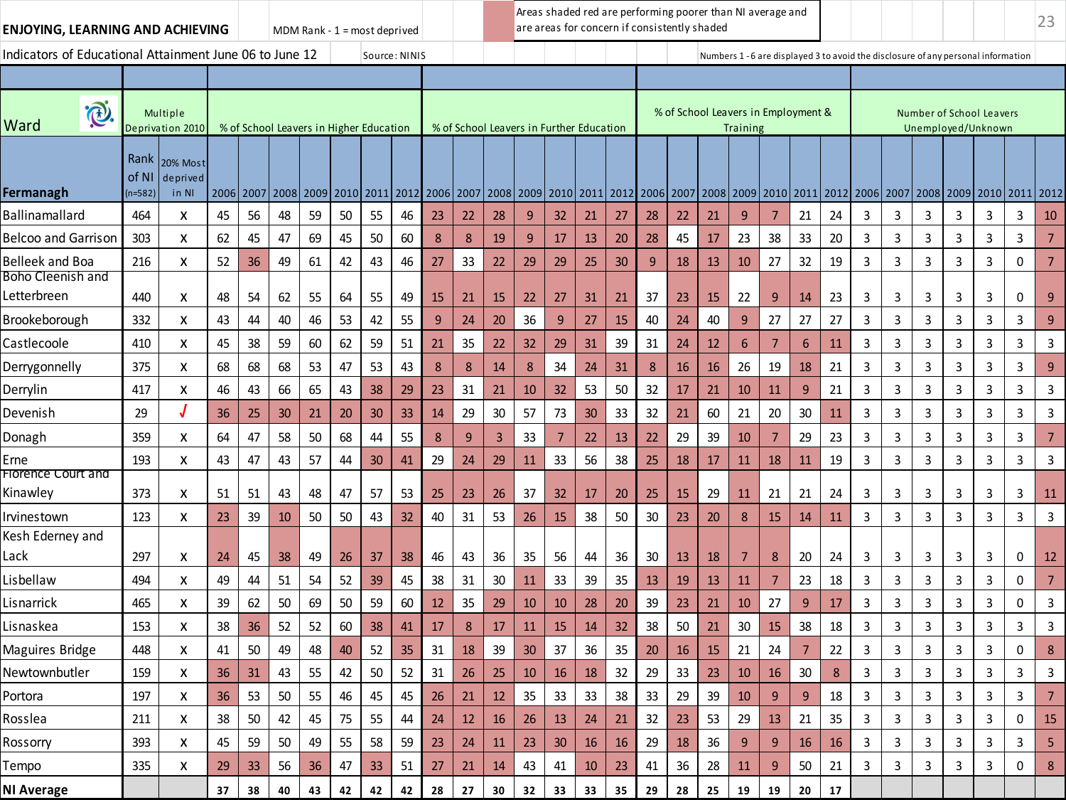**ENJOYING, LEARNING AND ACHIEVING**

MDM Rank - 1 = most deprived

Areas shaded red are performing poorer than NI average and are areas for concern if consistently shaded

Indicators of Educational Attainment June 06 to June 12

Source: NINIS

Numbers 1 - 6 are displayed 3 to avoid the disclosure of any personal information

| Ward | Multiple Deprivation 2010 | | % of School Leavers in Higher Education | | | | | | | % of School Leavers in Further Education | | | | | | | % of School Leavers in Employment & Training | | | | | | | Number of School Leavers Unemployed/Unknown | | | | | | |
|---|---|---|---|---|---|---|---|---|---|---|---|---|---|---|---|---|---|---|---|---|---|---|---|---|---|---|---|---|---|---|
| Fermanagh | Rank of NI (n=582) | 20% Most deprived in NI | 2006 | 2007 | 2008 | 2009 | 2010 | 2011 | 2012 | 2006 | 2007 | 2008 | 2009 | 2010 | 2011 | 2012 | 2006 | 2007 | 2008 | 2009 | 2010 | 2011 | 2012 | 2006 | 2007 | 2008 | 2009 | 2010 | 2011 | 2012 |
| Ballinamallard | 464 | X | 45 | 56 | 48 | 59 | 50 | 55 | 46 | 23 | 22 | 28 | 9 | 32 | 21 | 27 | 28 | 22 | 21 | 9 | 7 | 21 | 24 | 3 | 3 | 3 | 3 | 3 | 3 | 10 |
| Belcoo and Garrison | 303 | X | 62 | 45 | 47 | 69 | 45 | 50 | 60 | 8 | 8 | 19 | 9 | 17 | 13 | 20 | 28 | 45 | 17 | 23 | 38 | 33 | 20 | 3 | 3 | 3 | 3 | 3 | 3 | 7 |
| Belleek and Boa | 216 | X | 52 | 36 | 49 | 61 | 42 | 43 | 46 | 27 | 33 | 22 | 29 | 29 | 25 | 30 | 9 | 18 | 13 | 10 | 27 | 32 | 19 | 3 | 3 | 3 | 3 | 3 | 0 | 7 |
| Boho Cleenish and Letterbreen | 440 | X | 48 | 54 | 62 | 55 | 64 | 55 | 49 | 15 | 21 | 15 | 22 | 27 | 31 | 21 | 37 | 23 | 15 | 22 | 9 | 14 | 23 | 3 | 3 | 3 | 3 | 3 | 0 | 9 |
| Brookeborough | 332 | X | 43 | 44 | 40 | 46 | 53 | 42 | 55 | 9 | 24 | 20 | 36 | 9 | 27 | 15 | 40 | 24 | 40 | 9 | 27 | 27 | 27 | 3 | 3 | 3 | 3 | 3 | 3 | 9 |
| Castlecoole | 410 | X | 45 | 38 | 59 | 60 | 62 | 59 | 51 | 21 | 35 | 22 | 32 | 29 | 31 | 39 | 31 | 24 | 12 | 6 | 7 | 6 | 11 | 3 | 3 | 3 | 3 | 3 | 3 | 3 |
| Derrygonnelly | 375 | X | 68 | 68 | 68 | 53 | 47 | 53 | 43 | 8 | 8 | 14 | 8 | 34 | 24 | 31 | 8 | 16 | 16 | 26 | 19 | 18 | 21 | 3 | 3 | 3 | 3 | 3 | 3 | 9 |
| Derrylin | 417 | X | 46 | 43 | 66 | 65 | 43 | 38 | 29 | 23 | 31 | 21 | 10 | 32 | 53 | 50 | 32 | 17 | 21 | 10 | 11 | 9 | 21 | 3 | 3 | 3 | 3 | 3 | 3 | 3 |
| Devenish | 29 | √ | 36 | 25 | 30 | 21 | 20 | 30 | 33 | 14 | 29 | 30 | 57 | 73 | 30 | 33 | 32 | 21 | 60 | 21 | 20 | 30 | 11 | 3 | 3 | 3 | 3 | 3 | 3 | 3 |
| Donagh | 359 | X | 64 | 47 | 58 | 50 | 68 | 44 | 55 | 8 | 9 | 3 | 33 | 7 | 22 | 13 | 22 | 29 | 39 | 10 | 7 | 29 | 23 | 3 | 3 | 3 | 3 | 3 | 3 | 7 |
| Erne | 193 | X | 43 | 47 | 43 | 57 | 44 | 30 | 41 | 29 | 24 | 29 | 11 | 33 | 56 | 38 | 25 | 18 | 17 | 11 | 18 | 11 | 19 | 3 | 3 | 3 | 3 | 3 | 3 | 3 |
| Florence Court and Kinawley | 373 | X | 51 | 51 | 43 | 48 | 47 | 57 | 53 | 25 | 23 | 26 | 37 | 32 | 17 | 20 | 25 | 15 | 29 | 11 | 21 | 21 | 24 | 3 | 3 | 3 | 3 | 3 | 3 | 11 |
| Irvinestown | 123 | X | 23 | 39 | 10 | 50 | 50 | 43 | 32 | 40 | 31 | 53 | 26 | 15 | 38 | 50 | 30 | 23 | 20 | 8 | 15 | 14 | 11 | 3 | 3 | 3 | 3 | 3 | 3 | 3 |
| Kesh Ederney and Lack | 297 | X | 24 | 45 | 38 | 49 | 26 | 37 | 38 | 46 | 43 | 36 | 35 | 56 | 44 | 36 | 30 | 13 | 18 | 7 | 8 | 20 | 24 | 3 | 3 | 3 | 3 | 3 | 0 | 12 |
| Lisbellaw | 494 | X | 49 | 44 | 51 | 54 | 52 | 39 | 45 | 38 | 31 | 30 | 11 | 33 | 39 | 35 | 13 | 19 | 13 | 11 | 7 | 23 | 18 | 3 | 3 | 3 | 3 | 3 | 0 | 7 |
| Lisnarrick | 465 | X | 39 | 62 | 50 | 69 | 50 | 59 | 60 | 12 | 35 | 29 | 10 | 10 | 28 | 20 | 39 | 23 | 21 | 10 | 27 | 9 | 17 | 3 | 3 | 3 | 3 | 3 | 0 | 3 |
| Lisnaskea | 153 | X | 38 | 36 | 52 | 52 | 60 | 38 | 41 | 17 | 8 | 17 | 11 | 15 | 14 | 32 | 38 | 50 | 21 | 30 | 15 | 38 | 18 | 3 | 3 | 3 | 3 | 3 | 3 | 3 |
| Maguires Bridge | 448 | X | 41 | 50 | 49 | 48 | 40 | 52 | 35 | 31 | 18 | 39 | 30 | 37 | 36 | 35 | 20 | 16 | 15 | 21 | 24 | 7 | 22 | 3 | 3 | 3 | 3 | 3 | 0 | 8 |
| Newtownbutler | 159 | X | 36 | 31 | 43 | 55 | 42 | 50 | 52 | 31 | 26 | 25 | 10 | 16 | 18 | 32 | 29 | 33 | 23 | 10 | 16 | 30 | 8 | 3 | 3 | 3 | 3 | 3 | 3 | 3 |
| Portora | 197 | X | 36 | 53 | 50 | 55 | 46 | 45 | 45 | 26 | 21 | 12 | 35 | 33 | 33 | 38 | 33 | 29 | 39 | 10 | 9 | 9 | 18 | 3 | 3 | 3 | 3 | 3 | 3 | 7 |
| Rosslea | 211 | X | 38 | 50 | 42 | 45 | 75 | 55 | 44 | 24 | 12 | 16 | 26 | 13 | 24 | 21 | 32 | 23 | 53 | 29 | 13 | 21 | 35 | 3 | 3 | 3 | 3 | 3 | 0 | 15 |
| Rossorry | 393 | X | 45 | 59 | 50 | 49 | 55 | 58 | 59 | 23 | 24 | 11 | 23 | 30 | 16 | 16 | 29 | 18 | 36 | 9 | 9 | 16 | 16 | 3 | 3 | 3 | 3 | 3 | 3 | 5 |
| Tempo | 335 | X | 29 | 33 | 56 | 36 | 47 | 33 | 51 | 27 | 21 | 14 | 43 | 41 | 10 | 23 | 41 | 36 | 28 | 11 | 9 | 50 | 21 | 3 | 3 | 3 | 3 | 3 | 0 | 8 |
| **NI Average** | | | **37** | **38** | **40** | **43** | **42** | **42** | **42** | **28** | **27** | **30** | **32** | **33** | **33** | **35** | **29** | **28** | **25** | **19** | **19** | **20** | **17** | | | | | | | |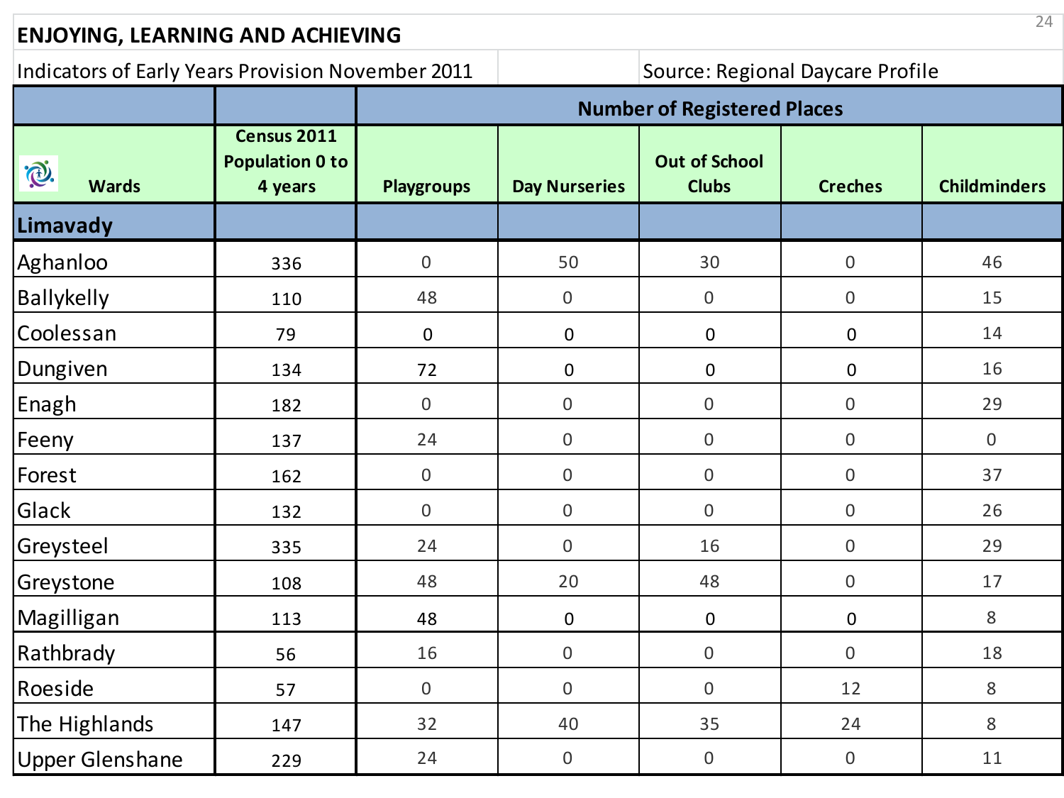## ENJOYING, LEARNING AND ACHIEVING

Indicators of Early Years Provision November 2011 | Source: Regional Daycare Profile

| | | Number of Registered Places | | | | |
|---|---|---|---|---|---|---|
| Wards | Census 2011 Population 0 to 4 years | Playgroups | Day Nurseries | Out of School Clubs | Creches | Childminders |
| **Limavady** | | | | | | |
| Aghanloo | 336 | 0 | 50 | 30 | 0 | 46 |
| Ballykelly | 110 | 48 | 0 | 0 | 0 | 15 |
| Coolessan | 79 | 0 | 0 | 0 | 0 | 14 |
| Dungiven | 134 | 72 | 0 | 0 | 0 | 16 |
| Enagh | 182 | 0 | 0 | 0 | 0 | 29 |
| Feeny | 137 | 24 | 0 | 0 | 0 | 0 |
| Forest | 162 | 0 | 0 | 0 | 0 | 37 |
| Glack | 132 | 0 | 0 | 0 | 0 | 26 |
| Greysteel | 335 | 24 | 0 | 16 | 0 | 29 |
| Greystone | 108 | 48 | 20 | 48 | 0 | 17 |
| Magilligan | 113 | 48 | 0 | 0 | 0 | 8 |
| Rathbrady | 56 | 16 | 0 | 0 | 0 | 18 |
| Roeside | 57 | 0 | 0 | 0 | 12 | 8 |
| The Highlands | 147 | 32 | 40 | 35 | 24 | 8 |
| Upper Glenshane | 229 | 24 | 0 | 0 | 0 | 11 |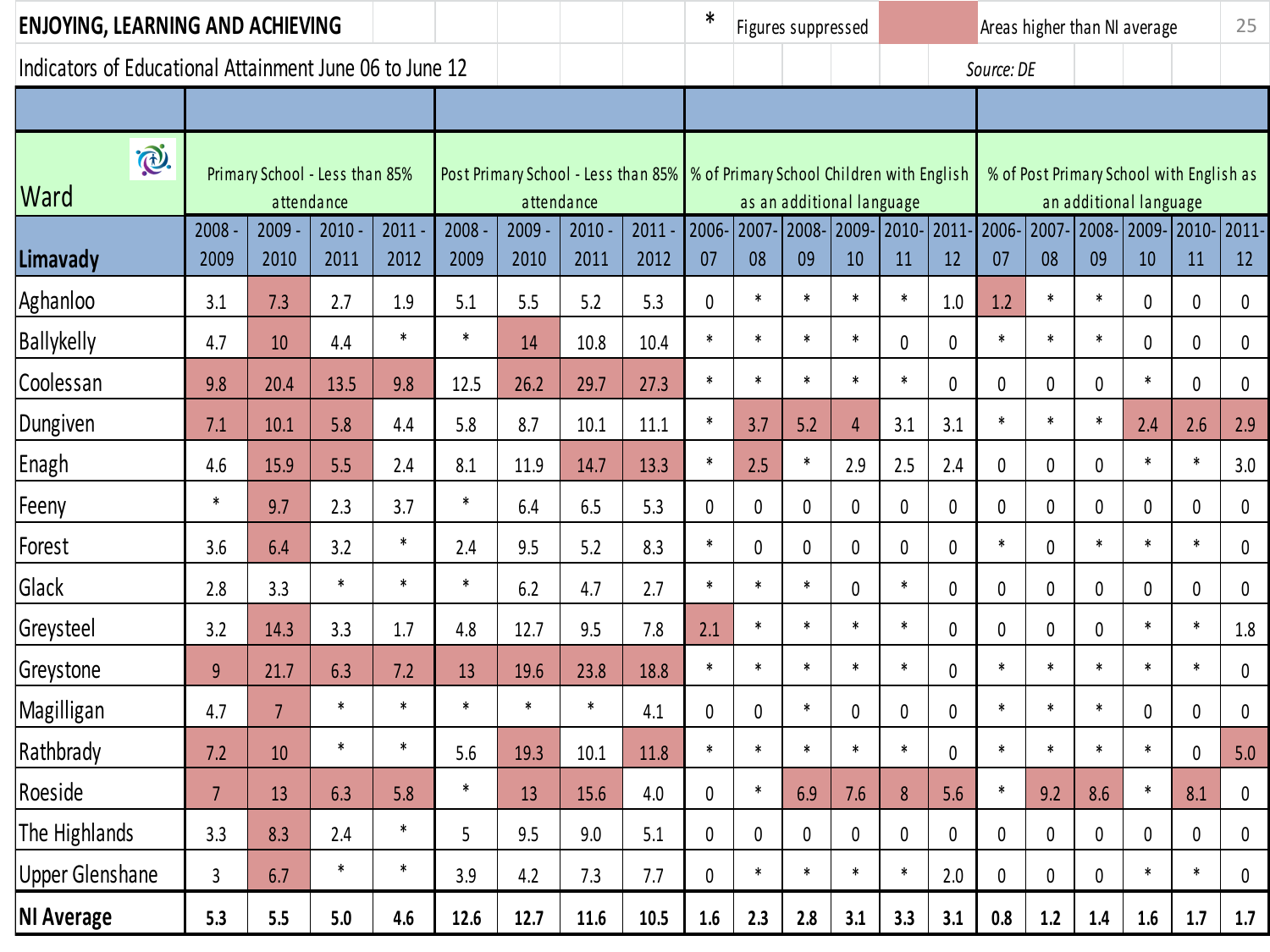## ENJOYING, LEARNING AND ACHIEVING

\* Figures suppressed | Areas higher than NI average

Indicators of Educational Attainment June 06 to June 12

*Source: DE*

| Ward | Primary School - Less than 85% attendance | | | | Post Primary School - Less than 85% attendance | | | | % of Primary School Children with English as an additional language | | | | | | % of Post Primary School with English as an additional language | | | | | |
|---|---|---|---|---|---|---|---|---|---|---|---|---|---|---|---|---|---|---|---|---|
| **Limavady** | 2008 - 2009 | 2009 - 2010 | 2010 - 2011 | 2011 - 2012 | 2008 - 2009 | 2009 - 2010 | 2010 - 2011 | 2011 - 2012 | 2006-07 | 2007-08 | 2008-09 | 2009-10 | 2010-11 | 2011-12 | 2006-07 | 2007-08 | 2008-09 | 2009-10 | 2010-11 | 2011-12 |
| Aghanloo | 3.1 | 7.3 | 2.7 | 1.9 | 5.1 | 5.5 | 5.2 | 5.3 | 0 | * | * | * | * | 1.0 | 1.2 | * | * | 0 | 0 | 0 |
| Ballykelly | 4.7 | 10 | 4.4 | * | * | 14 | 10.8 | 10.4 | * | * | * | * | 0 | 0 | * | * | * | 0 | 0 | 0 |
| Coolessan | 9.8 | 20.4 | 13.5 | 9.8 | 12.5 | 26.2 | 29.7 | 27.3 | * | * | * | * | * | 0 | 0 | 0 | 0 | * | 0 | 0 |
| Dungiven | 7.1 | 10.1 | 5.8 | 4.4 | 5.8 | 8.7 | 10.1 | 11.1 | * | 3.7 | 5.2 | 4 | 3.1 | 3.1 | * | * | * | 2.4 | 2.6 | 2.9 |
| Enagh | 4.6 | 15.9 | 5.5 | 2.4 | 8.1 | 11.9 | 14.7 | 13.3 | * | 2.5 | * | 2.9 | 2.5 | 2.4 | 0 | 0 | 0 | * | * | 3.0 |
| Feeny | * | 9.7 | 2.3 | 3.7 | * | 6.4 | 6.5 | 5.3 | 0 | 0 | 0 | 0 | 0 | 0 | 0 | 0 | 0 | 0 | 0 | 0 |
| Forest | 3.6 | 6.4 | 3.2 | * | 2.4 | 9.5 | 5.2 | 8.3 | * | 0 | 0 | 0 | 0 | 0 | * | 0 | * | * | * | 0 |
| Glack | 2.8 | 3.3 | * | * | * | 6.2 | 4.7 | 2.7 | * | * | * | 0 | * | 0 | 0 | 0 | 0 | 0 | 0 | 0 |
| Greysteel | 3.2 | 14.3 | 3.3 | 1.7 | 4.8 | 12.7 | 9.5 | 7.8 | 2.1 | * | * | * | * | 0 | 0 | 0 | 0 | * | * | 1.8 |
| Greystone | 9 | 21.7 | 6.3 | 7.2 | 13 | 19.6 | 23.8 | 18.8 | * | * | * | * | * | 0 | * | * | * | * | * | 0 |
| Magilligan | 4.7 | 7 | * | * | * | * | * | 4.1 | 0 | 0 | * | 0 | 0 | 0 | * | * | * | 0 | 0 | 0 |
| Rathbrady | 7.2 | 10 | * | * | 5.6 | 19.3 | 10.1 | 11.8 | * | * | * | * | * | 0 | * | * | * | * | 0 | 5.0 |
| Roeside | 7 | 13 | 6.3 | 5.8 | * | 13 | 15.6 | 4.0 | 0 | * | 6.9 | 7.6 | 8 | 5.6 | * | 9.2 | 8.6 | * | 8.1 | 0 |
| The Highlands | 3.3 | 8.3 | 2.4 | * | 5 | 9.5 | 9.0 | 5.1 | 0 | 0 | 0 | 0 | 0 | 0 | 0 | 0 | 0 | 0 | 0 | 0 |
| Upper Glenshane | 3 | 6.7 | * | * | 3.9 | 4.2 | 7.3 | 7.7 | 0 | * | * | * | * | 2.0 | 0 | 0 | 0 | * | * | 0 |
| **NI Average** | **5.3** | **5.5** | **5.0** | **4.6** | **12.6** | **12.7** | **11.6** | **10.5** | **1.6** | **2.3** | **2.8** | **3.1** | **3.3** | **3.1** | **0.8** | **1.2** | **1.4** | **1.6** | **1.7** | **1.7** |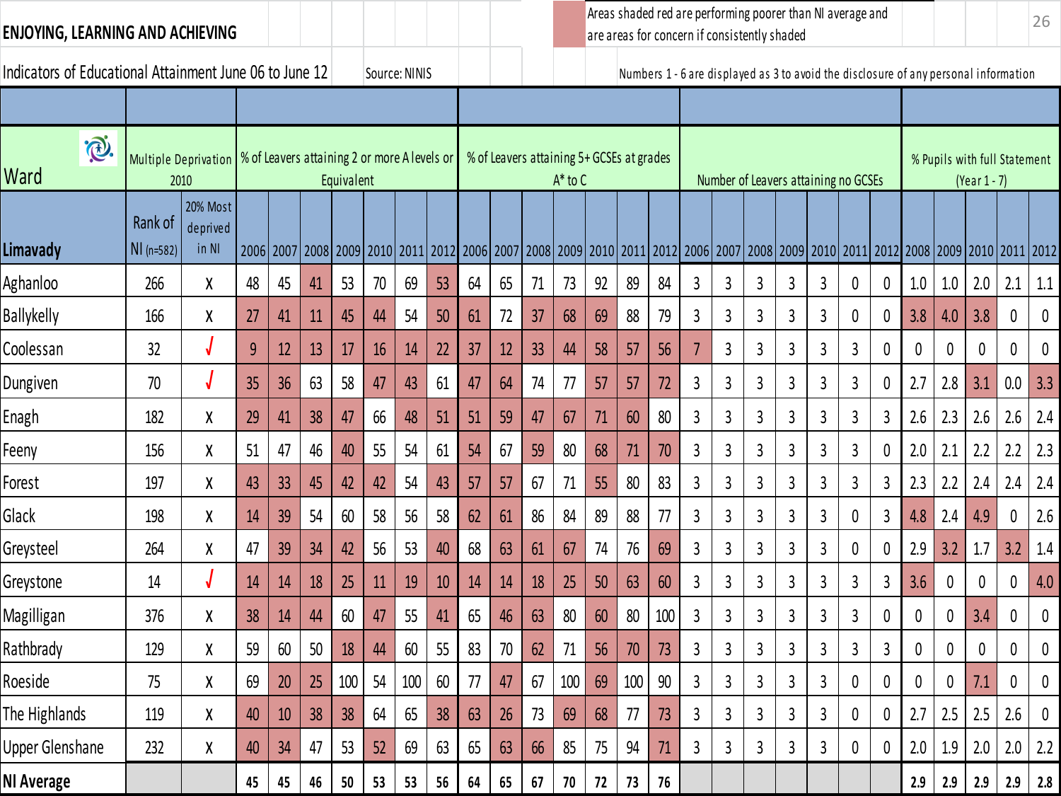## ENJOYING, LEARNING AND ACHIEVING

Areas shaded red are performing poorer than NI average and are areas for concern if consistently shaded

Indicators of Educational Attainment June 06 to June 12

Source: NINIS

Numbers 1 - 6 are displayed as 3 to avoid the disclosure of any personal information

| Ward | Multiple Deprivation 2010 | | % of Leavers attaining 2 or more A levels or Equivalent | | | | | | | % of Leavers attaining 5+ GCSEs at grades A* to C | | | | | | | Number of Leavers attaining no GCSEs | | | | | | | % Pupils with full Statement (Year 1 - 7) | | | | |
|---|---|---|---|---|---|---|---|---|---|---|---|---|---|---|---|---|---|---|---|---|---|---|---|---|---|---|---|---|
| Limavady | Rank of NI (n=582) | 20% Most deprived in NI | 2006 | 2007 | 2008 | 2009 | 2010 | 2011 | 2012 | 2006 | 2007 | 2008 | 2009 | 2010 | 2011 | 2012 | 2006 | 2007 | 2008 | 2009 | 2010 | 2011 | 2012 | 2008 | 2009 | 2010 | 2011 | 2012 |
| Aghanloo | 266 | X | 48 | 45 | 41 | 53 | 70 | 69 | 53 | 64 | 65 | 71 | 73 | 92 | 89 | 84 | 3 | 3 | 3 | 3 | 3 | 0 | 0 | 1.0 | 1.0 | 2.0 | 2.1 | 1.1 |
| Ballykelly | 166 | X | 27 | 41 | 11 | 45 | 44 | 54 | 50 | 61 | 72 | 37 | 68 | 69 | 88 | 79 | 3 | 3 | 3 | 3 | 3 | 0 | 0 | 3.8 | 4.0 | 3.8 | 0 | 0 |
| Coolessan | 32 | √ | 9 | 12 | 13 | 17 | 16 | 14 | 22 | 37 | 12 | 33 | 44 | 58 | 57 | 56 | 7 | 3 | 3 | 3 | 3 | 3 | 0 | 0 | 0 | 0 | 0 | 0 |
| Dungiven | 70 | √ | 35 | 36 | 63 | 58 | 47 | 43 | 61 | 47 | 64 | 74 | 77 | 57 | 57 | 72 | 3 | 3 | 3 | 3 | 3 | 3 | 0 | 2.7 | 2.8 | 3.1 | 0.0 | 3.3 |
| Enagh | 182 | X | 29 | 41 | 38 | 47 | 66 | 48 | 51 | 51 | 59 | 47 | 67 | 71 | 60 | 80 | 3 | 3 | 3 | 3 | 3 | 3 | 3 | 2.6 | 2.3 | 2.6 | 2.6 | 2.4 |
| Feeny | 156 | X | 51 | 47 | 46 | 40 | 55 | 54 | 61 | 54 | 67 | 59 | 80 | 68 | 71 | 70 | 3 | 3 | 3 | 3 | 3 | 3 | 0 | 2.0 | 2.1 | 2.2 | 2.2 | 2.3 |
| Forest | 197 | X | 43 | 33 | 45 | 42 | 42 | 54 | 43 | 57 | 57 | 67 | 71 | 55 | 80 | 83 | 3 | 3 | 3 | 3 | 3 | 3 | 3 | 2.3 | 2.2 | 2.4 | 2.4 | 2.4 |
| Glack | 198 | X | 14 | 39 | 54 | 60 | 58 | 56 | 58 | 62 | 61 | 86 | 84 | 89 | 88 | 77 | 3 | 3 | 3 | 3 | 3 | 0 | 3 | 4.8 | 2.4 | 4.9 | 0 | 2.6 |
| Greysteel | 264 | X | 47 | 39 | 34 | 42 | 56 | 53 | 40 | 68 | 63 | 61 | 67 | 74 | 76 | 69 | 3 | 3 | 3 | 3 | 3 | 0 | 0 | 2.9 | 3.2 | 1.7 | 3.2 | 1.4 |
| Greystone | 14 | √ | 14 | 14 | 18 | 25 | 11 | 19 | 10 | 14 | 14 | 18 | 25 | 50 | 63 | 60 | 3 | 3 | 3 | 3 | 3 | 3 | 3 | 3.6 | 0 | 0 | 0 | 4.0 |
| Magilligan | 376 | X | 38 | 14 | 44 | 60 | 47 | 55 | 41 | 65 | 46 | 63 | 80 | 60 | 80 | 100 | 3 | 3 | 3 | 3 | 3 | 3 | 0 | 0 | 0 | 3.4 | 0 | 0 |
| Rathbrady | 129 | X | 59 | 60 | 50 | 18 | 44 | 60 | 55 | 83 | 70 | 62 | 71 | 56 | 70 | 73 | 3 | 3 | 3 | 3 | 3 | 3 | 3 | 0 | 0 | 0 | 0 | 0 |
| Roeside | 75 | X | 69 | 20 | 25 | 100 | 54 | 100 | 60 | 77 | 47 | 67 | 100 | 69 | 100 | 90 | 3 | 3 | 3 | 3 | 3 | 0 | 0 | 0 | 0 | 7.1 | 0 | 0 |
| The Highlands | 119 | X | 40 | 10 | 38 | 38 | 64 | 65 | 38 | 63 | 26 | 73 | 69 | 68 | 77 | 73 | 3 | 3 | 3 | 3 | 3 | 0 | 0 | 2.7 | 2.5 | 2.5 | 2.6 | 0 |
| Upper Glenshane | 232 | X | 40 | 34 | 47 | 53 | 52 | 69 | 63 | 65 | 63 | 66 | 85 | 75 | 94 | 71 | 3 | 3 | 3 | 3 | 3 | 0 | 0 | 2.0 | 1.9 | 2.0 | 2.0 | 2.2 |
| **NI Average** | | | **45** | **45** | **46** | **50** | **53** | **53** | **56** | **64** | **65** | **67** | **70** | **72** | **73** | **76** | | | | | | | | **2.9** | **2.9** | **2.9** | **2.9** | **2.8** |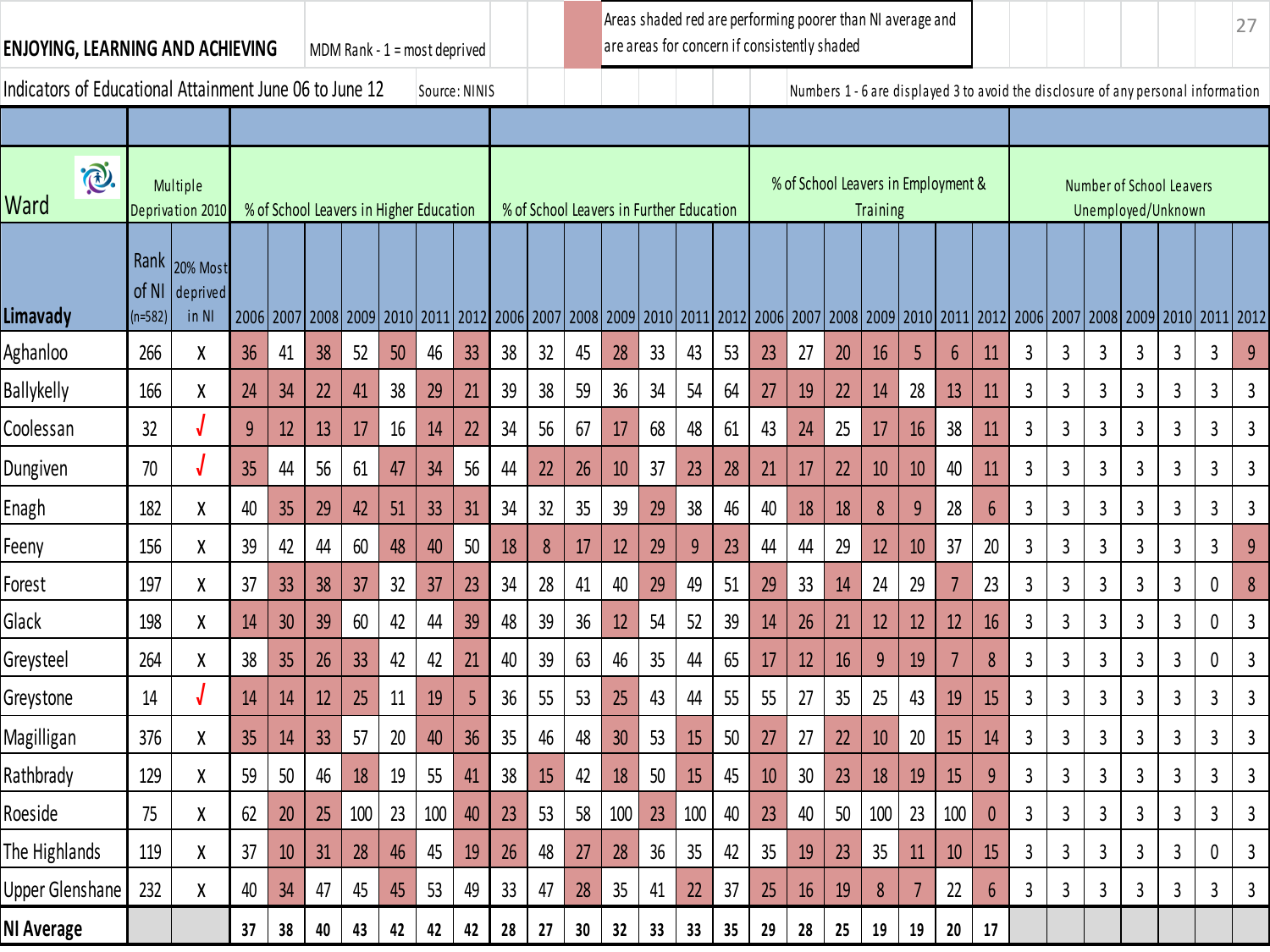**ENJOYING, LEARNING AND ACHIEVING** MDM Rank - 1 = most deprived

Areas shaded red are performing poorer than NI average and are areas for concern if consistently shaded

Indicators of Educational Attainment June 06 to June 12 Source: NINIS

Numbers 1 - 6 are displayed 3 to avoid the disclosure of any personal information

| Ward | Multiple Deprivation 2010 | | % of School Leavers in Higher Education | | | | | | | % of School Leavers in Further Education | | | | | | | % of School Leavers in Employment & Training | | | | | | | Number of School Leavers Unemployed/Unknown | | | | | | |
|---|---|---|---|---|---|---|---|---|---|---|---|---|---|---|---|---|---|---|---|---|---|---|---|---|---|---|---|---|---|---|
| Limavady | Rank of NI (n=582) | 20% Most deprived in NI | 2006 | 2007 | 2008 | 2009 | 2010 | 2011 | 2012 | 2006 | 2007 | 2008 | 2009 | 2010 | 2011 | 2012 | 2006 | 2007 | 2008 | 2009 | 2010 | 2011 | 2012 | 2006 | 2007 | 2008 | 2009 | 2010 | 2011 | 2012 |
| Aghanloo | 266 | X | 36 | 41 | 38 | 52 | 50 | 46 | 33 | 38 | 32 | 45 | 28 | 33 | 43 | 53 | 23 | 27 | 20 | 16 | 5 | 6 | 11 | 3 | 3 | 3 | 3 | 3 | 3 | 9 |
| Ballykelly | 166 | X | 24 | 34 | 22 | 41 | 38 | 29 | 21 | 39 | 38 | 59 | 36 | 34 | 54 | 64 | 27 | 19 | 22 | 14 | 28 | 13 | 11 | 3 | 3 | 3 | 3 | 3 | 3 | 3 |
| Coolessan | 32 | √ | 9 | 12 | 13 | 17 | 16 | 14 | 22 | 34 | 56 | 67 | 17 | 68 | 48 | 61 | 43 | 24 | 25 | 17 | 16 | 38 | 11 | 3 | 3 | 3 | 3 | 3 | 3 | 3 |
| Dungiven | 70 | √ | 35 | 44 | 56 | 61 | 47 | 34 | 56 | 44 | 22 | 26 | 10 | 37 | 23 | 28 | 21 | 17 | 22 | 10 | 10 | 40 | 11 | 3 | 3 | 3 | 3 | 3 | 3 | 3 |
| Enagh | 182 | X | 40 | 35 | 29 | 42 | 51 | 33 | 31 | 34 | 32 | 35 | 39 | 29 | 38 | 46 | 40 | 18 | 18 | 8 | 9 | 28 | 6 | 3 | 3 | 3 | 3 | 3 | 3 | 3 |
| Feeny | 156 | X | 39 | 42 | 44 | 60 | 48 | 40 | 50 | 18 | 8 | 17 | 12 | 29 | 9 | 23 | 44 | 44 | 29 | 12 | 10 | 37 | 20 | 3 | 3 | 3 | 3 | 3 | 3 | 9 |
| Forest | 197 | X | 37 | 33 | 38 | 37 | 32 | 37 | 23 | 34 | 28 | 41 | 40 | 29 | 49 | 51 | 29 | 33 | 14 | 24 | 29 | 7 | 23 | 3 | 3 | 3 | 3 | 3 | 0 | 8 |
| Glack | 198 | X | 14 | 30 | 39 | 60 | 42 | 44 | 39 | 48 | 39 | 36 | 12 | 54 | 52 | 39 | 14 | 26 | 21 | 12 | 12 | 12 | 16 | 3 | 3 | 3 | 3 | 3 | 0 | 3 |
| Greysteel | 264 | X | 38 | 35 | 26 | 33 | 42 | 42 | 21 | 40 | 39 | 63 | 46 | 35 | 44 | 65 | 17 | 12 | 16 | 9 | 19 | 7 | 8 | 3 | 3 | 3 | 3 | 3 | 0 | 3 |
| Greystone | 14 | √ | 14 | 14 | 12 | 25 | 11 | 19 | 5 | 36 | 55 | 53 | 25 | 43 | 44 | 55 | 55 | 27 | 35 | 25 | 43 | 19 | 15 | 3 | 3 | 3 | 3 | 3 | 3 | 3 |
| Magilligan | 376 | X | 35 | 14 | 33 | 57 | 20 | 40 | 36 | 35 | 46 | 48 | 30 | 53 | 15 | 50 | 27 | 27 | 22 | 10 | 20 | 15 | 14 | 3 | 3 | 3 | 3 | 3 | 3 | 3 |
| Rathbrady | 129 | X | 59 | 50 | 46 | 18 | 19 | 55 | 41 | 38 | 15 | 42 | 18 | 50 | 15 | 45 | 10 | 30 | 23 | 18 | 19 | 15 | 9 | 3 | 3 | 3 | 3 | 3 | 3 | 3 |
| Roeside | 75 | X | 62 | 20 | 25 | 100 | 23 | 100 | 40 | 23 | 53 | 58 | 100 | 23 | 100 | 40 | 23 | 40 | 50 | 100 | 23 | 100 | 0 | 3 | 3 | 3 | 3 | 3 | 3 | 3 |
| The Highlands | 119 | X | 37 | 10 | 31 | 28 | 46 | 45 | 19 | 26 | 48 | 27 | 28 | 36 | 35 | 42 | 35 | 19 | 23 | 35 | 11 | 10 | 15 | 3 | 3 | 3 | 3 | 3 | 0 | 3 |
| Upper Glenshane | 232 | X | 40 | 34 | 47 | 45 | 45 | 53 | 49 | 33 | 47 | 28 | 35 | 41 | 22 | 37 | 25 | 16 | 19 | 8 | 7 | 22 | 6 | 3 | 3 | 3 | 3 | 3 | 3 | 3 |
| **NI Average** | | | **37** | **38** | **40** | **43** | **42** | **42** | **42** | **28** | **27** | **30** | **32** | **33** | **33** | **35** | **29** | **28** | **25** | **19** | **19** | **20** | **17** | | | | | | | |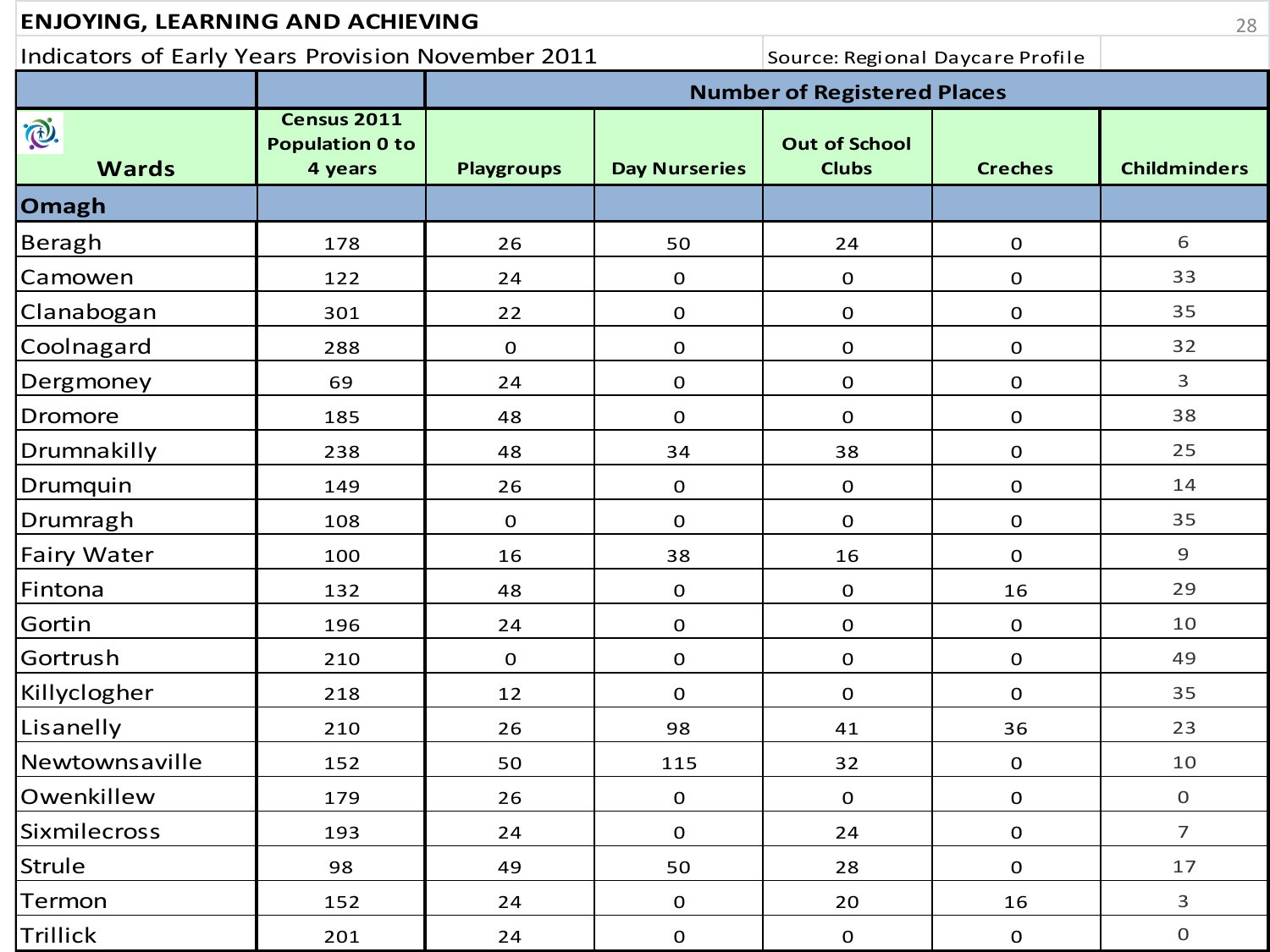# ENJOYING, LEARNING AND ACHIEVING

Indicators of Early Years Provision November 2011

Source: Regional Daycare Profile

| | | Number of Registered Places | | | | |
|---|---|---|---|---|---|---|
| **Wards** | **Census 2011 Population 0 to 4 years** | **Playgroups** | **Day Nurseries** | **Out of School Clubs** | **Creches** | **Childminders** |
| **Omagh** | | | | | | |
| Beragh | 178 | 26 | 50 | 24 | 0 | 6 |
| Camowen | 122 | 24 | 0 | 0 | 0 | 33 |
| Clanabogan | 301 | 22 | 0 | 0 | 0 | 35 |
| Coolnagard | 288 | 0 | 0 | 0 | 0 | 32 |
| Dergmoney | 69 | 24 | 0 | 0 | 0 | 3 |
| Dromore | 185 | 48 | 0 | 0 | 0 | 38 |
| Drumnakilly | 238 | 48 | 34 | 38 | 0 | 25 |
| Drumquin | 149 | 26 | 0 | 0 | 0 | 14 |
| Drumragh | 108 | 0 | 0 | 0 | 0 | 35 |
| Fairy Water | 100 | 16 | 38 | 16 | 0 | 9 |
| Fintona | 132 | 48 | 0 | 0 | 16 | 29 |
| Gortin | 196 | 24 | 0 | 0 | 0 | 10 |
| Gortrush | 210 | 0 | 0 | 0 | 0 | 49 |
| Killyclogher | 218 | 12 | 0 | 0 | 0 | 35 |
| Lisanelly | 210 | 26 | 98 | 41 | 36 | 23 |
| Newtownsaville | 152 | 50 | 115 | 32 | 0 | 10 |
| Owenkillew | 179 | 26 | 0 | 0 | 0 | 0 |
| Sixmilecross | 193 | 24 | 0 | 24 | 0 | 7 |
| Strule | 98 | 49 | 50 | 28 | 0 | 17 |
| Termon | 152 | 24 | 0 | 20 | 16 | 3 |
| Trillick | 201 | 24 | 0 | 0 | 0 | 0 |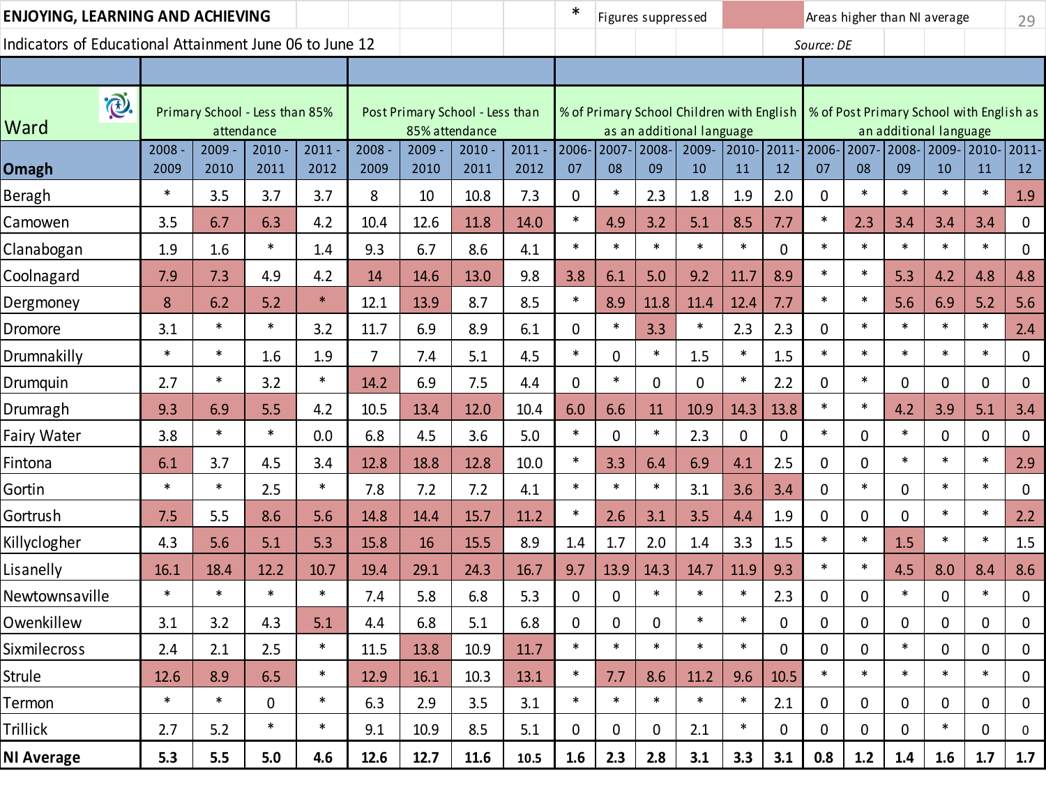**ENJOYING, LEARNING AND ACHIEVING**

Indicators of Educational Attainment June 06 to June 12

\* Figures suppressed — Areas higher than NI average (shaded)

*Source: DE*

| Ward | Primary School - Less than 85% attendance | | | | Post Primary School - Less than 85% attendance | | | | % of Primary School Children with English as an additional language | | | | | | % of Post Primary School with English as an additional language | | | | | |
|---|---|---|---|---|---|---|---|---|---|---|---|---|---|---|---|---|---|---|---|---|
| **Omagh** | 2008 - 2009 | 2009 - 2010 | 2010 - 2011 | 2011 - 2012 | 2008 - 2009 | 2009 - 2010 | 2010 - 2011 | 2011 - 2012 | 2006-07 | 2007-08 | 2008-09 | 2009-10 | 2010-11 | 2011-12 | 2006-07 | 2007-08 | 2008-09 | 2009-10 | 2010-11 | 2011-12 |
| Beragh | * | 3.5 | 3.7 | 3.7 | 8 | 10 | 10.8 | 7.3 | 0 | * | 2.3 | 1.8 | 1.9 | 2.0 | 0 | * | * | * | * | 1.9 |
| Camowen | 3.5 | 6.7 | 6.3 | 4.2 | 10.4 | 12.6 | 11.8 | 14.0 | * | 4.9 | 3.2 | 5.1 | 8.5 | 7.7 | * | 2.3 | 3.4 | 3.4 | 3.4 | 0 |
| Clanabogan | 1.9 | 1.6 | * | 1.4 | 9.3 | 6.7 | 8.6 | 4.1 | * | * | * | * | * | 0 | * | * | * | * | * | 0 |
| Coolnagard | 7.9 | 7.3 | 4.9 | 4.2 | 14 | 14.6 | 13.0 | 9.8 | 3.8 | 6.1 | 5.0 | 9.2 | 11.7 | 8.9 | * | * | 5.3 | 4.2 | 4.8 | 4.8 |
| Dergmoney | 8 | 6.2 | 5.2 | * | 12.1 | 13.9 | 8.7 | 8.5 | * | 8.9 | 11.8 | 11.4 | 12.4 | 7.7 | * | * | 5.6 | 6.9 | 5.2 | 5.6 |
| Dromore | 3.1 | * | * | 3.2 | 11.7 | 6.9 | 8.9 | 6.1 | 0 | * | 3.3 | * | 2.3 | 2.3 | 0 | * | * | * | * | 2.4 |
| Drumnakilly | * | * | 1.6 | 1.9 | 7 | 7.4 | 5.1 | 4.5 | * | 0 | * | 1.5 | * | 1.5 | * | * | * | * | * | 0 |
| Drumquin | 2.7 | * | 3.2 | * | 14.2 | 6.9 | 7.5 | 4.4 | 0 | * | 0 | 0 | * | 2.2 | 0 | * | 0 | 0 | 0 | 0 |
| Drumragh | 9.3 | 6.9 | 5.5 | 4.2 | 10.5 | 13.4 | 12.0 | 10.4 | 6.0 | 6.6 | 11 | 10.9 | 14.3 | 13.8 | * | * | 4.2 | 3.9 | 5.1 | 3.4 |
| Fairy Water | 3.8 | * | * | 0.0 | 6.8 | 4.5 | 3.6 | 5.0 | * | 0 | * | 2.3 | 0 | 0 | * | 0 | * | 0 | 0 | 0 |
| Fintona | 6.1 | 3.7 | 4.5 | 3.4 | 12.8 | 18.8 | 12.8 | 10.0 | * | 3.3 | 6.4 | 6.9 | 4.1 | 2.5 | 0 | 0 | * | * | * | 2.9 |
| Gortin | * | * | 2.5 | * | 7.8 | 7.2 | 7.2 | 4.1 | * | * | * | 3.1 | 3.6 | 3.4 | 0 | * | 0 | * | * | 0 |
| Gortrush | 7.5 | 5.5 | 8.6 | 5.6 | 14.8 | 14.4 | 15.7 | 11.2 | * | 2.6 | 3.1 | 3.5 | 4.4 | 1.9 | 0 | 0 | 0 | * | * | 2.2 |
| Killyclogher | 4.3 | 5.6 | 5.1 | 5.3 | 15.8 | 16 | 15.5 | 8.9 | 1.4 | 1.7 | 2.0 | 1.4 | 3.3 | 1.5 | * | * | 1.5 | * | * | 1.5 |
| Lisanelly | 16.1 | 18.4 | 12.2 | 10.7 | 19.4 | 29.1 | 24.3 | 16.7 | 9.7 | 13.9 | 14.3 | 14.7 | 11.9 | 9.3 | * | * | 4.5 | 8.0 | 8.4 | 8.6 |
| Newtownsaville | * | * | * | * | 7.4 | 5.8 | 6.8 | 5.3 | 0 | 0 | * | * | * | 2.3 | 0 | 0 | * | 0 | * | 0 |
| Owenkillew | 3.1 | 3.2 | 4.3 | 5.1 | 4.4 | 6.8 | 5.1 | 6.8 | 0 | 0 | 0 | * | * | 0 | 0 | 0 | 0 | 0 | 0 | 0 |
| Sixmilecross | 2.4 | 2.1 | 2.5 | * | 11.5 | 13.8 | 10.9 | 11.7 | * | * | * | * | * | 0 | 0 | 0 | * | 0 | 0 | 0 |
| Strule | 12.6 | 8.9 | 6.5 | * | 12.9 | 16.1 | 10.3 | 13.1 | * | 7.7 | 8.6 | 11.2 | 9.6 | 10.5 | * | * | * | * | * | 0 |
| Termon | * | * | 0 | * | 6.3 | 2.9 | 3.5 | 3.1 | * | * | * | * | * | 2.1 | 0 | 0 | 0 | 0 | 0 | 0 |
| Trillick | 2.7 | 5.2 | * | * | 9.1 | 10.9 | 8.5 | 5.1 | 0 | 0 | 0 | 2.1 | * | 0 | 0 | 0 | 0 | * | 0 | 0 |
| **NI Average** | **5.3** | **5.5** | **5.0** | **4.6** | **12.6** | **12.7** | **11.6** | **10.5** | **1.6** | **2.3** | **2.8** | **3.1** | **3.3** | **3.1** | **0.8** | **1.2** | **1.4** | **1.6** | **1.7** | **1.7** |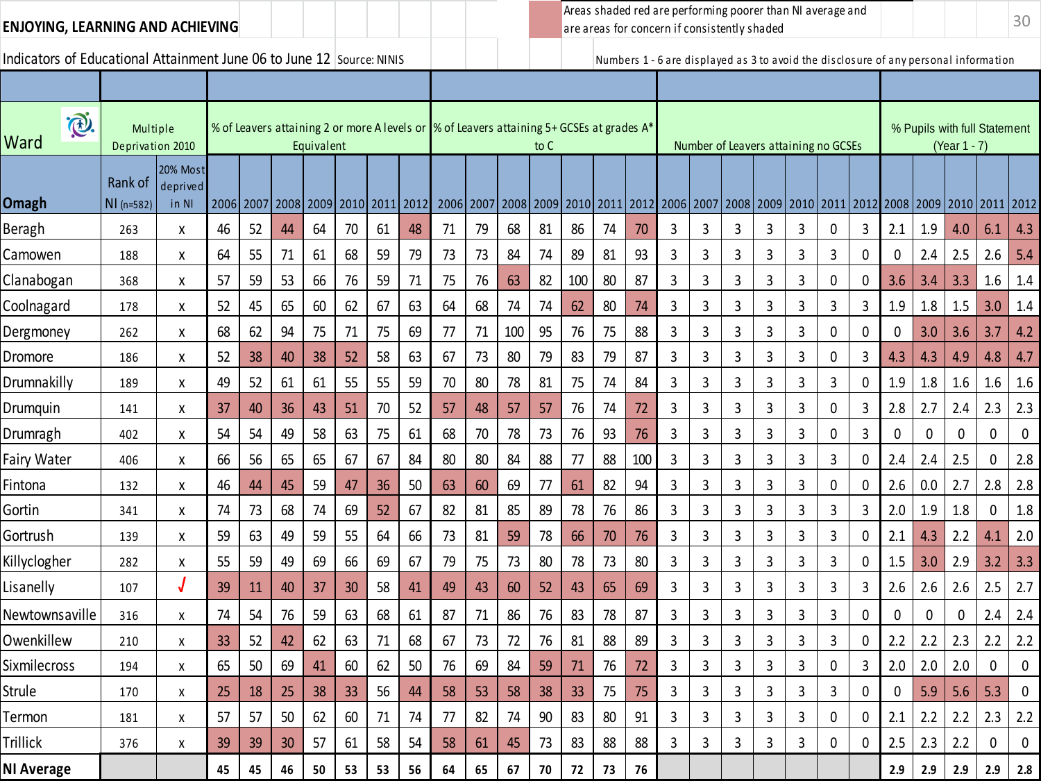## ENJOYING, LEARNING AND ACHIEVING

Areas shaded red are performing poorer than NI average and are areas for concern if consistently shaded

Indicators of Educational Attainment June 06 to June 12 Source: NINIS

Numbers 1 - 6 are displayed as 3 to avoid the disclosure of any personal information

| Ward | Multiple Deprivation 2010 | | % of Leavers attaining 2 or more A levels or Equivalent | | | | | | | % of Leavers attaining 5+ GCSEs at grades A* to C | | | | | | | Number of Leavers attaining no GCSEs | | | | | | | % Pupils with full Statement (Year 1 - 7) | | | | |
|---|---|---|---|---|---|---|---|---|---|---|---|---|---|---|---|---|---|---|---|---|---|---|---|---|---|---|---|---|
| Omagh | Rank of NI (n=582) | 20% Most deprived in NI | 2006 | 2007 | 2008 | 2009 | 2010 | 2011 | 2012 | 2006 | 2007 | 2008 | 2009 | 2010 | 2011 | 2012 | 2006 | 2007 | 2008 | 2009 | 2010 | 2011 | 2012 | 2008 | 2009 | 2010 | 2011 | 2012 |
| Beragh | 263 | x | 46 | 52 | 44 | 64 | 70 | 61 | 48 | 71 | 79 | 68 | 81 | 86 | 74 | 70 | 3 | 3 | 3 | 3 | 3 | 0 | 3 | 2.1 | 1.9 | 4.0 | 6.1 | 4.3 |
| Camowen | 188 | x | 64 | 55 | 71 | 61 | 68 | 59 | 79 | 73 | 73 | 84 | 74 | 89 | 81 | 93 | 3 | 3 | 3 | 3 | 3 | 3 | 0 | 0 | 2.4 | 2.5 | 2.6 | 5.4 |
| Clanabogan | 368 | x | 57 | 59 | 53 | 66 | 76 | 59 | 71 | 75 | 76 | 63 | 82 | 100 | 80 | 87 | 3 | 3 | 3 | 3 | 3 | 0 | 0 | 3.6 | 3.4 | 3.3 | 1.6 | 1.4 |
| Coolnagard | 178 | x | 52 | 45 | 65 | 60 | 62 | 67 | 63 | 64 | 68 | 74 | 74 | 62 | 80 | 74 | 3 | 3 | 3 | 3 | 3 | 3 | 3 | 1.9 | 1.8 | 1.5 | 3.0 | 1.4 |
| Dergmoney | 262 | x | 68 | 62 | 94 | 75 | 71 | 75 | 69 | 77 | 71 | 100 | 95 | 76 | 75 | 88 | 3 | 3 | 3 | 3 | 3 | 0 | 0 | 0 | 3.0 | 3.6 | 3.7 | 4.2 |
| Dromore | 186 | x | 52 | 38 | 40 | 38 | 52 | 58 | 63 | 67 | 73 | 80 | 79 | 83 | 79 | 87 | 3 | 3 | 3 | 3 | 3 | 0 | 3 | 4.3 | 4.3 | 4.9 | 4.8 | 4.7 |
| Drumnakilly | 189 | x | 49 | 52 | 61 | 61 | 55 | 55 | 59 | 70 | 80 | 78 | 81 | 75 | 74 | 84 | 3 | 3 | 3 | 3 | 3 | 3 | 0 | 1.9 | 1.8 | 1.6 | 1.6 | 1.6 |
| Drumquin | 141 | x | 37 | 40 | 36 | 43 | 51 | 70 | 52 | 57 | 48 | 57 | 57 | 76 | 74 | 72 | 3 | 3 | 3 | 3 | 3 | 0 | 3 | 2.8 | 2.7 | 2.4 | 2.3 | 2.3 |
| Drumragh | 402 | x | 54 | 54 | 49 | 58 | 63 | 75 | 61 | 68 | 70 | 78 | 73 | 76 | 93 | 76 | 3 | 3 | 3 | 3 | 3 | 0 | 3 | 0 | 0 | 0 | 0 | 0 |
| Fairy Water | 406 | x | 66 | 56 | 65 | 65 | 67 | 67 | 84 | 80 | 80 | 84 | 88 | 77 | 88 | 100 | 3 | 3 | 3 | 3 | 3 | 3 | 0 | 2.4 | 2.4 | 2.5 | 0 | 2.8 |
| Fintona | 132 | x | 46 | 44 | 45 | 59 | 47 | 36 | 50 | 63 | 60 | 69 | 77 | 61 | 82 | 94 | 3 | 3 | 3 | 3 | 3 | 0 | 0 | 2.6 | 0.0 | 2.7 | 2.8 | 2.8 |
| Gortin | 341 | x | 74 | 73 | 68 | 74 | 69 | 52 | 67 | 82 | 81 | 85 | 89 | 78 | 76 | 86 | 3 | 3 | 3 | 3 | 3 | 3 | 3 | 2.0 | 1.9 | 1.8 | 0 | 1.8 |
| Gortrush | 139 | x | 59 | 63 | 49 | 59 | 55 | 64 | 66 | 73 | 81 | 59 | 78 | 66 | 70 | 76 | 3 | 3 | 3 | 3 | 3 | 3 | 0 | 2.1 | 4.3 | 2.2 | 4.1 | 2.0 |
| Killyclogher | 282 | x | 55 | 59 | 49 | 69 | 66 | 69 | 67 | 79 | 75 | 73 | 80 | 78 | 73 | 80 | 3 | 3 | 3 | 3 | 3 | 3 | 0 | 1.5 | 3.0 | 2.9 | 3.2 | 3.3 |
| Lisanelly | 107 | √ | 39 | 11 | 40 | 37 | 30 | 58 | 41 | 49 | 43 | 60 | 52 | 43 | 65 | 69 | 3 | 3 | 3 | 3 | 3 | 3 | 3 | 2.6 | 2.6 | 2.6 | 2.5 | 2.7 |
| Newtownsaville | 316 | x | 74 | 54 | 76 | 59 | 63 | 68 | 61 | 87 | 71 | 86 | 76 | 83 | 78 | 87 | 3 | 3 | 3 | 3 | 3 | 3 | 0 | 0 | 0 | 0 | 2.4 | 2.4 |
| Owenkillew | 210 | x | 33 | 52 | 42 | 62 | 63 | 71 | 68 | 67 | 73 | 72 | 76 | 81 | 88 | 89 | 3 | 3 | 3 | 3 | 3 | 3 | 0 | 2.2 | 2.2 | 2.3 | 2.2 | 2.2 |
| Sixmilecross | 194 | x | 65 | 50 | 69 | 41 | 60 | 62 | 50 | 76 | 69 | 84 | 59 | 71 | 76 | 72 | 3 | 3 | 3 | 3 | 3 | 0 | 3 | 2.0 | 2.0 | 2.0 | 0 | 0 |
| Strule | 170 | x | 25 | 18 | 25 | 38 | 33 | 56 | 44 | 58 | 53 | 58 | 38 | 33 | 75 | 75 | 3 | 3 | 3 | 3 | 3 | 3 | 0 | 0 | 5.9 | 5.6 | 5.3 | 0 |
| Termon | 181 | x | 57 | 57 | 50 | 62 | 60 | 71 | 74 | 77 | 82 | 74 | 90 | 83 | 80 | 91 | 3 | 3 | 3 | 3 | 3 | 0 | 0 | 2.1 | 2.2 | 2.2 | 2.3 | 2.2 |
| Trillick | 376 | x | 39 | 39 | 30 | 57 | 61 | 58 | 54 | 58 | 61 | 45 | 73 | 83 | 88 | 88 | 3 | 3 | 3 | 3 | 3 | 0 | 0 | 2.5 | 2.3 | 2.2 | 0 | 0 |
| **NI Average** | | | **45** | **45** | **46** | **50** | **53** | **53** | **56** | **64** | **65** | **67** | **70** | **72** | **73** | **76** | | | | | | | | **2.9** | **2.9** | **2.9** | **2.9** | **2.8** |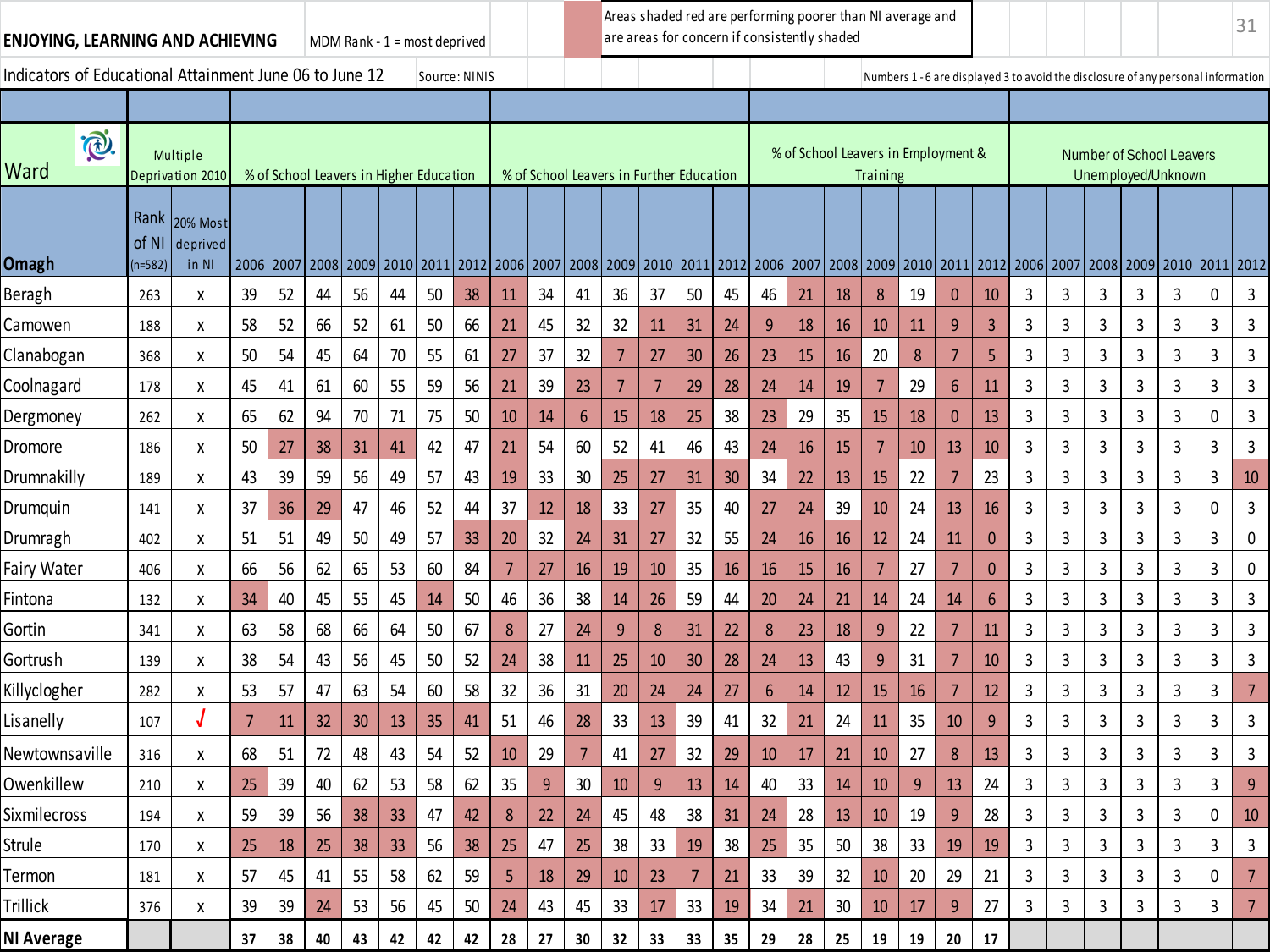**ENJOYING, LEARNING AND ACHIEVING** MDM Rank - 1 = most deprived

Areas shaded red are performing poorer than NI average and are areas for concern if consistently shaded

Indicators of Educational Attainment June 06 to June 12 Source: NINIS

Numbers 1 - 6 are displayed 3 to avoid the disclosure of any personal information

| Ward | Multiple Deprivation 2010 | | % of School Leavers in Higher Education | | | | | | | % of School Leavers in Further Education | | | | | | | % of School Leavers in Employment & Training | | | | | | | Number of School Leavers Unemployed/Unknown | | | | | | |
|---|---|---|---|---|---|---|---|---|---|---|---|---|---|---|---|---|---|---|---|---|---|---|---|---|---|---|---|---|---|---|
| Omagh | Rank of NI (n=582) | 20% Most deprived in NI | 2006 | 2007 | 2008 | 2009 | 2010 | 2011 | 2012 | 2006 | 2007 | 2008 | 2009 | 2010 | 2011 | 2012 | 2006 | 2007 | 2008 | 2009 | 2010 | 2011 | 2012 | 2006 | 2007 | 2008 | 2009 | 2010 | 2011 | 2012 |
| Beragh | 263 | x | 39 | 52 | 44 | 56 | 44 | 50 | 38 | 11 | 34 | 41 | 36 | 37 | 50 | 45 | 46 | 21 | 18 | 8 | 19 | 0 | 10 | 3 | 3 | 3 | 3 | 3 | 0 | 3 |
| Camowen | 188 | x | 58 | 52 | 66 | 52 | 61 | 50 | 66 | 21 | 45 | 32 | 32 | 11 | 31 | 24 | 9 | 18 | 16 | 10 | 11 | 9 | 3 | 3 | 3 | 3 | 3 | 3 | 3 | 3 |
| Clanabogan | 368 | x | 50 | 54 | 45 | 64 | 70 | 55 | 61 | 27 | 37 | 32 | 7 | 27 | 30 | 26 | 23 | 15 | 16 | 20 | 8 | 7 | 5 | 3 | 3 | 3 | 3 | 3 | 3 | 3 |
| Coolnagard | 178 | x | 45 | 41 | 61 | 60 | 55 | 59 | 56 | 21 | 39 | 23 | 7 | 7 | 29 | 28 | 24 | 14 | 19 | 7 | 29 | 6 | 11 | 3 | 3 | 3 | 3 | 3 | 3 | 3 |
| Dergmoney | 262 | x | 65 | 62 | 94 | 70 | 71 | 75 | 50 | 10 | 14 | 6 | 15 | 18 | 25 | 38 | 23 | 29 | 35 | 15 | 18 | 0 | 13 | 3 | 3 | 3 | 3 | 3 | 0 | 3 |
| Dromore | 186 | x | 50 | 27 | 38 | 31 | 41 | 42 | 47 | 21 | 54 | 60 | 52 | 41 | 46 | 43 | 24 | 16 | 15 | 7 | 10 | 13 | 10 | 3 | 3 | 3 | 3 | 3 | 3 | 3 |
| Drumnakilly | 189 | x | 43 | 39 | 59 | 56 | 49 | 57 | 43 | 19 | 33 | 30 | 25 | 27 | 31 | 30 | 34 | 22 | 13 | 15 | 22 | 7 | 23 | 3 | 3 | 3 | 3 | 3 | 3 | 10 |
| Drumquin | 141 | x | 37 | 36 | 29 | 47 | 46 | 52 | 44 | 37 | 12 | 18 | 33 | 27 | 35 | 40 | 27 | 24 | 39 | 10 | 24 | 13 | 16 | 3 | 3 | 3 | 3 | 3 | 0 | 3 |
| Drumragh | 402 | x | 51 | 51 | 49 | 50 | 49 | 57 | 33 | 20 | 32 | 24 | 31 | 27 | 32 | 55 | 24 | 16 | 16 | 12 | 24 | 11 | 0 | 3 | 3 | 3 | 3 | 3 | 3 | 0 |
| Fairy Water | 406 | x | 66 | 56 | 62 | 65 | 53 | 60 | 84 | 7 | 27 | 16 | 19 | 10 | 35 | 16 | 16 | 15 | 16 | 7 | 27 | 7 | 0 | 3 | 3 | 3 | 3 | 3 | 3 | 0 |
| Fintona | 132 | x | 34 | 40 | 45 | 55 | 45 | 14 | 50 | 46 | 36 | 38 | 14 | 26 | 59 | 44 | 20 | 24 | 21 | 14 | 24 | 14 | 6 | 3 | 3 | 3 | 3 | 3 | 3 | 3 |
| Gortin | 341 | x | 63 | 58 | 68 | 66 | 64 | 50 | 67 | 8 | 27 | 24 | 9 | 8 | 31 | 22 | 8 | 23 | 18 | 9 | 22 | 7 | 11 | 3 | 3 | 3 | 3 | 3 | 3 | 3 |
| Gortrush | 139 | x | 38 | 54 | 43 | 56 | 45 | 50 | 52 | 24 | 38 | 11 | 25 | 10 | 30 | 28 | 24 | 13 | 43 | 9 | 31 | 7 | 10 | 3 | 3 | 3 | 3 | 3 | 3 | 3 |
| Killyclogher | 282 | x | 53 | 57 | 47 | 63 | 54 | 60 | 58 | 32 | 36 | 31 | 20 | 24 | 24 | 27 | 6 | 14 | 12 | 15 | 16 | 7 | 12 | 3 | 3 | 3 | 3 | 3 | 3 | 7 |
| Lisanelly | 107 | √ | 7 | 11 | 32 | 30 | 13 | 35 | 41 | 51 | 46 | 28 | 33 | 13 | 39 | 41 | 32 | 21 | 24 | 11 | 35 | 10 | 9 | 3 | 3 | 3 | 3 | 3 | 3 | 3 |
| Newtownsaville | 316 | x | 68 | 51 | 72 | 48 | 43 | 54 | 52 | 10 | 29 | 7 | 41 | 27 | 32 | 29 | 10 | 17 | 21 | 10 | 27 | 8 | 13 | 3 | 3 | 3 | 3 | 3 | 3 | 3 |
| Owenkillew | 210 | x | 25 | 39 | 40 | 62 | 53 | 58 | 62 | 35 | 9 | 30 | 10 | 9 | 13 | 14 | 40 | 33 | 14 | 10 | 9 | 13 | 24 | 3 | 3 | 3 | 3 | 3 | 3 | 9 |
| Sixmilecross | 194 | x | 59 | 39 | 56 | 38 | 33 | 47 | 42 | 8 | 22 | 24 | 45 | 48 | 38 | 31 | 24 | 28 | 13 | 10 | 19 | 9 | 28 | 3 | 3 | 3 | 3 | 3 | 0 | 10 |
| Strule | 170 | x | 25 | 18 | 25 | 38 | 33 | 56 | 38 | 25 | 47 | 25 | 38 | 33 | 19 | 38 | 25 | 35 | 50 | 38 | 33 | 19 | 19 | 3 | 3 | 3 | 3 | 3 | 3 | 3 |
| Termon | 181 | x | 57 | 45 | 41 | 55 | 58 | 62 | 59 | 5 | 18 | 29 | 10 | 23 | 7 | 21 | 33 | 39 | 32 | 10 | 20 | 29 | 21 | 3 | 3 | 3 | 3 | 3 | 0 | 7 |
| Trillick | 376 | x | 39 | 39 | 24 | 53 | 56 | 45 | 50 | 24 | 43 | 45 | 33 | 17 | 33 | 19 | 34 | 21 | 30 | 10 | 17 | 9 | 27 | 3 | 3 | 3 | 3 | 3 | 3 | 7 |
| **NI Average** | | | **37** | **38** | **40** | **43** | **42** | **42** | **42** | **28** | **27** | **30** | **32** | **33** | **33** | **35** | **29** | **28** | **25** | **19** | **19** | **20** | **17** | | | | | | | |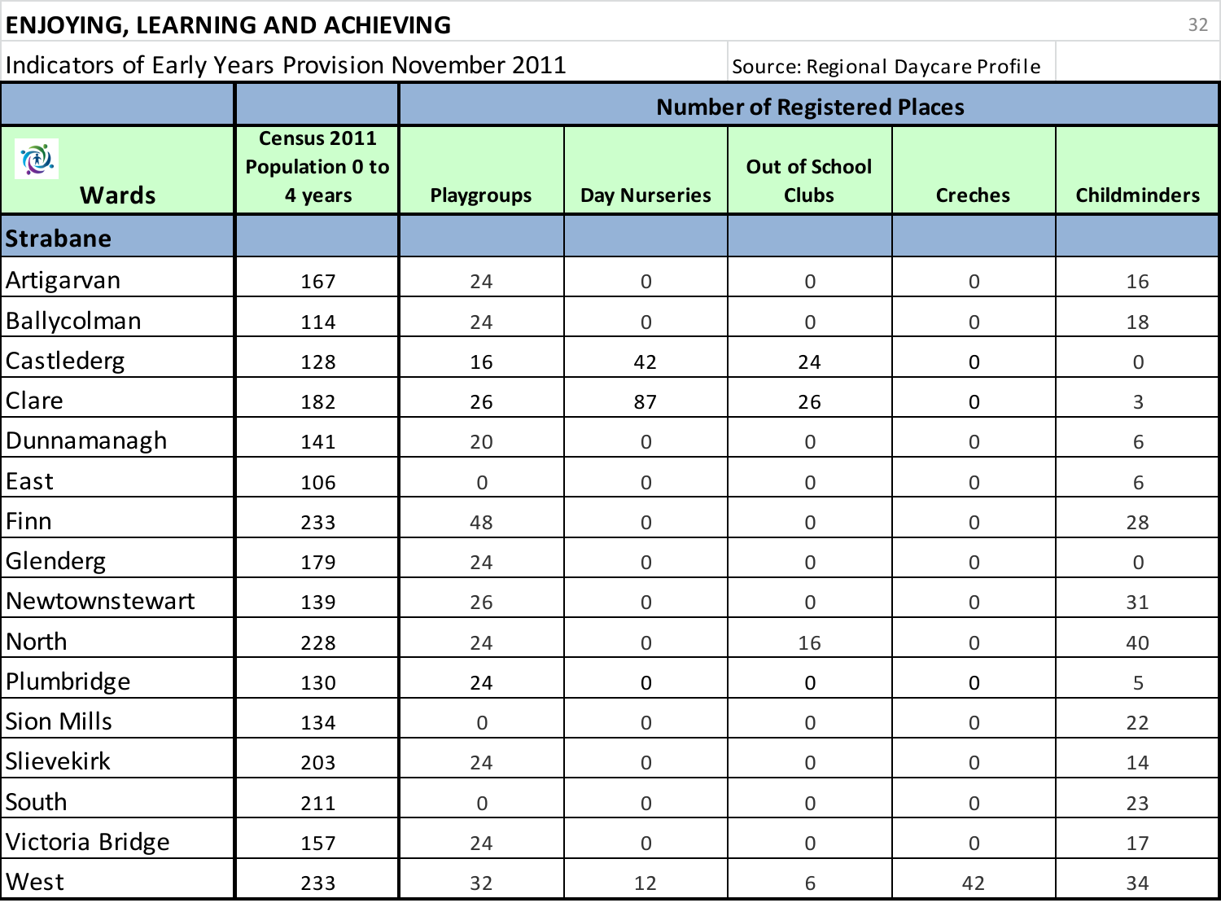## ENJOYING, LEARNING AND ACHIEVING

Indicators of Early Years Provision November 2011

Source: Regional Daycare Profile

| | | Number of Registered Places | | | | |
|---|---|---|---|---|---|---|
| **Wards** | **Census 2011 Population 0 to 4 years** | **Playgroups** | **Day Nurseries** | **Out of School Clubs** | **Creches** | **Childminders** |
| **Strabane** | | | | | | |
| Artigarvan | 167 | 24 | 0 | 0 | 0 | 16 |
| Ballycolman | 114 | 24 | 0 | 0 | 0 | 18 |
| Castlederg | 128 | 16 | 42 | 24 | 0 | 0 |
| Clare | 182 | 26 | 87 | 26 | 0 | 3 |
| Dunnamanagh | 141 | 20 | 0 | 0 | 0 | 6 |
| East | 106 | 0 | 0 | 0 | 0 | 6 |
| Finn | 233 | 48 | 0 | 0 | 0 | 28 |
| Glenderg | 179 | 24 | 0 | 0 | 0 | 0 |
| Newtownstewart | 139 | 26 | 0 | 0 | 0 | 31 |
| North | 228 | 24 | 0 | 16 | 0 | 40 |
| Plumbridge | 130 | 24 | 0 | 0 | 0 | 5 |
| Sion Mills | 134 | 0 | 0 | 0 | 0 | 22 |
| Slievekirk | 203 | 24 | 0 | 0 | 0 | 14 |
| South | 211 | 0 | 0 | 0 | 0 | 23 |
| Victoria Bridge | 157 | 24 | 0 | 0 | 0 | 17 |
| West | 233 | 32 | 12 | 6 | 42 | 34 |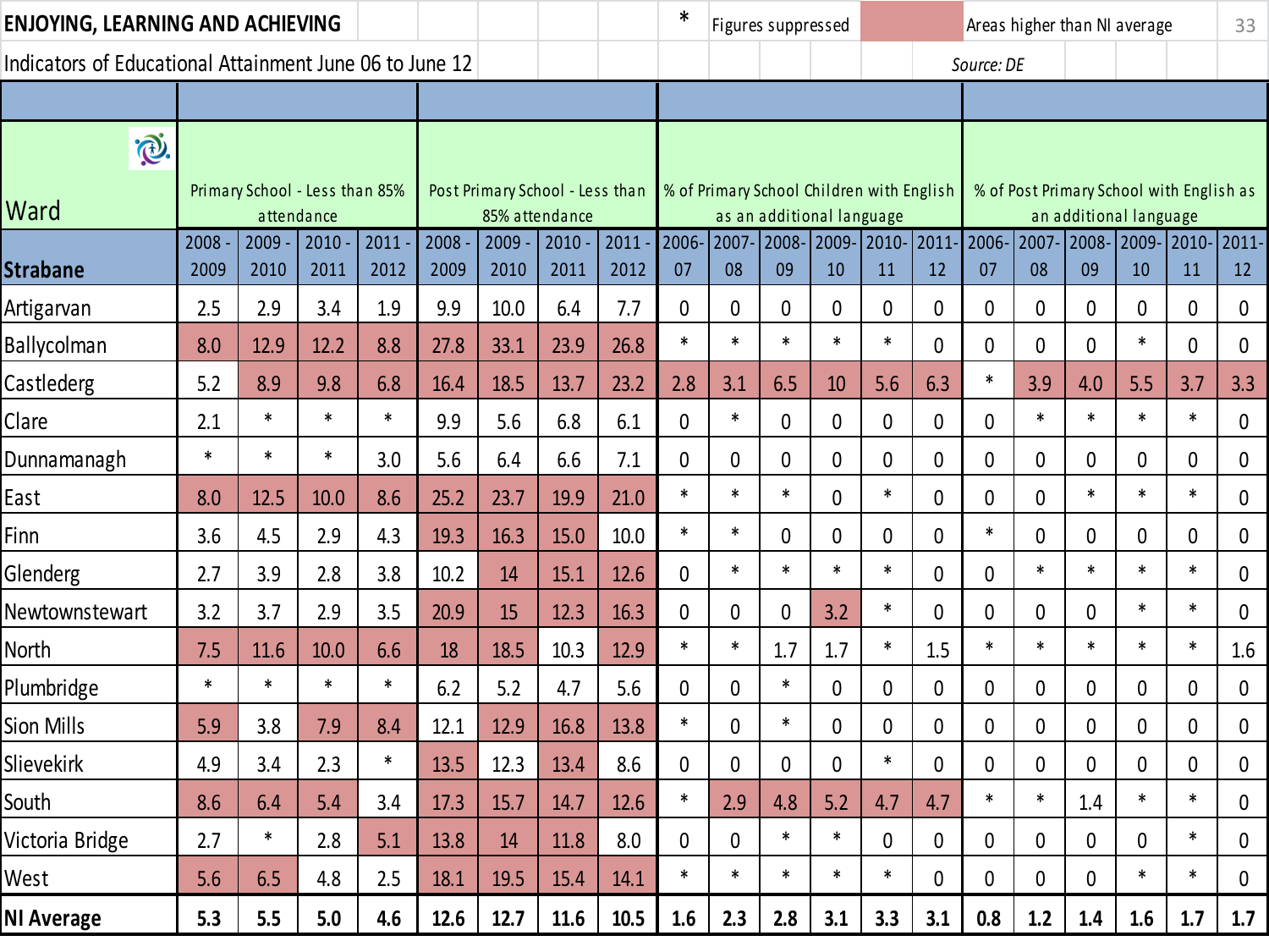# ENJOYING, LEARNING AND ACHIEVING

\* Figures suppressed | Areas higher than NI average

Indicators of Educational Attainment June 06 to June 12

*Source: DE*

| Ward | Primary School - Less than 85% attendance | | | | Post Primary School - Less than 85% attendance | | | | % of Primary School Children with English as an additional language | | | | | | % of Post Primary School with English as an additional language | | | | | |
|---|---|---|---|---|---|---|---|---|---|---|---|---|---|---|---|---|---|---|---|---|
| **Strabane** | 2008 - 2009 | 2009 - 2010 | 2010 - 2011 | 2011 - 2012 | 2008 - 2009 | 2009 - 2010 | 2010 - 2011 | 2011 - 2012 | 2006-07 | 2007-08 | 2008-09 | 2009-10 | 2010-11 | 2011-12 | 2006-07 | 2007-08 | 2008-09 | 2009-10 | 2010-11 | 2011-12 |
| Artigarvan | 2.5 | 2.9 | 3.4 | 1.9 | 9.9 | 10.0 | 6.4 | 7.7 | 0 | 0 | 0 | 0 | 0 | 0 | 0 | 0 | 0 | 0 | 0 | 0 |
| Ballycolman | 8.0 | 12.9 | 12.2 | 8.8 | 27.8 | 33.1 | 23.9 | 26.8 | * | * | * | * | * | 0 | 0 | 0 | 0 | * | 0 | 0 |
| Castlederg | 5.2 | 8.9 | 9.8 | 6.8 | 16.4 | 18.5 | 13.7 | 23.2 | 2.8 | 3.1 | 6.5 | 10 | 5.6 | 6.3 | * | 3.9 | 4.0 | 5.5 | 3.7 | 3.3 |
| Clare | 2.1 | * | * | * | 9.9 | 5.6 | 6.8 | 6.1 | 0 | * | 0 | 0 | 0 | 0 | 0 | * | * | * | * | 0 |
| Dunnamanagh | * | * | * | 3.0 | 5.6 | 6.4 | 6.6 | 7.1 | 0 | 0 | 0 | 0 | 0 | 0 | 0 | 0 | 0 | 0 | 0 | 0 |
| East | 8.0 | 12.5 | 10.0 | 8.6 | 25.2 | 23.7 | 19.9 | 21.0 | * | * | * | 0 | * | 0 | 0 | 0 | * | * | * | 0 |
| Finn | 3.6 | 4.5 | 2.9 | 4.3 | 19.3 | 16.3 | 15.0 | 10.0 | * | * | 0 | 0 | 0 | 0 | * | 0 | 0 | 0 | 0 | 0 |
| Glenderg | 2.7 | 3.9 | 2.8 | 3.8 | 10.2 | 14 | 15.1 | 12.6 | 0 | * | * | * | * | 0 | 0 | * | * | * | * | 0 |
| Newtownstewart | 3.2 | 3.7 | 2.9 | 3.5 | 20.9 | 15 | 12.3 | 16.3 | 0 | 0 | 0 | 3.2 | * | 0 | 0 | 0 | 0 | * | * | 0 |
| North | 7.5 | 11.6 | 10.0 | 6.6 | 18 | 18.5 | 10.3 | 12.9 | * | * | 1.7 | 1.7 | * | 1.5 | * | * | * | * | * | 1.6 |
| Plumbridge | * | * | * | * | 6.2 | 5.2 | 4.7 | 5.6 | 0 | 0 | * | 0 | 0 | 0 | 0 | 0 | 0 | 0 | 0 | 0 |
| Sion Mills | 5.9 | 3.8 | 7.9 | 8.4 | 12.1 | 12.9 | 16.8 | 13.8 | * | 0 | * | 0 | 0 | 0 | 0 | 0 | 0 | 0 | 0 | 0 |
| Slievekirk | 4.9 | 3.4 | 2.3 | * | 13.5 | 12.3 | 13.4 | 8.6 | 0 | 0 | 0 | 0 | * | 0 | 0 | 0 | 0 | 0 | 0 | 0 |
| South | 8.6 | 6.4 | 5.4 | 3.4 | 17.3 | 15.7 | 14.7 | 12.6 | * | 2.9 | 4.8 | 5.2 | 4.7 | 4.7 | * | * | 1.4 | * | * | 0 |
| Victoria Bridge | 2.7 | * | 2.8 | 5.1 | 13.8 | 14 | 11.8 | 8.0 | 0 | 0 | * | * | 0 | 0 | 0 | 0 | 0 | 0 | * | 0 |
| West | 5.6 | 6.5 | 4.8 | 2.5 | 18.1 | 19.5 | 15.4 | 14.1 | * | * | * | * | * | 0 | 0 | 0 | 0 | * | * | 0 |
| **NI Average** | **5.3** | **5.5** | **5.0** | **4.6** | **12.6** | **12.7** | **11.6** | **10.5** | **1.6** | **2.3** | **2.8** | **3.1** | **3.3** | **3.1** | **0.8** | **1.2** | **1.4** | **1.6** | **1.7** | **1.7** |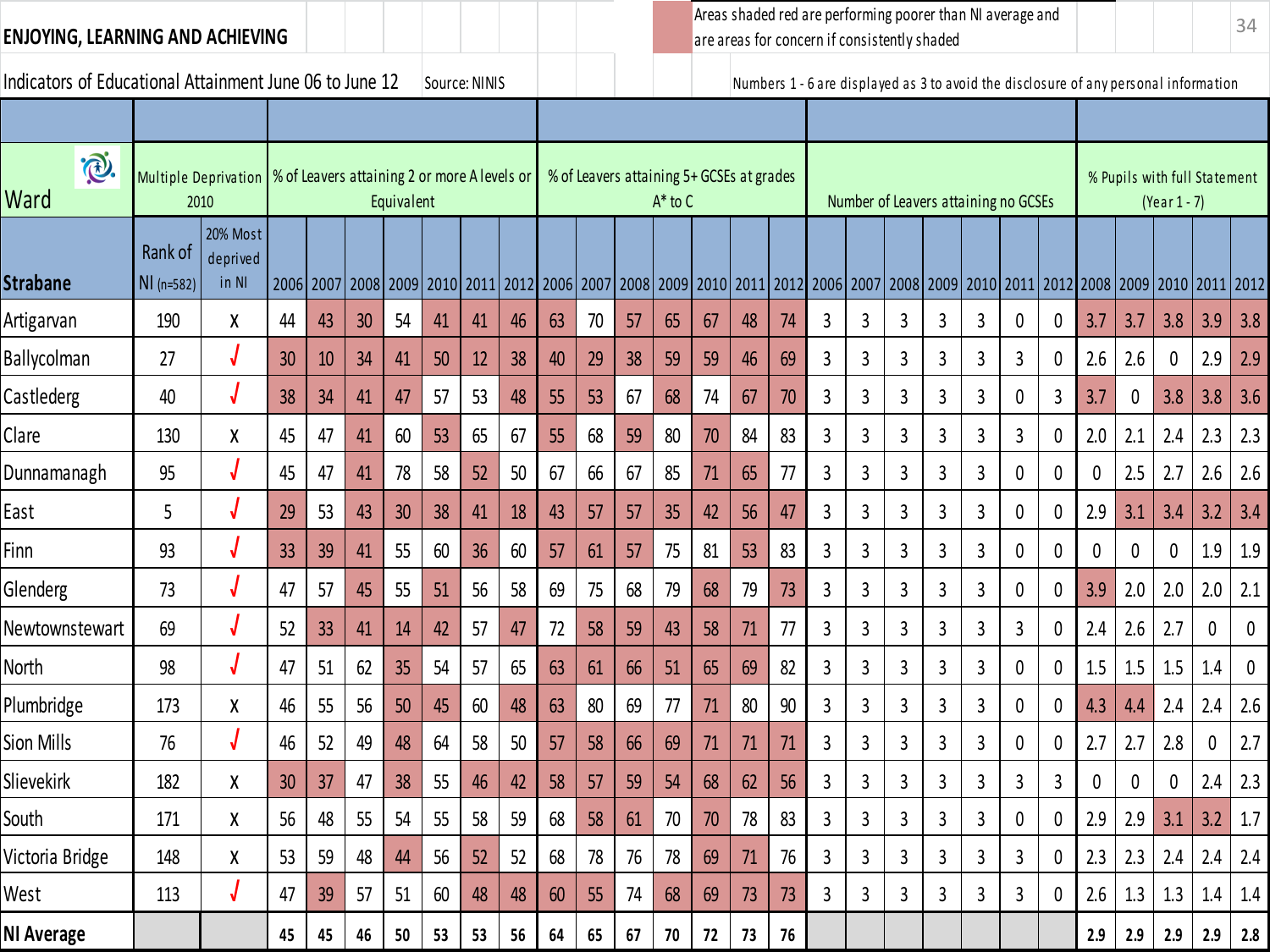## ENJOYING, LEARNING AND ACHIEVING

Areas shaded red are performing poorer than NI average and are areas for concern if consistently shaded

Indicators of Educational Attainment June 06 to June 12 — Source: NINIS

Numbers 1 - 6 are displayed as 3 to avoid the disclosure of any personal information

| Ward | Multiple Deprivation 2010 | | % of Leavers attaining 2 or more A levels or Equivalent | | | | | | | % of Leavers attaining 5+ GCSEs at grades A* to C | | | | | | | Number of Leavers attaining no GCSEs | | | | | | | % Pupils with full Statement (Year 1 - 7) | | | | |
|---|---|---|---|---|---|---|---|---|---|---|---|---|---|---|---|---|---|---|---|---|---|---|---|---|---|---|---|---|
| Strabane | Rank of NI (n=582) | 20% Most deprived in NI | 2006 | 2007 | 2008 | 2009 | 2010 | 2011 | 2012 | 2006 | 2007 | 2008 | 2009 | 2010 | 2011 | 2012 | 2006 | 2007 | 2008 | 2009 | 2010 | 2011 | 2012 | 2008 | 2009 | 2010 | 2011 | 2012 |
| Artigarvan | 190 | X | 44 | 43 | 30 | 54 | 41 | 41 | 46 | 63 | 70 | 57 | 65 | 67 | 48 | 74 | 3 | 3 | 3 | 3 | 3 | 0 | 0 | 3.7 | 3.7 | 3.8 | 3.9 | 3.8 |
| Ballycolman | 27 | √ | 30 | 10 | 34 | 41 | 50 | 12 | 38 | 40 | 29 | 38 | 59 | 59 | 46 | 69 | 3 | 3 | 3 | 3 | 3 | 3 | 0 | 2.6 | 2.6 | 0 | 2.9 | 2.9 |
| Castlederg | 40 | √ | 38 | 34 | 41 | 47 | 57 | 53 | 48 | 55 | 53 | 67 | 68 | 74 | 67 | 70 | 3 | 3 | 3 | 3 | 3 | 0 | 3 | 3.7 | 0 | 3.8 | 3.8 | 3.6 |
| Clare | 130 | X | 45 | 47 | 41 | 60 | 53 | 65 | 67 | 55 | 68 | 59 | 80 | 70 | 84 | 83 | 3 | 3 | 3 | 3 | 3 | 3 | 0 | 2.0 | 2.1 | 2.4 | 2.3 | 2.3 |
| Dunnamanagh | 95 | √ | 45 | 47 | 41 | 78 | 58 | 52 | 50 | 67 | 66 | 67 | 85 | 71 | 65 | 77 | 3 | 3 | 3 | 3 | 3 | 0 | 0 | 0 | 2.5 | 2.7 | 2.6 | 2.6 |
| East | 5 | √ | 29 | 53 | 43 | 30 | 38 | 41 | 18 | 43 | 57 | 57 | 35 | 42 | 56 | 47 | 3 | 3 | 3 | 3 | 3 | 0 | 0 | 2.9 | 3.1 | 3.4 | 3.2 | 3.4 |
| Finn | 93 | √ | 33 | 39 | 41 | 55 | 60 | 36 | 60 | 57 | 61 | 57 | 75 | 81 | 53 | 83 | 3 | 3 | 3 | 3 | 3 | 0 | 0 | 0 | 0 | 0 | 1.9 | 1.9 |
| Glenderg | 73 | √ | 47 | 57 | 45 | 55 | 51 | 56 | 58 | 69 | 75 | 68 | 79 | 68 | 79 | 73 | 3 | 3 | 3 | 3 | 3 | 0 | 0 | 3.9 | 2.0 | 2.0 | 2.0 | 2.1 |
| Newtownstewart | 69 | √ | 52 | 33 | 41 | 14 | 42 | 57 | 47 | 72 | 58 | 59 | 43 | 58 | 71 | 77 | 3 | 3 | 3 | 3 | 3 | 3 | 0 | 2.4 | 2.6 | 2.7 | 0 | 0 |
| North | 98 | √ | 47 | 51 | 62 | 35 | 54 | 57 | 65 | 63 | 61 | 66 | 51 | 65 | 69 | 82 | 3 | 3 | 3 | 3 | 3 | 0 | 0 | 1.5 | 1.5 | 1.5 | 1.4 | 0 |
| Plumbridge | 173 | X | 46 | 55 | 56 | 50 | 45 | 60 | 48 | 63 | 80 | 69 | 77 | 71 | 80 | 90 | 3 | 3 | 3 | 3 | 3 | 0 | 0 | 4.3 | 4.4 | 2.4 | 2.4 | 2.6 |
| Sion Mills | 76 | √ | 46 | 52 | 49 | 48 | 64 | 58 | 50 | 57 | 58 | 66 | 69 | 71 | 71 | 71 | 3 | 3 | 3 | 3 | 3 | 0 | 0 | 2.7 | 2.7 | 2.8 | 0 | 2.7 |
| Slievekirk | 182 | X | 30 | 37 | 47 | 38 | 55 | 46 | 42 | 58 | 57 | 59 | 54 | 68 | 62 | 56 | 3 | 3 | 3 | 3 | 3 | 3 | 3 | 0 | 0 | 0 | 2.4 | 2.3 |
| South | 171 | X | 56 | 48 | 55 | 54 | 55 | 58 | 59 | 68 | 58 | 61 | 70 | 70 | 78 | 83 | 3 | 3 | 3 | 3 | 3 | 0 | 0 | 2.9 | 2.9 | 3.1 | 3.2 | 1.7 |
| Victoria Bridge | 148 | X | 53 | 59 | 48 | 44 | 56 | 52 | 52 | 68 | 78 | 76 | 78 | 69 | 71 | 76 | 3 | 3 | 3 | 3 | 3 | 3 | 0 | 2.3 | 2.3 | 2.4 | 2.4 | 2.4 |
| West | 113 | √ | 47 | 39 | 57 | 51 | 60 | 48 | 48 | 60 | 55 | 74 | 68 | 69 | 73 | 73 | 3 | 3 | 3 | 3 | 3 | 3 | 0 | 2.6 | 1.3 | 1.3 | 1.4 | 1.4 |
| **NI Average** | | | **45** | **45** | **46** | **50** | **53** | **53** | **56** | **64** | **65** | **67** | **70** | **72** | **73** | **76** | | | | | | | | **2.9** | **2.9** | **2.9** | **2.9** | **2.8** |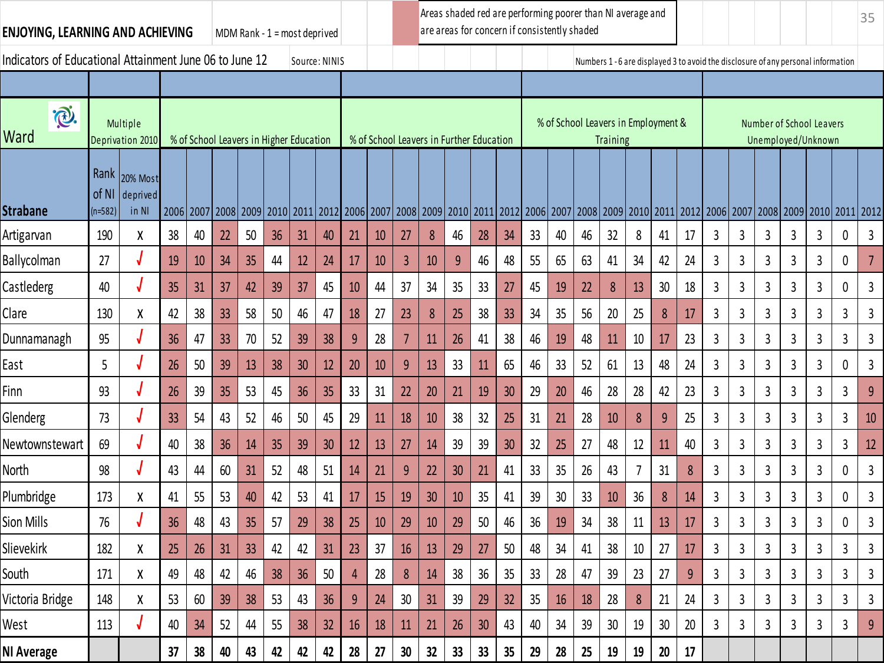**ENJOYING, LEARNING AND ACHIEVING** MDM Rank - 1 = most deprived

Areas shaded red are performing poorer than NI average and are areas for concern if consistently shaded

Indicators of Educational Attainment June 06 to June 12 Source: NINIS

Numbers 1 - 6 are displayed 3 to avoid the disclosure of any personal information

| Ward | Multiple Deprivation 2010 | | % of School Leavers in Higher Education | | | | | | | % of School Leavers in Further Education | | | | | | | % of School Leavers in Employment & Training | | | | | | | Number of School Leavers Unemployed/Unknown | | | | | | |
|---|---|---|---|---|---|---|---|---|---|---|---|---|---|---|---|---|---|---|---|---|---|---|---|---|---|---|---|---|---|---|
| Strabane | Rank of NI (n=582) | 20% Most deprived in NI | 2006 | 2007 | 2008 | 2009 | 2010 | 2011 | 2012 | 2006 | 2007 | 2008 | 2009 | 2010 | 2011 | 2012 | 2006 | 2007 | 2008 | 2009 | 2010 | 2011 | 2012 | 2006 | 2007 | 2008 | 2009 | 2010 | 2011 | 2012 |
| Artigarvan | 190 | X | 38 | 40 | 22 | 50 | 36 | 31 | 40 | 21 | 10 | 27 | 8 | 46 | 28 | 34 | 33 | 40 | 46 | 32 | 8 | 41 | 17 | 3 | 3 | 3 | 3 | 3 | 0 | 3 |
| Ballycolman | 27 | √ | 19 | 10 | 34 | 35 | 44 | 12 | 24 | 17 | 10 | 3 | 10 | 9 | 46 | 48 | 55 | 65 | 63 | 41 | 34 | 42 | 24 | 3 | 3 | 3 | 3 | 3 | 0 | 7 |
| Castlederg | 40 | √ | 35 | 31 | 37 | 42 | 39 | 37 | 45 | 10 | 44 | 37 | 34 | 35 | 33 | 27 | 45 | 19 | 22 | 8 | 13 | 30 | 18 | 3 | 3 | 3 | 3 | 3 | 0 | 3 |
| Clare | 130 | X | 42 | 38 | 33 | 58 | 50 | 46 | 47 | 18 | 27 | 23 | 8 | 25 | 38 | 33 | 34 | 35 | 56 | 20 | 25 | 8 | 17 | 3 | 3 | 3 | 3 | 3 | 3 | 3 |
| Dunnamanagh | 95 | √ | 36 | 47 | 33 | 70 | 52 | 39 | 38 | 9 | 28 | 7 | 11 | 26 | 41 | 38 | 46 | 19 | 48 | 11 | 10 | 17 | 23 | 3 | 3 | 3 | 3 | 3 | 3 | 3 |
| East | 5 | √ | 26 | 50 | 39 | 13 | 38 | 30 | 12 | 20 | 10 | 9 | 13 | 33 | 11 | 65 | 46 | 33 | 52 | 61 | 13 | 48 | 24 | 3 | 3 | 3 | 3 | 3 | 0 | 3 |
| Finn | 93 | √ | 26 | 39 | 35 | 53 | 45 | 36 | 35 | 33 | 31 | 22 | 20 | 21 | 19 | 30 | 29 | 20 | 46 | 28 | 28 | 42 | 23 | 3 | 3 | 3 | 3 | 3 | 3 | 9 |
| Glenderg | 73 | √ | 33 | 54 | 43 | 52 | 46 | 50 | 45 | 29 | 11 | 18 | 10 | 38 | 32 | 25 | 31 | 21 | 28 | 10 | 8 | 9 | 25 | 3 | 3 | 3 | 3 | 3 | 3 | 10 |
| Newtownstewart | 69 | √ | 40 | 38 | 36 | 14 | 35 | 39 | 30 | 12 | 13 | 27 | 14 | 39 | 39 | 30 | 32 | 25 | 27 | 48 | 12 | 11 | 40 | 3 | 3 | 3 | 3 | 3 | 3 | 12 |
| North | 98 | √ | 43 | 44 | 60 | 31 | 52 | 48 | 51 | 14 | 21 | 9 | 22 | 30 | 21 | 41 | 33 | 35 | 26 | 43 | 7 | 31 | 8 | 3 | 3 | 3 | 3 | 3 | 0 | 3 |
| Plumbridge | 173 | X | 41 | 55 | 53 | 40 | 42 | 53 | 41 | 17 | 15 | 19 | 30 | 10 | 35 | 41 | 39 | 30 | 33 | 10 | 36 | 8 | 14 | 3 | 3 | 3 | 3 | 3 | 0 | 3 |
| Sion Mills | 76 | √ | 36 | 48 | 43 | 35 | 57 | 29 | 38 | 25 | 10 | 29 | 10 | 29 | 50 | 46 | 36 | 19 | 34 | 38 | 11 | 13 | 17 | 3 | 3 | 3 | 3 | 3 | 0 | 3 |
| Slievekirk | 182 | X | 25 | 26 | 31 | 33 | 42 | 42 | 31 | 23 | 37 | 16 | 13 | 29 | 27 | 50 | 48 | 34 | 41 | 38 | 10 | 27 | 17 | 3 | 3 | 3 | 3 | 3 | 3 | 3 |
| South | 171 | X | 49 | 48 | 42 | 46 | 38 | 36 | 50 | 4 | 28 | 8 | 14 | 38 | 36 | 35 | 33 | 28 | 47 | 39 | 23 | 27 | 9 | 3 | 3 | 3 | 3 | 3 | 3 | 3 |
| Victoria Bridge | 148 | X | 53 | 60 | 39 | 38 | 53 | 43 | 36 | 9 | 24 | 30 | 31 | 39 | 29 | 32 | 35 | 16 | 18 | 28 | 8 | 21 | 24 | 3 | 3 | 3 | 3 | 3 | 3 | 3 |
| West | 113 | √ | 40 | 34 | 52 | 44 | 55 | 38 | 32 | 16 | 18 | 11 | 21 | 26 | 30 | 43 | 40 | 34 | 39 | 30 | 19 | 30 | 20 | 3 | 3 | 3 | 3 | 3 | 3 | 9 |
| **NI Average** | | | **37** | **38** | **40** | **43** | **42** | **42** | **42** | **28** | **27** | **30** | **32** | **33** | **33** | **35** | **29** | **28** | **25** | **19** | **19** | **20** | **17** | | | | | | | |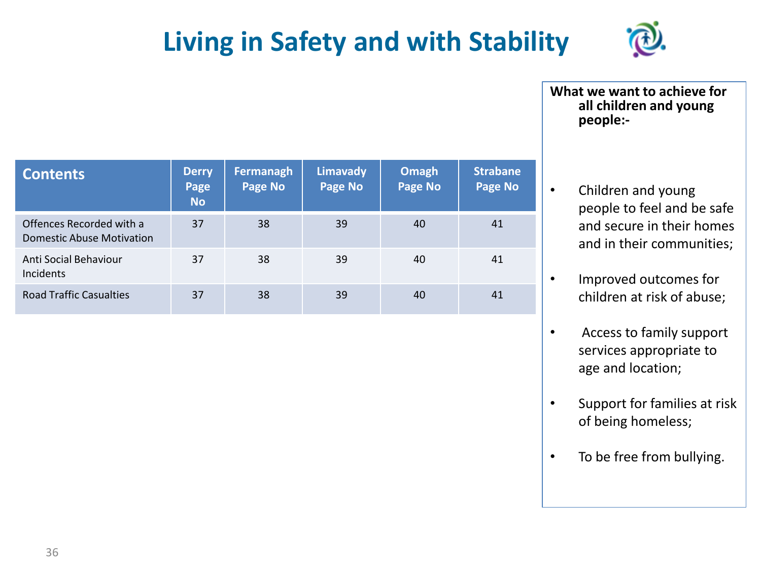# Living in Safety and with Stability

| Contents | Derry Page No | Fermanagh Page No | Limavady Page No | Omagh Page No | Strabane Page No |
|---|---|---|---|---|---|
| Offences Recorded with a Domestic Abuse Motivation | 37 | 38 | 39 | 40 | 41 |
| Anti Social Behaviour Incidents | 37 | 38 | 39 | 40 | 41 |
| Road Traffic Casualties | 37 | 38 | 39 | 40 | 41 |

**What we want to achieve for all children and young people:-**

- Children and young people to feel and be safe and secure in their homes and in their communities;
- Improved outcomes for children at risk of abuse;
- Access to family support services appropriate to age and location;
- Support for families at risk of being homeless;
- To be free from bullying.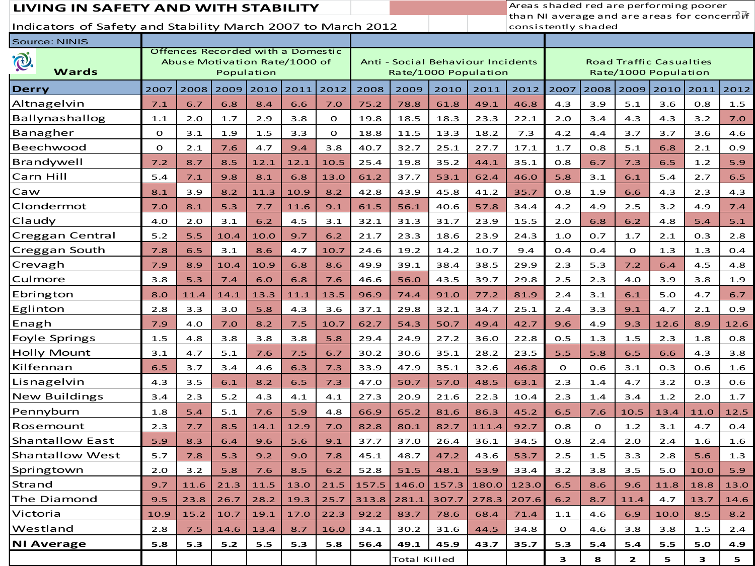## LIVING IN SAFETY AND WITH STABILITY

Areas shaded red are performing poorer than NI average and are areas for concern if consistently shaded

Indicators of Safety and Stability March 2007 to March 2012

| Source: NINIS | Offences Recorded with a Domestic Abuse Motivation Rate/1000 of Population | | | | | | Anti - Social Behaviour Incidents Rate/1000 Population | | | | | Road Traffic Casualties Rate/1000 Population | | | | | |
|---|---|---|---|---|---|---|---|---|---|---|---|---|---|---|---|---|---|
| **Wards** | | | | | | | | | | | | | | | | | |
| **Derry** | 2007 | 2008 | 2009 | 2010 | 2011 | 2012 | 2008 | 2009 | 2010 | 2011 | 2012 | 2007 | 2008 | 2009 | 2010 | 2011 | 2012 |
| Altnagelvin | 7.1 | 6.7 | 6.8 | 8.4 | 6.6 | 7.0 | 75.2 | 78.8 | 61.8 | 49.1 | 46.8 | 4.3 | 3.9 | 5.1 | 3.6 | 0.8 | 1.5 |
| Ballynashallog | 1.1 | 2.0 | 1.7 | 2.9 | 3.8 | 0 | 19.8 | 18.5 | 18.3 | 23.3 | 22.1 | 2.0 | 3.4 | 4.3 | 4.3 | 3.2 | 7.0 |
| Banagher | 0 | 3.1 | 1.9 | 1.5 | 3.3 | 0 | 18.8 | 11.5 | 13.3 | 18.2 | 7.3 | 4.2 | 4.4 | 3.7 | 3.7 | 3.6 | 4.6 |
| Beechwood | 0 | 2.1 | 7.6 | 4.7 | 9.4 | 3.8 | 40.7 | 32.7 | 25.1 | 27.7 | 17.1 | 1.7 | 0.8 | 5.1 | 6.8 | 2.1 | 0.9 |
| Brandywell | 7.2 | 8.7 | 8.5 | 12.1 | 12.1 | 10.5 | 25.4 | 19.8 | 35.2 | 44.1 | 35.1 | 0.8 | 6.7 | 7.3 | 6.5 | 1.2 | 5.9 |
| Carn Hill | 5.4 | 7.1 | 9.8 | 8.1 | 6.8 | 13.0 | 61.2 | 37.7 | 53.1 | 62.4 | 46.0 | 5.8 | 3.1 | 6.1 | 5.4 | 2.7 | 6.5 |
| Caw | 8.1 | 3.9 | 8.2 | 11.3 | 10.9 | 8.2 | 42.8 | 43.9 | 45.8 | 41.2 | 35.7 | 0.8 | 1.9 | 6.6 | 4.3 | 2.3 | 4.3 |
| Clondermot | 7.0 | 8.1 | 5.3 | 7.7 | 11.6 | 9.1 | 61.5 | 56.1 | 40.6 | 57.8 | 34.4 | 4.2 | 4.9 | 2.5 | 3.2 | 4.9 | 7.4 |
| Claudy | 4.0 | 2.0 | 3.1 | 6.2 | 4.5 | 3.1 | 32.1 | 31.3 | 31.7 | 23.9 | 15.5 | 2.0 | 6.8 | 6.2 | 4.8 | 5.4 | 5.1 |
| Creggan Central | 5.2 | 5.5 | 10.4 | 10.0 | 9.7 | 6.2 | 21.7 | 23.3 | 18.6 | 23.9 | 24.3 | 1.0 | 0.7 | 1.7 | 2.1 | 0.3 | 2.8 |
| Creggan South | 7.8 | 6.5 | 3.1 | 8.6 | 4.7 | 10.7 | 24.6 | 19.2 | 14.2 | 10.7 | 9.4 | 0.4 | 0.4 | 0 | 1.3 | 1.3 | 0.4 |
| Crevagh | 7.9 | 8.9 | 10.4 | 10.9 | 6.8 | 8.6 | 49.9 | 39.1 | 38.4 | 38.5 | 29.9 | 2.3 | 5.3 | 7.2 | 6.4 | 4.5 | 4.8 |
| Culmore | 3.8 | 5.3 | 7.4 | 6.0 | 6.8 | 7.6 | 46.6 | 56.0 | 43.5 | 39.7 | 29.8 | 2.5 | 2.3 | 4.0 | 3.9 | 3.8 | 1.9 |
| Ebrington | 8.0 | 11.4 | 14.1 | 13.3 | 11.1 | 13.5 | 96.9 | 74.4 | 91.0 | 77.2 | 81.9 | 2.4 | 3.1 | 6.1 | 5.0 | 4.7 | 6.7 |
| Eglinton | 2.8 | 3.3 | 3.0 | 5.8 | 4.3 | 3.6 | 37.1 | 29.8 | 32.1 | 34.7 | 25.1 | 2.4 | 3.3 | 9.1 | 4.7 | 2.1 | 0.9 |
| Enagh | 7.9 | 4.0 | 7.0 | 8.2 | 7.5 | 10.7 | 62.7 | 54.3 | 50.7 | 49.4 | 42.7 | 9.6 | 4.9 | 9.3 | 12.6 | 8.9 | 12.6 |
| Foyle Springs | 1.5 | 4.8 | 3.8 | 3.8 | 3.8 | 5.8 | 29.4 | 24.9 | 27.2 | 36.0 | 22.8 | 0.5 | 1.3 | 1.5 | 2.3 | 1.8 | 0.8 |
| Holly Mount | 3.1 | 4.7 | 5.1 | 7.6 | 7.5 | 6.7 | 30.2 | 30.6 | 35.1 | 28.2 | 23.5 | 5.5 | 5.8 | 6.5 | 6.6 | 4.3 | 3.8 |
| Kilfennan | 6.5 | 3.7 | 3.4 | 4.6 | 6.3 | 7.3 | 33.9 | 47.9 | 35.1 | 32.6 | 46.8 | 0 | 0.6 | 3.1 | 0.3 | 0.6 | 1.6 |
| Lisnagelvin | 4.3 | 3.5 | 6.1 | 8.2 | 6.5 | 7.3 | 47.0 | 50.7 | 57.0 | 48.5 | 63.1 | 2.3 | 1.4 | 4.7 | 3.2 | 0.3 | 0.6 |
| New Buildings | 3.4 | 2.3 | 5.2 | 4.3 | 4.1 | 4.1 | 27.3 | 20.9 | 21.6 | 22.3 | 10.4 | 2.3 | 1.4 | 3.4 | 1.2 | 2.0 | 1.7 |
| Pennyburn | 1.8 | 5.4 | 5.1 | 7.6 | 5.9 | 4.8 | 66.9 | 65.2 | 81.6 | 86.3 | 45.2 | 6.5 | 7.6 | 10.5 | 13.4 | 11.0 | 12.5 |
| Rosemount | 2.3 | 7.7 | 8.5 | 14.1 | 12.9 | 7.0 | 82.8 | 80.1 | 82.7 | 111.4 | 92.7 | 0.8 | 0 | 1.2 | 3.1 | 4.7 | 0.4 |
| Shantallow East | 5.9 | 8.3 | 6.4 | 9.6 | 5.6 | 9.1 | 37.7 | 37.0 | 26.4 | 36.1 | 34.5 | 0.8 | 2.4 | 2.0 | 2.4 | 1.6 | 1.6 |
| Shantallow West | 5.7 | 7.8 | 5.3 | 9.2 | 9.0 | 7.8 | 45.1 | 48.7 | 47.2 | 43.6 | 53.7 | 2.5 | 1.5 | 3.3 | 2.8 | 5.6 | 1.3 |
| Springtown | 2.0 | 3.2 | 5.8 | 7.6 | 8.5 | 6.2 | 52.8 | 51.5 | 48.1 | 53.9 | 33.4 | 3.2 | 3.8 | 3.5 | 5.0 | 10.0 | 5.9 |
| Strand | 9.7 | 11.6 | 21.3 | 11.5 | 13.0 | 21.5 | 157.5 | 146.0 | 157.3 | 180.0 | 123.0 | 6.5 | 8.6 | 9.6 | 11.8 | 18.8 | 13.0 |
| The Diamond | 9.5 | 23.8 | 26.7 | 28.2 | 19.3 | 25.7 | 313.8 | 281.1 | 307.7 | 278.3 | 207.6 | 6.2 | 8.7 | 11.4 | 4.7 | 13.7 | 14.6 |
| Victoria | 10.9 | 15.2 | 10.7 | 19.1 | 17.0 | 22.3 | 92.2 | 83.7 | 78.6 | 68.4 | 71.4 | 1.1 | 4.6 | 6.9 | 10.0 | 8.5 | 8.2 |
| Westland | 2.8 | 7.5 | 14.6 | 13.4 | 8.7 | 16.0 | 34.1 | 30.2 | 31.6 | 44.5 | 34.8 | 0 | 4.6 | 3.8 | 3.8 | 1.5 | 2.4 |
| **NI Average** | **5.8** | **5.3** | **5.2** | **5.5** | **5.3** | **5.8** | **56.4** | **49.1** | **45.9** | **43.7** | **35.7** | **5.3** | **5.4** | **5.4** | **5.5** | **5.0** | **4.9** |
| | | | | | | | | Total Killed | | | | **3** | **8** | **2** | **5** | **3** | **5** |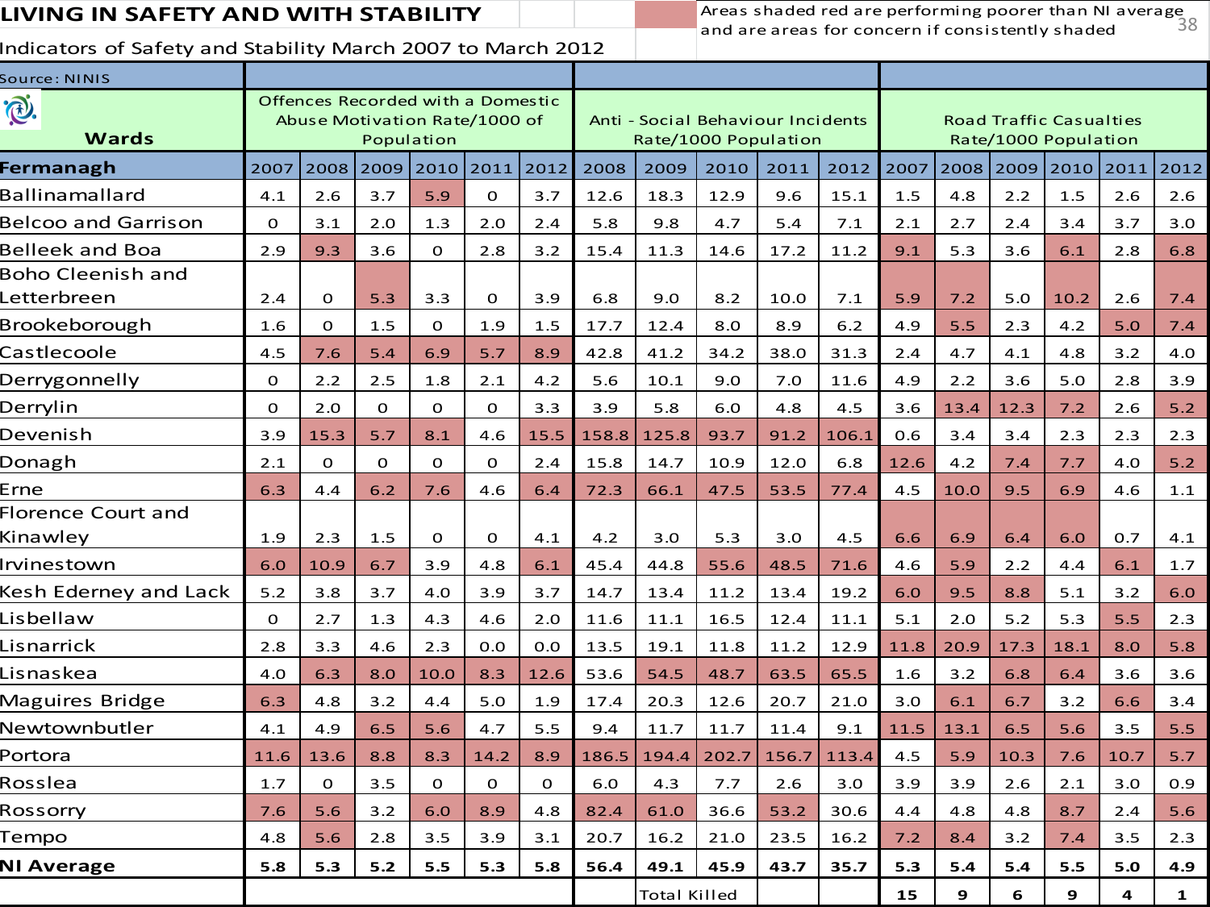# LIVING IN SAFETY AND WITH STABILITY

Areas shaded red are performing poorer than NI average and are areas for concern if consistently shaded

Indicators of Safety and Stability March 2007 to March 2012

| Source: NINIS | | | | | | | | | | | | | | | | | |
|---|---|---|---|---|---|---|---|---|---|---|---|---|---|---|---|---|---|
| **Wards** | Offences Recorded with a Domestic Abuse Motivation Rate/1000 of Population | | | | | | Anti - Social Behaviour Incidents Rate/1000 Population | | | | | Road Traffic Casualties Rate/1000 Population | | | | | |
| **Fermanagh** | 2007 | 2008 | 2009 | 2010 | 2011 | 2012 | 2008 | 2009 | 2010 | 2011 | 2012 | 2007 | 2008 | 2009 | 2010 | 2011 | 2012 |
| Ballinamallard | 4.1 | 2.6 | 3.7 | 5.9 | 0 | 3.7 | 12.6 | 18.3 | 12.9 | 9.6 | 15.1 | 1.5 | 4.8 | 2.2 | 1.5 | 2.6 | 2.6 |
| Belcoo and Garrison | 0 | 3.1 | 2.0 | 1.3 | 2.0 | 2.4 | 5.8 | 9.8 | 4.7 | 5.4 | 7.1 | 2.1 | 2.7 | 2.4 | 3.4 | 3.7 | 3.0 |
| Belleek and Boa | 2.9 | 9.3 | 3.6 | 0 | 2.8 | 3.2 | 15.4 | 11.3 | 14.6 | 17.2 | 11.2 | 9.1 | 5.3 | 3.6 | 6.1 | 2.8 | 6.8 |
| Boho Cleenish and Letterbreen | 2.4 | 0 | 5.3 | 3.3 | 0 | 3.9 | 6.8 | 9.0 | 8.2 | 10.0 | 7.1 | 5.9 | 7.2 | 5.0 | 10.2 | 2.6 | 7.4 |
| Brookeborough | 1.6 | 0 | 1.5 | 0 | 1.9 | 1.5 | 17.7 | 12.4 | 8.0 | 8.9 | 6.2 | 4.9 | 5.5 | 2.3 | 4.2 | 5.0 | 7.4 |
| Castlecoole | 4.5 | 7.6 | 5.4 | 6.9 | 5.7 | 8.9 | 42.8 | 41.2 | 34.2 | 38.0 | 31.3 | 2.4 | 4.7 | 4.1 | 4.8 | 3.2 | 4.0 |
| Derrygonnelly | 0 | 2.2 | 2.5 | 1.8 | 2.1 | 4.2 | 5.6 | 10.1 | 9.0 | 7.0 | 11.6 | 4.9 | 2.2 | 3.6 | 5.0 | 2.8 | 3.9 |
| Derrylin | 0 | 2.0 | 0 | 0 | 0 | 3.3 | 3.9 | 5.8 | 6.0 | 4.8 | 4.5 | 3.6 | 13.4 | 12.3 | 7.2 | 2.6 | 5.2 |
| Devenish | 3.9 | 15.3 | 5.7 | 8.1 | 4.6 | 15.5 | 158.8 | 125.8 | 93.7 | 91.2 | 106.1 | 0.6 | 3.4 | 3.4 | 2.3 | 2.3 | 2.3 |
| Donagh | 2.1 | 0 | 0 | 0 | 0 | 2.4 | 15.8 | 14.7 | 10.9 | 12.0 | 6.8 | 12.6 | 4.2 | 7.4 | 7.7 | 4.0 | 5.2 |
| Erne | 6.3 | 4.4 | 6.2 | 7.6 | 4.6 | 6.4 | 72.3 | 66.1 | 47.5 | 53.5 | 77.4 | 4.5 | 10.0 | 9.5 | 6.9 | 4.6 | 1.1 |
| Florence Court and Kinawley | 1.9 | 2.3 | 1.5 | 0 | 0 | 4.1 | 4.2 | 3.0 | 5.3 | 3.0 | 4.5 | 6.6 | 6.9 | 6.4 | 6.0 | 0.7 | 4.1 |
| Irvinestown | 6.0 | 10.9 | 6.7 | 3.9 | 4.8 | 6.1 | 45.4 | 44.8 | 55.6 | 48.5 | 71.6 | 4.6 | 5.9 | 2.2 | 4.4 | 6.1 | 1.7 |
| Kesh Ederney and Lack | 5.2 | 3.8 | 3.7 | 4.0 | 3.9 | 3.7 | 14.7 | 13.4 | 11.2 | 13.4 | 19.2 | 6.0 | 9.5 | 8.8 | 5.1 | 3.2 | 6.0 |
| Lisbellaw | 0 | 2.7 | 1.3 | 4.3 | 4.6 | 2.0 | 11.6 | 11.1 | 16.5 | 12.4 | 11.1 | 5.1 | 2.0 | 5.2 | 5.3 | 5.5 | 2.3 |
| Lisnarrick | 2.8 | 3.3 | 4.6 | 2.3 | 0.0 | 0.0 | 13.5 | 19.1 | 11.8 | 11.2 | 12.9 | 11.8 | 20.9 | 17.3 | 18.1 | 8.0 | 5.8 |
| Lisnaskea | 4.0 | 6.3 | 8.0 | 10.0 | 8.3 | 12.6 | 53.6 | 54.5 | 48.7 | 63.5 | 65.5 | 1.6 | 3.2 | 6.8 | 6.4 | 3.6 | 3.6 |
| Maguires Bridge | 6.3 | 4.8 | 3.2 | 4.4 | 5.0 | 1.9 | 17.4 | 20.3 | 12.6 | 20.7 | 21.0 | 3.0 | 6.1 | 6.7 | 3.2 | 6.6 | 3.4 |
| Newtownbutler | 4.1 | 4.9 | 6.5 | 5.6 | 4.7 | 5.5 | 9.4 | 11.7 | 11.7 | 11.4 | 9.1 | 11.5 | 13.1 | 6.5 | 5.6 | 3.5 | 5.5 |
| Portora | 11.6 | 13.6 | 8.8 | 8.3 | 14.2 | 8.9 | 186.5 | 194.4 | 202.7 | 156.7 | 113.4 | 4.5 | 5.9 | 10.3 | 7.6 | 10.7 | 5.7 |
| Rosslea | 1.7 | 0 | 3.5 | 0 | 0 | 0 | 6.0 | 4.3 | 7.7 | 2.6 | 3.0 | 3.9 | 3.9 | 2.6 | 2.1 | 3.0 | 0.9 |
| Rossorry | 7.6 | 5.6 | 3.2 | 6.0 | 8.9 | 4.8 | 82.4 | 61.0 | 36.6 | 53.2 | 30.6 | 4.4 | 4.8 | 4.8 | 8.7 | 2.4 | 5.6 |
| Tempo | 4.8 | 5.6 | 2.8 | 3.5 | 3.9 | 3.1 | 20.7 | 16.2 | 21.0 | 23.5 | 16.2 | 7.2 | 8.4 | 3.2 | 7.4 | 3.5 | 2.3 |
| **NI Average** | **5.8** | **5.3** | **5.2** | **5.5** | **5.3** | **5.8** | **56.4** | **49.1** | **45.9** | **43.7** | **35.7** | **5.3** | **5.4** | **5.4** | **5.5** | **5.0** | **4.9** |
| | | | | | | | | Total Killed | | | | **15** | **9** | **6** | **9** | **4** | **1** |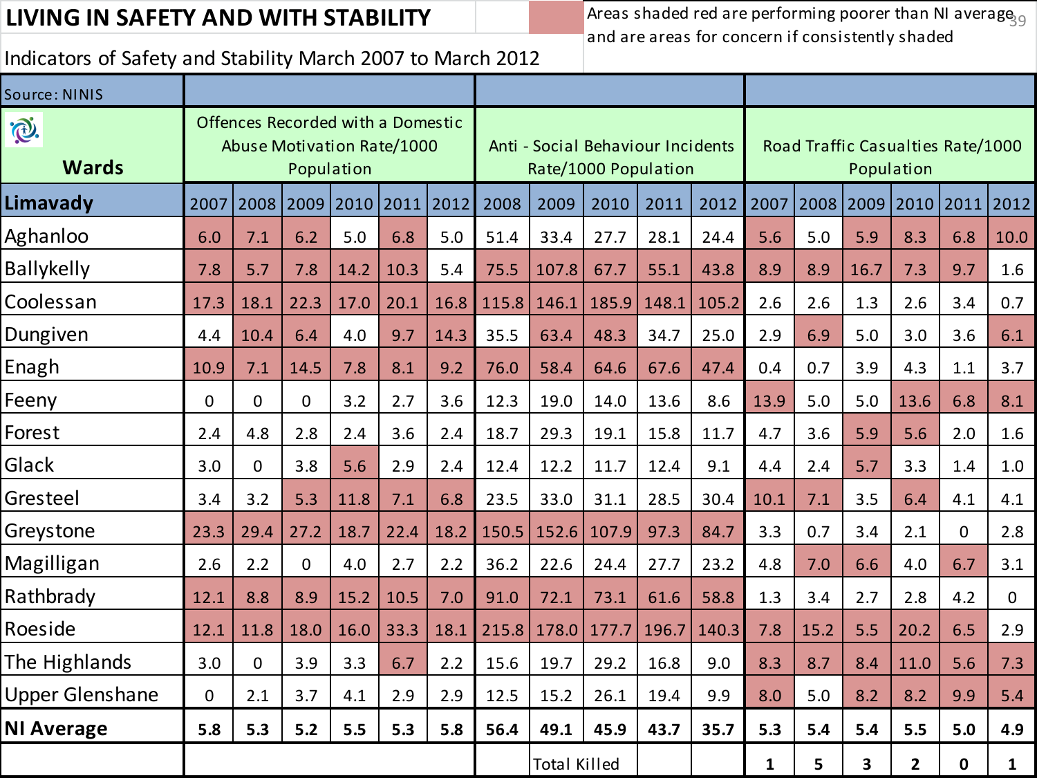# LIVING IN SAFETY AND WITH STABILITY

Areas shaded red are performing poorer than NI average and are areas for concern if consistently shaded

Indicators of Safety and Stability March 2007 to March 2012

Source: NINIS

| Wards | Offences Recorded with a Domestic Abuse Motivation Rate/1000 Population | | | | | | Anti - Social Behaviour Incidents Rate/1000 Population | | | | | Road Traffic Casualties Rate/1000 Population | | | | | |
|---|---|---|---|---|---|---|---|---|---|---|---|---|---|---|---|---|---|
| **Limavady** | 2007 | 2008 | 2009 | 2010 | 2011 | 2012 | 2008 | 2009 | 2010 | 2011 | 2012 | 2007 | 2008 | 2009 | 2010 | 2011 | 2012 |
| Aghanloo | 6.0 | 7.1 | 6.2 | 5.0 | 6.8 | 5.0 | 51.4 | 33.4 | 27.7 | 28.1 | 24.4 | 5.6 | 5.0 | 5.9 | 8.3 | 6.8 | 10.0 |
| Ballykelly | 7.8 | 5.7 | 7.8 | 14.2 | 10.3 | 5.4 | 75.5 | 107.8 | 67.7 | 55.1 | 43.8 | 8.9 | 8.9 | 16.7 | 7.3 | 9.7 | 1.6 |
| Coolessan | 17.3 | 18.1 | 22.3 | 17.0 | 20.1 | 16.8 | 115.8 | 146.1 | 185.9 | 148.1 | 105.2 | 2.6 | 2.6 | 1.3 | 2.6 | 3.4 | 0.7 |
| Dungiven | 4.4 | 10.4 | 6.4 | 4.0 | 9.7 | 14.3 | 35.5 | 63.4 | 48.3 | 34.7 | 25.0 | 2.9 | 6.9 | 5.0 | 3.0 | 3.6 | 6.1 |
| Enagh | 10.9 | 7.1 | 14.5 | 7.8 | 8.1 | 9.2 | 76.0 | 58.4 | 64.6 | 67.6 | 47.4 | 0.4 | 0.7 | 3.9 | 4.3 | 1.1 | 3.7 |
| Feeny | 0 | 0 | 0 | 3.2 | 2.7 | 3.6 | 12.3 | 19.0 | 14.0 | 13.6 | 8.6 | 13.9 | 5.0 | 5.0 | 13.6 | 6.8 | 8.1 |
| Forest | 2.4 | 4.8 | 2.8 | 2.4 | 3.6 | 2.4 | 18.7 | 29.3 | 19.1 | 15.8 | 11.7 | 4.7 | 3.6 | 5.9 | 5.6 | 2.0 | 1.6 |
| Glack | 3.0 | 0 | 3.8 | 5.6 | 2.9 | 2.4 | 12.4 | 12.2 | 11.7 | 12.4 | 9.1 | 4.4 | 2.4 | 5.7 | 3.3 | 1.4 | 1.0 |
| Gresteel | 3.4 | 3.2 | 5.3 | 11.8 | 7.1 | 6.8 | 23.5 | 33.0 | 31.1 | 28.5 | 30.4 | 10.1 | 7.1 | 3.5 | 6.4 | 4.1 | 4.1 |
| Greystone | 23.3 | 29.4 | 27.2 | 18.7 | 22.4 | 18.2 | 150.5 | 152.6 | 107.9 | 97.3 | 84.7 | 3.3 | 0.7 | 3.4 | 2.1 | 0 | 2.8 |
| Magilligan | 2.6 | 2.2 | 0 | 4.0 | 2.7 | 2.2 | 36.2 | 22.6 | 24.4 | 27.7 | 23.2 | 4.8 | 7.0 | 6.6 | 4.0 | 6.7 | 3.1 |
| Rathbrady | 12.1 | 8.8 | 8.9 | 15.2 | 10.5 | 7.0 | 91.0 | 72.1 | 73.1 | 61.6 | 58.8 | 1.3 | 3.4 | 2.7 | 2.8 | 4.2 | 0 |
| Roeside | 12.1 | 11.8 | 18.0 | 16.0 | 33.3 | 18.1 | 215.8 | 178.0 | 177.7 | 196.7 | 140.3 | 7.8 | 15.2 | 5.5 | 20.2 | 6.5 | 2.9 |
| The Highlands | 3.0 | 0 | 3.9 | 3.3 | 6.7 | 2.2 | 15.6 | 19.7 | 29.2 | 16.8 | 9.0 | 8.3 | 8.7 | 8.4 | 11.0 | 5.6 | 7.3 |
| Upper Glenshane | 0 | 2.1 | 3.7 | 4.1 | 2.9 | 2.9 | 12.5 | 15.2 | 26.1 | 19.4 | 9.9 | 8.0 | 5.0 | 8.2 | 8.2 | 9.9 | 5.4 |
| **NI Average** | **5.8** | **5.3** | **5.2** | **5.5** | **5.3** | **5.8** | **56.4** | **49.1** | **45.9** | **43.7** | **35.7** | **5.3** | **5.4** | **5.4** | **5.5** | **5.0** | **4.9** |
| | | | | | | | | Total Killed | | | | **1** | **5** | **3** | **2** | **0** | **1** |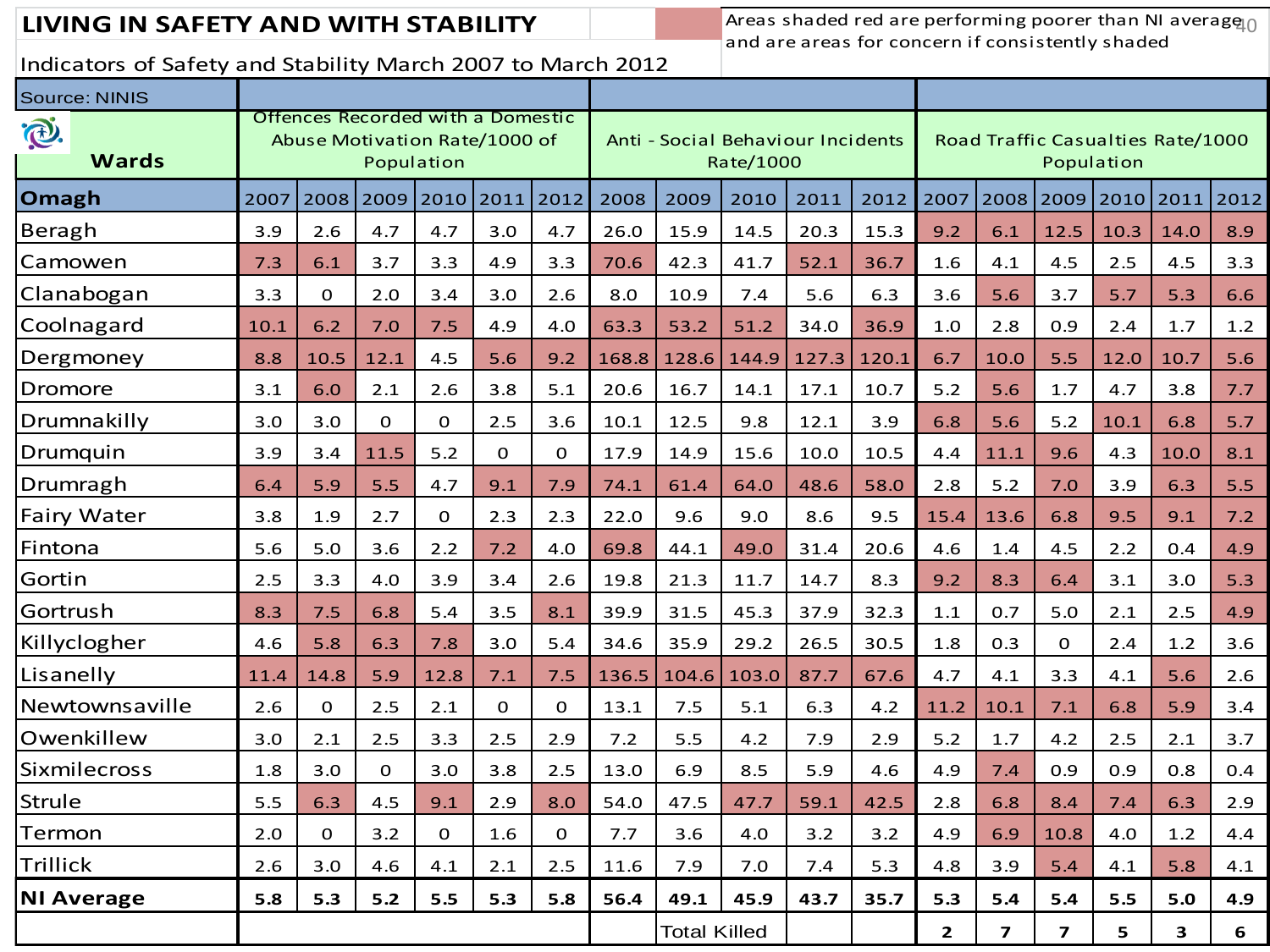# LIVING IN SAFETY AND WITH STABILITY

Areas shaded red are performing poorer than NI average and are areas for concern if consistently shaded

Indicators of Safety and Stability March 2007 to March 2012

Source: NINIS

| Wards | Offences Recorded with a Domestic Abuse Motivation Rate/1000 of Population | | | | | | Anti - Social Behaviour Incidents Rate/1000 | | | | | Road Traffic Casualties Rate/1000 Population | | | | | |
|---|---|---|---|---|---|---|---|---|---|---|---|---|---|---|---|---|---|
| **Omagh** | 2007 | 2008 | 2009 | 2010 | 2011 | 2012 | 2008 | 2009 | 2010 | 2011 | 2012 | 2007 | 2008 | 2009 | 2010 | 2011 | 2012 |
| Beragh | 3.9 | 2.6 | 4.7 | 4.7 | 3.0 | 4.7 | 26.0 | 15.9 | 14.5 | 20.3 | 15.3 | 9.2 | 6.1 | 12.5 | 10.3 | 14.0 | 8.9 |
| Camowen | 7.3 | 6.1 | 3.7 | 3.3 | 4.9 | 3.3 | 70.6 | 42.3 | 41.7 | 52.1 | 36.7 | 1.6 | 4.1 | 4.5 | 2.5 | 4.5 | 3.3 |
| Clanabogan | 3.3 | 0 | 2.0 | 3.4 | 3.0 | 2.6 | 8.0 | 10.9 | 7.4 | 5.6 | 6.3 | 3.6 | 5.6 | 3.7 | 5.7 | 5.3 | 6.6 |
| Coolnagard | 10.1 | 6.2 | 7.0 | 7.5 | 4.9 | 4.0 | 63.3 | 53.2 | 51.2 | 34.0 | 36.9 | 1.0 | 2.8 | 0.9 | 2.4 | 1.7 | 1.2 |
| Dergmoney | 8.8 | 10.5 | 12.1 | 4.5 | 5.6 | 9.2 | 168.8 | 128.6 | 144.9 | 127.3 | 120.1 | 6.7 | 10.0 | 5.5 | 12.0 | 10.7 | 5.6 |
| Dromore | 3.1 | 6.0 | 2.1 | 2.6 | 3.8 | 5.1 | 20.6 | 16.7 | 14.1 | 17.1 | 10.7 | 5.2 | 5.6 | 1.7 | 4.7 | 3.8 | 7.7 |
| Drumnakilly | 3.0 | 3.0 | 0 | 0 | 2.5 | 3.6 | 10.1 | 12.5 | 9.8 | 12.1 | 3.9 | 6.8 | 5.6 | 5.2 | 10.1 | 6.8 | 5.7 |
| Drumquin | 3.9 | 3.4 | 11.5 | 5.2 | 0 | 0 | 17.9 | 14.9 | 15.6 | 10.0 | 10.5 | 4.4 | 11.1 | 9.6 | 4.3 | 10.0 | 8.1 |
| Drumragh | 6.4 | 5.9 | 5.5 | 4.7 | 9.1 | 7.9 | 74.1 | 61.4 | 64.0 | 48.6 | 58.0 | 2.8 | 5.2 | 7.0 | 3.9 | 6.3 | 5.5 |
| Fairy Water | 3.8 | 1.9 | 2.7 | 0 | 2.3 | 2.3 | 22.0 | 9.6 | 9.0 | 8.6 | 9.5 | 15.4 | 13.6 | 6.8 | 9.5 | 9.1 | 7.2 |
| Fintona | 5.6 | 5.0 | 3.6 | 2.2 | 7.2 | 4.0 | 69.8 | 44.1 | 49.0 | 31.4 | 20.6 | 4.6 | 1.4 | 4.5 | 2.2 | 0.4 | 4.9 |
| Gortin | 2.5 | 3.3 | 4.0 | 3.9 | 3.4 | 2.6 | 19.8 | 21.3 | 11.7 | 14.7 | 8.3 | 9.2 | 8.3 | 6.4 | 3.1 | 3.0 | 5.3 |
| Gortrush | 8.3 | 7.5 | 6.8 | 5.4 | 3.5 | 8.1 | 39.9 | 31.5 | 45.3 | 37.9 | 32.3 | 1.1 | 0.7 | 5.0 | 2.1 | 2.5 | 4.9 |
| Killyclogher | 4.6 | 5.8 | 6.3 | 7.8 | 3.0 | 5.4 | 34.6 | 35.9 | 29.2 | 26.5 | 30.5 | 1.8 | 0.3 | 0 | 2.4 | 1.2 | 3.6 |
| Lisanelly | 11.4 | 14.8 | 5.9 | 12.8 | 7.1 | 7.5 | 136.5 | 104.6 | 103.0 | 87.7 | 67.6 | 4.7 | 4.1 | 3.3 | 4.1 | 5.6 | 2.6 |
| Newtownsaville | 2.6 | 0 | 2.5 | 2.1 | 0 | 0 | 13.1 | 7.5 | 5.1 | 6.3 | 4.2 | 11.2 | 10.1 | 7.1 | 6.8 | 5.9 | 3.4 |
| Owenkillew | 3.0 | 2.1 | 2.5 | 3.3 | 2.5 | 2.9 | 7.2 | 5.5 | 4.2 | 7.9 | 2.9 | 5.2 | 1.7 | 4.2 | 2.5 | 2.1 | 3.7 |
| Sixmilecross | 1.8 | 3.0 | 0 | 3.0 | 3.8 | 2.5 | 13.0 | 6.9 | 8.5 | 5.9 | 4.6 | 4.9 | 7.4 | 0.9 | 0.9 | 0.8 | 0.4 |
| Strule | 5.5 | 6.3 | 4.5 | 9.1 | 2.9 | 8.0 | 54.0 | 47.5 | 47.7 | 59.1 | 42.5 | 2.8 | 6.8 | 8.4 | 7.4 | 6.3 | 2.9 |
| Termon | 2.0 | 0 | 3.2 | 0 | 1.6 | 0 | 7.7 | 3.6 | 4.0 | 3.2 | 3.2 | 4.9 | 6.9 | 10.8 | 4.0 | 1.2 | 4.4 |
| Trillick | 2.6 | 3.0 | 4.6 | 4.1 | 2.1 | 2.5 | 11.6 | 7.9 | 7.0 | 7.4 | 5.3 | 4.8 | 3.9 | 5.4 | 4.1 | 5.8 | 4.1 |
| **NI Average** | **5.8** | **5.3** | **5.2** | **5.5** | **5.3** | **5.8** | **56.4** | **49.1** | **45.9** | **43.7** | **35.7** | **5.3** | **5.4** | **5.4** | **5.5** | **5.0** | **4.9** |
| | | | | | | | | Total Killed | | | | **2** | **7** | **7** | **5** | **3** | **6** |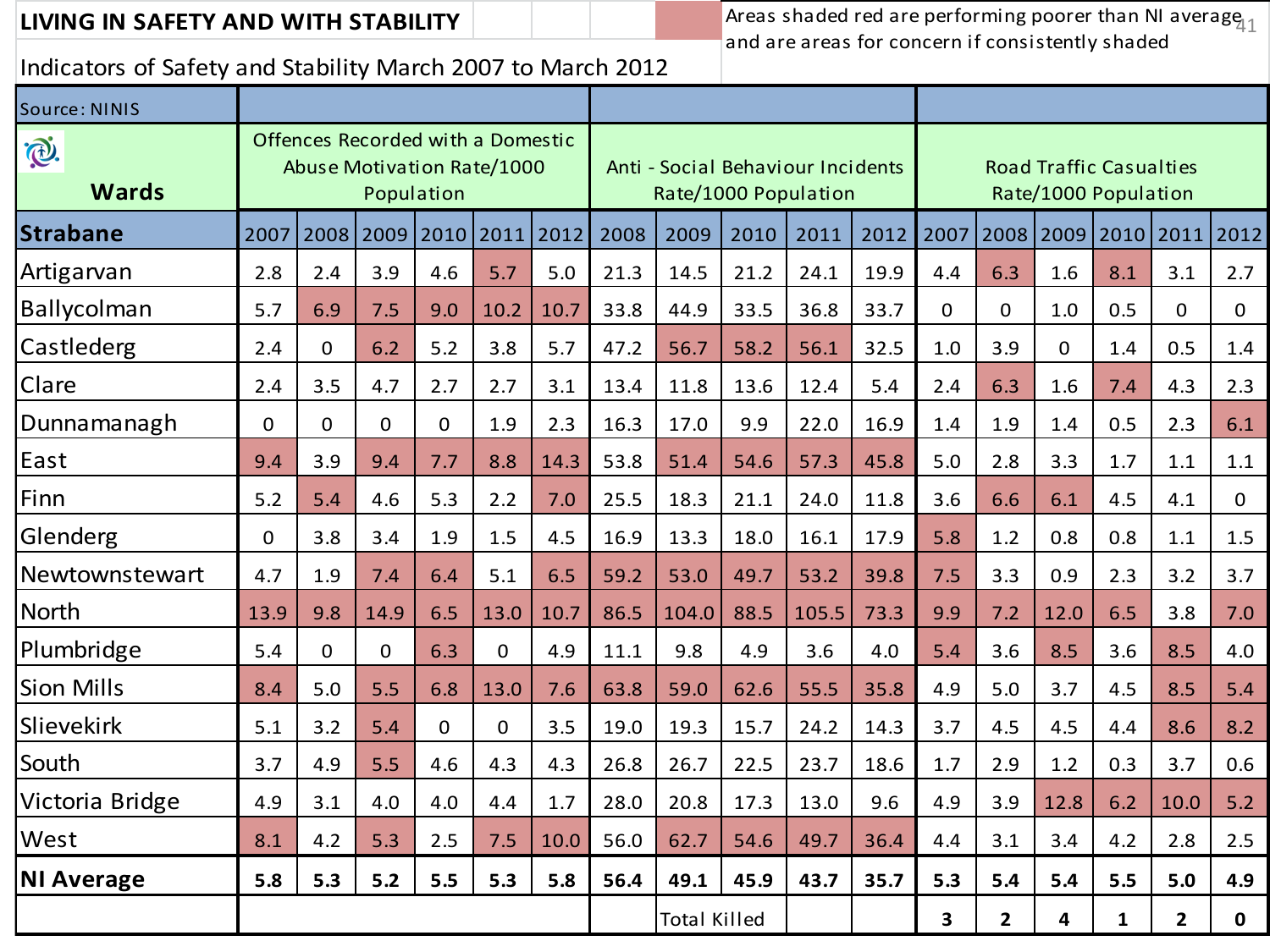# LIVING IN SAFETY AND WITH STABILITY

Areas shaded red are performing poorer than NI average and are areas for concern if consistently shaded

Indicators of Safety and Stability March 2007 to March 2012

| Source: NINIS | Offences Recorded with a Domestic Abuse Motivation Rate/1000 Population | | | | | | Anti - Social Behaviour Incidents Rate/1000 Population | | | | | Road Traffic Casualties Rate/1000 Population | | | | | |
|---|---|---|---|---|---|---|---|---|---|---|---|---|---|---|---|---|---|
| **Wards** | | | | | | | | | | | | | | | | | |
| **Strabane** | 2007 | 2008 | 2009 | 2010 | 2011 | 2012 | 2008 | 2009 | 2010 | 2011 | 2012 | 2007 | 2008 | 2009 | 2010 | 2011 | 2012 |
| Artigarvan | 2.8 | 2.4 | 3.9 | 4.6 | 5.7 | 5.0 | 21.3 | 14.5 | 21.2 | 24.1 | 19.9 | 4.4 | 6.3 | 1.6 | 8.1 | 3.1 | 2.7 |
| Ballycolman | 5.7 | 6.9 | 7.5 | 9.0 | 10.2 | 10.7 | 33.8 | 44.9 | 33.5 | 36.8 | 33.7 | 0 | 0 | 1.0 | 0.5 | 0 | 0 |
| Castlederg | 2.4 | 0 | 6.2 | 5.2 | 3.8 | 5.7 | 47.2 | 56.7 | 58.2 | 56.1 | 32.5 | 1.0 | 3.9 | 0 | 1.4 | 0.5 | 1.4 |
| Clare | 2.4 | 3.5 | 4.7 | 2.7 | 2.7 | 3.1 | 13.4 | 11.8 | 13.6 | 12.4 | 5.4 | 2.4 | 6.3 | 1.6 | 7.4 | 4.3 | 2.3 |
| Dunnamanagh | 0 | 0 | 0 | 0 | 1.9 | 2.3 | 16.3 | 17.0 | 9.9 | 22.0 | 16.9 | 1.4 | 1.9 | 1.4 | 0.5 | 2.3 | 6.1 |
| East | 9.4 | 3.9 | 9.4 | 7.7 | 8.8 | 14.3 | 53.8 | 51.4 | 54.6 | 57.3 | 45.8 | 5.0 | 2.8 | 3.3 | 1.7 | 1.1 | 1.1 |
| Finn | 5.2 | 5.4 | 4.6 | 5.3 | 2.2 | 7.0 | 25.5 | 18.3 | 21.1 | 24.0 | 11.8 | 3.6 | 6.6 | 6.1 | 4.5 | 4.1 | 0 |
| Glenderg | 0 | 3.8 | 3.4 | 1.9 | 1.5 | 4.5 | 16.9 | 13.3 | 18.0 | 16.1 | 17.9 | 5.8 | 1.2 | 0.8 | 0.8 | 1.1 | 1.5 |
| Newtownstewart | 4.7 | 1.9 | 7.4 | 6.4 | 5.1 | 6.5 | 59.2 | 53.0 | 49.7 | 53.2 | 39.8 | 7.5 | 3.3 | 0.9 | 2.3 | 3.2 | 3.7 |
| North | 13.9 | 9.8 | 14.9 | 6.5 | 13.0 | 10.7 | 86.5 | 104.0 | 88.5 | 105.5 | 73.3 | 9.9 | 7.2 | 12.0 | 6.5 | 3.8 | 7.0 |
| Plumbridge | 5.4 | 0 | 0 | 6.3 | 0 | 4.9 | 11.1 | 9.8 | 4.9 | 3.6 | 4.0 | 5.4 | 3.6 | 8.5 | 3.6 | 8.5 | 4.0 |
| Sion Mills | 8.4 | 5.0 | 5.5 | 6.8 | 13.0 | 7.6 | 63.8 | 59.0 | 62.6 | 55.5 | 35.8 | 4.9 | 5.0 | 3.7 | 4.5 | 8.5 | 5.4 |
| Slievekirk | 5.1 | 3.2 | 5.4 | 0 | 0 | 3.5 | 19.0 | 19.3 | 15.7 | 24.2 | 14.3 | 3.7 | 4.5 | 4.5 | 4.4 | 8.6 | 8.2 |
| South | 3.7 | 4.9 | 5.5 | 4.6 | 4.3 | 4.3 | 26.8 | 26.7 | 22.5 | 23.7 | 18.6 | 1.7 | 2.9 | 1.2 | 0.3 | 3.7 | 0.6 |
| Victoria Bridge | 4.9 | 3.1 | 4.0 | 4.0 | 4.4 | 1.7 | 28.0 | 20.8 | 17.3 | 13.0 | 9.6 | 4.9 | 3.9 | 12.8 | 6.2 | 10.0 | 5.2 |
| West | 8.1 | 4.2 | 5.3 | 2.5 | 7.5 | 10.0 | 56.0 | 62.7 | 54.6 | 49.7 | 36.4 | 4.4 | 3.1 | 3.4 | 4.2 | 2.8 | 2.5 |
| **NI Average** | **5.8** | **5.3** | **5.2** | **5.5** | **5.3** | **5.8** | **56.4** | **49.1** | **45.9** | **43.7** | **35.7** | **5.3** | **5.4** | **5.4** | **5.5** | **5.0** | **4.9** |
| | | | | | | | | Total Killed | | | | **3** | **2** | **4** | **1** | **2** | **0** |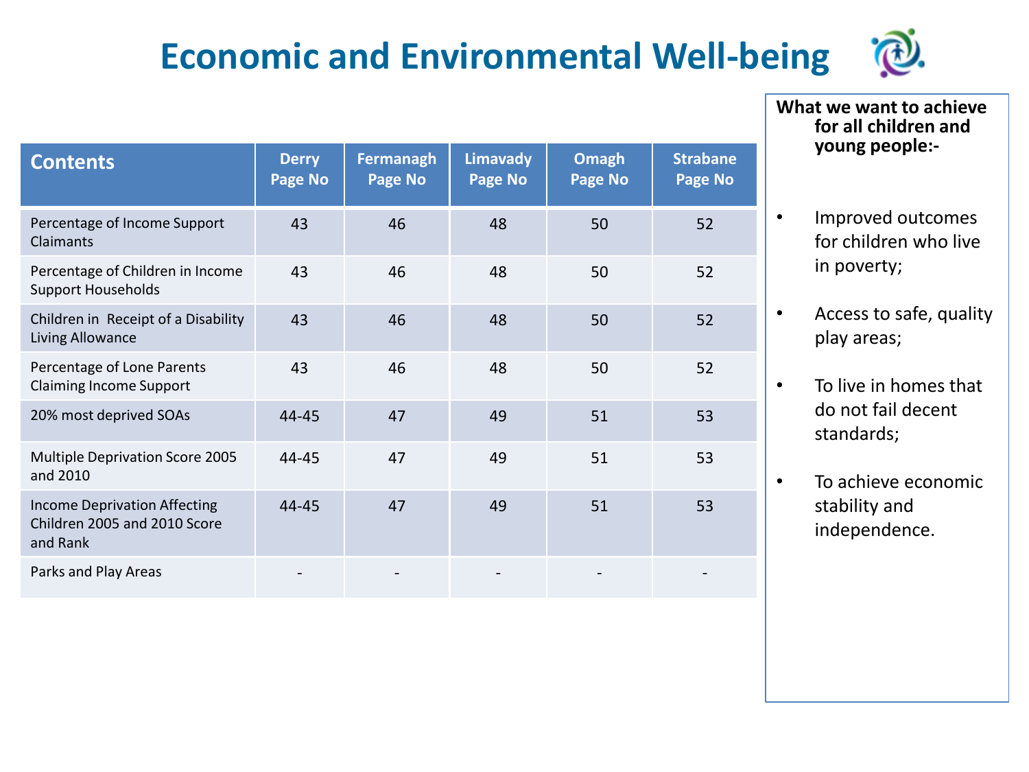# Economic and Environmental Well-being

| Contents | Derry Page No | Fermanagh Page No | Limavady Page No | Omagh Page No | Strabane Page No |
|---|---|---|---|---|---|
| Percentage of Income Support Claimants | 43 | 46 | 48 | 50 | 52 |
| Percentage of Children in Income Support Households | 43 | 46 | 48 | 50 | 52 |
| Children in Receipt of a Disability Living Allowance | 43 | 46 | 48 | 50 | 52 |
| Percentage of Lone Parents Claiming Income Support | 43 | 46 | 48 | 50 | 52 |
| 20% most deprived SOAs | 44-45 | 47 | 49 | 51 | 53 |
| Multiple Deprivation Score 2005 and 2010 | 44-45 | 47 | 49 | 51 | 53 |
| Income Deprivation Affecting Children 2005 and 2010 Score and Rank | 44-45 | 47 | 49 | 51 | 53 |
| Parks and Play Areas | - | - | - | - | - |

**What we want to achieve for all children and young people:-**

- Improved outcomes for children who live in poverty;
- Access to safe, quality play areas;
- To live in homes that do not fail decent standards;
- To achieve economic stability and independence.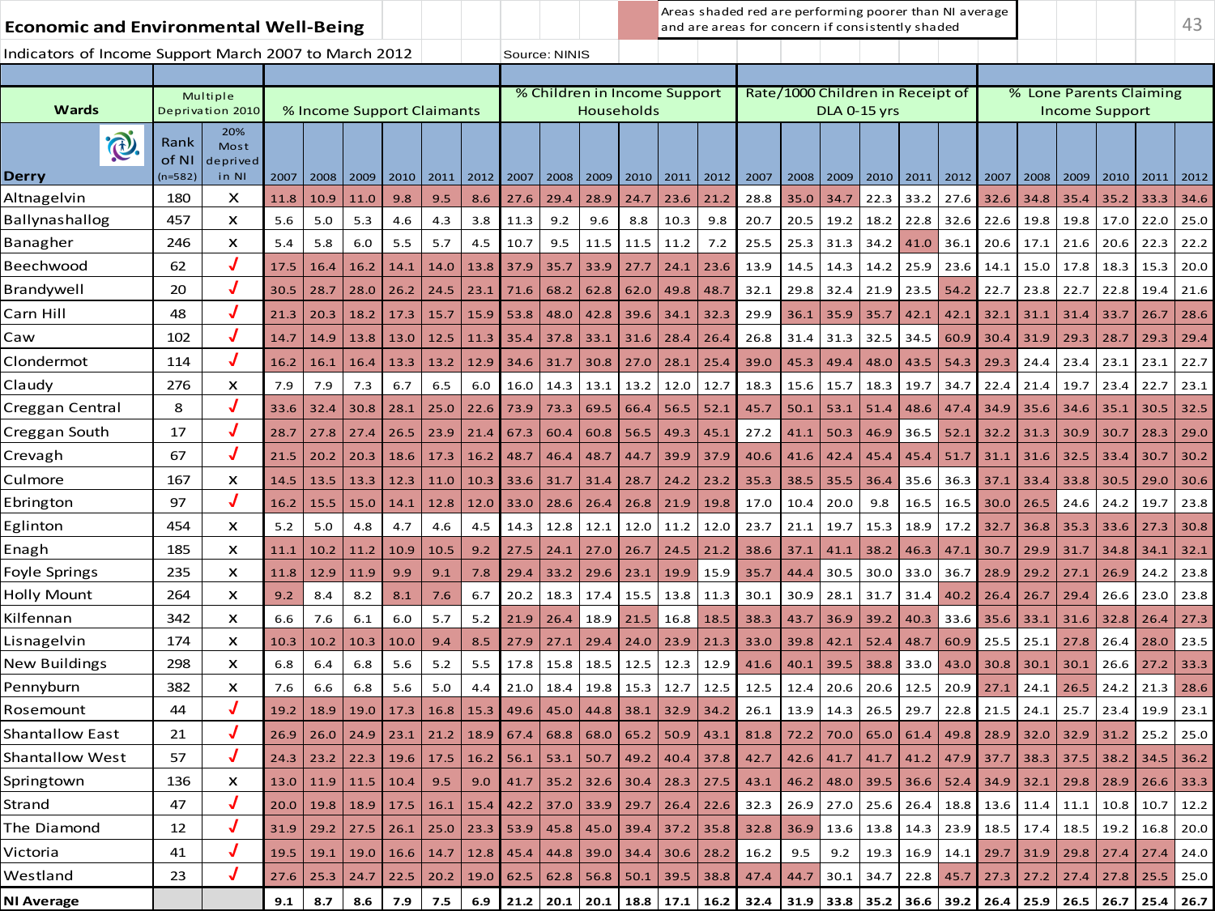## Economic and Environmental Well-Being

Areas shaded red are performing poorer than NI average and are areas for concern if consistently shaded

Indicators of Income Support March 2007 to March 2012

Source: NINIS

| Wards | Multiple Deprivation 2010 | | % Income Support Claimants | | | | | | % Children in Income Support Households | | | | | | Rate/1000 Children in Receipt of DLA 0-15 yrs | | | | | | % Lone Parents Claiming Income Support | | | | | |
|---|---|---|---|---|---|---|---|---|---|---|---|---|---|---|---|---|---|---|---|---|---|---|---|---|---|---|
| Derry | Rank of NI (n=582) | 20% Most deprived in NI | 2007 | 2008 | 2009 | 2010 | 2011 | 2012 | 2007 | 2008 | 2009 | 2010 | 2011 | 2012 | 2007 | 2008 | 2009 | 2010 | 2011 | 2012 | 2007 | 2008 | 2009 | 2010 | 2011 | 2012 |
| Altnagelvin | 180 | X | 11.8 | 10.9 | 11.0 | 9.8 | 9.5 | 8.6 | 27.6 | 29.4 | 28.9 | 24.7 | 23.6 | 21.2 | 28.8 | 35.0 | 34.7 | 22.3 | 33.2 | 27.6 | 32.6 | 34.8 | 35.4 | 35.2 | 33.3 | 34.6 |
| Ballynashallog | 457 | X | 5.6 | 5.0 | 5.3 | 4.6 | 4.3 | 3.8 | 11.3 | 9.2 | 9.6 | 8.8 | 10.3 | 9.8 | 20.7 | 20.5 | 19.2 | 18.2 | 22.8 | 32.6 | 22.6 | 19.8 | 19.8 | 17.0 | 22.0 | 25.0 |
| Banagher | 246 | X | 5.4 | 5.8 | 6.0 | 5.5 | 5.7 | 4.5 | 10.7 | 9.5 | 11.5 | 11.5 | 11.2 | 7.2 | 25.5 | 25.3 | 31.3 | 34.2 | 41.0 | 36.1 | 20.6 | 17.1 | 21.6 | 20.6 | 22.3 | 22.2 |
| Beechwood | 62 | ✓ | 17.5 | 16.4 | 16.2 | 14.1 | 14.0 | 13.8 | 37.9 | 35.7 | 33.9 | 27.7 | 24.1 | 23.6 | 13.9 | 14.5 | 14.3 | 14.2 | 25.9 | 23.6 | 14.1 | 15.0 | 17.8 | 18.3 | 15.3 | 20.0 |
| Brandywell | 20 | ✓ | 30.5 | 28.7 | 28.0 | 26.2 | 24.5 | 23.1 | 71.6 | 68.2 | 62.8 | 62.0 | 49.8 | 48.7 | 32.1 | 29.8 | 32.4 | 21.9 | 23.5 | 54.2 | 22.7 | 23.8 | 22.7 | 22.8 | 19.4 | 21.6 |
| Carn Hill | 48 | ✓ | 21.3 | 20.3 | 18.2 | 17.3 | 15.7 | 15.9 | 53.8 | 48.0 | 42.8 | 39.6 | 34.1 | 32.3 | 29.9 | 36.1 | 35.9 | 35.7 | 42.1 | 42.1 | 32.1 | 31.1 | 31.4 | 33.7 | 26.7 | 28.6 |
| Caw | 102 | ✓ | 14.7 | 14.9 | 13.8 | 13.0 | 12.5 | 11.3 | 35.4 | 37.8 | 33.1 | 31.6 | 28.4 | 26.4 | 26.8 | 31.4 | 31.3 | 32.5 | 34.5 | 60.9 | 30.4 | 31.9 | 29.3 | 28.7 | 29.3 | 29.4 |
| Clondermot | 114 | ✓ | 16.2 | 16.1 | 16.4 | 13.3 | 13.2 | 12.9 | 34.6 | 31.7 | 30.8 | 27.0 | 28.1 | 25.4 | 39.0 | 45.3 | 49.4 | 48.0 | 43.5 | 54.3 | 29.3 | 24.4 | 23.4 | 23.1 | 23.1 | 22.7 |
| Claudy | 276 | X | 7.9 | 7.9 | 7.3 | 6.7 | 6.5 | 6.0 | 16.0 | 14.3 | 13.1 | 13.2 | 12.0 | 12.7 | 18.3 | 15.6 | 15.7 | 18.3 | 19.7 | 34.7 | 22.4 | 21.4 | 19.7 | 23.4 | 22.7 | 23.1 |
| Creggan Central | 8 | ✓ | 33.6 | 32.4 | 30.8 | 28.1 | 25.0 | 22.6 | 73.9 | 73.3 | 69.5 | 66.4 | 56.5 | 52.1 | 45.7 | 50.1 | 53.1 | 51.4 | 48.6 | 47.4 | 34.9 | 35.6 | 34.6 | 35.1 | 30.5 | 32.5 |
| Creggan South | 17 | ✓ | 28.7 | 27.8 | 27.4 | 26.5 | 23.9 | 21.4 | 67.3 | 60.4 | 60.8 | 56.5 | 49.3 | 45.1 | 27.2 | 41.1 | 50.3 | 46.9 | 36.5 | 52.1 | 32.2 | 31.3 | 30.9 | 30.7 | 28.3 | 29.0 |
| Crevagh | 67 | ✓ | 21.5 | 20.2 | 20.3 | 18.6 | 17.3 | 16.2 | 48.7 | 46.4 | 48.7 | 44.7 | 39.9 | 37.9 | 40.6 | 41.6 | 42.4 | 45.4 | 45.4 | 51.7 | 31.1 | 31.6 | 32.5 | 33.4 | 30.7 | 30.2 |
| Culmore | 167 | X | 14.5 | 13.5 | 13.3 | 12.3 | 11.0 | 10.3 | 33.6 | 31.7 | 31.4 | 28.7 | 24.2 | 23.2 | 35.3 | 38.5 | 35.5 | 36.4 | 35.6 | 36.3 | 37.1 | 33.4 | 33.8 | 30.5 | 29.0 | 30.6 |
| Ebrington | 97 | ✓ | 16.2 | 15.5 | 15.0 | 14.1 | 12.8 | 12.0 | 33.0 | 28.6 | 26.4 | 26.8 | 21.9 | 19.8 | 17.0 | 10.4 | 20.0 | 9.8 | 16.5 | 16.5 | 30.0 | 26.5 | 24.6 | 24.2 | 19.7 | 23.8 |
| Eglinton | 454 | X | 5.2 | 5.0 | 4.8 | 4.7 | 4.6 | 4.5 | 14.3 | 12.8 | 12.1 | 12.0 | 11.2 | 12.0 | 23.7 | 21.1 | 19.7 | 15.3 | 18.9 | 17.2 | 32.7 | 36.8 | 35.3 | 33.6 | 27.3 | 30.8 |
| Enagh | 185 | X | 11.1 | 10.2 | 11.2 | 10.9 | 10.5 | 9.2 | 27.5 | 24.1 | 27.0 | 26.7 | 24.5 | 21.2 | 38.6 | 37.1 | 41.1 | 38.2 | 46.3 | 47.1 | 30.7 | 29.9 | 31.7 | 34.8 | 34.1 | 32.1 |
| Foyle Springs | 235 | X | 11.8 | 12.9 | 11.9 | 9.9 | 9.1 | 7.8 | 29.4 | 33.2 | 29.6 | 23.1 | 19.9 | 15.9 | 35.7 | 44.4 | 30.5 | 30.0 | 33.0 | 36.7 | 28.9 | 29.2 | 27.1 | 26.9 | 24.2 | 23.8 |
| Holly Mount | 264 | X | 9.2 | 8.4 | 8.2 | 8.1 | 7.6 | 6.7 | 20.2 | 18.3 | 17.4 | 15.5 | 13.8 | 11.3 | 30.1 | 30.9 | 28.1 | 31.7 | 31.4 | 40.2 | 26.4 | 26.7 | 29.4 | 26.6 | 23.0 | 23.8 |
| Kilfennan | 342 | X | 6.6 | 7.6 | 6.1 | 6.0 | 5.7 | 5.2 | 21.9 | 26.4 | 18.9 | 21.5 | 16.8 | 18.5 | 38.3 | 43.7 | 36.9 | 39.2 | 40.3 | 33.6 | 35.6 | 33.1 | 31.6 | 32.8 | 26.4 | 27.3 |
| Lisnagelvin | 174 | X | 10.3 | 10.2 | 10.3 | 10.0 | 9.4 | 8.5 | 27.9 | 27.1 | 29.4 | 24.0 | 23.9 | 21.3 | 33.0 | 39.8 | 42.1 | 52.4 | 48.7 | 60.9 | 25.5 | 25.1 | 27.8 | 26.4 | 28.0 | 23.5 |
| New Buildings | 298 | X | 6.8 | 6.4 | 6.8 | 5.6 | 5.2 | 5.5 | 17.8 | 15.8 | 18.5 | 12.5 | 12.3 | 12.9 | 41.6 | 40.1 | 39.5 | 38.8 | 33.0 | 43.0 | 30.8 | 30.1 | 30.1 | 26.6 | 27.2 | 33.3 |
| Pennyburn | 382 | X | 7.6 | 6.6 | 6.8 | 5.6 | 5.0 | 4.4 | 21.0 | 18.4 | 19.8 | 15.3 | 12.7 | 12.5 | 12.5 | 12.4 | 20.6 | 20.6 | 12.5 | 20.9 | 27.1 | 24.1 | 26.5 | 24.2 | 21.3 | 28.6 |
| Rosemount | 44 | ✓ | 19.2 | 18.9 | 19.0 | 17.3 | 16.8 | 15.3 | 49.6 | 45.0 | 44.8 | 38.1 | 32.9 | 34.2 | 26.1 | 13.9 | 14.3 | 26.5 | 29.7 | 22.8 | 21.5 | 24.1 | 25.7 | 23.4 | 19.9 | 23.1 |
| Shantallow East | 21 | ✓ | 26.9 | 26.0 | 24.9 | 23.1 | 21.2 | 18.9 | 67.4 | 68.8 | 68.0 | 65.2 | 50.9 | 43.1 | 81.8 | 72.2 | 70.0 | 65.0 | 61.4 | 49.8 | 28.9 | 32.0 | 32.9 | 31.2 | 25.2 | 25.0 |
| Shantallow West | 57 | ✓ | 24.3 | 23.2 | 22.3 | 19.6 | 17.5 | 16.2 | 56.1 | 53.1 | 50.7 | 49.2 | 40.4 | 37.8 | 42.7 | 42.6 | 41.7 | 41.7 | 41.2 | 47.9 | 37.7 | 38.3 | 37.5 | 38.2 | 34.5 | 36.2 |
| Springtown | 136 | X | 13.0 | 11.9 | 11.5 | 10.4 | 9.5 | 9.0 | 41.7 | 35.2 | 32.6 | 30.4 | 28.3 | 27.5 | 43.1 | 46.2 | 48.0 | 39.5 | 36.6 | 52.4 | 34.9 | 32.1 | 29.8 | 28.9 | 26.6 | 33.3 |
| Strand | 47 | ✓ | 20.0 | 19.8 | 18.9 | 17.5 | 16.1 | 15.4 | 42.2 | 37.0 | 33.9 | 29.7 | 26.4 | 22.6 | 32.3 | 26.9 | 27.0 | 25.6 | 26.4 | 18.8 | 13.6 | 11.4 | 11.1 | 10.8 | 10.7 | 12.2 |
| The Diamond | 12 | ✓ | 31.9 | 29.2 | 27.5 | 26.1 | 25.0 | 23.3 | 53.9 | 45.8 | 45.0 | 39.4 | 37.2 | 35.8 | 32.8 | 36.9 | 13.6 | 13.8 | 14.3 | 23.9 | 18.5 | 17.4 | 18.5 | 19.2 | 16.8 | 20.0 |
| Victoria | 41 | ✓ | 19.5 | 19.1 | 19.0 | 16.6 | 14.7 | 12.8 | 45.4 | 44.8 | 39.0 | 34.4 | 30.6 | 28.2 | 16.2 | 9.5 | 9.2 | 19.3 | 16.9 | 14.1 | 29.7 | 31.9 | 29.8 | 27.4 | 27.4 | 24.0 |
| Westland | 23 | ✓ | 27.6 | 25.3 | 24.7 | 22.5 | 20.2 | 19.0 | 62.5 | 62.8 | 56.8 | 50.1 | 39.5 | 38.8 | 47.4 | 44.7 | 30.1 | 34.7 | 22.8 | 45.7 | 27.3 | 27.2 | 27.4 | 27.8 | 25.5 | 25.0 |
| **NI Average** | | | **9.1** | **8.7** | **8.6** | **7.9** | **7.5** | **6.9** | **21.2** | **20.1** | **20.1** | **18.8** | **17.1** | **16.2** | **32.4** | **31.9** | **33.8** | **35.2** | **36.6** | **39.2** | **26.4** | **25.9** | **26.5** | **26.7** | **25.4** | **26.7** |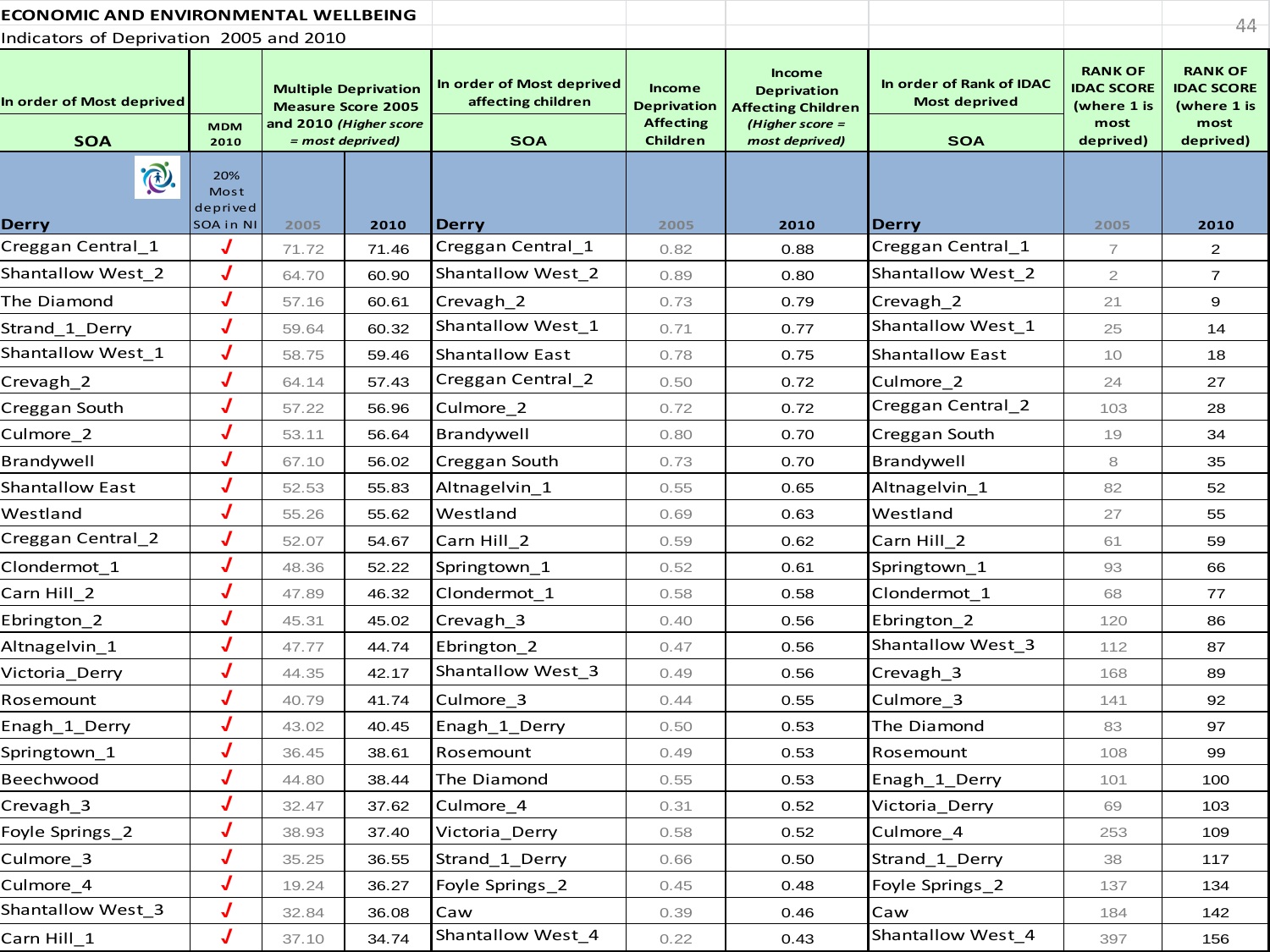**ECONOMIC AND ENVIRONMENTAL WELLBEING**

Indicators of Deprivation 2005 and 2010

| In order of Most deprived SOA | MDM 2010 | Multiple Deprivation Measure Score 2005 and 2010 *(Higher score = most deprived)* | | In order of Most deprived affecting children SOA | Income Deprivation Affecting Children | Income Deprivation Affecting Children *(Higher score = most deprived)* | In order of Rank of IDAC Most deprived SOA | RANK OF IDAC SCORE (where 1 is most deprived) | RANK OF IDAC SCORE (where 1 is most deprived) |
|---|---|---|---|---|---|---|---|---|---|
| Derry | 20% Most deprived SOA in NI | 2005 | 2010 | Derry | 2005 | 2010 | Derry | 2005 | 2010 |
| Creggan Central_1 | ✓ | 71.72 | 71.46 | Creggan Central_1 | 0.82 | 0.88 | Creggan Central_1 | 7 | 2 |
| Shantallow West_2 | ✓ | 64.70 | 60.90 | Shantallow West_2 | 0.89 | 0.80 | Shantallow West_2 | 2 | 7 |
| The Diamond | ✓ | 57.16 | 60.61 | Crevagh_2 | 0.73 | 0.79 | Crevagh_2 | 21 | 9 |
| Strand_1_Derry | ✓ | 59.64 | 60.32 | Shantallow West_1 | 0.71 | 0.77 | Shantallow West_1 | 25 | 14 |
| Shantallow West_1 | ✓ | 58.75 | 59.46 | Shantallow East | 0.78 | 0.75 | Shantallow East | 10 | 18 |
| Crevagh_2 | ✓ | 64.14 | 57.43 | Creggan Central_2 | 0.50 | 0.72 | Culmore_2 | 24 | 27 |
| Creggan South | ✓ | 57.22 | 56.96 | Culmore_2 | 0.72 | 0.72 | Creggan Central_2 | 103 | 28 |
| Culmore_2 | ✓ | 53.11 | 56.64 | Brandywell | 0.80 | 0.70 | Creggan South | 19 | 34 |
| Brandywell | ✓ | 67.10 | 56.02 | Creggan South | 0.73 | 0.70 | Brandywell | 8 | 35 |
| Shantallow East | ✓ | 52.53 | 55.83 | Altnagelvin_1 | 0.55 | 0.65 | Altnagelvin_1 | 82 | 52 |
| Westland | ✓ | 55.26 | 55.62 | Westland | 0.69 | 0.63 | Westland | 27 | 55 |
| Creggan Central_2 | ✓ | 52.07 | 54.67 | Carn Hill_2 | 0.59 | 0.62 | Carn Hill_2 | 61 | 59 |
| Clondermot_1 | ✓ | 48.36 | 52.22 | Springtown_1 | 0.52 | 0.61 | Springtown_1 | 93 | 66 |
| Carn Hill_2 | ✓ | 47.89 | 46.32 | Clondermot_1 | 0.58 | 0.58 | Clondermot_1 | 68 | 77 |
| Ebrington_2 | ✓ | 45.31 | 45.02 | Crevagh_3 | 0.40 | 0.56 | Ebrington_2 | 120 | 86 |
| Altnagelvin_1 | ✓ | 47.77 | 44.74 | Ebrington_2 | 0.47 | 0.56 | Shantallow West_3 | 112 | 87 |
| Victoria_Derry | ✓ | 44.35 | 42.17 | Shantallow West_3 | 0.49 | 0.56 | Crevagh_3 | 168 | 89 |
| Rosemount | ✓ | 40.79 | 41.74 | Culmore_3 | 0.44 | 0.55 | Culmore_3 | 141 | 92 |
| Enagh_1_Derry | ✓ | 43.02 | 40.45 | Enagh_1_Derry | 0.50 | 0.53 | The Diamond | 83 | 97 |
| Springtown_1 | ✓ | 36.45 | 38.61 | Rosemount | 0.49 | 0.53 | Rosemount | 108 | 99 |
| Beechwood | ✓ | 44.80 | 38.44 | The Diamond | 0.55 | 0.53 | Enagh_1_Derry | 101 | 100 |
| Crevagh_3 | ✓ | 32.47 | 37.62 | Culmore_4 | 0.31 | 0.52 | Victoria_Derry | 69 | 103 |
| Foyle Springs_2 | ✓ | 38.93 | 37.40 | Victoria_Derry | 0.58 | 0.52 | Culmore_4 | 253 | 109 |
| Culmore_3 | ✓ | 35.25 | 36.55 | Strand_1_Derry | 0.66 | 0.50 | Strand_1_Derry | 38 | 117 |
| Culmore_4 | ✓ | 19.24 | 36.27 | Foyle Springs_2 | 0.45 | 0.48 | Foyle Springs_2 | 137 | 134 |
| Shantallow West_3 | ✓ | 32.84 | 36.08 | Caw | 0.39 | 0.46 | Caw | 184 | 142 |
| Carn Hill_1 | ✓ | 37.10 | 34.74 | Shantallow West_4 | 0.22 | 0.43 | Shantallow West_4 | 397 | 156 |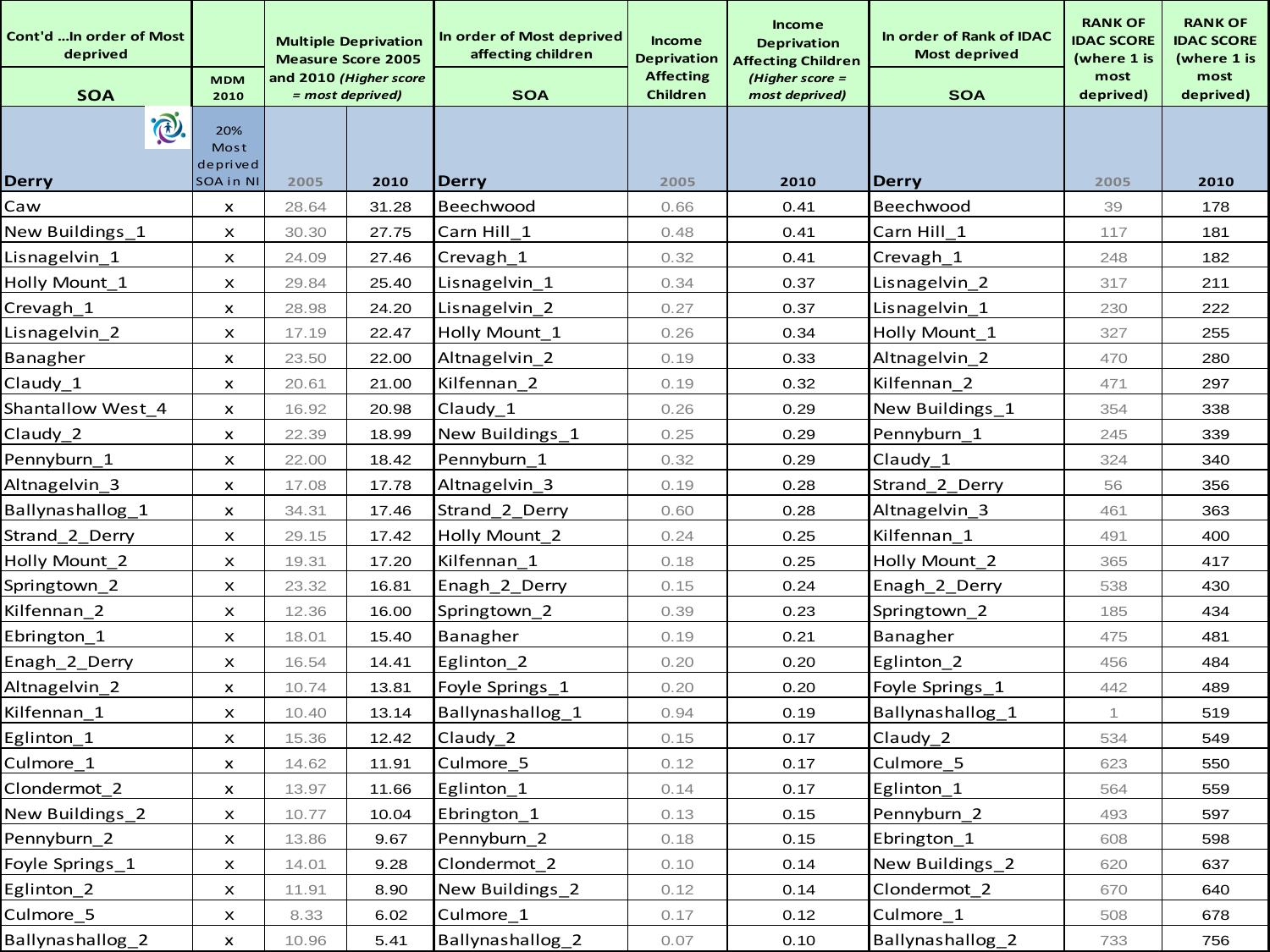| Cont'd ...In order of Most deprived | MDM 2010 | Multiple Deprivation Measure Score 2005 and 2010 *(Higher score = most deprived)* | | In order of Most deprived affecting children | Income Deprivation Affecting Children | Income Deprivation Affecting Children *(Higher score = most deprived)* | In order of Rank of IDAC Most deprived | RANK OF IDAC SCORE (where 1 is most deprived) | RANK OF IDAC SCORE (where 1 is most deprived) |
|---|---|---|---|---|---|---|---|---|---|
| SOA | 20% Most deprived SOA in NI | | | SOA | | | SOA | | |
| Derry | | 2005 | 2010 | Derry | 2005 | 2010 | Derry | 2005 | 2010 |
| Caw | x | 28.64 | 31.28 | Beechwood | 0.66 | 0.41 | Beechwood | 39 | 178 |
| New Buildings_1 | x | 30.30 | 27.75 | Carn Hill_1 | 0.48 | 0.41 | Carn Hill_1 | 117 | 181 |
| Lisnagelvin_1 | x | 24.09 | 27.46 | Crevagh_1 | 0.32 | 0.41 | Crevagh_1 | 248 | 182 |
| Holly Mount_1 | x | 29.84 | 25.40 | Lisnagelvin_1 | 0.34 | 0.37 | Lisnagelvin_2 | 317 | 211 |
| Crevagh_1 | x | 28.98 | 24.20 | Lisnagelvin_2 | 0.27 | 0.37 | Lisnagelvin_1 | 230 | 222 |
| Lisnagelvin_2 | x | 17.19 | 22.47 | Holly Mount_1 | 0.26 | 0.34 | Holly Mount_1 | 327 | 255 |
| Banagher | x | 23.50 | 22.00 | Altnagelvin_2 | 0.19 | 0.33 | Altnagelvin_2 | 470 | 280 |
| Claudy_1 | x | 20.61 | 21.00 | Kilfennan_2 | 0.19 | 0.32 | Kilfennan_2 | 471 | 297 |
| Shantallow West_4 | x | 16.92 | 20.98 | Claudy_1 | 0.26 | 0.29 | New Buildings_1 | 354 | 338 |
| Claudy_2 | x | 22.39 | 18.99 | New Buildings_1 | 0.25 | 0.29 | Pennyburn_1 | 245 | 339 |
| Pennyburn_1 | x | 22.00 | 18.42 | Pennyburn_1 | 0.32 | 0.29 | Claudy_1 | 324 | 340 |
| Altnagelvin_3 | x | 17.08 | 17.78 | Altnagelvin_3 | 0.19 | 0.28 | Strand_2_Derry | 56 | 356 |
| Ballynashallog_1 | x | 34.31 | 17.46 | Strand_2_Derry | 0.60 | 0.28 | Altnagelvin_3 | 461 | 363 |
| Strand_2_Derry | x | 29.15 | 17.42 | Holly Mount_2 | 0.24 | 0.25 | Kilfennan_1 | 491 | 400 |
| Holly Mount_2 | x | 19.31 | 17.20 | Kilfennan_1 | 0.18 | 0.25 | Holly Mount_2 | 365 | 417 |
| Springtown_2 | x | 23.32 | 16.81 | Enagh_2_Derry | 0.15 | 0.24 | Enagh_2_Derry | 538 | 430 |
| Kilfennan_2 | x | 12.36 | 16.00 | Springtown_2 | 0.39 | 0.23 | Springtown_2 | 185 | 434 |
| Ebrington_1 | x | 18.01 | 15.40 | Banagher | 0.19 | 0.21 | Banagher | 475 | 481 |
| Enagh_2_Derry | x | 16.54 | 14.41 | Eglinton_2 | 0.20 | 0.20 | Eglinton_2 | 456 | 484 |
| Altnagelvin_2 | x | 10.74 | 13.81 | Foyle Springs_1 | 0.20 | 0.20 | Foyle Springs_1 | 442 | 489 |
| Kilfennan_1 | x | 10.40 | 13.14 | Ballynashallog_1 | 0.94 | 0.19 | Ballynashallog_1 | 1 | 519 |
| Eglinton_1 | x | 15.36 | 12.42 | Claudy_2 | 0.15 | 0.17 | Claudy_2 | 534 | 549 |
| Culmore_1 | x | 14.62 | 11.91 | Culmore_5 | 0.12 | 0.17 | Culmore_5 | 623 | 550 |
| Clondermot_2 | x | 13.97 | 11.66 | Eglinton_1 | 0.14 | 0.17 | Eglinton_1 | 564 | 559 |
| New Buildings_2 | x | 10.77 | 10.04 | Ebrington_1 | 0.13 | 0.15 | Pennyburn_2 | 493 | 597 |
| Pennyburn_2 | x | 13.86 | 9.67 | Pennyburn_2 | 0.18 | 0.15 | Ebrington_1 | 608 | 598 |
| Foyle Springs_1 | x | 14.01 | 9.28 | Clondermot_2 | 0.10 | 0.14 | New Buildings_2 | 620 | 637 |
| Eglinton_2 | x | 11.91 | 8.90 | New Buildings_2 | 0.12 | 0.14 | Clondermot_2 | 670 | 640 |
| Culmore_5 | x | 8.33 | 6.02 | Culmore_1 | 0.17 | 0.12 | Culmore_1 | 508 | 678 |
| Ballynashallog_2 | x | 10.96 | 5.41 | Ballynashallog_2 | 0.07 | 0.10 | Ballynashallog_2 | 733 | 756 |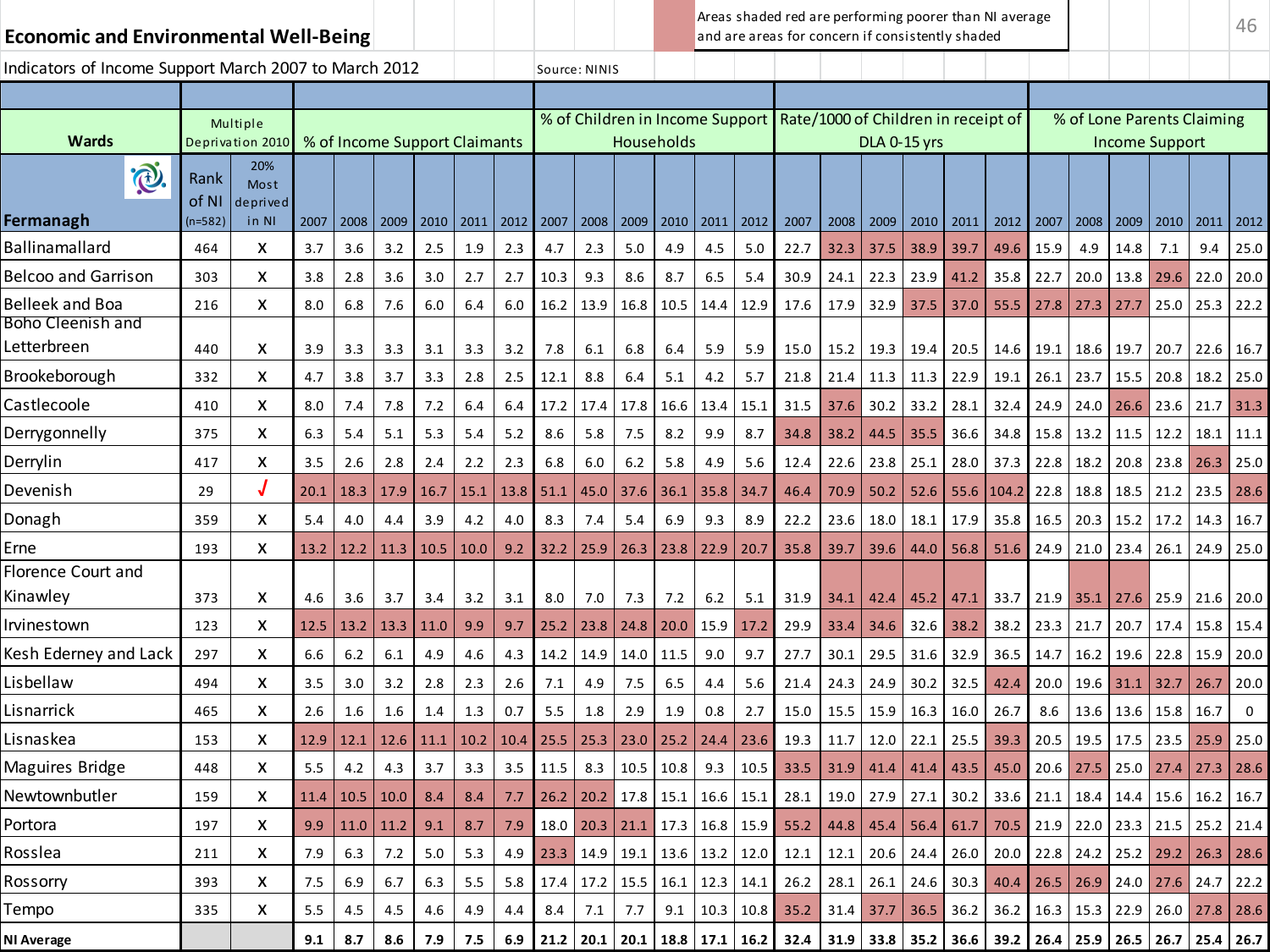## Economic and Environmental Well-Being

Areas shaded red are performing poorer than NI average and are areas for concern if consistently shaded

Indicators of Income Support March 2007 to March 2012

Source: NINIS

| Wards | Multiple Deprivation 2010 | | % of Income Support Claimants | | | | | | % of Children in Income Support Households | | | | | | Rate/1000 of Children in receipt of DLA 0-15 yrs | | | | | | % of Lone Parents Claiming Income Support | | | | | |
|---|---|---|---|---|---|---|---|---|---|---|---|---|---|---|---|---|---|---|---|---|---|---|---|---|---|---|
| Fermanagh | Rank of NI (n=582) | 20% Most deprived in NI | 2007 | 2008 | 2009 | 2010 | 2011 | 2012 | 2007 | 2008 | 2009 | 2010 | 2011 | 2012 | 2007 | 2008 | 2009 | 2010 | 2011 | 2012 | 2007 | 2008 | 2009 | 2010 | 2011 | 2012 |
| Ballinamallard | 464 | X | 3.7 | 3.6 | 3.2 | 2.5 | 1.9 | 2.3 | 4.7 | 2.3 | 5.0 | 4.9 | 4.5 | 5.0 | 22.7 | 32.3 | 37.5 | 38.9 | 39.7 | 49.6 | 15.9 | 4.9 | 14.8 | 7.1 | 9.4 | 25.0 |
| Belcoo and Garrison | 303 | X | 3.8 | 2.8 | 3.6 | 3.0 | 2.7 | 2.7 | 10.3 | 9.3 | 8.6 | 8.7 | 6.5 | 5.4 | 30.9 | 24.1 | 22.3 | 23.9 | 41.2 | 35.8 | 22.7 | 20.0 | 13.8 | 29.6 | 22.0 | 20.0 |
| Belleek and Boa | 216 | X | 8.0 | 6.8 | 7.6 | 6.0 | 6.4 | 6.0 | 16.2 | 13.9 | 16.8 | 10.5 | 14.4 | 12.9 | 17.6 | 17.9 | 32.9 | 37.5 | 37.0 | 55.5 | 27.8 | 27.3 | 27.7 | 25.0 | 25.3 | 22.2 |
| Boho Cleenish and Letterbreen | 440 | X | 3.9 | 3.3 | 3.3 | 3.1 | 3.3 | 3.2 | 7.8 | 6.1 | 6.8 | 6.4 | 5.9 | 5.9 | 15.0 | 15.2 | 19.3 | 19.4 | 20.5 | 14.6 | 19.1 | 18.6 | 19.7 | 20.7 | 22.6 | 16.7 |
| Brookeborough | 332 | X | 4.7 | 3.8 | 3.7 | 3.3 | 2.8 | 2.5 | 12.1 | 8.8 | 6.4 | 5.1 | 4.2 | 5.7 | 21.8 | 21.4 | 11.3 | 11.3 | 22.9 | 19.1 | 26.1 | 23.7 | 15.5 | 20.8 | 18.2 | 25.0 |
| Castlecoole | 410 | X | 8.0 | 7.4 | 7.8 | 7.2 | 6.4 | 6.4 | 17.2 | 17.4 | 17.8 | 16.6 | 13.4 | 15.1 | 31.5 | 37.6 | 30.2 | 33.2 | 28.1 | 32.4 | 24.9 | 24.0 | 26.6 | 23.6 | 21.7 | 31.3 |
| Derrygonnelly | 375 | X | 6.3 | 5.4 | 5.1 | 5.3 | 5.4 | 5.2 | 8.6 | 5.8 | 7.5 | 8.2 | 9.9 | 8.7 | 34.8 | 38.2 | 44.5 | 35.5 | 36.6 | 34.8 | 15.8 | 13.2 | 11.5 | 12.2 | 18.1 | 11.1 |
| Derrylin | 417 | X | 3.5 | 2.6 | 2.8 | 2.4 | 2.2 | 2.3 | 6.8 | 6.0 | 6.2 | 5.8 | 4.9 | 5.6 | 12.4 | 22.6 | 23.8 | 25.1 | 28.0 | 37.3 | 22.8 | 18.2 | 20.8 | 23.8 | 26.3 | 25.0 |
| Devenish | 29 | √ | 20.1 | 18.3 | 17.9 | 16.7 | 15.1 | 13.8 | 51.1 | 45.0 | 37.6 | 36.1 | 35.8 | 34.7 | 46.4 | 70.9 | 50.2 | 52.6 | 55.6 | 104.2 | 22.8 | 18.8 | 18.5 | 21.2 | 23.5 | 28.6 |
| Donagh | 359 | X | 5.4 | 4.0 | 4.4 | 3.9 | 4.2 | 4.0 | 8.3 | 7.4 | 5.4 | 6.9 | 9.3 | 8.9 | 22.2 | 23.6 | 18.0 | 18.1 | 17.9 | 35.8 | 16.5 | 20.3 | 15.2 | 17.2 | 14.3 | 16.7 |
| Erne | 193 | X | 13.2 | 12.2 | 11.3 | 10.5 | 10.0 | 9.2 | 32.2 | 25.9 | 26.3 | 23.8 | 22.9 | 20.7 | 35.8 | 39.7 | 39.6 | 44.0 | 56.8 | 51.6 | 24.9 | 21.0 | 23.4 | 26.1 | 24.9 | 25.0 |
| Florence Court and Kinawley | 373 | X | 4.6 | 3.6 | 3.7 | 3.4 | 3.2 | 3.1 | 8.0 | 7.0 | 7.3 | 7.2 | 6.2 | 5.1 | 31.9 | 34.1 | 42.4 | 45.2 | 47.1 | 33.7 | 21.9 | 35.1 | 27.6 | 25.9 | 21.6 | 20.0 |
| Irvinestown | 123 | X | 12.5 | 13.2 | 13.3 | 11.0 | 9.9 | 9.7 | 25.2 | 23.8 | 24.8 | 20.0 | 15.9 | 17.2 | 29.9 | 33.4 | 34.6 | 32.6 | 38.2 | 38.2 | 23.3 | 21.7 | 20.7 | 17.4 | 15.8 | 15.4 |
| Kesh Ederney and Lack | 297 | X | 6.6 | 6.2 | 6.1 | 4.9 | 4.6 | 4.3 | 14.2 | 14.9 | 14.0 | 11.5 | 9.0 | 9.7 | 27.7 | 30.1 | 29.5 | 31.6 | 32.9 | 36.5 | 14.7 | 16.2 | 19.6 | 22.8 | 15.9 | 20.0 |
| Lisbellaw | 494 | X | 3.5 | 3.0 | 3.2 | 2.8 | 2.3 | 2.6 | 7.1 | 4.9 | 7.5 | 6.5 | 4.4 | 5.6 | 21.4 | 24.3 | 24.9 | 30.2 | 32.5 | 42.4 | 20.0 | 19.6 | 31.1 | 32.7 | 26.7 | 20.0 |
| Lisnarrick | 465 | X | 2.6 | 1.6 | 1.6 | 1.4 | 1.3 | 0.7 | 5.5 | 1.8 | 2.9 | 1.9 | 0.8 | 2.7 | 15.0 | 15.5 | 15.9 | 16.3 | 16.0 | 26.7 | 8.6 | 13.6 | 13.6 | 15.8 | 16.7 | 0 |
| Lisnaskea | 153 | X | 12.9 | 12.1 | 12.6 | 11.1 | 10.2 | 10.4 | 25.5 | 25.3 | 23.0 | 25.2 | 24.4 | 23.6 | 19.3 | 11.7 | 12.0 | 22.1 | 25.5 | 39.3 | 20.5 | 19.5 | 17.5 | 23.5 | 25.9 | 25.0 |
| Maguires Bridge | 448 | X | 5.5 | 4.2 | 4.3 | 3.7 | 3.3 | 3.5 | 11.5 | 8.3 | 10.5 | 10.8 | 9.3 | 10.5 | 33.5 | 31.9 | 41.4 | 41.4 | 43.5 | 45.0 | 20.6 | 27.5 | 25.0 | 27.4 | 27.3 | 28.6 |
| Newtownbutler | 159 | X | 11.4 | 10.5 | 10.0 | 8.4 | 8.4 | 7.7 | 26.2 | 20.2 | 17.8 | 15.1 | 16.6 | 15.1 | 28.1 | 19.0 | 27.9 | 27.1 | 30.2 | 33.6 | 21.1 | 18.4 | 14.4 | 15.6 | 16.2 | 16.7 |
| Portora | 197 | X | 9.9 | 11.0 | 11.2 | 9.1 | 8.7 | 7.9 | 18.0 | 20.3 | 21.1 | 17.3 | 16.8 | 15.9 | 55.2 | 44.8 | 45.4 | 56.4 | 61.7 | 70.5 | 21.9 | 22.0 | 23.3 | 21.5 | 25.2 | 21.4 |
| Rosslea | 211 | X | 7.9 | 6.3 | 7.2 | 5.0 | 5.3 | 4.9 | 23.3 | 14.9 | 19.1 | 13.6 | 13.2 | 12.0 | 12.1 | 12.1 | 20.6 | 24.4 | 26.0 | 20.0 | 22.8 | 24.2 | 25.2 | 29.2 | 26.3 | 28.6 |
| Rossorry | 393 | X | 7.5 | 6.9 | 6.7 | 6.3 | 5.5 | 5.8 | 17.4 | 17.2 | 15.5 | 16.1 | 12.3 | 14.1 | 26.2 | 28.1 | 26.1 | 24.6 | 30.3 | 40.4 | 26.5 | 26.9 | 24.0 | 27.6 | 24.7 | 22.2 |
| Tempo | 335 | X | 5.5 | 4.5 | 4.5 | 4.6 | 4.9 | 4.4 | 8.4 | 7.1 | 7.7 | 9.1 | 10.3 | 10.8 | 35.2 | 31.4 | 37.7 | 36.5 | 36.2 | 36.2 | 16.3 | 15.3 | 22.9 | 26.0 | 27.8 | 28.6 |
| **NI Average** | | | **9.1** | **8.7** | **8.6** | **7.9** | **7.5** | **6.9** | **21.2** | **20.1** | **20.1** | **18.8** | **17.1** | **16.2** | **32.4** | **31.9** | **33.8** | **35.2** | **36.6** | **39.2** | **26.4** | **25.9** | **26.5** | **26.7** | **25.4** | **26.7** |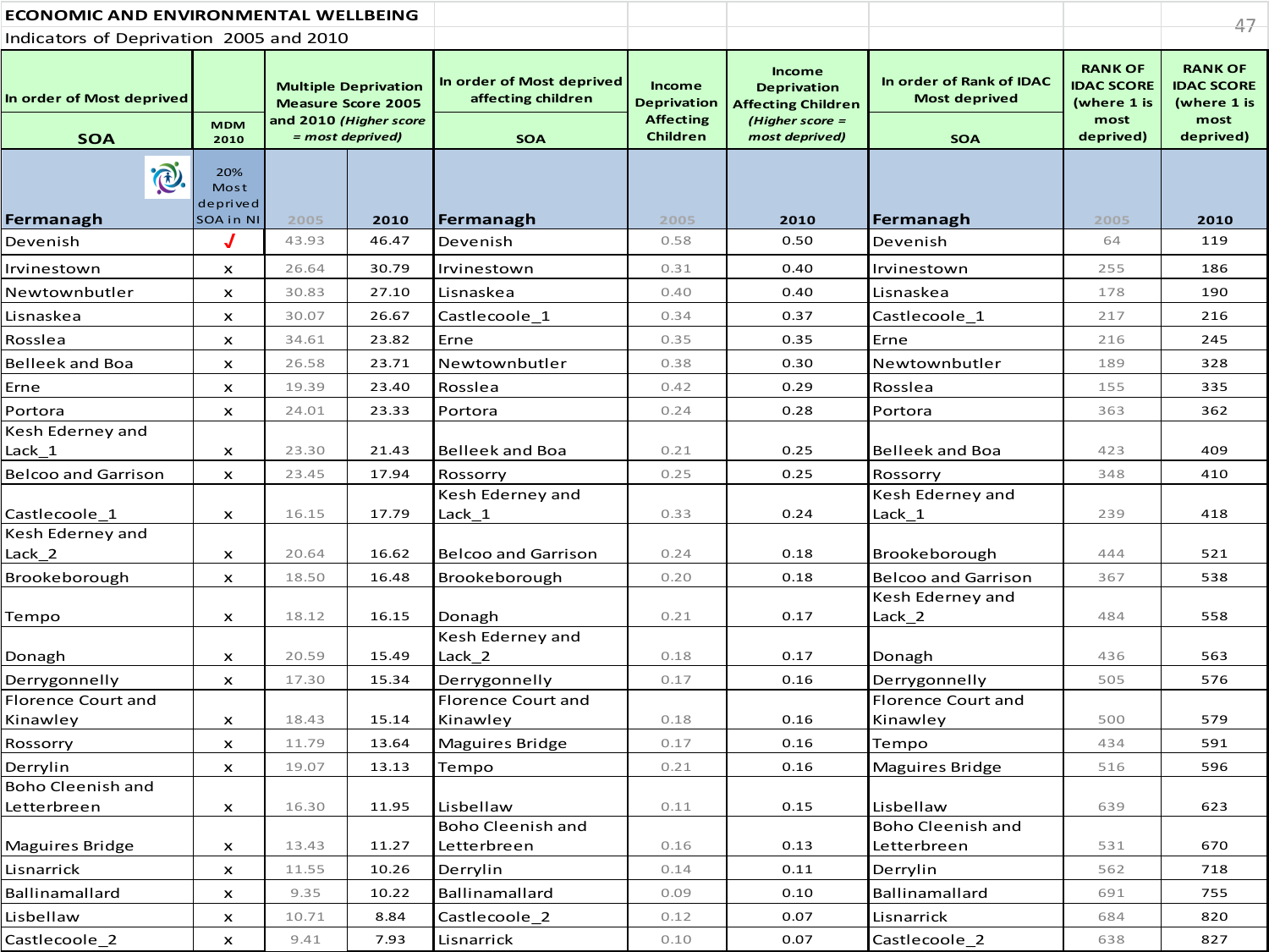**ECONOMIC AND ENVIRONMENTAL WELLBEING**

Indicators of Deprivation 2005 and 2010

| In order of Most deprived SOA | MDM 2010 | Multiple Deprivation Measure Score 2005 and 2010 *(Higher score = most deprived)* | | In order of Most deprived affecting children SOA | Income Deprivation Affecting Children | Income Deprivation Affecting Children *(Higher score = most deprived)* | In order of Rank of IDAC Most deprived SOA | RANK OF IDAC SCORE (where 1 is most deprived) | RANK OF IDAC SCORE (where 1 is most deprived) |
|---|---|---|---|---|---|---|---|---|---|
| Fermanagh | 20% Most deprived SOA in NI | 2005 | 2010 | Fermanagh | 2005 | 2010 | Fermanagh | 2005 | 2010 |
| Devenish | ✓ | 43.93 | 46.47 | Devenish | 0.58 | 0.50 | Devenish | 64 | 119 |
| Irvinestown | x | 26.64 | 30.79 | Irvinestown | 0.31 | 0.40 | Irvinestown | 255 | 186 |
| Newtownbutler | x | 30.83 | 27.10 | Lisnaskea | 0.40 | 0.40 | Lisnaskea | 178 | 190 |
| Lisnaskea | x | 30.07 | 26.67 | Castlecoole_1 | 0.34 | 0.37 | Castlecoole_1 | 217 | 216 |
| Rosslea | x | 34.61 | 23.82 | Erne | 0.35 | 0.35 | Erne | 216 | 245 |
| Belleek and Boa | x | 26.58 | 23.71 | Newtownbutler | 0.38 | 0.30 | Newtownbutler | 189 | 328 |
| Erne | x | 19.39 | 23.40 | Rosslea | 0.42 | 0.29 | Rosslea | 155 | 335 |
| Portora | x | 24.01 | 23.33 | Portora | 0.24 | 0.28 | Portora | 363 | 362 |
| Kesh Ederney and Lack_1 | x | 23.30 | 21.43 | Belleek and Boa | 0.21 | 0.25 | Belleek and Boa | 423 | 409 |
| Belcoo and Garrison | x | 23.45 | 17.94 | Rossorry | 0.25 | 0.25 | Rossorry | 348 | 410 |
| Castlecoole_1 | x | 16.15 | 17.79 | Kesh Ederney and Lack_1 | 0.33 | 0.24 | Kesh Ederney and Lack_1 | 239 | 418 |
| Kesh Ederney and Lack_2 | x | 20.64 | 16.62 | Belcoo and Garrison | 0.24 | 0.18 | Brookeborough | 444 | 521 |
| Brookeborough | x | 18.50 | 16.48 | Brookeborough | 0.20 | 0.18 | Belcoo and Garrison | 367 | 538 |
| Tempo | x | 18.12 | 16.15 | Donagh | 0.21 | 0.17 | Kesh Ederney and Lack_2 | 484 | 558 |
| Donagh | x | 20.59 | 15.49 | Kesh Ederney and Lack_2 | 0.18 | 0.17 | Donagh | 436 | 563 |
| Derrygonnelly | x | 17.30 | 15.34 | Derrygonnelly | 0.17 | 0.16 | Derrygonnelly | 505 | 576 |
| Florence Court and Kinawley | x | 18.43 | 15.14 | Florence Court and Kinawley | 0.18 | 0.16 | Florence Court and Kinawley | 500 | 579 |
| Rossorry | x | 11.79 | 13.64 | Maguires Bridge | 0.17 | 0.16 | Tempo | 434 | 591 |
| Derrylin | x | 19.07 | 13.13 | Tempo | 0.21 | 0.16 | Maguires Bridge | 516 | 596 |
| Boho Cleenish and Letterbreen | x | 16.30 | 11.95 | Lisbellaw | 0.11 | 0.15 | Lisbellaw | 639 | 623 |
| Maguires Bridge | x | 13.43 | 11.27 | Boho Cleenish and Letterbreen | 0.16 | 0.13 | Boho Cleenish and Letterbreen | 531 | 670 |
| Lisnarrick | x | 11.55 | 10.26 | Derrylin | 0.14 | 0.11 | Derrylin | 562 | 718 |
| Ballinamallard | x | 9.35 | 10.22 | Ballinamallard | 0.09 | 0.10 | Ballinamallard | 691 | 755 |
| Lisbellaw | x | 10.71 | 8.84 | Castlecoole_2 | 0.12 | 0.07 | Lisnarrick | 684 | 820 |
| Castlecoole_2 | x | 9.41 | 7.93 | Lisnarrick | 0.10 | 0.07 | Castlecoole_2 | 638 | 827 |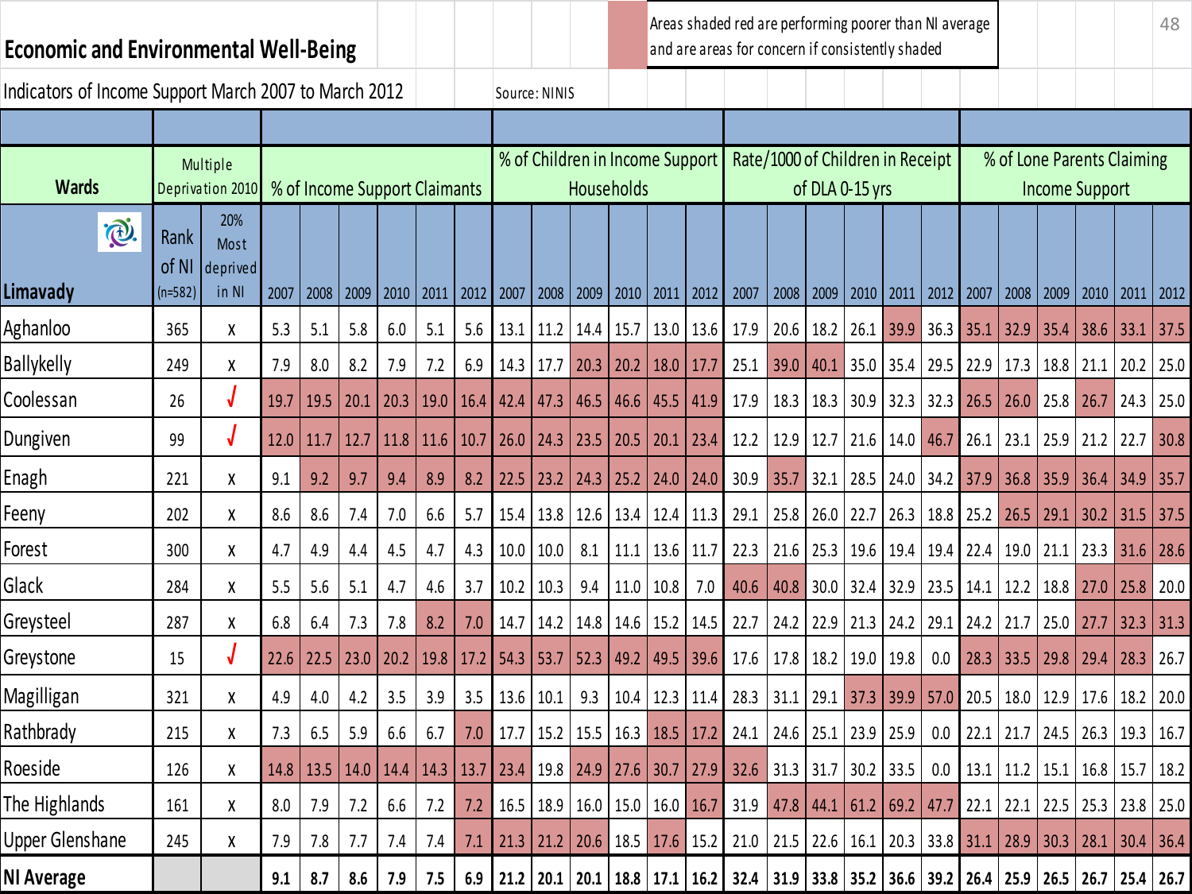# Economic and Environmental Well-Being

Areas shaded red are performing poorer than NI average and are areas for concern if consistently shaded

Indicators of Income Support March 2007 to March 2012

Source: NINIS

| Wards | Multiple Deprivation 2010 | | % of Income Support Claimants | | | | | | % of Children in Income Support Households | | | | | | Rate/1000 of Children in Receipt of DLA 0-15 yrs | | | | | | % of Lone Parents Claiming Income Support | | | | | |
|---|---|---|---|---|---|---|---|---|---|---|---|---|---|---|---|---|---|---|---|---|---|---|---|---|---|---|
| Limavady | Rank of NI (n=582) | 20% Most deprived in NI | 2007 | 2008 | 2009 | 2010 | 2011 | 2012 | 2007 | 2008 | 2009 | 2010 | 2011 | 2012 | 2007 | 2008 | 2009 | 2010 | 2011 | 2012 | 2007 | 2008 | 2009 | 2010 | 2011 | 2012 |
| Aghanloo | 365 | x | 5.3 | 5.1 | 5.8 | 6.0 | 5.1 | 5.6 | 13.1 | 11.2 | 14.4 | 15.7 | 13.0 | 13.6 | 17.9 | 20.6 | 18.2 | 26.1 | 39.9 | 36.3 | 35.1 | 32.9 | 35.4 | 38.6 | 33.1 | 37.5 |
| Ballykelly | 249 | x | 7.9 | 8.0 | 8.2 | 7.9 | 7.2 | 6.9 | 14.3 | 17.7 | 20.3 | 20.2 | 18.0 | 17.7 | 25.1 | 39.0 | 40.1 | 35.0 | 35.4 | 29.5 | 22.9 | 17.3 | 18.8 | 21.1 | 20.2 | 25.0 |
| Coolessan | 26 | √ | 19.7 | 19.5 | 20.1 | 20.3 | 19.0 | 16.4 | 42.4 | 47.3 | 46.5 | 46.6 | 45.5 | 41.9 | 17.9 | 18.3 | 18.3 | 30.9 | 32.3 | 32.3 | 26.5 | 26.0 | 25.8 | 26.7 | 24.3 | 25.0 |
| Dungiven | 99 | √ | 12.0 | 11.7 | 12.7 | 11.8 | 11.6 | 10.7 | 26.0 | 24.3 | 23.5 | 20.5 | 20.1 | 23.4 | 12.2 | 12.9 | 12.7 | 21.6 | 14.0 | 46.7 | 26.1 | 23.1 | 25.9 | 21.2 | 22.7 | 30.8 |
| Enagh | 221 | x | 9.1 | 9.2 | 9.7 | 9.4 | 8.9 | 8.2 | 22.5 | 23.2 | 24.3 | 25.2 | 24.0 | 24.0 | 30.9 | 35.7 | 32.1 | 28.5 | 24.0 | 34.2 | 37.9 | 36.8 | 35.9 | 36.4 | 34.9 | 35.7 |
| Feeny | 202 | x | 8.6 | 8.6 | 7.4 | 7.0 | 6.6 | 5.7 | 15.4 | 13.8 | 12.6 | 13.4 | 12.4 | 11.3 | 29.1 | 25.8 | 26.0 | 22.7 | 26.3 | 18.8 | 25.2 | 26.5 | 29.1 | 30.2 | 31.5 | 37.5 |
| Forest | 300 | x | 4.7 | 4.9 | 4.4 | 4.5 | 4.7 | 4.3 | 10.0 | 10.0 | 8.1 | 11.1 | 13.6 | 11.7 | 22.3 | 21.6 | 25.3 | 19.6 | 19.4 | 19.4 | 22.4 | 19.0 | 21.1 | 23.3 | 31.6 | 28.6 |
| Glack | 284 | x | 5.5 | 5.6 | 5.1 | 4.7 | 4.6 | 3.7 | 10.2 | 10.3 | 9.4 | 11.0 | 10.8 | 7.0 | 40.6 | 40.8 | 30.0 | 32.4 | 32.9 | 23.5 | 14.1 | 12.2 | 18.8 | 27.0 | 25.8 | 20.0 |
| Greysteel | 287 | x | 6.8 | 6.4 | 7.3 | 7.8 | 8.2 | 7.0 | 14.7 | 14.2 | 14.8 | 14.6 | 15.2 | 14.5 | 22.7 | 24.2 | 22.9 | 21.3 | 24.2 | 29.1 | 24.2 | 21.7 | 25.0 | 27.7 | 32.3 | 31.3 |
| Greystone | 15 | √ | 22.6 | 22.5 | 23.0 | 20.2 | 19.8 | 17.2 | 54.3 | 53.7 | 52.3 | 49.2 | 49.5 | 39.6 | 17.6 | 17.8 | 18.2 | 19.0 | 19.8 | 0.0 | 28.3 | 33.5 | 29.8 | 29.4 | 28.3 | 26.7 |
| Magilligan | 321 | x | 4.9 | 4.0 | 4.2 | 3.5 | 3.9 | 3.5 | 13.6 | 10.1 | 9.3 | 10.4 | 12.3 | 11.4 | 28.3 | 31.1 | 29.1 | 37.3 | 39.9 | 57.0 | 20.5 | 18.0 | 12.9 | 17.6 | 18.2 | 20.0 |
| Rathbrady | 215 | x | 7.3 | 6.5 | 5.9 | 6.6 | 6.7 | 7.0 | 17.7 | 15.2 | 15.5 | 16.3 | 18.5 | 17.2 | 24.1 | 24.6 | 25.1 | 23.9 | 25.9 | 0.0 | 22.1 | 21.7 | 24.5 | 26.3 | 19.3 | 16.7 |
| Roeside | 126 | x | 14.8 | 13.5 | 14.0 | 14.4 | 14.3 | 13.7 | 23.4 | 19.8 | 24.9 | 27.6 | 30.7 | 27.9 | 32.6 | 31.3 | 31.7 | 30.2 | 33.5 | 0.0 | 13.1 | 11.2 | 15.1 | 16.8 | 15.7 | 18.2 |
| The Highlands | 161 | x | 8.0 | 7.9 | 7.2 | 6.6 | 7.2 | 7.2 | 16.5 | 18.9 | 16.0 | 15.0 | 16.0 | 16.7 | 31.9 | 47.8 | 44.1 | 61.2 | 69.2 | 47.7 | 22.1 | 22.1 | 22.5 | 25.3 | 23.8 | 25.0 |
| Upper Glenshane | 245 | x | 7.9 | 7.8 | 7.7 | 7.4 | 7.4 | 7.1 | 21.3 | 21.2 | 20.6 | 18.5 | 17.6 | 15.2 | 21.0 | 21.5 | 22.6 | 16.1 | 20.3 | 33.8 | 31.1 | 28.9 | 30.3 | 28.1 | 30.4 | 36.4 |
| **NI Average** | | | **9.1** | **8.7** | **8.6** | **7.9** | **7.5** | **6.9** | **21.2** | **20.1** | **20.1** | **18.8** | **17.1** | **16.2** | **32.4** | **31.9** | **33.8** | **35.2** | **36.6** | **39.2** | **26.4** | **25.9** | **26.5** | **26.7** | **25.4** | **26.7** |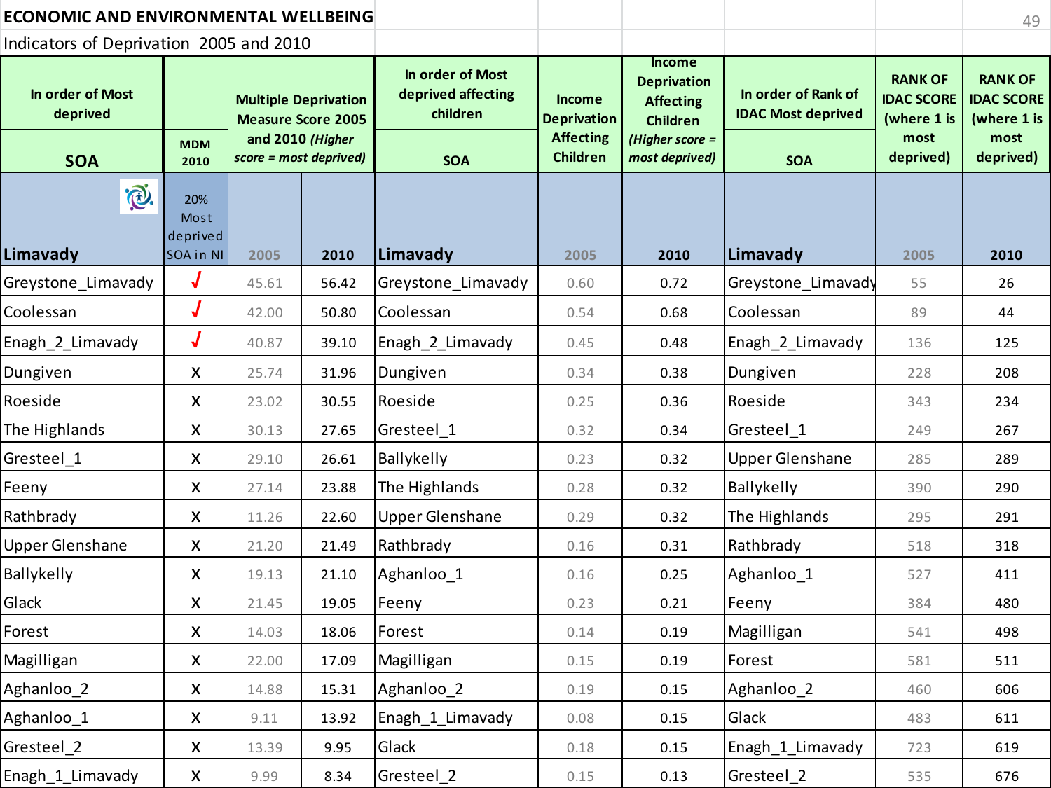# ECONOMIC AND ENVIRONMENTAL WELLBEING

Indicators of Deprivation 2005 and 2010

| In order of Most deprived | | Multiple Deprivation Measure Score 2005 and 2010 *(Higher score = most deprived)* | | In order of Most deprived affecting children | Income Deprivation Affecting Children | Income Deprivation Affecting Children *(Higher score = most deprived)* | In order of Rank of IDAC Most deprived | RANK OF IDAC SCORE (where 1 is most deprived) | RANK OF IDAC SCORE (where 1 is most deprived) |
|---|---|---|---|---|---|---|---|---|---|
| SOA | MDM 2010 | | | SOA | | | SOA | | |
| Limavady | 20% Most deprived SOA in NI | 2005 | 2010 | Limavady | 2005 | 2010 | Limavady | 2005 | 2010 |
| Greystone_Limavady | ✓ | 45.61 | 56.42 | Greystone_Limavady | 0.60 | 0.72 | Greystone_Limavady | 55 | 26 |
| Coolessan | ✓ | 42.00 | 50.80 | Coolessan | 0.54 | 0.68 | Coolessan | 89 | 44 |
| Enagh_2_Limavady | ✓ | 40.87 | 39.10 | Enagh_2_Limavady | 0.45 | 0.48 | Enagh_2_Limavady | 136 | 125 |
| Dungiven | X | 25.74 | 31.96 | Dungiven | 0.34 | 0.38 | Dungiven | 228 | 208 |
| Roeside | X | 23.02 | 30.55 | Roeside | 0.25 | 0.36 | Roeside | 343 | 234 |
| The Highlands | X | 30.13 | 27.65 | Gresteel_1 | 0.32 | 0.34 | Gresteel_1 | 249 | 267 |
| Gresteel_1 | X | 29.10 | 26.61 | Ballykelly | 0.23 | 0.32 | Upper Glenshane | 285 | 289 |
| Feeny | X | 27.14 | 23.88 | The Highlands | 0.28 | 0.32 | Ballykelly | 390 | 290 |
| Rathbrady | X | 11.26 | 22.60 | Upper Glenshane | 0.29 | 0.32 | The Highlands | 295 | 291 |
| Upper Glenshane | X | 21.20 | 21.49 | Rathbrady | 0.16 | 0.31 | Rathbrady | 518 | 318 |
| Ballykelly | X | 19.13 | 21.10 | Aghanloo_1 | 0.16 | 0.25 | Aghanloo_1 | 527 | 411 |
| Glack | X | 21.45 | 19.05 | Feeny | 0.23 | 0.21 | Feeny | 384 | 480 |
| Forest | X | 14.03 | 18.06 | Forest | 0.14 | 0.19 | Magilligan | 541 | 498 |
| Magilligan | X | 22.00 | 17.09 | Magilligan | 0.15 | 0.19 | Forest | 581 | 511 |
| Aghanloo_2 | X | 14.88 | 15.31 | Aghanloo_2 | 0.19 | 0.15 | Aghanloo_2 | 460 | 606 |
| Aghanloo_1 | X | 9.11 | 13.92 | Enagh_1_Limavady | 0.08 | 0.15 | Glack | 483 | 611 |
| Gresteel_2 | X | 13.39 | 9.95 | Glack | 0.18 | 0.15 | Enagh_1_Limavady | 723 | 619 |
| Enagh_1_Limavady | X | 9.99 | 8.34 | Gresteel_2 | 0.15 | 0.13 | Gresteel_2 | 535 | 676 |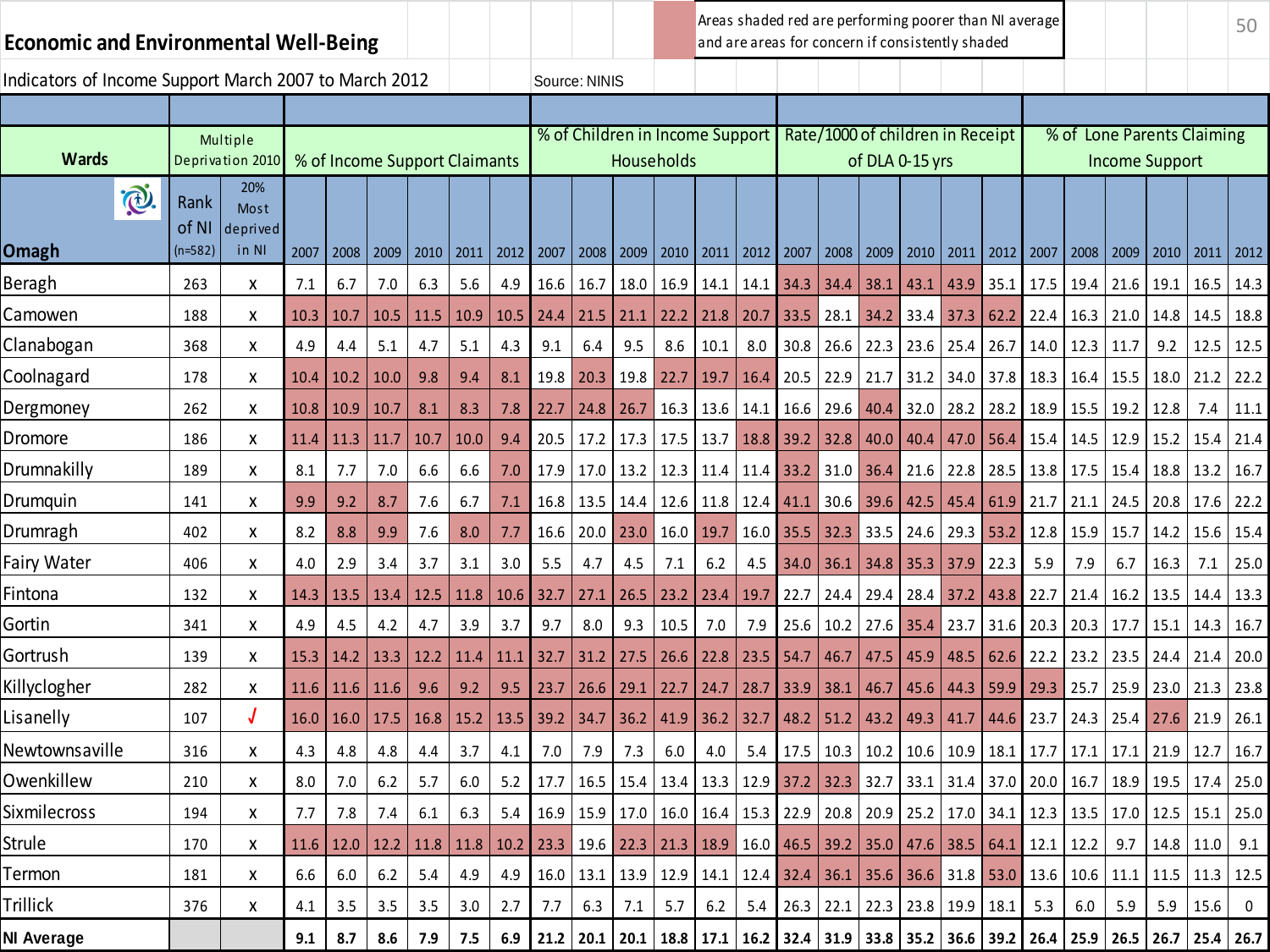## Economic and Environmental Well-Being

Areas shaded red are performing poorer than NI average and are areas for concern if consistently shaded

Indicators of Income Support March 2007 to March 2012

Source: NINIS

| Wards | Multiple Deprivation 2010 | | % of Income Support Claimants | | | | | | % of Children in Income Support Households | | | | | | Rate/1000 of children in Receipt of DLA 0-15 yrs | | | | | | % of Lone Parents Claiming Income Support | | | | | |
|---|---|---|---|---|---|---|---|---|---|---|---|---|---|---|---|---|---|---|---|---|---|---|---|---|---|---|
| Omagh | Rank of NI (n=582) | 20% Most deprived in NI | 2007 | 2008 | 2009 | 2010 | 2011 | 2012 | 2007 | 2008 | 2009 | 2010 | 2011 | 2012 | 2007 | 2008 | 2009 | 2010 | 2011 | 2012 | 2007 | 2008 | 2009 | 2010 | 2011 | 2012 |
| Beragh | 263 | x | 7.1 | 6.7 | 7.0 | 6.3 | 5.6 | 4.9 | 16.6 | 16.7 | 18.0 | 16.9 | 14.1 | 14.1 | 34.3 | 34.4 | 38.1 | 43.1 | 43.9 | 35.1 | 17.5 | 19.4 | 21.6 | 19.1 | 16.5 | 14.3 |
| Camowen | 188 | x | 10.3 | 10.7 | 10.5 | 11.5 | 10.9 | 10.5 | 24.4 | 21.5 | 21.1 | 22.2 | 21.8 | 20.7 | 33.5 | 28.1 | 34.2 | 33.4 | 37.3 | 62.2 | 22.4 | 16.3 | 21.0 | 14.8 | 14.5 | 18.8 |
| Clanabogan | 368 | x | 4.9 | 4.4 | 5.1 | 4.7 | 5.1 | 4.3 | 9.1 | 6.4 | 9.5 | 8.6 | 10.1 | 8.0 | 30.8 | 26.6 | 22.3 | 23.6 | 25.4 | 26.7 | 14.0 | 12.3 | 11.7 | 9.2 | 12.5 | 12.5 |
| Coolnagard | 178 | x | 10.4 | 10.2 | 10.0 | 9.8 | 9.4 | 8.1 | 19.8 | 20.3 | 19.8 | 22.7 | 19.7 | 16.4 | 20.5 | 22.9 | 21.7 | 31.2 | 34.0 | 37.8 | 18.3 | 16.4 | 15.5 | 18.0 | 21.2 | 22.2 |
| Dergmoney | 262 | x | 10.8 | 10.9 | 10.7 | 8.1 | 8.3 | 7.8 | 22.7 | 24.8 | 26.7 | 16.3 | 13.6 | 14.1 | 16.6 | 29.6 | 40.4 | 32.0 | 28.2 | 28.2 | 18.9 | 15.5 | 19.2 | 12.8 | 7.4 | 11.1 |
| Dromore | 186 | x | 11.4 | 11.3 | 11.7 | 10.7 | 10.0 | 9.4 | 20.5 | 17.2 | 17.3 | 17.5 | 13.7 | 18.8 | 39.2 | 32.8 | 40.0 | 40.4 | 47.0 | 56.4 | 15.4 | 14.5 | 12.9 | 15.2 | 15.4 | 21.4 |
| Drumnakilly | 189 | x | 8.1 | 7.7 | 7.0 | 6.6 | 6.6 | 7.0 | 17.9 | 17.0 | 13.2 | 12.3 | 11.4 | 11.4 | 33.2 | 31.0 | 36.4 | 21.6 | 22.8 | 28.5 | 13.8 | 17.5 | 15.4 | 18.8 | 13.2 | 16.7 |
| Drumquin | 141 | x | 9.9 | 9.2 | 8.7 | 7.6 | 6.7 | 7.1 | 16.8 | 13.5 | 14.4 | 12.6 | 11.8 | 12.4 | 41.1 | 30.6 | 39.6 | 42.5 | 45.4 | 61.9 | 21.7 | 21.1 | 24.5 | 20.8 | 17.6 | 22.2 |
| Drumragh | 402 | x | 8.2 | 8.8 | 9.9 | 7.6 | 8.0 | 7.7 | 16.6 | 20.0 | 23.0 | 16.0 | 19.7 | 16.0 | 35.5 | 32.3 | 33.5 | 24.6 | 29.3 | 53.2 | 12.8 | 15.9 | 15.7 | 14.2 | 15.6 | 15.4 |
| Fairy Water | 406 | x | 4.0 | 2.9 | 3.4 | 3.7 | 3.1 | 3.0 | 5.5 | 4.7 | 4.5 | 7.1 | 6.2 | 4.5 | 34.0 | 36.1 | 34.8 | 35.3 | 37.9 | 22.3 | 5.9 | 7.9 | 6.7 | 16.3 | 7.1 | 25.0 |
| Fintona | 132 | x | 14.3 | 13.5 | 13.4 | 12.5 | 11.8 | 10.6 | 32.7 | 27.1 | 26.5 | 23.2 | 23.4 | 19.7 | 22.7 | 24.4 | 29.4 | 28.4 | 37.2 | 43.8 | 22.7 | 21.4 | 16.2 | 13.5 | 14.4 | 13.3 |
| Gortin | 341 | x | 4.9 | 4.5 | 4.2 | 4.7 | 3.9 | 3.7 | 9.7 | 8.0 | 9.3 | 10.5 | 7.0 | 7.9 | 25.6 | 10.2 | 27.6 | 35.4 | 23.7 | 31.6 | 20.3 | 20.3 | 17.7 | 15.1 | 14.3 | 16.7 |
| Gortrush | 139 | x | 15.3 | 14.2 | 13.3 | 12.2 | 11.4 | 11.1 | 32.7 | 31.2 | 27.5 | 26.6 | 22.8 | 23.5 | 54.7 | 46.7 | 47.5 | 45.9 | 48.5 | 62.6 | 22.2 | 23.2 | 23.5 | 24.4 | 21.4 | 20.0 |
| Killyclogher | 282 | x | 11.6 | 11.6 | 11.6 | 9.6 | 9.2 | 9.5 | 23.7 | 26.6 | 29.1 | 22.7 | 24.7 | 28.7 | 33.9 | 38.1 | 46.7 | 45.6 | 44.3 | 59.9 | 29.3 | 25.7 | 25.9 | 23.0 | 21.3 | 23.8 |
| Lisanelly | 107 | √ | 16.0 | 16.0 | 17.5 | 16.8 | 15.2 | 13.5 | 39.2 | 34.7 | 36.2 | 41.9 | 36.2 | 32.7 | 48.2 | 51.2 | 43.2 | 49.3 | 41.7 | 44.6 | 23.7 | 24.3 | 25.4 | 27.6 | 21.9 | 26.1 |
| Newtownsaville | 316 | x | 4.3 | 4.8 | 4.8 | 4.4 | 3.7 | 4.1 | 7.0 | 7.9 | 7.3 | 6.0 | 4.0 | 5.4 | 17.5 | 10.3 | 10.2 | 10.6 | 10.9 | 18.1 | 17.7 | 17.1 | 17.1 | 21.9 | 12.7 | 16.7 |
| Owenkillew | 210 | x | 8.0 | 7.0 | 6.2 | 5.7 | 6.0 | 5.2 | 17.7 | 16.5 | 15.4 | 13.4 | 13.3 | 12.9 | 37.2 | 32.3 | 32.7 | 33.1 | 31.4 | 37.0 | 20.0 | 16.7 | 18.9 | 19.5 | 17.4 | 25.0 |
| Sixmilecross | 194 | x | 7.7 | 7.8 | 7.4 | 6.1 | 6.3 | 5.4 | 16.9 | 15.9 | 17.0 | 16.0 | 16.4 | 15.3 | 22.9 | 20.8 | 20.9 | 25.2 | 17.0 | 34.1 | 12.3 | 13.5 | 17.0 | 12.5 | 15.1 | 25.0 |
| Strule | 170 | x | 11.6 | 12.0 | 12.2 | 11.8 | 11.8 | 10.2 | 23.3 | 19.6 | 22.3 | 21.3 | 18.9 | 16.0 | 46.5 | 39.2 | 35.0 | 47.6 | 38.5 | 64.1 | 12.1 | 12.2 | 9.7 | 14.8 | 11.0 | 9.1 |
| Termon | 181 | x | 6.6 | 6.0 | 6.2 | 5.4 | 4.9 | 4.9 | 16.0 | 13.1 | 13.9 | 12.9 | 14.1 | 12.4 | 32.4 | 36.1 | 35.6 | 36.6 | 31.8 | 53.0 | 13.6 | 10.6 | 11.1 | 11.5 | 11.3 | 12.5 |
| Trillick | 376 | x | 4.1 | 3.5 | 3.5 | 3.5 | 3.0 | 2.7 | 7.7 | 6.3 | 7.1 | 5.7 | 6.2 | 5.4 | 26.3 | 22.1 | 22.3 | 23.8 | 19.9 | 18.1 | 5.3 | 6.0 | 5.9 | 5.9 | 15.6 | 0 |
| **NI Average** | | | **9.1** | **8.7** | **8.6** | **7.9** | **7.5** | **6.9** | **21.2** | **20.1** | **20.1** | **18.8** | **17.1** | **16.2** | **32.4** | **31.9** | **33.8** | **35.2** | **36.6** | **39.2** | **26.4** | **25.9** | **26.5** | **26.7** | **25.4** | **26.7** |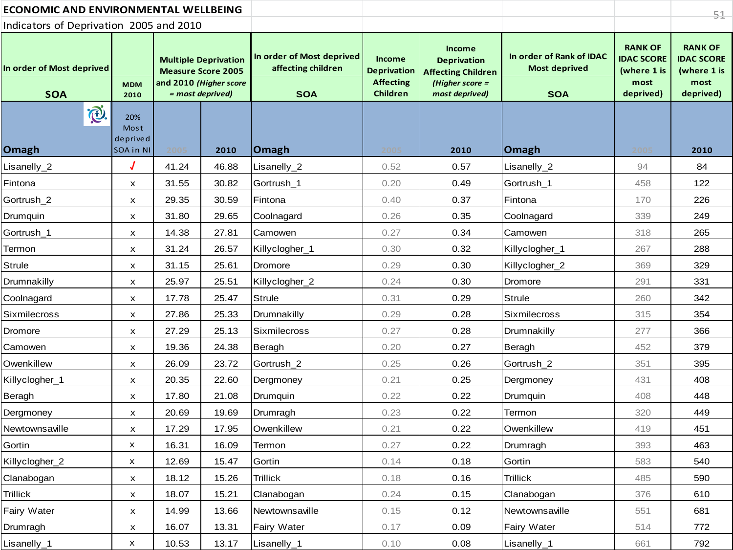# ECONOMIC AND ENVIRONMENTAL WELLBEING

Indicators of Deprivation 2005 and 2010

| In order of Most deprived SOA | MDM 2010 | Multiple Deprivation Measure Score 2005 and 2010 *(Higher score = most deprived)* | | In order of Most deprived affecting children SOA | Income Deprivation Affecting Children | Income Deprivation Affecting Children *(Higher score = most deprived)* | In order of Rank of IDAC Most deprived SOA | RANK OF IDAC SCORE (where 1 is most deprived) | RANK OF IDAC SCORE (where 1 is most deprived) |
|---|---|---|---|---|---|---|---|---|---|
| Omagh | 20% Most deprived SOA in NI | 2005 | 2010 | Omagh | 2005 | 2010 | Omagh | 2005 | 2010 |
| Lisanelly_2 | √ | 41.24 | 46.88 | Lisanelly_2 | 0.52 | 0.57 | Lisanelly_2 | 94 | 84 |
| Fintona | x | 31.55 | 30.82 | Gortrush_1 | 0.20 | 0.49 | Gortrush_1 | 458 | 122 |
| Gortrush_2 | x | 29.35 | 30.59 | Fintona | 0.40 | 0.37 | Fintona | 170 | 226 |
| Drumquin | x | 31.80 | 29.65 | Coolnagard | 0.26 | 0.35 | Coolnagard | 339 | 249 |
| Gortrush_1 | x | 14.38 | 27.81 | Camowen | 0.27 | 0.34 | Camowen | 318 | 265 |
| Termon | x | 31.24 | 26.57 | Killyclogher_1 | 0.30 | 0.32 | Killyclogher_1 | 267 | 288 |
| Strule | x | 31.15 | 25.61 | Dromore | 0.29 | 0.30 | Killyclogher_2 | 369 | 329 |
| Drumnakilly | x | 25.97 | 25.51 | Killyclogher_2 | 0.24 | 0.30 | Dromore | 291 | 331 |
| Coolnagard | x | 17.78 | 25.47 | Strule | 0.31 | 0.29 | Strule | 260 | 342 |
| Sixmilecross | x | 27.86 | 25.33 | Drumnakilly | 0.29 | 0.28 | Sixmilecross | 315 | 354 |
| Dromore | x | 27.29 | 25.13 | Sixmilecross | 0.27 | 0.28 | Drumnakilly | 277 | 366 |
| Camowen | x | 19.36 | 24.38 | Beragh | 0.20 | 0.27 | Beragh | 452 | 379 |
| Owenkillew | x | 26.09 | 23.72 | Gortrush_2 | 0.25 | 0.26 | Gortrush_2 | 351 | 395 |
| Killyclogher_1 | x | 20.35 | 22.60 | Dergmoney | 0.21 | 0.25 | Dergmoney | 431 | 408 |
| Beragh | x | 17.80 | 21.08 | Drumquin | 0.22 | 0.22 | Drumquin | 408 | 448 |
| Dergmoney | x | 20.69 | 19.69 | Drumragh | 0.23 | 0.22 | Termon | 320 | 449 |
| Newtownsaville | x | 17.29 | 17.95 | Owenkillew | 0.21 | 0.22 | Owenkillew | 419 | 451 |
| Gortin | x | 16.31 | 16.09 | Termon | 0.27 | 0.22 | Drumragh | 393 | 463 |
| Killyclogher_2 | x | 12.69 | 15.47 | Gortin | 0.14 | 0.18 | Gortin | 583 | 540 |
| Clanabogan | x | 18.12 | 15.26 | Trillick | 0.18 | 0.16 | Trillick | 485 | 590 |
| Trillick | x | 18.07 | 15.21 | Clanabogan | 0.24 | 0.15 | Clanabogan | 376 | 610 |
| Fairy Water | x | 14.99 | 13.66 | Newtownsaville | 0.15 | 0.12 | Newtownsaville | 551 | 681 |
| Drumragh | x | 16.07 | 13.31 | Fairy Water | 0.17 | 0.09 | Fairy Water | 514 | 772 |
| Lisanelly_1 | x | 10.53 | 13.17 | Lisanelly_1 | 0.10 | 0.08 | Lisanelly_1 | 661 | 792 |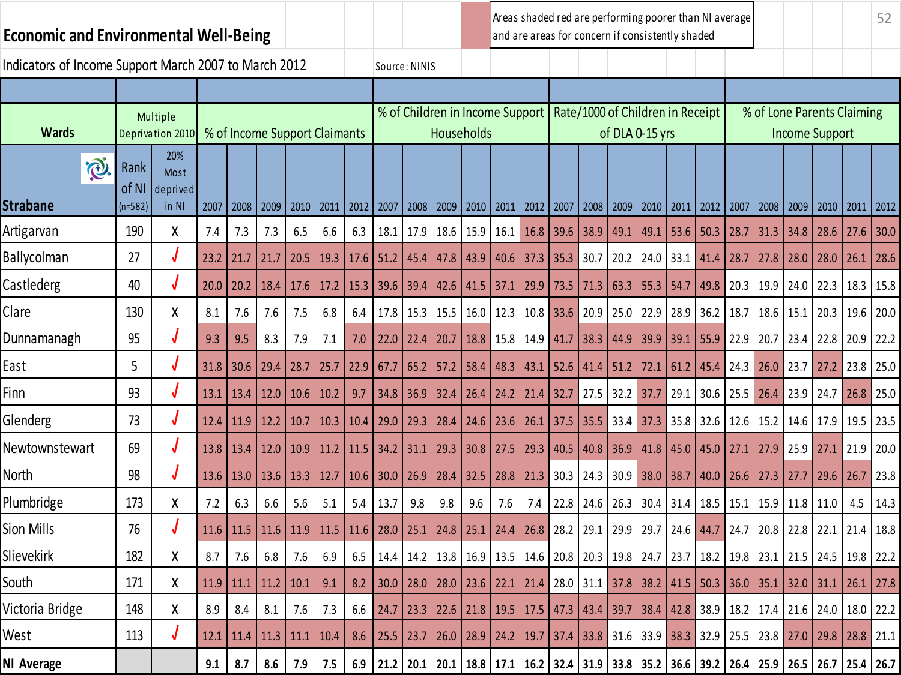# Economic and Environmental Well-Being

Areas shaded red are performing poorer than NI average and are areas for concern if consistently shaded

Indicators of Income Support March 2007 to March 2012

Source: NINIS

| Wards | Multiple Deprivation 2010 | | % of Income Support Claimants | | | | | | % of Children in Income Support Households | | | | | | Rate/1000 of Children in Receipt of DLA 0-15 yrs | | | | | | % of Lone Parents Claiming Income Support | | | | | |
|---|---|---|---|---|---|---|---|---|---|---|---|---|---|---|---|---|---|---|---|---|---|---|---|---|---|---|
| Strabane | Rank of NI (n=582) | 20% Most deprived in NI | 2007 | 2008 | 2009 | 2010 | 2011 | 2012 | 2007 | 2008 | 2009 | 2010 | 2011 | 2012 | 2007 | 2008 | 2009 | 2010 | 2011 | 2012 | 2007 | 2008 | 2009 | 2010 | 2011 | 2012 |
| Artigarvan | 190 | X | 7.4 | 7.3 | 7.3 | 6.5 | 6.6 | 6.3 | 18.1 | 17.9 | 18.6 | 15.9 | 16.1 | 16.8 | 39.6 | 38.9 | 49.1 | 49.1 | 53.6 | 50.3 | 28.7 | 31.3 | 34.8 | 28.6 | 27.6 | 30.0 |
| Ballycolman | 27 | √ | 23.2 | 21.7 | 21.7 | 20.5 | 19.3 | 17.6 | 51.2 | 45.4 | 47.8 | 43.9 | 40.6 | 37.3 | 35.3 | 30.7 | 20.2 | 24.0 | 33.1 | 41.4 | 28.7 | 27.8 | 28.0 | 28.0 | 26.1 | 28.6 |
| Castlederg | 40 | √ | 20.0 | 20.2 | 18.4 | 17.6 | 17.2 | 15.3 | 39.6 | 39.4 | 42.6 | 41.5 | 37.1 | 29.9 | 73.5 | 71.3 | 63.3 | 55.3 | 54.7 | 49.8 | 20.3 | 19.9 | 24.0 | 22.3 | 18.3 | 15.8 |
| Clare | 130 | X | 8.1 | 7.6 | 7.6 | 7.5 | 6.8 | 6.4 | 17.8 | 15.3 | 15.5 | 16.0 | 12.3 | 10.8 | 33.6 | 20.9 | 25.0 | 22.9 | 28.9 | 36.2 | 18.7 | 18.6 | 15.1 | 20.3 | 19.6 | 20.0 |
| Dunnamanagh | 95 | √ | 9.3 | 9.5 | 8.3 | 7.9 | 7.1 | 7.0 | 22.0 | 22.4 | 20.7 | 18.8 | 15.8 | 14.9 | 41.7 | 38.3 | 44.9 | 39.9 | 39.1 | 55.9 | 22.9 | 20.7 | 23.4 | 22.8 | 20.9 | 22.2 |
| East | 5 | √ | 31.8 | 30.6 | 29.4 | 28.7 | 25.7 | 22.9 | 67.7 | 65.2 | 57.2 | 58.4 | 48.3 | 43.1 | 52.6 | 41.4 | 51.2 | 72.1 | 61.2 | 45.4 | 24.3 | 26.0 | 23.7 | 27.2 | 23.8 | 25.0 |
| Finn | 93 | √ | 13.1 | 13.4 | 12.0 | 10.6 | 10.2 | 9.7 | 34.8 | 36.9 | 32.4 | 26.4 | 24.2 | 21.4 | 32.7 | 27.5 | 32.2 | 37.7 | 29.1 | 30.6 | 25.5 | 26.4 | 23.9 | 24.7 | 26.8 | 25.0 |
| Glenderg | 73 | √ | 12.4 | 11.9 | 12.2 | 10.7 | 10.3 | 10.4 | 29.0 | 29.3 | 28.4 | 24.6 | 23.6 | 26.1 | 37.5 | 35.5 | 33.4 | 37.3 | 35.8 | 32.6 | 12.6 | 15.2 | 14.6 | 17.9 | 19.5 | 23.5 |
| Newtownstewart | 69 | √ | 13.8 | 13.4 | 12.0 | 10.9 | 11.2 | 11.5 | 34.2 | 31.1 | 29.3 | 30.8 | 27.5 | 29.3 | 40.5 | 40.8 | 36.9 | 41.8 | 45.0 | 45.0 | 27.1 | 27.9 | 25.9 | 27.1 | 21.9 | 20.0 |
| North | 98 | √ | 13.6 | 13.0 | 13.6 | 13.3 | 12.7 | 10.6 | 30.0 | 26.9 | 28.4 | 32.5 | 28.8 | 21.3 | 30.3 | 24.3 | 30.9 | 38.0 | 38.7 | 40.0 | 26.6 | 27.3 | 27.7 | 29.6 | 26.7 | 23.8 |
| Plumbridge | 173 | X | 7.2 | 6.3 | 6.6 | 5.6 | 5.1 | 5.4 | 13.7 | 9.8 | 9.8 | 9.6 | 7.6 | 7.4 | 22.8 | 24.6 | 26.3 | 30.4 | 31.4 | 18.5 | 15.1 | 15.9 | 11.8 | 11.0 | 4.5 | 14.3 |
| Sion Mills | 76 | √ | 11.6 | 11.5 | 11.6 | 11.9 | 11.5 | 11.6 | 28.0 | 25.1 | 24.8 | 25.1 | 24.4 | 26.8 | 28.2 | 29.1 | 29.9 | 29.7 | 24.6 | 44.7 | 24.7 | 20.8 | 22.8 | 22.1 | 21.4 | 18.8 |
| Slievekirk | 182 | X | 8.7 | 7.6 | 6.8 | 7.6 | 6.9 | 6.5 | 14.4 | 14.2 | 13.8 | 16.9 | 13.5 | 14.6 | 20.8 | 20.3 | 19.8 | 24.7 | 23.7 | 18.2 | 19.8 | 23.1 | 21.5 | 24.5 | 19.8 | 22.2 |
| South | 171 | X | 11.9 | 11.1 | 11.2 | 10.1 | 9.1 | 8.2 | 30.0 | 28.0 | 28.0 | 23.6 | 22.1 | 21.4 | 28.0 | 31.1 | 37.8 | 38.2 | 41.5 | 50.3 | 36.0 | 35.1 | 32.0 | 31.1 | 26.1 | 27.8 |
| Victoria Bridge | 148 | X | 8.9 | 8.4 | 8.1 | 7.6 | 7.3 | 6.6 | 24.7 | 23.3 | 22.6 | 21.8 | 19.5 | 17.5 | 47.3 | 43.4 | 39.7 | 38.4 | 42.8 | 38.9 | 18.2 | 17.4 | 21.6 | 24.0 | 18.0 | 22.2 |
| West | 113 | √ | 12.1 | 11.4 | 11.3 | 11.1 | 10.4 | 8.6 | 25.5 | 23.7 | 26.0 | 28.9 | 24.2 | 19.7 | 37.4 | 33.8 | 31.6 | 33.9 | 38.3 | 32.9 | 25.5 | 23.8 | 27.0 | 29.8 | 28.8 | 21.1 |
| **NI Average** | | | **9.1** | **8.7** | **8.6** | **7.9** | **7.5** | **6.9** | **21.2** | **20.1** | **20.1** | **18.8** | **17.1** | **16.2** | **32.4** | **31.9** | **33.8** | **35.2** | **36.6** | **39.2** | **26.4** | **25.9** | **26.5** | **26.7** | **25.4** | **26.7** |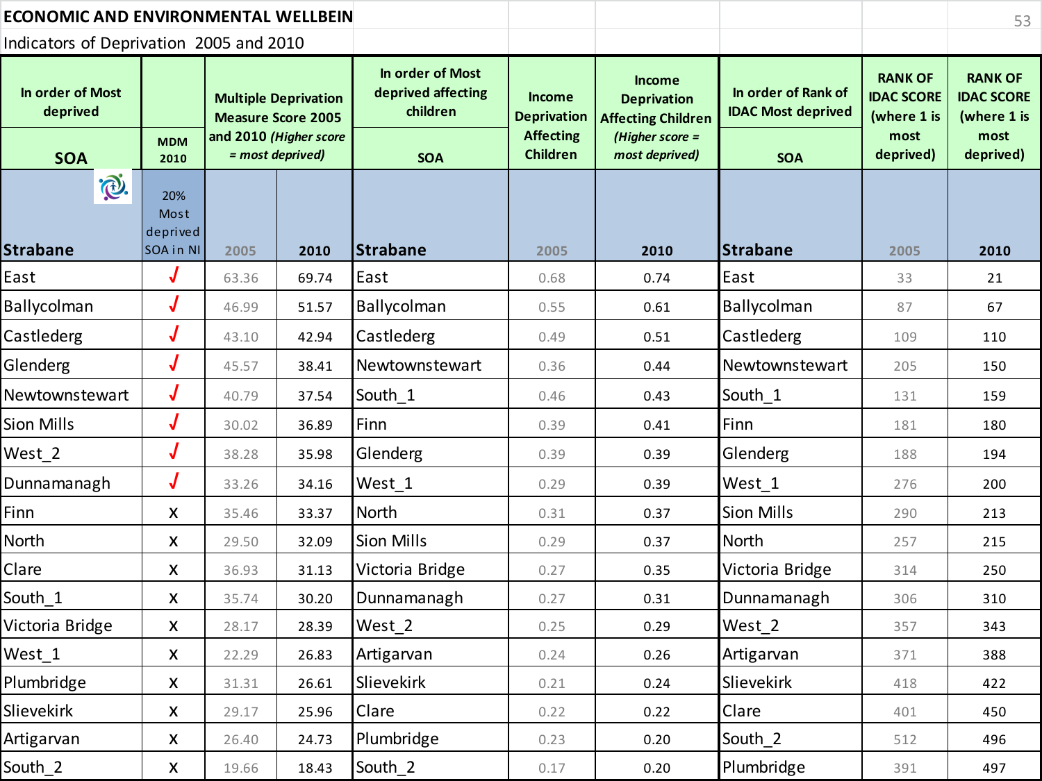## ECONOMIC AND ENVIRONMENTAL WELLBEING

Indicators of Deprivation 2005 and 2010

| In order of Most deprived | MDM 2010 | Multiple Deprivation Measure Score 2005 and 2010 *(Higher score = most deprived)* | | In order of Most deprived affecting children | Income Deprivation Affecting Children | Income Deprivation Affecting Children *(Higher score = most deprived)* | In order of Rank of IDAC Most deprived | RANK OF IDAC SCORE (where 1 is most deprived) | RANK OF IDAC SCORE (where 1 is most deprived) |
|---|---|---|---|---|---|---|---|---|---|
| SOA | 20% Most deprived SOA in NI | | | SOA | | | SOA | | |
| Strabane | | 2005 | 2010 | Strabane | 2005 | 2010 | Strabane | 2005 | 2010 |
| East | √ | 63.36 | 69.74 | East | 0.68 | 0.74 | East | 33 | 21 |
| Ballycolman | √ | 46.99 | 51.57 | Ballycolman | 0.55 | 0.61 | Ballycolman | 87 | 67 |
| Castlederg | √ | 43.10 | 42.94 | Castlederg | 0.49 | 0.51 | Castlederg | 109 | 110 |
| Glenderg | √ | 45.57 | 38.41 | Newtownstewart | 0.36 | 0.44 | Newtownstewart | 205 | 150 |
| Newtownstewart | √ | 40.79 | 37.54 | South_1 | 0.46 | 0.43 | South_1 | 131 | 159 |
| Sion Mills | √ | 30.02 | 36.89 | Finn | 0.39 | 0.41 | Finn | 181 | 180 |
| West_2 | √ | 38.28 | 35.98 | Glenderg | 0.39 | 0.39 | Glenderg | 188 | 194 |
| Dunnamanagh | √ | 33.26 | 34.16 | West_1 | 0.29 | 0.39 | West_1 | 276 | 200 |
| Finn | x | 35.46 | 33.37 | North | 0.31 | 0.37 | Sion Mills | 290 | 213 |
| North | x | 29.50 | 32.09 | Sion Mills | 0.29 | 0.37 | North | 257 | 215 |
| Clare | x | 36.93 | 31.13 | Victoria Bridge | 0.27 | 0.35 | Victoria Bridge | 314 | 250 |
| South_1 | x | 35.74 | 30.20 | Dunnamanagh | 0.27 | 0.31 | Dunnamanagh | 306 | 310 |
| Victoria Bridge | x | 28.17 | 28.39 | West_2 | 0.25 | 0.29 | West_2 | 357 | 343 |
| West_1 | x | 22.29 | 26.83 | Artigarvan | 0.24 | 0.26 | Artigarvan | 371 | 388 |
| Plumbridge | x | 31.31 | 26.61 | Slievekirk | 0.21 | 0.24 | Slievekirk | 418 | 422 |
| Slievekirk | x | 29.17 | 25.96 | Clare | 0.22 | 0.22 | Clare | 401 | 450 |
| Artigarvan | x | 26.40 | 24.73 | Plumbridge | 0.23 | 0.20 | South_2 | 512 | 496 |
| South_2 | x | 19.66 | 18.43 | South_2 | 0.17 | 0.20 | Plumbridge | 391 | 497 |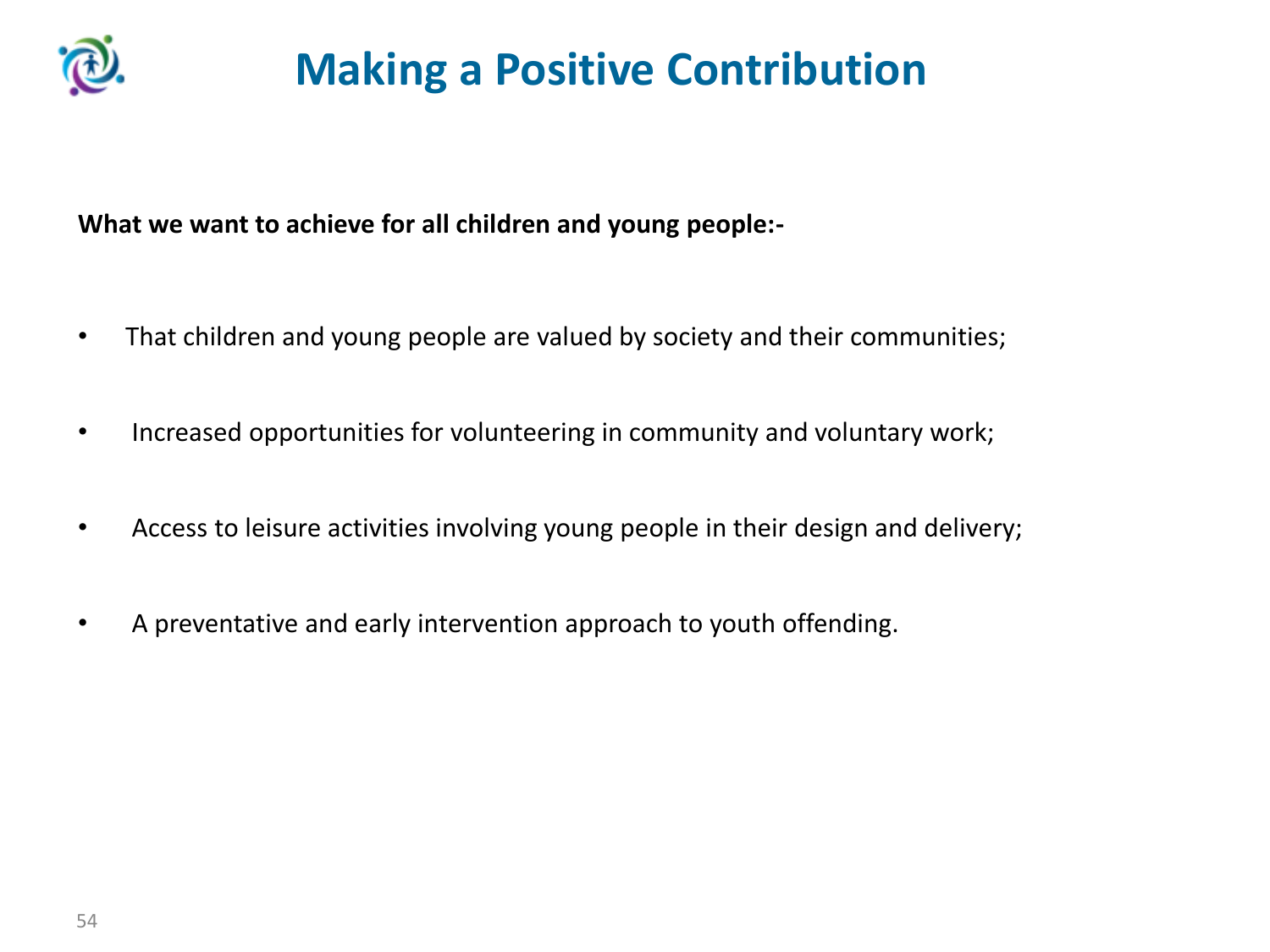# Making a Positive Contribution

**What we want to achieve for all children and young people:-**

- That children and young people are valued by society and their communities;
- Increased opportunities for volunteering in community and voluntary work;
- Access to leisure activities involving young people in their design and delivery;
- A preventative and early intervention approach to youth offending.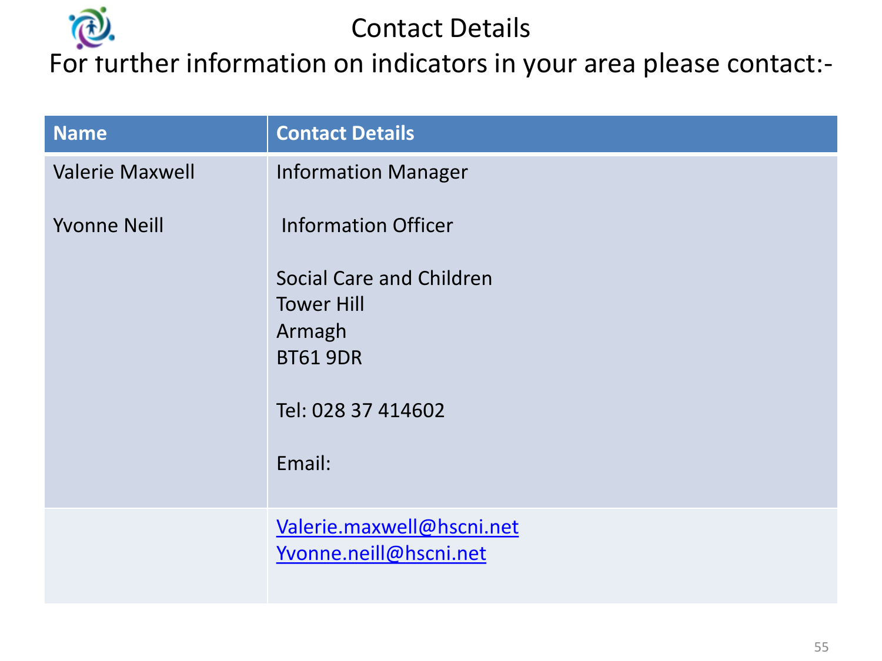# Contact Details

For further information on indicators in your area please contact:-

| Name | Contact Details |
|---|---|
| Valerie Maxwell<br><br>Yvonne Neill | Information Manager<br><br>Information Officer<br><br>Social Care and Children<br>Tower Hill<br>Armagh<br>BT61 9DR<br><br>Tel: 028 37 414602<br><br>Email: |
| | Valerie.maxwell@hscni.net<br>Yvonne.neill@hscni.net |